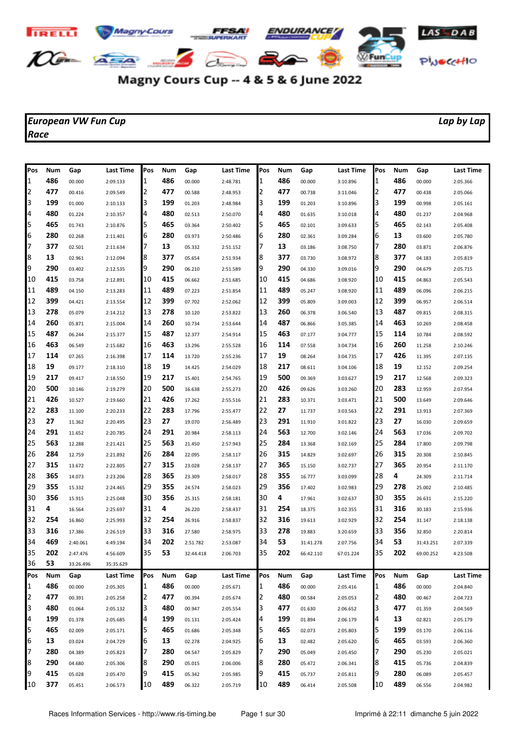# Magny Cours Cup -- 4 & 5 & 6 June 2022

**European VW Fun Cup** — **Lap by Lap**

**Race**

| Pos | Num | Gap | Last Time | Pos | Num | Gap | Last Time | Pos | Num | Gap | Last Time | Pos | Num | Gap | Last Time |
|---|---|---|---|---|---|---|---|---|---|---|---|---|---|---|---|
| 1 | 486 | 00.000 | 2:09.133 | 1 | 486 | 00.000 | 2:48.781 | 1 | 486 | 00.000 | 3:10.896 | 1 | 486 | 00.000 | 2:05.366 |
| 2 | 477 | 00.416 | 2:09.549 | 2 | 477 | 00.588 | 2:48.953 | 2 | 477 | 00.738 | 3:11.046 | 2 | 477 | 00.438 | 2:05.066 |
| 3 | 199 | 01.000 | 2:10.133 | 3 | 199 | 01.203 | 2:48.984 | 3 | 199 | 01.203 | 3:10.896 | 3 | 199 | 00.998 | 2:05.161 |
| 4 | 480 | 01.224 | 2:10.357 | 4 | 480 | 02.513 | 2:50.070 | 4 | 480 | 01.635 | 3:10.018 | 4 | 480 | 01.237 | 2:04.968 |
| 5 | 465 | 01.743 | 2:10.876 | 5 | 465 | 03.364 | 2:50.402 | 5 | 465 | 02.101 | 3:09.633 | 5 | 465 | 02.143 | 2:05.408 |
| 6 | 280 | 02.268 | 2:11.401 | 6 | 280 | 03.973 | 2:50.486 | 6 | 280 | 02.361 | 3:09.284 | 6 | 13 | 03.600 | 2:05.780 |
| 7 | 377 | 02.501 | 2:11.634 | 7 | 13 | 05.332 | 2:51.152 | 7 | 13 | 03.186 | 3:08.750 | 7 | 280 | 03.871 | 2:06.876 |
| 8 | 13 | 02.961 | 2:12.094 | 8 | 377 | 05.654 | 2:51.934 | 8 | 377 | 03.730 | 3:08.972 | 8 | 377 | 04.183 | 2:05.819 |
| 9 | 290 | 03.402 | 2:12.535 | 9 | 290 | 06.210 | 2:51.589 | 9 | 290 | 04.330 | 3:09.016 | 9 | 290 | 04.679 | 2:05.715 |
| 10 | 415 | 03.758 | 2:12.891 | 10 | 415 | 06.662 | 2:51.685 | 10 | 415 | 04.686 | 3:08.920 | 10 | 415 | 04.863 | 2:05.543 |
| 11 | 489 | 04.150 | 2:13.283 | 11 | 489 | 07.223 | 2:51.854 | 11 | 489 | 05.247 | 3:08.920 | 11 | 489 | 06.096 | 2:06.215 |
| 12 | 399 | 04.421 | 2:13.554 | 12 | 399 | 07.702 | 2:52.062 | 12 | 399 | 05.809 | 3:09.003 | 12 | 399 | 06.957 | 2:06.514 |
| 13 | 278 | 05.079 | 2:14.212 | 13 | 278 | 10.120 | 2:53.822 | 13 | 260 | 06.378 | 3:06.540 | 13 | 487 | 09.815 | 2:08.315 |
| 14 | 260 | 05.871 | 2:15.004 | 14 | 260 | 10.734 | 2:53.644 | 14 | 487 | 06.866 | 3:05.385 | 14 | 463 | 10.269 | 2:08.458 |
| 15 | 487 | 06.244 | 2:15.377 | 15 | 487 | 12.377 | 2:54.914 | 15 | 463 | 07.177 | 3:04.777 | 15 | 114 | 10.784 | 2:08.592 |
| 16 | 463 | 06.549 | 2:15.682 | 16 | 463 | 13.296 | 2:55.528 | 16 | 114 | 07.558 | 3:04.734 | 16 | 260 | 11.258 | 2:10.246 |
| 17 | 114 | 07.265 | 2:16.398 | 17 | 114 | 13.720 | 2:55.236 | 17 | 19 | 08.264 | 3:04.735 | 17 | 426 | 11.395 | 2:07.135 |
| 18 | 19 | 09.177 | 2:18.310 | 18 | 19 | 14.425 | 2:54.029 | 18 | 217 | 08.611 | 3:04.106 | 18 | 19 | 12.152 | 2:09.254 |
| 19 | 217 | 09.417 | 2:18.550 | 19 | 217 | 15.401 | 2:54.765 | 19 | 500 | 09.369 | 3:03.627 | 19 | 217 | 12.568 | 2:09.323 |
| 20 | 500 | 10.146 | 2:19.279 | 20 | 500 | 16.638 | 2:55.273 | 20 | 426 | 09.626 | 3:03.260 | 20 | 283 | 12.959 | 2:07.954 |
| 21 | 426 | 10.527 | 2:19.660 | 21 | 426 | 17.262 | 2:55.516 | 21 | 283 | 10.371 | 3:03.471 | 21 | 500 | 13.649 | 2:09.646 |
| 22 | 283 | 11.100 | 2:20.233 | 22 | 283 | 17.796 | 2:55.477 | 22 | 27 | 11.737 | 3:03.563 | 22 | 291 | 13.913 | 2:07.369 |
| 23 | 27 | 11.362 | 2:20.495 | 23 | 27 | 19.070 | 2:56.489 | 23 | 291 | 11.910 | 3:01.822 | 23 | 27 | 16.030 | 2:09.659 |
| 24 | 291 | 11.652 | 2:20.785 | 24 | 291 | 20.984 | 2:58.113 | 24 | 563 | 12.700 | 3:02.146 | 24 | 563 | 17.036 | 2:09.702 |
| 25 | 563 | 12.288 | 2:21.421 | 25 | 563 | 21.450 | 2:57.943 | 25 | 284 | 13.368 | 3:02.169 | 25 | 284 | 17.800 | 2:09.798 |
| 26 | 284 | 12.759 | 2:21.892 | 26 | 284 | 22.095 | 2:58.117 | 26 | 315 | 14.829 | 3:02.697 | 26 | 315 | 20.308 | 2:10.845 |
| 27 | 315 | 13.672 | 2:22.805 | 27 | 315 | 23.028 | 2:58.137 | 27 | 365 | 15.150 | 3:02.737 | 27 | 365 | 20.954 | 2:11.170 |
| 28 | 365 | 14.073 | 2:23.206 | 28 | 365 | 23.309 | 2:58.017 | 28 | 355 | 16.777 | 3:03.099 | 28 | 4 | 24.309 | 2:11.714 |
| 29 | 355 | 15.332 | 2:24.465 | 29 | 355 | 24.574 | 2:58.023 | 29 | 356 | 17.402 | 3:02.983 | 29 | 278 | 25.002 | 2:10.485 |
| 30 | 356 | 15.915 | 2:25.048 | 30 | 356 | 25.315 | 2:58.181 | 30 | 4 | 17.961 | 3:02.637 | 30 | 355 | 26.631 | 2:15.220 |
| 31 | 4 | 16.564 | 2:25.697 | 31 | 4 | 26.220 | 2:58.437 | 31 | 254 | 18.375 | 3:02.355 | 31 | 316 | 30.183 | 2:15.936 |
| 32 | 254 | 16.860 | 2:25.993 | 32 | 254 | 26.916 | 2:58.837 | 32 | 316 | 19.613 | 3:02.929 | 32 | 254 | 31.147 | 2:18.138 |
| 33 | 316 | 17.386 | 2:26.519 | 33 | 316 | 27.580 | 2:58.975 | 33 | 278 | 19.883 | 3:20.659 | 33 | 356 | 32.850 | 2:20.814 |
| 34 | 469 | 2:40.061 | 4:49.194 | 34 | 202 | 2:51.782 | 2:53.087 | 34 | 53 | 31:41.278 | 2:07.756 | 34 | 53 | 31:43.251 | 2:07.339 |
| 35 | 202 | 2:47.476 | 4:56.609 | 35 | 53 | 32:44.418 | 2:06.703 | 35 | 202 | 66:42.110 | 67:01.224 | 35 | 202 | 69:00.252 | 4:23.508 |
| 36 | 53 | 33:26.496 | 35:35.629 | | | | | | | | | | | | |

| Pos | Num | Gap | Last Time | Pos | Num | Gap | Last Time | Pos | Num | Gap | Last Time | Pos | Num | Gap | Last Time |
|---|---|---|---|---|---|---|---|---|---|---|---|---|---|---|---|
| 1 | 486 | 00.000 | 2:05.305 | 1 | 486 | 00.000 | 2:05.671 | 1 | 486 | 00.000 | 2:05.416 | 1 | 486 | 00.000 | 2:04.840 |
| 2 | 477 | 00.391 | 2:05.258 | 2 | 477 | 00.394 | 2:05.674 | 2 | 480 | 00.584 | 2:05.053 | 2 | 480 | 00.467 | 2:04.723 |
| 3 | 480 | 01.064 | 2:05.132 | 3 | 480 | 00.947 | 2:05.554 | 3 | 477 | 01.630 | 2:06.652 | 3 | 477 | 01.359 | 2:04.569 |
| 4 | 199 | 01.378 | 2:05.685 | 4 | 199 | 01.131 | 2:05.424 | 4 | 199 | 01.894 | 2:06.179 | 4 | 13 | 02.821 | 2:05.179 |
| 5 | 465 | 02.009 | 2:05.171 | 5 | 465 | 01.686 | 2:05.348 | 5 | 465 | 02.073 | 2:05.803 | 5 | 199 | 03.170 | 2:06.116 |
| 6 | 13 | 03.024 | 2:04.729 | 6 | 13 | 02.278 | 2:04.925 | 6 | 13 | 02.482 | 2:05.620 | 6 | 465 | 03.593 | 2:06.360 |
| 7 | 280 | 04.389 | 2:05.823 | 7 | 280 | 04.547 | 2:05.829 | 7 | 290 | 05.049 | 2:05.450 | 7 | 290 | 05.230 | 2:05.021 |
| 8 | 290 | 04.680 | 2:05.306 | 8 | 290 | 05.015 | 2:06.006 | 8 | 280 | 05.472 | 2:06.341 | 8 | 415 | 05.736 | 2:04.839 |
| 9 | 415 | 05.028 | 2:05.470 | 9 | 415 | 05.342 | 2:05.985 | 9 | 415 | 05.737 | 2:05.811 | 9 | 280 | 06.089 | 2:05.457 |
| 10 | 377 | 05.451 | 2:06.573 | 10 | 489 | 06.322 | 2:05.719 | 10 | 489 | 06.414 | 2:05.508 | 10 | 489 | 06.556 | 2:04.982 |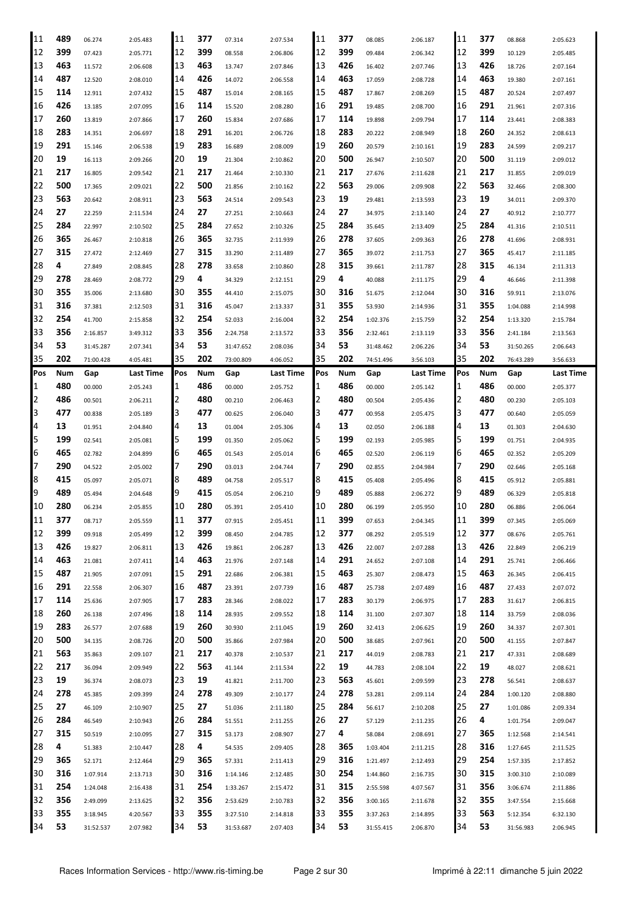| Pos | Num | Gap | Last Time | Pos | Num | Gap | Last Time | Pos | Num | Gap | Last Time | Pos | Num | Gap | Last Time |
|---|---|---|---|---|---|---|---|---|---|---|---|---|---|---|---|
| 11 | **489** | 06.274 | 2:05.483 | 11 | **377** | 07.314 | 2:07.534 | 11 | **377** | 08.085 | 2:06.187 | 11 | **377** | 08.868 | 2:05.623 |
| 12 | **399** | 07.423 | 2:05.771 | 12 | **399** | 08.558 | 2:06.806 | 12 | **399** | 09.484 | 2:06.342 | 12 | **399** | 10.129 | 2:05.485 |
| 13 | **463** | 11.572 | 2:06.608 | 13 | **463** | 13.747 | 2:07.846 | 13 | **426** | 16.402 | 2:07.746 | 13 | **426** | 18.726 | 2:07.164 |
| 14 | **487** | 12.520 | 2:08.010 | 14 | **426** | 14.072 | 2:06.558 | 14 | **463** | 17.059 | 2:08.728 | 14 | **463** | 19.380 | 2:07.161 |
| 15 | **114** | 12.911 | 2:07.432 | 15 | **487** | 15.014 | 2:08.165 | 15 | **487** | 17.867 | 2:08.269 | 15 | **487** | 20.524 | 2:07.497 |
| 16 | **426** | 13.185 | 2:07.095 | 16 | **114** | 15.520 | 2:08.280 | 16 | **291** | 19.485 | 2:08.700 | 16 | **291** | 21.961 | 2:07.316 |
| 17 | **260** | 13.819 | 2:07.866 | 17 | **260** | 15.834 | 2:07.686 | 17 | **114** | 19.898 | 2:09.794 | 17 | **114** | 23.441 | 2:08.383 |
| 18 | **283** | 14.351 | 2:06.697 | 18 | **291** | 16.201 | 2:06.726 | 18 | **283** | 20.222 | 2:08.949 | 18 | **260** | 24.352 | 2:08.613 |
| 19 | **291** | 15.146 | 2:06.538 | 19 | **283** | 16.689 | 2:08.009 | 19 | **260** | 20.579 | 2:10.161 | 19 | **283** | 24.599 | 2:09.217 |
| 20 | **19** | 16.113 | 2:09.266 | 20 | **19** | 21.304 | 2:10.862 | 20 | **500** | 26.947 | 2:10.507 | 20 | **500** | 31.119 | 2:09.012 |
| 21 | **217** | 16.805 | 2:09.542 | 21 | **217** | 21.464 | 2:10.330 | 21 | **217** | 27.676 | 2:11.628 | 21 | **217** | 31.855 | 2:09.019 |
| 22 | **500** | 17.365 | 2:09.021 | 22 | **500** | 21.856 | 2:10.162 | 22 | **563** | 29.006 | 2:09.908 | 22 | **563** | 32.466 | 2:08.300 |
| 23 | **563** | 20.642 | 2:08.911 | 23 | **563** | 24.514 | 2:09.543 | 23 | **19** | 29.481 | 2:13.593 | 23 | **19** | 34.011 | 2:09.370 |
| 24 | **27** | 22.259 | 2:11.534 | 24 | **27** | 27.251 | 2:10.663 | 24 | **27** | 34.975 | 2:13.140 | 24 | **27** | 40.912 | 2:10.777 |
| 25 | **284** | 22.997 | 2:10.502 | 25 | **284** | 27.652 | 2:10.326 | 25 | **284** | 35.645 | 2:13.409 | 25 | **284** | 41.316 | 2:10.511 |
| 26 | **365** | 26.467 | 2:10.818 | 26 | **365** | 32.735 | 2:11.939 | 26 | **278** | 37.605 | 2:09.363 | 26 | **278** | 41.696 | 2:08.931 |
| 27 | **315** | 27.472 | 2:12.469 | 27 | **315** | 33.290 | 2:11.489 | 27 | **365** | 39.072 | 2:11.753 | 27 | **365** | 45.417 | 2:11.185 |
| 28 | **4** | 27.849 | 2:08.845 | 28 | **278** | 33.658 | 2:10.860 | 28 | **315** | 39.661 | 2:11.787 | 28 | **315** | 46.134 | 2:11.313 |
| 29 | **278** | 28.469 | 2:08.772 | 29 | **4** | 34.329 | 2:12.151 | 29 | **4** | 40.088 | 2:11.175 | 29 | **4** | 46.646 | 2:11.398 |
| 30 | **355** | 35.006 | 2:13.680 | 30 | **355** | 44.410 | 2:15.075 | 30 | **316** | 51.675 | 2:12.044 | 30 | **316** | 59.911 | 2:13.076 |
| 31 | **316** | 37.381 | 2:12.503 | 31 | **316** | 45.047 | 2:13.337 | 31 | **355** | 53.930 | 2:14.936 | 31 | **355** | 1:04.088 | 2:14.998 |
| 32 | **254** | 41.700 | 2:15.858 | 32 | **254** | 52.033 | 2:16.004 | 32 | **254** | 1:02.376 | 2:15.759 | 32 | **254** | 1:13.320 | 2:15.784 |
| 33 | **356** | 2:16.857 | 3:49.312 | 33 | **356** | 2:24.758 | 2:13.572 | 33 | **356** | 2:32.461 | 2:13.119 | 33 | **356** | 2:41.184 | 2:13.563 |
| 34 | **53** | 31:45.287 | 2:07.341 | 34 | **53** | 31:47.652 | 2:08.036 | 34 | **53** | 31:48.462 | 2:06.226 | 34 | **53** | 31:50.265 | 2:06.643 |
| 35 | **202** | 71:00.428 | 4:05.481 | 35 | **202** | 73:00.809 | 4:06.052 | 35 | **202** | 74:51.496 | 3:56.103 | 35 | **202** | 76:43.289 | 3:56.633 |

| Pos | Num | Gap | Last Time | Pos | Num | Gap | Last Time | Pos | Num | Gap | Last Time | Pos | Num | Gap | Last Time |
|---|---|---|---|---|---|---|---|---|---|---|---|---|---|---|---|
| 1 | **480** | 00.000 | 2:05.243 | 1 | **486** | 00.000 | 2:05.752 | 1 | **486** | 00.000 | 2:05.142 | 1 | **486** | 00.000 | 2:05.377 |
| 2 | **486** | 00.501 | 2:06.211 | 2 | **480** | 00.210 | 2:06.463 | 2 | **480** | 00.504 | 2:05.436 | 2 | **480** | 00.230 | 2:05.103 |
| 3 | **477** | 00.838 | 2:05.189 | 3 | **477** | 00.625 | 2:06.040 | 3 | **477** | 00.958 | 2:05.475 | 3 | **477** | 00.640 | 2:05.059 |
| 4 | **13** | 01.951 | 2:04.840 | 4 | **13** | 01.004 | 2:05.306 | 4 | **13** | 02.050 | 2:06.188 | 4 | **13** | 01.303 | 2:04.630 |
| 5 | **199** | 02.541 | 2:05.081 | 5 | **199** | 01.350 | 2:05.062 | 5 | **199** | 02.193 | 2:05.985 | 5 | **199** | 01.751 | 2:04.935 |
| 6 | **465** | 02.782 | 2:04.899 | 6 | **465** | 01.543 | 2:05.014 | 6 | **465** | 02.520 | 2:06.119 | 6 | **465** | 02.352 | 2:05.209 |
| 7 | **290** | 04.522 | 2:05.002 | 7 | **290** | 03.013 | 2:04.744 | 7 | **290** | 02.855 | 2:04.984 | 7 | **290** | 02.646 | 2:05.168 |
| 8 | **415** | 05.097 | 2:05.071 | 8 | **489** | 04.758 | 2:05.517 | 8 | **415** | 05.408 | 2:05.496 | 8 | **415** | 05.912 | 2:05.881 |
| 9 | **489** | 05.494 | 2:04.648 | 9 | **415** | 05.054 | 2:06.210 | 9 | **489** | 05.888 | 2:06.272 | 9 | **489** | 06.329 | 2:05.818 |
| 10 | **280** | 06.234 | 2:05.855 | 10 | **280** | 05.391 | 2:05.410 | 10 | **280** | 06.199 | 2:05.950 | 10 | **280** | 06.886 | 2:06.064 |
| 11 | **377** | 08.717 | 2:05.559 | 11 | **377** | 07.915 | 2:05.451 | 11 | **399** | 07.653 | 2:04.345 | 11 | **399** | 07.345 | 2:05.069 |
| 12 | **399** | 09.918 | 2:05.499 | 12 | **399** | 08.450 | 2:04.785 | 12 | **377** | 08.292 | 2:05.519 | 12 | **377** | 08.676 | 2:05.761 |
| 13 | **426** | 19.827 | 2:06.811 | 13 | **426** | 19.861 | 2:06.287 | 13 | **426** | 22.007 | 2:07.288 | 13 | **426** | 22.849 | 2:06.219 |
| 14 | **463** | 21.081 | 2:07.411 | 14 | **463** | 21.976 | 2:07.148 | 14 | **291** | 24.652 | 2:07.108 | 14 | **291** | 25.741 | 2:06.466 |
| 15 | **487** | 21.905 | 2:07.091 | 15 | **291** | 22.686 | 2:06.381 | 15 | **463** | 25.307 | 2:08.473 | 15 | **463** | 26.345 | 2:06.415 |
| 16 | **291** | 22.558 | 2:06.307 | 16 | **487** | 23.391 | 2:07.739 | 16 | **487** | 25.738 | 2:07.489 | 16 | **487** | 27.433 | 2:07.072 |
| 17 | **114** | 25.636 | 2:07.905 | 17 | **283** | 28.346 | 2:08.022 | 17 | **283** | 30.179 | 2:06.975 | 17 | **283** | 31.617 | 2:06.815 |
| 18 | **260** | 26.138 | 2:07.496 | 18 | **114** | 28.935 | 2:09.552 | 18 | **114** | 31.100 | 2:07.307 | 18 | **114** | 33.759 | 2:08.036 |
| 19 | **283** | 26.577 | 2:07.688 | 19 | **260** | 30.930 | 2:11.045 | 19 | **260** | 32.413 | 2:06.625 | 19 | **260** | 34.337 | 2:07.301 |
| 20 | **500** | 34.135 | 2:08.726 | 20 | **500** | 35.866 | 2:07.984 | 20 | **500** | 38.685 | 2:07.961 | 20 | **500** | 41.155 | 2:07.847 |
| 21 | **563** | 35.863 | 2:09.107 | 21 | **217** | 40.378 | 2:10.537 | 21 | **217** | 44.019 | 2:08.783 | 21 | **217** | 47.331 | 2:08.689 |
| 22 | **217** | 36.094 | 2:09.949 | 22 | **563** | 41.144 | 2:11.534 | 22 | **19** | 44.783 | 2:08.104 | 22 | **19** | 48.027 | 2:08.621 |
| 23 | **19** | 36.374 | 2:08.073 | 23 | **19** | 41.821 | 2:11.700 | 23 | **563** | 45.601 | 2:09.599 | 23 | **278** | 56.541 | 2:08.637 |
| 24 | **278** | 45.385 | 2:09.399 | 24 | **278** | 49.309 | 2:10.177 | 24 | **278** | 53.281 | 2:09.114 | 24 | **284** | 1:00.120 | 2:08.880 |
| 25 | **27** | 46.109 | 2:10.907 | 25 | **27** | 51.036 | 2:11.180 | 25 | **284** | 56.617 | 2:10.208 | 25 | **27** | 1:01.086 | 2:09.334 |
| 26 | **284** | 46.549 | 2:10.943 | 26 | **284** | 51.551 | 2:11.255 | 26 | **27** | 57.129 | 2:11.235 | 26 | **4** | 1:01.754 | 2:09.047 |
| 27 | **315** | 50.519 | 2:10.095 | 27 | **315** | 53.173 | 2:08.907 | 27 | **4** | 58.084 | 2:08.691 | 27 | **365** | 1:12.568 | 2:14.541 |
| 28 | **4** | 51.383 | 2:10.447 | 28 | **4** | 54.535 | 2:09.405 | 28 | **365** | 1:03.404 | 2:11.215 | 28 | **316** | 1:27.645 | 2:11.525 |
| 29 | **365** | 52.171 | 2:12.464 | 29 | **365** | 57.331 | 2:11.413 | 29 | **316** | 1:21.497 | 2:12.493 | 29 | **254** | 1:57.335 | 2:17.852 |
| 30 | **316** | 1:07.914 | 2:13.713 | 30 | **316** | 1:14.146 | 2:12.485 | 30 | **254** | 1:44.860 | 2:16.735 | 30 | **315** | 3:00.310 | 2:10.089 |
| 31 | **254** | 1:24.048 | 2:16.438 | 31 | **254** | 1:33.267 | 2:15.472 | 31 | **315** | 2:55.598 | 4:07.567 | 31 | **356** | 3:06.674 | 2:11.886 |
| 32 | **356** | 2:49.099 | 2:13.625 | 32 | **356** | 2:53.629 | 2:10.783 | 32 | **356** | 3:00.165 | 2:11.678 | 32 | **355** | 3:47.554 | 2:15.668 |
| 33 | **355** | 3:18.945 | 4:20.567 | 33 | **355** | 3:27.510 | 2:14.818 | 33 | **355** | 3:37.263 | 2:14.895 | 33 | **563** | 5:12.354 | 6:32.130 |
| 34 | **53** | 31:52.537 | 2:07.982 | 34 | **53** | 31:53.687 | 2:07.403 | 34 | **53** | 31:55.415 | 2:06.870 | 34 | **53** | 31:56.983 | 2:06.945 |

Races Information Services - http://www.ris-timing.be     Imprimé à 22:11 dimanche 5 juin 2022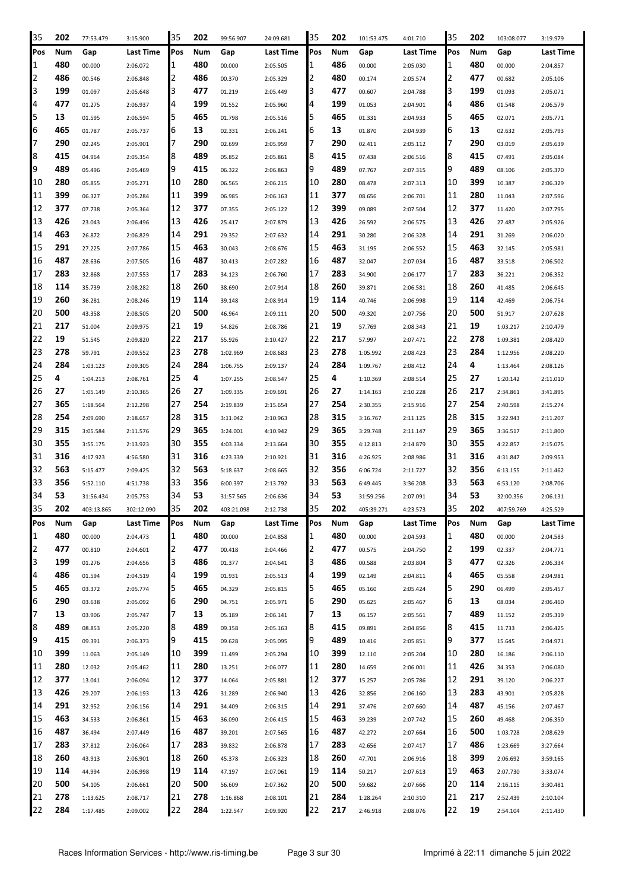| Pos | Num | Gap | Last Time | Pos | Num | Gap | Last Time | Pos | Num | Gap | Last Time | Pos | Num | Gap | Last Time |
|---|---|---|---|---|---|---|---|---|---|---|---|---|---|---|---|
| 35 | 202 | 77:53.479 | 3:15.900 | 35 | 202 | 99:56.907 | 24:09.681 | 35 | 202 | 101:53.475 | 4:01.710 | 35 | 202 | 103:08.077 | 3:19.979 |
| 1 | 480 | 00.000 | 2:06.072 | 1 | 480 | 00.000 | 2:05.505 | 1 | 486 | 00.000 | 2:05.030 | 1 | 480 | 00.000 | 2:04.857 |
| 2 | 486 | 00.546 | 2:06.848 | 2 | 486 | 00.370 | 2:05.329 | 2 | 480 | 00.174 | 2:05.574 | 2 | 477 | 00.682 | 2:05.106 |
| 3 | 199 | 01.097 | 2:05.648 | 3 | 477 | 01.219 | 2:05.449 | 3 | 477 | 00.607 | 2:04.788 | 3 | 199 | 01.093 | 2:05.071 |
| 4 | 477 | 01.275 | 2:06.937 | 4 | 199 | 01.552 | 2:05.960 | 4 | 199 | 01.053 | 2:04.901 | 4 | 486 | 01.548 | 2:06.579 |
| 5 | 13 | 01.595 | 2:06.594 | 5 | 465 | 01.798 | 2:05.516 | 5 | 465 | 01.331 | 2:04.933 | 5 | 465 | 02.071 | 2:05.771 |
| 6 | 465 | 01.787 | 2:05.737 | 6 | 13 | 02.331 | 2:06.241 | 6 | 13 | 01.870 | 2:04.939 | 6 | 13 | 02.632 | 2:05.793 |
| 7 | 290 | 02.245 | 2:05.901 | 7 | 290 | 02.699 | 2:05.959 | 7 | 290 | 02.411 | 2:05.112 | 7 | 290 | 03.019 | 2:05.639 |
| 8 | 415 | 04.964 | 2:05.354 | 8 | 489 | 05.852 | 2:05.861 | 8 | 415 | 07.438 | 2:06.516 | 8 | 415 | 07.491 | 2:05.084 |
| 9 | 489 | 05.496 | 2:05.469 | 9 | 415 | 06.322 | 2:06.863 | 9 | 489 | 07.767 | 2:07.315 | 9 | 489 | 08.106 | 2:05.370 |
| 10 | 280 | 05.855 | 2:05.271 | 10 | 280 | 06.565 | 2:06.215 | 10 | 280 | 08.478 | 2:07.313 | 10 | 399 | 10.387 | 2:06.329 |
| 11 | 399 | 06.327 | 2:05.284 | 11 | 399 | 06.985 | 2:06.163 | 11 | 377 | 08.656 | 2:06.701 | 11 | 280 | 11.043 | 2:07.596 |
| 12 | 377 | 07.738 | 2:05.364 | 12 | 377 | 07.355 | 2:05.122 | 12 | 399 | 09.089 | 2:07.504 | 12 | 377 | 11.420 | 2:07.795 |
| 13 | 426 | 23.043 | 2:06.496 | 13 | 426 | 25.417 | 2:07.879 | 13 | 426 | 26.592 | 2:06.575 | 13 | 426 | 27.487 | 2:05.926 |
| 14 | 463 | 26.872 | 2:06.829 | 14 | 291 | 29.352 | 2:07.632 | 14 | 291 | 30.280 | 2:06.328 | 14 | 291 | 31.269 | 2:06.020 |
| 15 | 291 | 27.225 | 2:07.786 | 15 | 463 | 30.043 | 2:08.676 | 15 | 463 | 31.195 | 2:06.552 | 15 | 463 | 32.145 | 2:05.981 |
| 16 | 487 | 28.636 | 2:07.505 | 16 | 487 | 30.413 | 2:07.282 | 16 | 487 | 32.047 | 2:07.034 | 16 | 487 | 33.518 | 2:06.502 |
| 17 | 283 | 32.868 | 2:07.553 | 17 | 283 | 34.123 | 2:06.760 | 17 | 283 | 34.900 | 2:06.177 | 17 | 283 | 36.221 | 2:06.352 |
| 18 | 114 | 35.739 | 2:08.282 | 18 | 260 | 38.690 | 2:07.914 | 18 | 260 | 39.871 | 2:06.581 | 18 | 260 | 41.485 | 2:06.645 |
| 19 | 260 | 36.281 | 2:08.246 | 19 | 114 | 39.148 | 2:08.914 | 19 | 114 | 40.746 | 2:06.998 | 19 | 114 | 42.469 | 2:06.754 |
| 20 | 500 | 43.358 | 2:08.505 | 20 | 500 | 46.964 | 2:09.111 | 20 | 500 | 49.320 | 2:07.756 | 20 | 500 | 51.917 | 2:07.628 |
| 21 | 217 | 51.004 | 2:09.975 | 21 | 19 | 54.826 | 2:08.786 | 21 | 19 | 57.769 | 2:08.343 | 21 | 19 | 1:03.217 | 2:10.479 |
| 22 | 19 | 51.545 | 2:09.820 | 22 | 217 | 55.926 | 2:10.427 | 22 | 217 | 57.997 | 2:07.471 | 22 | 278 | 1:09.381 | 2:08.420 |
| 23 | 278 | 59.791 | 2:09.552 | 23 | 278 | 1:02.969 | 2:08.683 | 23 | 278 | 1:05.992 | 2:08.423 | 23 | 284 | 1:12.956 | 2:08.220 |
| 24 | 284 | 1:03.123 | 2:09.305 | 24 | 284 | 1:06.755 | 2:09.137 | 24 | 284 | 1:09.767 | 2:08.412 | 24 | 4 | 1:13.464 | 2:08.126 |
| 25 | 4 | 1:04.213 | 2:08.761 | 25 | 4 | 1:07.255 | 2:08.547 | 25 | 4 | 1:10.369 | 2:08.514 | 25 | 27 | 1:20.142 | 2:11.010 |
| 26 | 27 | 1:05.149 | 2:10.365 | 26 | 27 | 1:09.335 | 2:09.691 | 26 | 27 | 1:14.163 | 2:10.228 | 26 | 217 | 2:34.861 | 3:41.895 |
| 27 | 365 | 1:18.564 | 2:12.298 | 27 | 254 | 2:19.839 | 2:15.654 | 27 | 254 | 2:30.355 | 2:15.916 | 27 | 254 | 2:40.598 | 2:15.274 |
| 28 | 254 | 2:09.690 | 2:18.657 | 28 | 315 | 3:11.042 | 2:10.963 | 28 | 315 | 3:16.767 | 2:11.125 | 28 | 315 | 3:22.943 | 2:11.207 |
| 29 | 315 | 3:05.584 | 2:11.576 | 29 | 365 | 3:24.001 | 4:10.942 | 29 | 365 | 3:29.748 | 2:11.147 | 29 | 365 | 3:36.517 | 2:11.800 |
| 30 | 355 | 3:55.175 | 2:13.923 | 30 | 355 | 4:03.334 | 2:13.664 | 30 | 355 | 4:12.813 | 2:14.879 | 30 | 355 | 4:22.857 | 2:15.075 |
| 31 | 316 | 4:17.923 | 4:56.580 | 31 | 316 | 4:23.339 | 2:10.921 | 31 | 316 | 4:26.925 | 2:08.986 | 31 | 316 | 4:31.847 | 2:09.953 |
| 32 | 563 | 5:15.477 | 2:09.425 | 32 | 563 | 5:18.637 | 2:08.665 | 32 | 356 | 6:06.724 | 2:11.727 | 32 | 356 | 6:13.155 | 2:11.462 |
| 33 | 356 | 5:52.110 | 4:51.738 | 33 | 356 | 6:00.397 | 2:13.792 | 33 | 563 | 6:49.445 | 3:36.208 | 33 | 563 | 6:53.120 | 2:08.706 |
| 34 | 53 | 31:56.434 | 2:05.753 | 34 | 53 | 31:57.565 | 2:06.636 | 34 | 53 | 31:59.256 | 2:07.091 | 34 | 53 | 32:00.356 | 2:06.131 |
| 35 | 202 | 403:13.865 | 302:12.090 | 35 | 202 | 403:21.098 | 2:12.738 | 35 | 202 | 405:39.271 | 4:23.573 | 35 | 202 | 407:59.769 | 4:25.529 |

| Pos | Num | Gap | Last Time | Pos | Num | Gap | Last Time | Pos | Num | Gap | Last Time | Pos | Num | Gap | Last Time |
|---|---|---|---|---|---|---|---|---|---|---|---|---|---|---|---|
| 1 | 480 | 00.000 | 2:04.473 | 1 | 480 | 00.000 | 2:04.858 | 1 | 480 | 00.000 | 2:04.593 | 1 | 480 | 00.000 | 2:04.583 |
| 2 | 477 | 00.810 | 2:04.601 | 2 | 477 | 00.418 | 2:04.466 | 2 | 477 | 00.575 | 2:04.750 | 2 | 199 | 02.337 | 2:04.771 |
| 3 | 199 | 01.276 | 2:04.656 | 3 | 486 | 01.377 | 2:04.641 | 3 | 486 | 00.588 | 2:03.804 | 3 | 477 | 02.326 | 2:06.334 |
| 4 | 486 | 01.594 | 2:04.519 | 4 | 199 | 01.931 | 2:05.513 | 4 | 199 | 02.149 | 2:04.811 | 4 | 465 | 05.558 | 2:04.981 |
| 5 | 465 | 03.372 | 2:05.774 | 5 | 465 | 04.329 | 2:05.815 | 5 | 465 | 05.160 | 2:05.424 | 5 | 290 | 06.499 | 2:05.457 |
| 6 | 290 | 03.638 | 2:05.092 | 6 | 290 | 04.751 | 2:05.971 | 6 | 290 | 05.625 | 2:05.467 | 6 | 13 | 08.034 | 2:06.460 |
| 7 | 13 | 03.906 | 2:05.747 | 7 | 13 | 05.189 | 2:06.141 | 7 | 13 | 06.157 | 2:05.561 | 7 | 489 | 11.152 | 2:05.319 |
| 8 | 489 | 08.853 | 2:05.220 | 8 | 489 | 09.158 | 2:05.163 | 8 | 415 | 09.891 | 2:04.856 | 8 | 415 | 11.733 | 2:06.425 |
| 9 | 415 | 09.391 | 2:06.373 | 9 | 415 | 09.628 | 2:05.095 | 9 | 489 | 10.416 | 2:05.851 | 9 | 377 | 15.645 | 2:04.971 |
| 10 | 399 | 11.063 | 2:05.149 | 10 | 399 | 11.499 | 2:05.294 | 10 | 399 | 12.110 | 2:05.204 | 10 | 280 | 16.186 | 2:06.110 |
| 11 | 280 | 12.032 | 2:05.462 | 11 | 280 | 13.251 | 2:06.077 | 11 | 280 | 14.659 | 2:06.001 | 11 | 426 | 34.353 | 2:06.080 |
| 12 | 377 | 13.041 | 2:06.094 | 12 | 377 | 14.064 | 2:05.881 | 12 | 377 | 15.257 | 2:05.786 | 12 | 291 | 39.120 | 2:06.227 |
| 13 | 426 | 29.207 | 2:06.193 | 13 | 426 | 31.289 | 2:06.940 | 13 | 426 | 32.856 | 2:06.160 | 13 | 283 | 43.901 | 2:05.828 |
| 14 | 291 | 32.952 | 2:06.156 | 14 | 291 | 34.409 | 2:06.315 | 14 | 291 | 37.476 | 2:07.660 | 14 | 487 | 45.156 | 2:07.467 |
| 15 | 463 | 34.533 | 2:06.861 | 15 | 463 | 36.090 | 2:06.415 | 15 | 463 | 39.239 | 2:07.742 | 15 | 260 | 49.468 | 2:06.350 |
| 16 | 487 | 36.494 | 2:07.449 | 16 | 487 | 39.201 | 2:07.565 | 16 | 487 | 42.272 | 2:07.664 | 16 | 500 | 1:03.728 | 2:08.629 |
| 17 | 283 | 37.812 | 2:06.064 | 17 | 283 | 39.832 | 2:06.878 | 17 | 283 | 42.656 | 2:07.417 | 17 | 486 | 1:23.669 | 3:27.664 |
| 18 | 260 | 43.913 | 2:06.901 | 18 | 260 | 45.378 | 2:06.323 | 18 | 260 | 47.701 | 2:06.916 | 18 | 399 | 2:06.692 | 3:59.165 |
| 19 | 114 | 44.994 | 2:06.998 | 19 | 114 | 47.197 | 2:07.061 | 19 | 114 | 50.217 | 2:07.613 | 19 | 463 | 2:07.730 | 3:33.074 |
| 20 | 500 | 54.105 | 2:06.661 | 20 | 500 | 56.609 | 2:07.362 | 20 | 500 | 59.682 | 2:07.666 | 20 | 114 | 2:16.115 | 3:30.481 |
| 21 | 278 | 1:13.625 | 2:08.717 | 21 | 278 | 1:16.868 | 2:08.101 | 21 | 284 | 1:28.264 | 2:10.310 | 21 | 217 | 2:52.439 | 2:10.104 |
| 22 | 284 | 1:17.485 | 2:09.002 | 22 | 284 | 1:22.547 | 2:09.920 | 22 | 217 | 2:46.918 | 2:08.076 | 22 | 19 | 2:54.104 | 2:11.430 |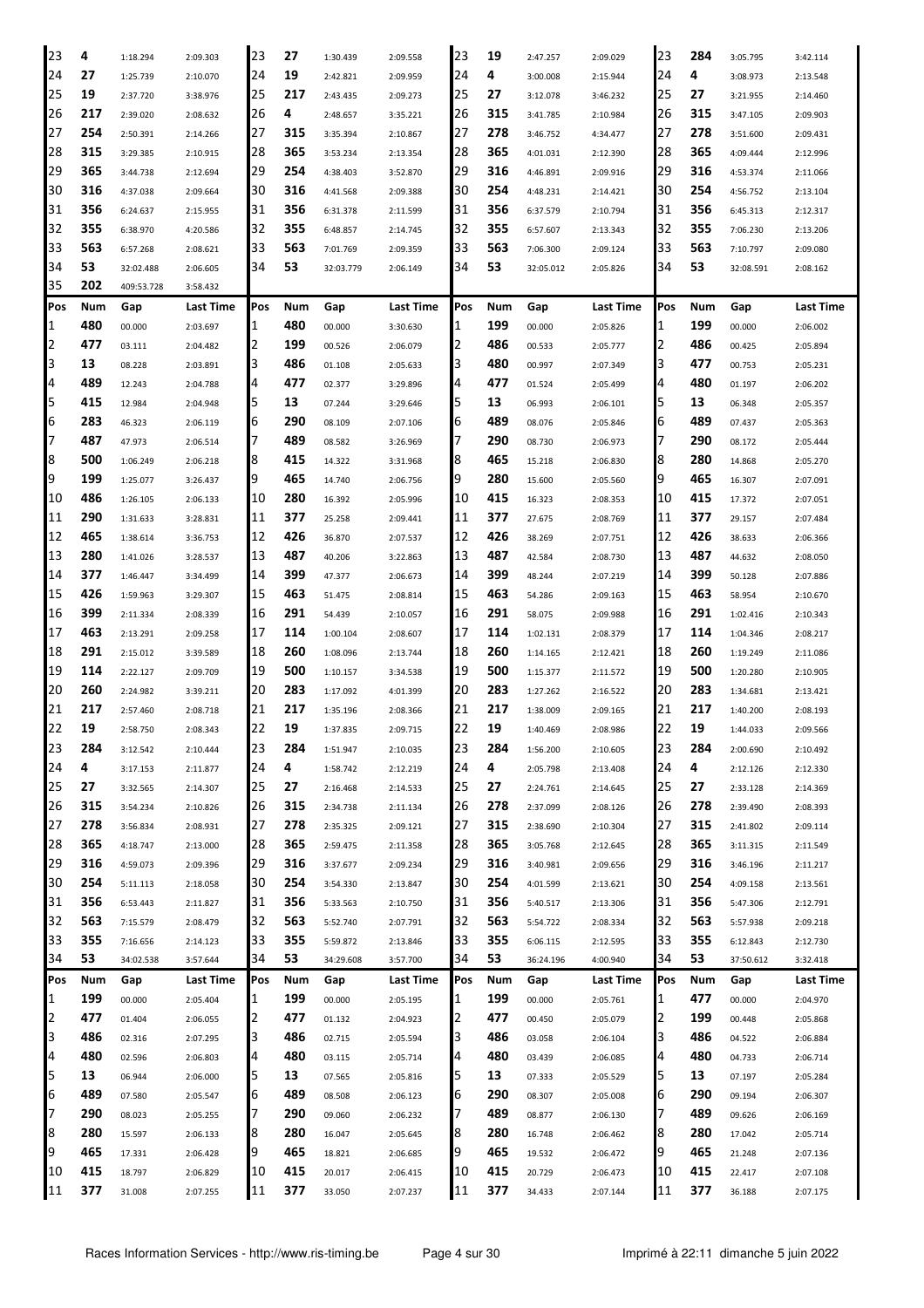| Pos | Num | Gap | Last Time | Pos | Num | Gap | Last Time | Pos | Num | Gap | Last Time | Pos | Num | Gap | Last Time |
|---|---|---|---|---|---|---|---|---|---|---|---|---|---|---|---|
| 23 | 4 | 1:18.294 | 2:09.303 | 23 | 27 | 1:30.439 | 2:09.558 | 23 | 19 | 2:47.257 | 2:09.029 | 23 | 284 | 3:05.795 | 3:42.114 |
| 24 | 27 | 1:25.739 | 2:10.070 | 24 | 19 | 2:42.821 | 2:09.959 | 24 | 4 | 3:00.008 | 2:15.944 | 24 | 4 | 3:08.973 | 2:13.548 |
| 25 | 19 | 2:37.720 | 3:38.976 | 25 | 217 | 2:43.435 | 2:09.273 | 25 | 27 | 3:12.078 | 3:46.232 | 25 | 27 | 3:21.955 | 2:14.460 |
| 26 | 217 | 2:39.020 | 2:08.632 | 26 | 4 | 2:48.657 | 3:35.221 | 26 | 315 | 3:41.785 | 2:10.984 | 26 | 315 | 3:47.105 | 2:09.903 |
| 27 | 254 | 2:50.391 | 2:14.266 | 27 | 315 | 3:35.394 | 2:10.867 | 27 | 278 | 3:46.752 | 4:34.477 | 27 | 278 | 3:51.600 | 2:09.431 |
| 28 | 315 | 3:29.385 | 2:10.915 | 28 | 365 | 3:53.234 | 2:13.354 | 28 | 365 | 4:01.031 | 2:12.390 | 28 | 365 | 4:09.444 | 2:12.996 |
| 29 | 365 | 3:44.738 | 2:12.694 | 29 | 254 | 4:38.403 | 3:52.870 | 29 | 316 | 4:46.891 | 2:09.916 | 29 | 316 | 4:53.374 | 2:11.066 |
| 30 | 316 | 4:37.038 | 2:09.664 | 30 | 316 | 4:41.568 | 2:09.388 | 30 | 254 | 4:48.231 | 2:14.421 | 30 | 254 | 4:56.752 | 2:13.104 |
| 31 | 356 | 6:24.637 | 2:15.955 | 31 | 356 | 6:31.378 | 2:11.599 | 31 | 356 | 6:37.579 | 2:10.794 | 31 | 356 | 6:45.313 | 2:12.317 |
| 32 | 355 | 6:38.970 | 4:20.586 | 32 | 355 | 6:48.857 | 2:14.745 | 32 | 355 | 6:57.607 | 2:13.343 | 32 | 355 | 7:06.230 | 2:13.206 |
| 33 | 563 | 6:57.268 | 2:08.621 | 33 | 563 | 7:01.769 | 2:09.359 | 33 | 563 | 7:06.300 | 2:09.124 | 33 | 563 | 7:10.797 | 2:09.080 |
| 34 | 53 | 32:02.488 | 2:06.605 | 34 | 53 | 32:03.779 | 2:06.149 | 34 | 53 | 32:05.012 | 2:05.826 | 34 | 53 | 32:08.591 | 2:08.162 |
| 35 | 202 | 409:53.728 | 3:58.432 | | | | | | | | | | | | |

| Pos | Num | Gap | Last Time | Pos | Num | Gap | Last Time | Pos | Num | Gap | Last Time | Pos | Num | Gap | Last Time |
|---|---|---|---|---|---|---|---|---|---|---|---|---|---|---|---|
| 1 | 480 | 00.000 | 2:03.697 | 1 | 480 | 00.000 | 3:30.630 | 1 | 199 | 00.000 | 2:05.826 | 1 | 199 | 00.000 | 2:06.002 |
| 2 | 477 | 03.111 | 2:04.482 | 2 | 199 | 00.526 | 2:06.079 | 2 | 486 | 00.533 | 2:05.777 | 2 | 486 | 00.425 | 2:05.894 |
| 3 | 13 | 08.228 | 2:03.891 | 3 | 486 | 01.108 | 2:05.633 | 3 | 480 | 00.997 | 2:07.349 | 3 | 477 | 00.753 | 2:05.231 |
| 4 | 489 | 12.243 | 2:04.788 | 4 | 477 | 02.377 | 3:29.896 | 4 | 477 | 01.524 | 2:05.499 | 4 | 480 | 01.197 | 2:06.202 |
| 5 | 415 | 12.984 | 2:04.948 | 5 | 13 | 07.244 | 3:29.646 | 5 | 13 | 06.993 | 2:06.101 | 5 | 13 | 06.348 | 2:05.357 |
| 6 | 283 | 46.323 | 2:06.119 | 6 | 290 | 08.109 | 2:07.106 | 6 | 489 | 08.076 | 2:05.846 | 6 | 489 | 07.437 | 2:05.363 |
| 7 | 487 | 47.973 | 2:06.514 | 7 | 489 | 08.582 | 3:26.969 | 7 | 290 | 08.730 | 2:06.973 | 7 | 290 | 08.172 | 2:05.444 |
| 8 | 500 | 1:06.249 | 2:06.218 | 8 | 415 | 14.322 | 3:31.968 | 8 | 465 | 15.218 | 2:06.830 | 8 | 280 | 14.868 | 2:05.270 |
| 9 | 199 | 1:25.077 | 3:26.437 | 9 | 465 | 14.740 | 2:06.756 | 9 | 280 | 15.600 | 2:05.560 | 9 | 465 | 16.307 | 2:07.091 |
| 10 | 486 | 1:26.105 | 2:06.133 | 10 | 280 | 16.392 | 2:05.996 | 10 | 415 | 16.323 | 2:08.353 | 10 | 415 | 17.372 | 2:07.051 |
| 11 | 290 | 1:31.633 | 3:28.831 | 11 | 377 | 25.258 | 2:09.441 | 11 | 377 | 27.675 | 2:08.769 | 11 | 377 | 29.157 | 2:07.484 |
| 12 | 465 | 1:38.614 | 3:36.753 | 12 | 426 | 36.870 | 2:07.537 | 12 | 426 | 38.269 | 2:07.751 | 12 | 426 | 38.633 | 2:06.366 |
| 13 | 280 | 1:41.026 | 3:28.537 | 13 | 487 | 40.206 | 3:22.863 | 13 | 487 | 42.584 | 2:08.730 | 13 | 487 | 44.632 | 2:08.050 |
| 14 | 377 | 1:46.447 | 3:34.499 | 14 | 399 | 47.377 | 2:06.673 | 14 | 399 | 48.244 | 2:07.219 | 14 | 399 | 50.128 | 2:07.886 |
| 15 | 426 | 1:59.963 | 3:29.307 | 15 | 463 | 51.475 | 2:08.814 | 15 | 463 | 54.286 | 2:09.163 | 15 | 463 | 58.954 | 2:10.670 |
| 16 | 399 | 2:11.334 | 2:08.339 | 16 | 291 | 54.439 | 2:10.057 | 16 | 291 | 58.075 | 2:09.988 | 16 | 291 | 1:02.416 | 2:10.343 |
| 17 | 463 | 2:13.291 | 2:09.258 | 17 | 114 | 1:00.104 | 2:08.607 | 17 | 114 | 1:02.131 | 2:08.379 | 17 | 114 | 1:04.346 | 2:08.217 |
| 18 | 291 | 2:15.012 | 3:39.589 | 18 | 260 | 1:08.096 | 2:13.744 | 18 | 260 | 1:14.165 | 2:12.421 | 18 | 260 | 1:19.249 | 2:11.086 |
| 19 | 114 | 2:22.127 | 2:09.709 | 19 | 500 | 1:10.157 | 3:34.538 | 19 | 500 | 1:15.377 | 2:11.572 | 19 | 500 | 1:20.280 | 2:10.905 |
| 20 | 260 | 2:24.982 | 3:39.211 | 20 | 283 | 1:17.092 | 4:01.399 | 20 | 283 | 1:27.262 | 2:16.522 | 20 | 283 | 1:34.681 | 2:13.421 |
| 21 | 217 | 2:57.460 | 2:08.718 | 21 | 217 | 1:35.196 | 2:08.366 | 21 | 217 | 1:38.009 | 2:09.165 | 21 | 217 | 1:40.200 | 2:08.193 |
| 22 | 19 | 2:58.750 | 2:08.343 | 22 | 19 | 1:37.835 | 2:09.715 | 22 | 19 | 1:40.469 | 2:08.986 | 22 | 19 | 1:44.033 | 2:09.566 |
| 23 | 284 | 3:12.542 | 2:10.444 | 23 | 284 | 1:51.947 | 2:10.035 | 23 | 284 | 1:56.200 | 2:10.605 | 23 | 284 | 2:00.690 | 2:10.492 |
| 24 | 4 | 3:17.153 | 2:11.877 | 24 | 4 | 1:58.742 | 2:12.219 | 24 | 4 | 2:05.798 | 2:13.408 | 24 | 4 | 2:12.126 | 2:12.330 |
| 25 | 27 | 3:32.565 | 2:14.307 | 25 | 27 | 2:16.468 | 2:14.533 | 25 | 27 | 2:24.761 | 2:14.645 | 25 | 27 | 2:33.128 | 2:14.369 |
| 26 | 315 | 3:54.234 | 2:10.826 | 26 | 315 | 2:34.738 | 2:11.134 | 26 | 278 | 2:37.099 | 2:08.126 | 26 | 278 | 2:39.490 | 2:08.393 |
| 27 | 278 | 3:56.834 | 2:08.931 | 27 | 278 | 2:35.325 | 2:09.121 | 27 | 315 | 2:38.690 | 2:10.304 | 27 | 315 | 2:41.802 | 2:09.114 |
| 28 | 365 | 4:18.747 | 2:13.000 | 28 | 365 | 2:59.475 | 2:11.358 | 28 | 365 | 3:05.768 | 2:12.645 | 28 | 365 | 3:11.315 | 2:11.549 |
| 29 | 316 | 4:59.073 | 2:09.396 | 29 | 316 | 3:37.677 | 2:09.234 | 29 | 316 | 3:40.981 | 2:09.656 | 29 | 316 | 3:46.196 | 2:11.217 |
| 30 | 254 | 5:11.113 | 2:18.058 | 30 | 254 | 3:54.330 | 2:13.847 | 30 | 254 | 4:01.599 | 2:13.621 | 30 | 254 | 4:09.158 | 2:13.561 |
| 31 | 356 | 6:53.443 | 2:11.827 | 31 | 356 | 5:33.563 | 2:10.750 | 31 | 356 | 5:40.517 | 2:13.306 | 31 | 356 | 5:47.306 | 2:12.791 |
| 32 | 563 | 7:15.579 | 2:08.479 | 32 | 563 | 5:52.740 | 2:07.791 | 32 | 563 | 5:54.722 | 2:08.334 | 32 | 563 | 5:57.938 | 2:09.218 |
| 33 | 355 | 7:16.656 | 2:14.123 | 33 | 355 | 5:59.872 | 2:13.846 | 33 | 355 | 6:06.115 | 2:12.595 | 33 | 355 | 6:12.843 | 2:12.730 |
| 34 | 53 | 34:02.538 | 3:57.644 | 34 | 53 | 34:29.608 | 3:57.700 | 34 | 53 | 36:24.196 | 4:00.940 | 34 | 53 | 37:50.612 | 3:32.418 |

| Pos | Num | Gap | Last Time | Pos | Num | Gap | Last Time | Pos | Num | Gap | Last Time | Pos | Num | Gap | Last Time |
|---|---|---|---|---|---|---|---|---|---|---|---|---|---|---|---|
| 1 | 199 | 00.000 | 2:05.404 | 1 | 199 | 00.000 | 2:05.195 | 1 | 199 | 00.000 | 2:05.761 | 1 | 477 | 00.000 | 2:04.970 |
| 2 | 477 | 01.404 | 2:06.055 | 2 | 477 | 01.132 | 2:04.923 | 2 | 477 | 00.450 | 2:05.079 | 2 | 199 | 00.448 | 2:05.868 |
| 3 | 486 | 02.316 | 2:07.295 | 3 | 486 | 02.715 | 2:05.594 | 3 | 486 | 03.058 | 2:06.104 | 3 | 486 | 04.522 | 2:06.884 |
| 4 | 480 | 02.596 | 2:06.803 | 4 | 480 | 03.115 | 2:05.714 | 4 | 480 | 03.439 | 2:06.085 | 4 | 480 | 04.733 | 2:06.714 |
| 5 | 13 | 06.944 | 2:06.000 | 5 | 13 | 07.565 | 2:05.816 | 5 | 13 | 07.333 | 2:05.529 | 5 | 13 | 07.197 | 2:05.284 |
| 6 | 489 | 07.580 | 2:05.547 | 6 | 489 | 08.508 | 2:06.123 | 6 | 290 | 08.307 | 2:05.008 | 6 | 290 | 09.194 | 2:06.307 |
| 7 | 290 | 08.023 | 2:05.255 | 7 | 290 | 09.060 | 2:06.232 | 7 | 489 | 08.877 | 2:06.130 | 7 | 489 | 09.626 | 2:06.169 |
| 8 | 280 | 15.597 | 2:06.133 | 8 | 280 | 16.047 | 2:05.645 | 8 | 280 | 16.748 | 2:06.462 | 8 | 280 | 17.042 | 2:05.714 |
| 9 | 465 | 17.331 | 2:06.428 | 9 | 465 | 18.821 | 2:06.685 | 9 | 465 | 19.532 | 2:06.472 | 9 | 465 | 21.248 | 2:07.136 |
| 10 | 415 | 18.797 | 2:06.829 | 10 | 415 | 20.017 | 2:06.415 | 10 | 415 | 20.729 | 2:06.473 | 10 | 415 | 22.417 | 2:07.108 |
| 11 | 377 | 31.008 | 2:07.255 | 11 | 377 | 33.050 | 2:07.237 | 11 | 377 | 34.433 | 2:07.144 | 11 | 377 | 36.188 | 2:07.175 |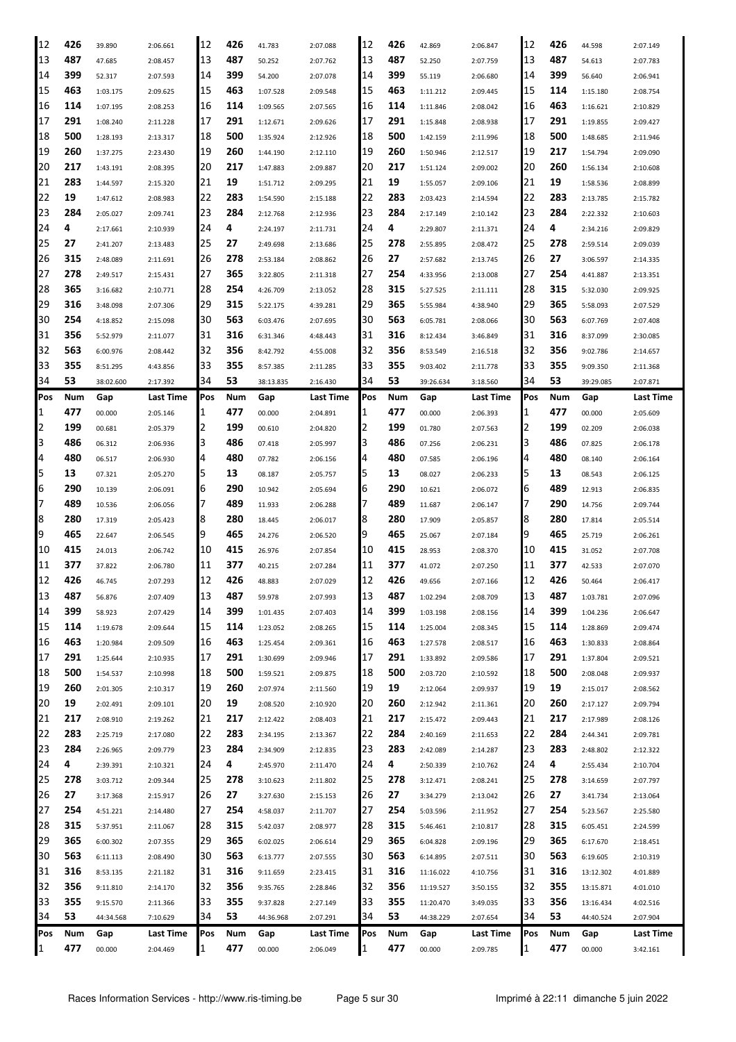| Pos | Num | Gap | Last Time | Pos | Num | Gap | Last Time | Pos | Num | Gap | Last Time | Pos | Num | Gap | Last Time |
|---|---|---|---|---|---|---|---|---|---|---|---|---|---|---|---|
| 12 | 426 | 39.890 | 2:06.661 | 12 | 426 | 41.783 | 2:07.088 | 12 | 426 | 42.869 | 2:06.847 | 12 | 426 | 44.598 | 2:07.149 |
| 13 | 487 | 47.685 | 2:08.457 | 13 | 487 | 50.252 | 2:07.762 | 13 | 487 | 52.250 | 2:07.759 | 13 | 487 | 54.613 | 2:07.783 |
| 14 | 399 | 52.317 | 2:07.593 | 14 | 399 | 54.200 | 2:07.078 | 14 | 399 | 55.119 | 2:06.680 | 14 | 399 | 56.640 | 2:06.941 |
| 15 | 463 | 1:03.175 | 2:09.625 | 15 | 463 | 1:07.528 | 2:09.548 | 15 | 463 | 1:11.212 | 2:09.445 | 15 | 114 | 1:15.180 | 2:08.754 |
| 16 | 114 | 1:07.195 | 2:08.253 | 16 | 114 | 1:09.565 | 2:07.565 | 16 | 114 | 1:11.846 | 2:08.042 | 16 | 463 | 1:16.621 | 2:10.829 |
| 17 | 291 | 1:08.240 | 2:11.228 | 17 | 291 | 1:12.671 | 2:09.626 | 17 | 291 | 1:15.848 | 2:08.938 | 17 | 291 | 1:19.855 | 2:09.427 |
| 18 | 500 | 1:28.193 | 2:13.317 | 18 | 500 | 1:35.924 | 2:12.926 | 18 | 500 | 1:42.159 | 2:11.996 | 18 | 500 | 1:48.685 | 2:11.946 |
| 19 | 260 | 1:37.275 | 2:23.430 | 19 | 260 | 1:44.190 | 2:12.110 | 19 | 260 | 1:50.946 | 2:12.517 | 19 | 217 | 1:54.794 | 2:09.090 |
| 20 | 217 | 1:43.191 | 2:08.395 | 20 | 217 | 1:47.883 | 2:09.887 | 20 | 217 | 1:51.124 | 2:09.002 | 20 | 260 | 1:56.134 | 2:10.608 |
| 21 | 283 | 1:44.597 | 2:15.320 | 21 | 19 | 1:51.712 | 2:09.295 | 21 | 19 | 1:55.057 | 2:09.106 | 21 | 19 | 1:58.536 | 2:08.899 |
| 22 | 19 | 1:47.612 | 2:08.983 | 22 | 283 | 1:54.590 | 2:15.188 | 22 | 283 | 2:03.423 | 2:14.594 | 22 | 283 | 2:13.785 | 2:15.782 |
| 23 | 284 | 2:05.027 | 2:09.741 | 23 | 284 | 2:12.768 | 2:12.936 | 23 | 284 | 2:17.149 | 2:10.142 | 23 | 284 | 2:22.332 | 2:10.603 |
| 24 | 4 | 2:17.661 | 2:10.939 | 24 | 4 | 2:24.197 | 2:11.731 | 24 | 4 | 2:29.807 | 2:11.371 | 24 | 4 | 2:34.216 | 2:09.829 |
| 25 | 27 | 2:41.207 | 2:13.483 | 25 | 27 | 2:49.698 | 2:13.686 | 25 | 278 | 2:55.895 | 2:08.472 | 25 | 278 | 2:59.514 | 2:09.039 |
| 26 | 315 | 2:48.089 | 2:11.691 | 26 | 278 | 2:53.184 | 2:08.862 | 26 | 27 | 2:57.682 | 2:13.745 | 26 | 27 | 3:06.597 | 2:14.335 |
| 27 | 278 | 2:49.517 | 2:15.431 | 27 | 365 | 3:22.805 | 2:11.318 | 27 | 254 | 4:33.956 | 2:13.008 | 27 | 254 | 4:41.887 | 2:13.351 |
| 28 | 365 | 3:16.682 | 2:10.771 | 28 | 254 | 4:26.709 | 2:13.052 | 28 | 315 | 5:27.525 | 2:11.111 | 28 | 315 | 5:32.030 | 2:09.925 |
| 29 | 316 | 3:48.098 | 2:07.306 | 29 | 315 | 5:22.175 | 4:39.281 | 29 | 365 | 5:55.984 | 4:38.940 | 29 | 365 | 5:58.093 | 2:07.529 |
| 30 | 254 | 4:18.852 | 2:15.098 | 30 | 563 | 6:03.476 | 2:07.695 | 30 | 563 | 6:05.781 | 2:08.066 | 30 | 563 | 6:07.769 | 2:07.408 |
| 31 | 356 | 5:52.979 | 2:11.077 | 31 | 316 | 6:31.346 | 4:48.443 | 31 | 316 | 8:12.434 | 3:46.849 | 31 | 316 | 8:37.099 | 2:30.085 |
| 32 | 563 | 6:00.976 | 2:08.442 | 32 | 356 | 8:42.792 | 4:55.008 | 32 | 356 | 8:53.549 | 2:16.518 | 32 | 356 | 9:02.786 | 2:14.657 |
| 33 | 355 | 8:51.295 | 4:43.856 | 33 | 355 | 8:57.385 | 2:11.285 | 33 | 355 | 9:03.402 | 2:11.778 | 33 | 355 | 9:09.350 | 2:11.368 |
| 34 | 53 | 38:02.600 | 2:17.392 | 34 | 53 | 38:13.835 | 2:16.430 | 34 | 53 | 39:26.634 | 3:18.560 | 34 | 53 | 39:29.085 | 2:07.871 |

| Pos | Num | Gap | Last Time | Pos | Num | Gap | Last Time | Pos | Num | Gap | Last Time | Pos | Num | Gap | Last Time |
|---|---|---|---|---|---|---|---|---|---|---|---|---|---|---|---|
| 1 | 477 | 00.000 | 2:05.146 | 1 | 477 | 00.000 | 2:04.891 | 1 | 477 | 00.000 | 2:06.393 | 1 | 477 | 00.000 | 2:05.609 |
| 2 | 199 | 00.681 | 2:05.379 | 2 | 199 | 00.610 | 2:04.820 | 2 | 199 | 01.780 | 2:07.563 | 2 | 199 | 02.209 | 2:06.038 |
| 3 | 486 | 06.312 | 2:06.936 | 3 | 486 | 07.418 | 2:05.997 | 3 | 486 | 07.256 | 2:06.231 | 3 | 486 | 07.825 | 2:06.178 |
| 4 | 480 | 06.517 | 2:06.930 | 4 | 480 | 07.782 | 2:06.156 | 4 | 480 | 07.585 | 2:06.196 | 4 | 480 | 08.140 | 2:06.164 |
| 5 | 13 | 07.321 | 2:05.270 | 5 | 13 | 08.187 | 2:05.757 | 5 | 13 | 08.027 | 2:06.233 | 5 | 13 | 08.543 | 2:06.125 |
| 6 | 290 | 10.139 | 2:06.091 | 6 | 290 | 10.942 | 2:05.694 | 6 | 290 | 10.621 | 2:06.072 | 6 | 489 | 12.913 | 2:06.835 |
| 7 | 489 | 10.536 | 2:06.056 | 7 | 489 | 11.933 | 2:06.288 | 7 | 489 | 11.687 | 2:06.147 | 7 | 290 | 14.756 | 2:09.744 |
| 8 | 280 | 17.319 | 2:05.423 | 8 | 280 | 18.445 | 2:06.017 | 8 | 280 | 17.909 | 2:05.857 | 8 | 280 | 17.814 | 2:05.514 |
| 9 | 465 | 22.647 | 2:06.545 | 9 | 465 | 24.276 | 2:06.520 | 9 | 465 | 25.067 | 2:07.184 | 9 | 465 | 25.719 | 2:06.261 |
| 10 | 415 | 24.013 | 2:06.742 | 10 | 415 | 26.976 | 2:07.854 | 10 | 415 | 28.953 | 2:08.370 | 10 | 415 | 31.052 | 2:07.708 |
| 11 | 377 | 37.822 | 2:06.780 | 11 | 377 | 40.215 | 2:07.284 | 11 | 377 | 41.072 | 2:07.250 | 11 | 377 | 42.533 | 2:07.070 |
| 12 | 426 | 46.745 | 2:07.293 | 12 | 426 | 48.883 | 2:07.029 | 12 | 426 | 49.656 | 2:07.166 | 12 | 426 | 50.464 | 2:06.417 |
| 13 | 487 | 56.876 | 2:07.409 | 13 | 487 | 59.978 | 2:07.993 | 13 | 487 | 1:02.294 | 2:08.709 | 13 | 487 | 1:03.781 | 2:07.096 |
| 14 | 399 | 58.923 | 2:07.429 | 14 | 399 | 1:01.435 | 2:07.403 | 14 | 399 | 1:03.198 | 2:08.156 | 14 | 399 | 1:04.236 | 2:06.647 |
| 15 | 114 | 1:19.678 | 2:09.644 | 15 | 114 | 1:23.052 | 2:08.265 | 15 | 114 | 1:25.004 | 2:08.345 | 15 | 114 | 1:28.869 | 2:09.474 |
| 16 | 463 | 1:20.984 | 2:09.509 | 16 | 463 | 1:25.454 | 2:09.361 | 16 | 463 | 1:27.578 | 2:08.517 | 16 | 463 | 1:30.833 | 2:08.864 |
| 17 | 291 | 1:25.644 | 2:10.935 | 17 | 291 | 1:30.699 | 2:09.946 | 17 | 291 | 1:33.892 | 2:09.586 | 17 | 291 | 1:37.804 | 2:09.521 |
| 18 | 500 | 1:54.537 | 2:10.998 | 18 | 500 | 1:59.521 | 2:09.875 | 18 | 500 | 2:03.720 | 2:10.592 | 18 | 500 | 2:08.048 | 2:09.937 |
| 19 | 260 | 2:01.305 | 2:10.317 | 19 | 260 | 2:07.974 | 2:11.560 | 19 | 19 | 2:12.064 | 2:09.937 | 19 | 19 | 2:15.017 | 2:08.562 |
| 20 | 19 | 2:02.491 | 2:09.101 | 20 | 19 | 2:08.520 | 2:10.920 | 20 | 260 | 2:12.942 | 2:11.361 | 20 | 260 | 2:17.127 | 2:09.794 |
| 21 | 217 | 2:08.910 | 2:19.262 | 21 | 217 | 2:12.422 | 2:08.403 | 21 | 217 | 2:15.472 | 2:09.443 | 21 | 217 | 2:17.989 | 2:08.126 |
| 22 | 283 | 2:25.719 | 2:17.080 | 22 | 283 | 2:34.195 | 2:13.367 | 22 | 284 | 2:40.169 | 2:11.653 | 22 | 284 | 2:44.341 | 2:09.781 |
| 23 | 284 | 2:26.965 | 2:09.779 | 23 | 284 | 2:34.909 | 2:12.835 | 23 | 283 | 2:42.089 | 2:14.287 | 23 | 283 | 2:48.802 | 2:12.322 |
| 24 | 4 | 2:39.391 | 2:10.321 | 24 | 4 | 2:45.970 | 2:11.470 | 24 | 4 | 2:50.339 | 2:10.762 | 24 | 4 | 2:55.434 | 2:10.704 |
| 25 | 278 | 3:03.712 | 2:09.344 | 25 | 278 | 3:10.623 | 2:11.802 | 25 | 278 | 3:12.471 | 2:08.241 | 25 | 278 | 3:14.659 | 2:07.797 |
| 26 | 27 | 3:17.368 | 2:15.917 | 26 | 27 | 3:27.630 | 2:15.153 | 26 | 27 | 3:34.279 | 2:13.042 | 26 | 27 | 3:41.734 | 2:13.064 |
| 27 | 254 | 4:51.221 | 2:14.480 | 27 | 254 | 4:58.037 | 2:11.707 | 27 | 254 | 5:03.596 | 2:11.952 | 27 | 254 | 5:23.567 | 2:25.580 |
| 28 | 315 | 5:37.951 | 2:11.067 | 28 | 315 | 5:42.037 | 2:08.977 | 28 | 315 | 5:46.461 | 2:10.817 | 28 | 315 | 6:05.451 | 2:24.599 |
| 29 | 365 | 6:00.302 | 2:07.355 | 29 | 365 | 6:02.025 | 2:06.614 | 29 | 365 | 6:04.828 | 2:09.196 | 29 | 365 | 6:17.670 | 2:18.451 |
| 30 | 563 | 6:11.113 | 2:08.490 | 30 | 563 | 6:13.777 | 2:07.555 | 30 | 563 | 6:14.895 | 2:07.511 | 30 | 563 | 6:19.605 | 2:10.319 |
| 31 | 316 | 8:53.135 | 2:21.182 | 31 | 316 | 9:11.659 | 2:23.415 | 31 | 316 | 11:16.022 | 4:10.756 | 31 | 316 | 13:12.302 | 4:01.889 |
| 32 | 356 | 9:11.810 | 2:14.170 | 32 | 356 | 9:35.765 | 2:28.846 | 32 | 356 | 11:19.527 | 3:50.155 | 32 | 355 | 13:15.871 | 4:01.010 |
| 33 | 355 | 9:15.570 | 2:11.366 | 33 | 355 | 9:37.828 | 2:27.149 | 33 | 355 | 11:20.470 | 3:49.035 | 33 | 356 | 13:16.434 | 4:02.516 |
| 34 | 53 | 44:34.568 | 7:10.629 | 34 | 53 | 44:36.968 | 2:07.291 | 34 | 53 | 44:38.229 | 2:07.654 | 34 | 53 | 44:40.524 | 2:07.904 |

| Pos | Num | Gap | Last Time | Pos | Num | Gap | Last Time | Pos | Num | Gap | Last Time | Pos | Num | Gap | Last Time |
|---|---|---|---|---|---|---|---|---|---|---|---|---|---|---|---|
| 1 | 477 | 00.000 | 2:04.469 | 1 | 477 | 00.000 | 2:06.049 | 1 | 477 | 00.000 | 2:09.785 | 1 | 477 | 00.000 | 3:42.161 |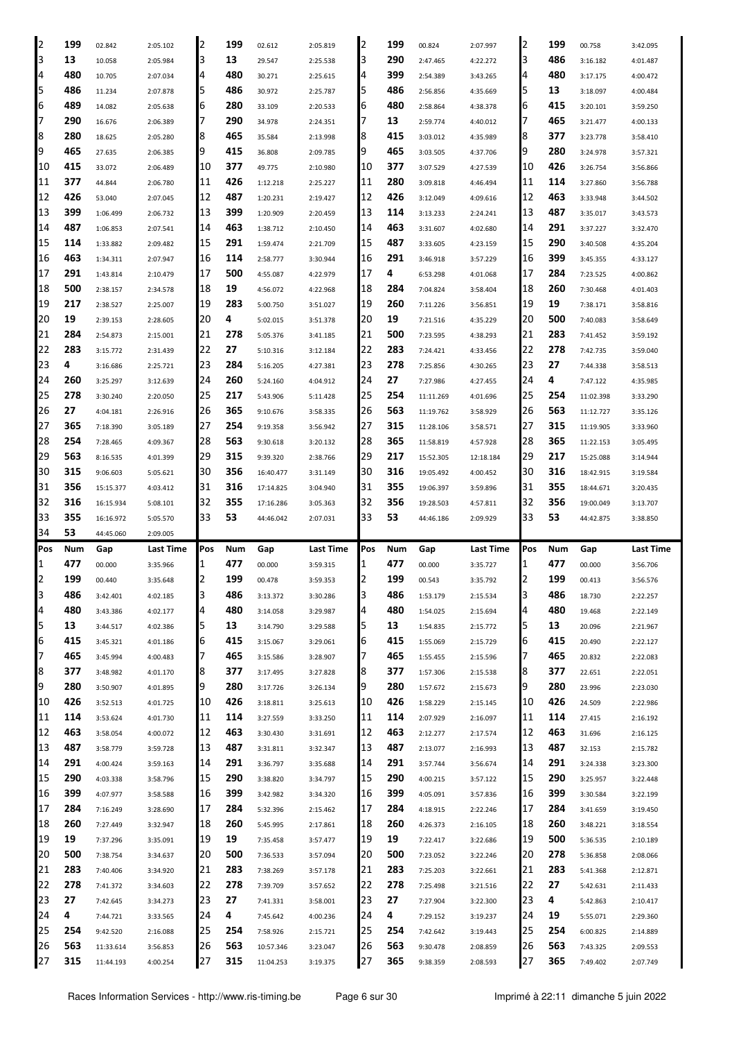| Pos | Num | Gap | Last Time | Pos | Num | Gap | Last Time | Pos | Num | Gap | Last Time | Pos | Num | Gap | Last Time |
|---|---|---|---|---|---|---|---|---|---|---|---|---|---|---|---|
| 2 | 199 | 02.842 | 2:05.102 | 2 | 199 | 02.612 | 2:05.819 | 2 | 199 | 00.824 | 2:07.997 | 2 | 199 | 00.758 | 3:42.095 |
| 3 | 13 | 10.058 | 2:05.984 | 3 | 13 | 29.547 | 2:25.538 | 3 | 290 | 2:47.465 | 4:22.272 | 3 | 486 | 3:16.182 | 4:01.487 |
| 4 | 480 | 10.705 | 2:07.034 | 4 | 480 | 30.271 | 2:25.615 | 4 | 399 | 2:54.389 | 3:43.265 | 4 | 480 | 3:17.175 | 4:00.472 |
| 5 | 486 | 11.234 | 2:07.878 | 5 | 486 | 30.972 | 2:25.787 | 5 | 486 | 2:56.856 | 4:35.669 | 5 | 13 | 3:18.097 | 4:00.484 |
| 6 | 489 | 14.082 | 2:05.638 | 6 | 280 | 33.109 | 2:20.533 | 6 | 480 | 2:58.864 | 4:38.378 | 6 | 415 | 3:20.101 | 3:59.250 |
| 7 | 290 | 16.676 | 2:06.389 | 7 | 290 | 34.978 | 2:24.351 | 7 | 13 | 2:59.774 | 4:40.012 | 7 | 465 | 3:21.477 | 4:00.133 |
| 8 | 280 | 18.625 | 2:05.280 | 8 | 465 | 35.584 | 2:13.998 | 8 | 415 | 3:03.012 | 4:35.989 | 8 | 377 | 3:23.778 | 3:58.410 |
| 9 | 465 | 27.635 | 2:06.385 | 9 | 415 | 36.808 | 2:09.785 | 9 | 465 | 3:03.505 | 4:37.706 | 9 | 280 | 3:24.978 | 3:57.321 |
| 10 | 415 | 33.072 | 2:06.489 | 10 | 377 | 49.775 | 2:10.980 | 10 | 377 | 3:07.529 | 4:27.539 | 10 | 426 | 3:26.754 | 3:56.866 |
| 11 | 377 | 44.844 | 2:06.780 | 11 | 426 | 1:12.218 | 2:25.227 | 11 | 280 | 3:09.818 | 4:46.494 | 11 | 114 | 3:27.860 | 3:56.788 |
| 12 | 426 | 53.040 | 2:07.045 | 12 | 487 | 1:20.231 | 2:19.427 | 12 | 426 | 3:12.049 | 4:09.616 | 12 | 463 | 3:33.948 | 3:44.502 |
| 13 | 399 | 1:06.499 | 2:06.732 | 13 | 399 | 1:20.909 | 2:20.459 | 13 | 114 | 3:13.233 | 2:24.241 | 13 | 487 | 3:35.017 | 3:43.573 |
| 14 | 487 | 1:06.853 | 2:07.541 | 14 | 463 | 1:38.712 | 2:10.450 | 14 | 463 | 3:31.607 | 4:02.680 | 14 | 291 | 3:37.227 | 3:32.470 |
| 15 | 114 | 1:33.882 | 2:09.482 | 15 | 291 | 1:59.474 | 2:21.709 | 15 | 487 | 3:33.605 | 4:23.159 | 15 | 290 | 3:40.508 | 4:35.204 |
| 16 | 463 | 1:34.311 | 2:07.947 | 16 | 114 | 2:58.777 | 3:30.944 | 16 | 291 | 3:46.918 | 3:57.229 | 16 | 399 | 3:45.355 | 4:33.127 |
| 17 | 291 | 1:43.814 | 2:10.479 | 17 | 500 | 4:55.087 | 4:22.979 | 17 | 4 | 6:53.298 | 4:01.068 | 17 | 284 | 7:23.525 | 4:00.862 |
| 18 | 500 | 2:38.157 | 2:34.578 | 18 | 19 | 4:56.072 | 4:22.968 | 18 | 284 | 7:04.824 | 3:58.404 | 18 | 260 | 7:30.468 | 4:01.403 |
| 19 | 217 | 2:38.527 | 2:25.007 | 19 | 283 | 5:00.750 | 3:51.027 | 19 | 260 | 7:11.226 | 3:56.851 | 19 | 19 | 7:38.171 | 3:58.816 |
| 20 | 19 | 2:39.153 | 2:28.605 | 20 | 4 | 5:02.015 | 3:51.378 | 20 | 19 | 7:21.516 | 4:35.229 | 20 | 500 | 7:40.083 | 3:58.649 |
| 21 | 284 | 2:54.873 | 2:15.001 | 21 | 278 | 5:05.376 | 3:41.185 | 21 | 500 | 7:23.595 | 4:38.293 | 21 | 283 | 7:41.452 | 3:59.192 |
| 22 | 283 | 3:15.772 | 2:31.439 | 22 | 27 | 5:10.316 | 3:12.184 | 22 | 283 | 7:24.421 | 4:33.456 | 22 | 278 | 7:42.735 | 3:59.040 |
| 23 | 4 | 3:16.686 | 2:25.721 | 23 | 284 | 5:16.205 | 4:27.381 | 23 | 278 | 7:25.856 | 4:30.265 | 23 | 27 | 7:44.338 | 3:58.513 |
| 24 | 260 | 3:25.297 | 3:12.639 | 24 | 260 | 5:24.160 | 4:04.912 | 24 | 27 | 7:27.986 | 4:27.455 | 24 | 4 | 7:47.122 | 4:35.985 |
| 25 | 278 | 3:30.240 | 2:20.050 | 25 | 217 | 5:43.906 | 5:11.428 | 25 | 254 | 11:11.269 | 4:01.696 | 25 | 254 | 11:02.398 | 3:33.290 |
| 26 | 27 | 4:04.181 | 2:26.916 | 26 | 365 | 9:10.676 | 3:58.335 | 26 | 563 | 11:19.762 | 3:58.929 | 26 | 563 | 11:12.727 | 3:35.126 |
| 27 | 365 | 7:18.390 | 3:05.189 | 27 | 254 | 9:19.358 | 3:56.942 | 27 | 315 | 11:28.106 | 3:58.571 | 27 | 315 | 11:19.905 | 3:33.960 |
| 28 | 254 | 7:28.465 | 4:09.367 | 28 | 563 | 9:30.618 | 3:20.132 | 28 | 365 | 11:58.819 | 4:57.928 | 28 | 365 | 11:22.153 | 3:05.495 |
| 29 | 563 | 8:16.535 | 4:01.399 | 29 | 315 | 9:39.320 | 2:38.766 | 29 | 217 | 15:52.305 | 12:18.184 | 29 | 217 | 15:25.088 | 3:14.944 |
| 30 | 315 | 9:06.603 | 5:05.621 | 30 | 356 | 16:40.477 | 3:31.149 | 30 | 316 | 19:05.492 | 4:00.452 | 30 | 316 | 18:42.915 | 3:19.584 |
| 31 | 356 | 15:15.377 | 4:03.412 | 31 | 316 | 17:14.825 | 3:04.940 | 31 | 355 | 19:06.397 | 3:59.896 | 31 | 355 | 18:44.671 | 3:20.435 |
| 32 | 316 | 16:15.934 | 5:08.101 | 32 | 355 | 17:16.286 | 3:05.363 | 32 | 356 | 19:28.503 | 4:57.811 | 32 | 356 | 19:00.049 | 3:13.707 |
| 33 | 355 | 16:16.972 | 5:05.570 | 33 | 53 | 44:46.042 | 2:07.031 | 33 | 53 | 44:46.186 | 2:09.929 | 33 | 53 | 44:42.875 | 3:38.850 |
| 34 | 53 | 44:45.060 | 2:09.005 | | | | | | | | | | | | |

| Pos | Num | Gap | Last Time | Pos | Num | Gap | Last Time | Pos | Num | Gap | Last Time | Pos | Num | Gap | Last Time |
|---|---|---|---|---|---|---|---|---|---|---|---|---|---|---|---|
| 1 | 477 | 00.000 | 3:35.966 | 1 | 477 | 00.000 | 3:59.315 | 1 | 477 | 00.000 | 3:35.727 | 1 | 477 | 00.000 | 3:56.706 |
| 2 | 199 | 00.440 | 3:35.648 | 2 | 199 | 00.478 | 3:59.353 | 2 | 199 | 00.543 | 3:35.792 | 2 | 199 | 00.413 | 3:56.576 |
| 3 | 486 | 3:42.401 | 4:02.185 | 3 | 486 | 3:13.372 | 3:30.286 | 3 | 486 | 1:53.179 | 2:15.534 | 3 | 486 | 18.730 | 2:22.257 |
| 4 | 480 | 3:43.386 | 4:02.177 | 4 | 480 | 3:14.058 | 3:29.987 | 4 | 480 | 1:54.025 | 2:15.694 | 4 | 480 | 19.468 | 2:22.149 |
| 5 | 13 | 3:44.517 | 4:02.386 | 5 | 13 | 3:14.790 | 3:29.588 | 5 | 13 | 1:54.835 | 2:15.772 | 5 | 13 | 20.096 | 2:21.967 |
| 6 | 415 | 3:45.321 | 4:01.186 | 6 | 415 | 3:15.067 | 3:29.061 | 6 | 415 | 1:55.069 | 2:15.729 | 6 | 415 | 20.490 | 2:22.127 |
| 7 | 465 | 3:45.994 | 4:00.483 | 7 | 465 | 3:15.586 | 3:28.907 | 7 | 465 | 1:55.455 | 2:15.596 | 7 | 465 | 20.832 | 2:22.083 |
| 8 | 377 | 3:48.982 | 4:01.170 | 8 | 377 | 3:17.495 | 3:27.828 | 8 | 377 | 1:57.306 | 2:15.538 | 8 | 377 | 22.651 | 2:22.051 |
| 9 | 280 | 3:50.907 | 4:01.895 | 9 | 280 | 3:17.726 | 3:26.134 | 9 | 280 | 1:57.672 | 2:15.673 | 9 | 280 | 23.996 | 2:23.030 |
| 10 | 426 | 3:52.513 | 4:01.725 | 10 | 426 | 3:18.811 | 3:25.613 | 10 | 426 | 1:58.229 | 2:15.145 | 10 | 426 | 24.509 | 2:22.986 |
| 11 | 114 | 3:53.624 | 4:01.730 | 11 | 114 | 3:27.559 | 3:33.250 | 11 | 114 | 2:07.929 | 2:16.097 | 11 | 114 | 27.415 | 2:16.192 |
| 12 | 463 | 3:58.054 | 4:00.072 | 12 | 463 | 3:30.430 | 3:31.691 | 12 | 463 | 2:12.277 | 2:17.574 | 12 | 463 | 31.696 | 2:16.125 |
| 13 | 487 | 3:58.779 | 3:59.728 | 13 | 487 | 3:31.811 | 3:32.347 | 13 | 487 | 2:13.077 | 2:16.993 | 13 | 487 | 32.153 | 2:15.782 |
| 14 | 291 | 4:00.424 | 3:59.163 | 14 | 291 | 3:36.797 | 3:35.688 | 14 | 291 | 3:57.744 | 3:56.674 | 14 | 291 | 3:24.338 | 3:23.300 |
| 15 | 290 | 4:03.338 | 3:58.796 | 15 | 290 | 3:38.820 | 3:34.797 | 15 | 290 | 4:00.215 | 3:57.122 | 15 | 290 | 3:25.957 | 3:22.448 |
| 16 | 399 | 4:07.977 | 3:58.588 | 16 | 399 | 3:42.982 | 3:34.320 | 16 | 399 | 4:05.091 | 3:57.836 | 16 | 399 | 3:30.584 | 3:22.199 |
| 17 | 284 | 7:16.249 | 3:28.690 | 17 | 284 | 5:32.396 | 2:15.462 | 17 | 284 | 4:18.915 | 2:22.246 | 17 | 284 | 3:41.659 | 3:19.450 |
| 18 | 260 | 7:27.449 | 3:32.947 | 18 | 260 | 5:45.995 | 2:17.861 | 18 | 260 | 4:26.373 | 2:16.105 | 18 | 260 | 3:48.221 | 3:18.554 |
| 19 | 19 | 7:37.296 | 3:35.091 | 19 | 19 | 7:35.458 | 3:57.477 | 19 | 19 | 7:22.417 | 3:22.686 | 19 | 500 | 5:36.535 | 2:10.189 |
| 20 | 500 | 7:38.754 | 3:34.637 | 20 | 500 | 7:36.533 | 3:57.094 | 20 | 500 | 7:23.052 | 3:22.246 | 20 | 278 | 5:36.858 | 2:08.066 |
| 21 | 283 | 7:40.406 | 3:34.920 | 21 | 283 | 7:38.269 | 3:57.178 | 21 | 283 | 7:25.203 | 3:22.661 | 21 | 283 | 5:41.368 | 2:12.871 |
| 22 | 278 | 7:41.372 | 3:34.603 | 22 | 278 | 7:39.709 | 3:57.652 | 22 | 278 | 7:25.498 | 3:21.516 | 22 | 27 | 5:42.631 | 2:11.433 |
| 23 | 27 | 7:42.645 | 3:34.273 | 23 | 27 | 7:41.331 | 3:58.001 | 23 | 27 | 7:27.904 | 3:22.300 | 23 | 4 | 5:42.863 | 2:10.417 |
| 24 | 4 | 7:44.721 | 3:33.565 | 24 | 4 | 7:45.642 | 4:00.236 | 24 | 4 | 7:29.152 | 3:19.237 | 24 | 19 | 5:55.071 | 2:29.360 |
| 25 | 254 | 9:42.520 | 2:16.088 | 25 | 254 | 7:58.926 | 2:15.721 | 25 | 254 | 7:42.642 | 3:19.443 | 25 | 254 | 6:00.825 | 2:14.889 |
| 26 | 563 | 11:33.614 | 3:56.853 | 26 | 563 | 10:57.346 | 3:23.047 | 26 | 563 | 9:30.478 | 2:08.859 | 26 | 563 | 7:43.325 | 2:09.553 |
| 27 | 315 | 11:44.193 | 4:00.254 | 27 | 315 | 11:04.253 | 3:19.375 | 27 | 365 | 9:38.359 | 2:08.593 | 27 | 365 | 7:49.402 | 2:07.749 |

Races Information Services - http://www.ris-timing.be · Imprimé à 22:11 dimanche 5 juin 2022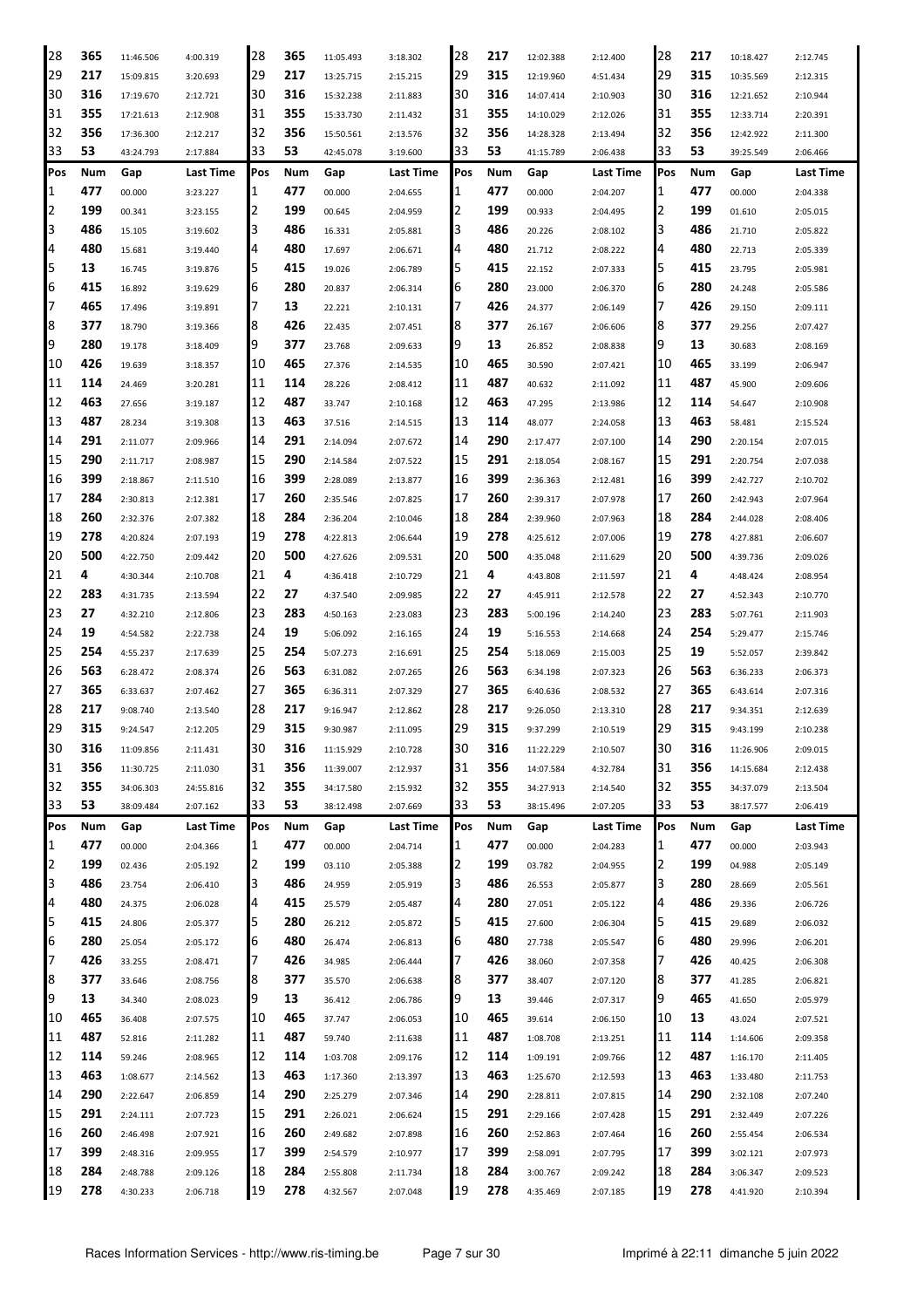| Pos | Num | Gap | Last Time | Pos | Num | Gap | Last Time | Pos | Num | Gap | Last Time | Pos | Num | Gap | Last Time |
|---|---|---|---|---|---|---|---|---|---|---|---|---|---|---|---|
| 28 | 365 | 11:46.506 | 4:00.319 | 28 | 365 | 11:05.493 | 3:18.302 | 28 | 217 | 12:02.388 | 2:12.400 | 28 | 217 | 10:18.427 | 2:12.745 |
| 29 | 217 | 15:09.815 | 3:20.693 | 29 | 217 | 13:25.715 | 2:15.215 | 29 | 315 | 12:19.960 | 4:51.434 | 29 | 315 | 10:35.569 | 2:12.315 |
| 30 | 316 | 17:19.670 | 2:12.721 | 30 | 316 | 15:32.238 | 2:11.883 | 30 | 316 | 14:07.414 | 2:10.903 | 30 | 316 | 12:21.652 | 2:10.944 |
| 31 | 355 | 17:21.613 | 2:12.908 | 31 | 355 | 15:33.730 | 2:11.432 | 31 | 355 | 14:10.029 | 2:12.026 | 31 | 355 | 12:33.714 | 2:20.391 |
| 32 | 356 | 17:36.300 | 2:12.217 | 32 | 356 | 15:50.561 | 2:13.576 | 32 | 356 | 14:28.328 | 2:13.494 | 32 | 356 | 12:42.922 | 2:11.300 |
| 33 | 53 | 43:24.793 | 2:17.884 | 33 | 53 | 42:45.078 | 3:19.600 | 33 | 53 | 41:15.789 | 2:06.438 | 33 | 53 | 39:25.549 | 2:06.466 |

| Pos | Num | Gap | Last Time | Pos | Num | Gap | Last Time | Pos | Num | Gap | Last Time | Pos | Num | Gap | Last Time |
|---|---|---|---|---|---|---|---|---|---|---|---|---|---|---|---|
| 1 | 477 | 00.000 | 3:23.227 | 1 | 477 | 00.000 | 2:04.655 | 1 | 477 | 00.000 | 2:04.207 | 1 | 477 | 00.000 | 2:04.338 |
| 2 | 199 | 00.341 | 3:23.155 | 2 | 199 | 00.645 | 2:04.959 | 2 | 199 | 00.933 | 2:04.495 | 2 | 199 | 01.610 | 2:05.015 |
| 3 | 486 | 15.105 | 3:19.602 | 3 | 486 | 16.331 | 2:05.881 | 3 | 486 | 20.226 | 2:08.102 | 3 | 486 | 21.710 | 2:05.822 |
| 4 | 480 | 15.681 | 3:19.440 | 4 | 480 | 17.697 | 2:06.671 | 4 | 480 | 21.712 | 2:08.222 | 4 | 480 | 22.713 | 2:05.339 |
| 5 | 13 | 16.745 | 3:19.876 | 5 | 415 | 19.026 | 2:06.789 | 5 | 415 | 22.152 | 2:07.333 | 5 | 415 | 23.795 | 2:05.981 |
| 6 | 415 | 16.892 | 3:19.629 | 6 | 280 | 20.837 | 2:06.314 | 6 | 280 | 23.000 | 2:06.370 | 6 | 280 | 24.248 | 2:05.586 |
| 7 | 465 | 17.496 | 3:19.891 | 7 | 13 | 22.221 | 2:10.131 | 7 | 426 | 24.377 | 2:06.149 | 7 | 426 | 29.150 | 2:09.111 |
| 8 | 377 | 18.790 | 3:19.366 | 8 | 426 | 22.435 | 2:07.451 | 8 | 377 | 26.167 | 2:06.606 | 8 | 377 | 29.256 | 2:07.427 |
| 9 | 280 | 19.178 | 3:18.409 | 9 | 377 | 23.768 | 2:09.633 | 9 | 13 | 26.852 | 2:08.838 | 9 | 13 | 30.683 | 2:08.169 |
| 10 | 426 | 19.639 | 3:18.357 | 10 | 465 | 27.376 | 2:14.535 | 10 | 465 | 30.590 | 2:07.421 | 10 | 465 | 33.199 | 2:06.947 |
| 11 | 114 | 24.469 | 3:20.281 | 11 | 114 | 28.226 | 2:08.412 | 11 | 487 | 40.632 | 2:11.092 | 11 | 487 | 45.900 | 2:09.606 |
| 12 | 463 | 27.656 | 3:19.187 | 12 | 487 | 33.747 | 2:10.168 | 12 | 463 | 47.295 | 2:13.986 | 12 | 114 | 54.647 | 2:10.908 |
| 13 | 487 | 28.234 | 3:19.308 | 13 | 463 | 37.516 | 2:14.515 | 13 | 114 | 48.077 | 2:24.058 | 13 | 463 | 58.481 | 2:15.524 |
| 14 | 291 | 2:11.077 | 2:09.966 | 14 | 291 | 2:14.094 | 2:07.672 | 14 | 290 | 2:17.477 | 2:07.100 | 14 | 290 | 2:20.154 | 2:07.015 |
| 15 | 290 | 2:11.717 | 2:08.987 | 15 | 290 | 2:14.584 | 2:07.522 | 15 | 291 | 2:18.054 | 2:08.167 | 15 | 291 | 2:20.754 | 2:07.038 |
| 16 | 399 | 2:18.867 | 2:11.510 | 16 | 399 | 2:28.089 | 2:13.877 | 16 | 399 | 2:36.363 | 2:12.481 | 16 | 399 | 2:42.727 | 2:10.702 |
| 17 | 284 | 2:30.813 | 2:12.381 | 17 | 260 | 2:35.546 | 2:07.825 | 17 | 260 | 2:39.317 | 2:07.978 | 17 | 260 | 2:42.943 | 2:07.964 |
| 18 | 260 | 2:32.376 | 2:07.382 | 18 | 284 | 2:36.204 | 2:10.046 | 18 | 284 | 2:39.960 | 2:07.963 | 18 | 284 | 2:44.028 | 2:08.406 |
| 19 | 278 | 4:20.824 | 2:07.193 | 19 | 278 | 4:22.813 | 2:06.644 | 19 | 278 | 4:25.612 | 2:07.006 | 19 | 278 | 4:27.881 | 2:06.607 |
| 20 | 500 | 4:22.750 | 2:09.442 | 20 | 500 | 4:27.626 | 2:09.531 | 20 | 500 | 4:35.048 | 2:11.629 | 20 | 500 | 4:39.736 | 2:09.026 |
| 21 | 4 | 4:30.344 | 2:10.708 | 21 | 4 | 4:36.418 | 2:10.729 | 21 | 4 | 4:43.808 | 2:11.597 | 21 | 4 | 4:48.424 | 2:08.954 |
| 22 | 283 | 4:31.735 | 2:13.594 | 22 | 27 | 4:37.540 | 2:09.985 | 22 | 27 | 4:45.911 | 2:12.578 | 22 | 27 | 4:52.343 | 2:10.770 |
| 23 | 27 | 4:32.210 | 2:12.806 | 23 | 283 | 4:50.163 | 2:23.083 | 23 | 283 | 5:00.196 | 2:14.240 | 23 | 283 | 5:07.761 | 2:11.903 |
| 24 | 19 | 4:54.582 | 2:22.738 | 24 | 19 | 5:06.092 | 2:16.165 | 24 | 19 | 5:16.553 | 2:14.668 | 24 | 254 | 5:29.477 | 2:15.746 |
| 25 | 254 | 4:55.237 | 2:17.639 | 25 | 254 | 5:07.273 | 2:16.691 | 25 | 254 | 5:18.069 | 2:15.003 | 25 | 19 | 5:52.057 | 2:39.842 |
| 26 | 563 | 6:28.472 | 2:08.374 | 26 | 563 | 6:31.082 | 2:07.265 | 26 | 563 | 6:34.198 | 2:07.323 | 26 | 563 | 6:36.233 | 2:06.373 |
| 27 | 365 | 6:33.637 | 2:07.462 | 27 | 365 | 6:36.311 | 2:07.329 | 27 | 365 | 6:40.636 | 2:08.532 | 27 | 365 | 6:43.614 | 2:07.316 |
| 28 | 217 | 9:08.740 | 2:13.540 | 28 | 217 | 9:16.947 | 2:12.862 | 28 | 217 | 9:26.050 | 2:13.310 | 28 | 217 | 9:34.351 | 2:12.639 |
| 29 | 315 | 9:24.547 | 2:12.205 | 29 | 315 | 9:30.987 | 2:11.095 | 29 | 315 | 9:37.299 | 2:10.519 | 29 | 315 | 9:43.199 | 2:10.238 |
| 30 | 316 | 11:09.856 | 2:11.431 | 30 | 316 | 11:15.929 | 2:10.728 | 30 | 316 | 11:22.229 | 2:10.507 | 30 | 316 | 11:26.906 | 2:09.015 |
| 31 | 356 | 11:30.725 | 2:11.030 | 31 | 356 | 11:39.007 | 2:12.937 | 31 | 356 | 14:07.584 | 4:32.784 | 31 | 356 | 14:15.684 | 2:12.438 |
| 32 | 355 | 34:06.303 | 24:55.816 | 32 | 355 | 34:17.580 | 2:15.932 | 32 | 355 | 34:27.913 | 2:14.540 | 32 | 355 | 34:37.079 | 2:13.504 |
| 33 | 53 | 38:09.484 | 2:07.162 | 33 | 53 | 38:12.498 | 2:07.669 | 33 | 53 | 38:15.496 | 2:07.205 | 33 | 53 | 38:17.577 | 2:06.419 |

| Pos | Num | Gap | Last Time | Pos | Num | Gap | Last Time | Pos | Num | Gap | Last Time | Pos | Num | Gap | Last Time |
|---|---|---|---|---|---|---|---|---|---|---|---|---|---|---|---|
| 1 | 477 | 00.000 | 2:04.366 | 1 | 477 | 00.000 | 2:04.714 | 1 | 477 | 00.000 | 2:04.283 | 1 | 477 | 00.000 | 2:03.943 |
| 2 | 199 | 02.436 | 2:05.192 | 2 | 199 | 03.110 | 2:05.388 | 2 | 199 | 03.782 | 2:04.955 | 2 | 199 | 04.988 | 2:05.149 |
| 3 | 486 | 23.754 | 2:06.410 | 3 | 486 | 24.959 | 2:05.919 | 3 | 486 | 26.553 | 2:05.877 | 3 | 280 | 28.669 | 2:05.561 |
| 4 | 480 | 24.375 | 2:06.028 | 4 | 415 | 25.579 | 2:05.487 | 4 | 280 | 27.051 | 2:05.122 | 4 | 486 | 29.336 | 2:06.726 |
| 5 | 415 | 24.806 | 2:05.377 | 5 | 280 | 26.212 | 2:05.872 | 5 | 415 | 27.600 | 2:06.304 | 5 | 415 | 29.689 | 2:06.032 |
| 6 | 280 | 25.054 | 2:05.172 | 6 | 480 | 26.474 | 2:06.813 | 6 | 480 | 27.738 | 2:05.547 | 6 | 480 | 29.996 | 2:06.201 |
| 7 | 426 | 33.255 | 2:08.471 | 7 | 426 | 34.985 | 2:06.444 | 7 | 426 | 38.060 | 2:07.358 | 7 | 426 | 40.425 | 2:06.308 |
| 8 | 377 | 33.646 | 2:08.756 | 8 | 377 | 35.570 | 2:06.638 | 8 | 377 | 38.407 | 2:07.120 | 8 | 377 | 41.285 | 2:06.821 |
| 9 | 13 | 34.340 | 2:08.023 | 9 | 13 | 36.412 | 2:06.786 | 9 | 13 | 39.446 | 2:07.317 | 9 | 465 | 41.650 | 2:05.979 |
| 10 | 465 | 36.408 | 2:07.575 | 10 | 465 | 37.747 | 2:06.053 | 10 | 465 | 39.614 | 2:06.150 | 10 | 13 | 43.024 | 2:07.521 |
| 11 | 487 | 52.816 | 2:11.282 | 11 | 487 | 59.740 | 2:11.638 | 11 | 487 | 1:08.708 | 2:13.251 | 11 | 114 | 1:14.606 | 2:09.358 |
| 12 | 114 | 59.246 | 2:08.965 | 12 | 114 | 1:03.708 | 2:09.176 | 12 | 114 | 1:09.191 | 2:09.766 | 12 | 487 | 1:16.170 | 2:11.405 |
| 13 | 463 | 1:08.677 | 2:14.562 | 13 | 463 | 1:17.360 | 2:13.397 | 13 | 463 | 1:25.670 | 2:12.593 | 13 | 463 | 1:33.480 | 2:11.753 |
| 14 | 290 | 2:22.647 | 2:06.859 | 14 | 290 | 2:25.279 | 2:07.346 | 14 | 290 | 2:28.811 | 2:07.815 | 14 | 290 | 2:32.108 | 2:07.240 |
| 15 | 291 | 2:24.111 | 2:07.723 | 15 | 291 | 2:26.021 | 2:06.624 | 15 | 291 | 2:29.166 | 2:07.428 | 15 | 291 | 2:32.449 | 2:07.226 |
| 16 | 260 | 2:46.498 | 2:07.921 | 16 | 260 | 2:49.682 | 2:07.898 | 16 | 260 | 2:52.863 | 2:07.464 | 16 | 260 | 2:55.454 | 2:06.534 |
| 17 | 399 | 2:48.316 | 2:09.955 | 17 | 399 | 2:54.579 | 2:10.977 | 17 | 399 | 2:58.091 | 2:07.795 | 17 | 399 | 3:02.121 | 2:07.973 |
| 18 | 284 | 2:48.788 | 2:09.126 | 18 | 284 | 2:55.808 | 2:11.734 | 18 | 284 | 3:00.767 | 2:09.242 | 18 | 284 | 3:06.347 | 2:09.523 |
| 19 | 278 | 4:30.233 | 2:06.718 | 19 | 278 | 4:32.567 | 2:07.048 | 19 | 278 | 4:35.469 | 2:07.185 | 19 | 278 | 4:41.920 | 2:10.394 |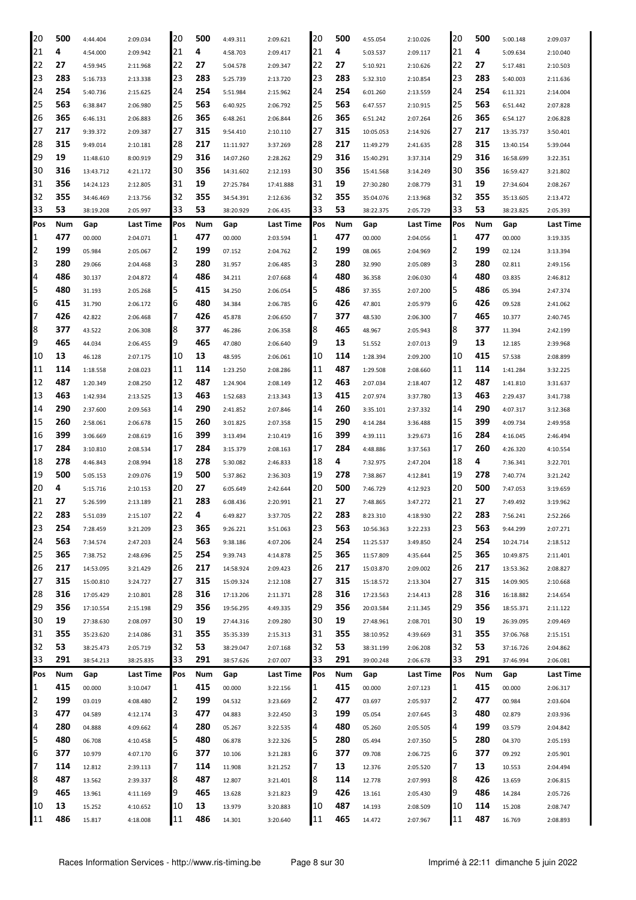| 20 | 500 | 4:44.404 | 2:09.034 | 20 | 500 | 4:49.311 | 2:09.621 | 20 | 500 | 4:55.054 | 2:10.026 | 20 | 500 | 5:00.148 | 2:09.037 |
|---|---|---|---|---|---|---|---|---|---|---|---|---|---|---|---|
| 21 | 4 | 4:54.000 | 2:09.942 | 21 | 4 | 4:58.703 | 2:09.417 | 21 | 4 | 5:03.537 | 2:09.117 | 21 | 4 | 5:09.634 | 2:10.040 |
| 22 | 27 | 4:59.945 | 2:11.968 | 22 | 27 | 5:04.578 | 2:09.347 | 22 | 27 | 5:10.921 | 2:10.626 | 22 | 27 | 5:17.481 | 2:10.503 |
| 23 | 283 | 5:16.733 | 2:13.338 | 23 | 283 | 5:25.739 | 2:13.720 | 23 | 283 | 5:32.310 | 2:10.854 | 23 | 283 | 5:40.003 | 2:11.636 |
| 24 | 254 | 5:40.736 | 2:15.625 | 24 | 254 | 5:51.984 | 2:15.962 | 24 | 254 | 6:01.260 | 2:13.559 | 24 | 254 | 6:11.321 | 2:14.004 |
| 25 | 563 | 6:38.847 | 2:06.980 | 25 | 563 | 6:40.925 | 2:06.792 | 25 | 563 | 6:47.557 | 2:10.915 | 25 | 563 | 6:51.442 | 2:07.828 |
| 26 | 365 | 6:46.131 | 2:06.883 | 26 | 365 | 6:48.261 | 2:06.844 | 26 | 365 | 6:51.242 | 2:07.264 | 26 | 365 | 6:54.127 | 2:06.828 |
| 27 | 217 | 9:39.372 | 2:09.387 | 27 | 315 | 9:54.410 | 2:10.110 | 27 | 315 | 10:05.053 | 2:14.926 | 27 | 217 | 13:35.737 | 3:50.401 |
| 28 | 315 | 9:49.014 | 2:10.181 | 28 | 217 | 11:11.927 | 3:37.269 | 28 | 217 | 11:49.279 | 2:41.635 | 28 | 315 | 13:40.154 | 5:39.044 |
| 29 | 19 | 11:48.610 | 8:00.919 | 29 | 316 | 14:07.260 | 2:28.262 | 29 | 316 | 15:40.291 | 3:37.314 | 29 | 316 | 16:58.699 | 3:22.351 |
| 30 | 316 | 13:43.712 | 4:21.172 | 30 | 356 | 14:31.602 | 2:12.193 | 30 | 356 | 15:41.568 | 3:14.249 | 30 | 356 | 16:59.427 | 3:21.802 |
| 31 | 356 | 14:24.123 | 2:12.805 | 31 | 19 | 27:25.784 | 17:41.888 | 31 | 19 | 27:30.280 | 2:08.779 | 31 | 19 | 27:34.604 | 2:08.267 |
| 32 | 355 | 34:46.469 | 2:13.756 | 32 | 355 | 34:54.391 | 2:12.636 | 32 | 355 | 35:04.076 | 2:13.968 | 32 | 355 | 35:13.605 | 2:13.472 |
| 33 | 53 | 38:19.208 | 2:05.997 | 33 | 53 | 38:20.929 | 2:06.435 | 33 | 53 | 38:22.375 | 2:05.729 | 33 | 53 | 38:23.825 | 2:05.393 |
| **Pos** | **Num** | **Gap** | **Last Time** | **Pos** | **Num** | **Gap** | **Last Time** | **Pos** | **Num** | **Gap** | **Last Time** | **Pos** | **Num** | **Gap** | **Last Time** |
| 1 | 477 | 00.000 | 2:04.071 | 1 | 477 | 00.000 | 2:03.594 | 1 | 477 | 00.000 | 2:04.056 | 1 | 477 | 00.000 | 3:19.335 |
| 2 | 199 | 05.984 | 2:05.067 | 2 | 199 | 07.152 | 2:04.762 | 2 | 199 | 08.065 | 2:04.969 | 2 | 199 | 02.124 | 3:13.394 |
| 3 | 280 | 29.066 | 2:04.468 | 3 | 280 | 31.957 | 2:06.485 | 3 | 280 | 32.990 | 2:05.089 | 3 | 280 | 02.811 | 2:49.156 |
| 4 | 486 | 30.137 | 2:04.872 | 4 | 486 | 34.211 | 2:07.668 | 4 | 480 | 36.358 | 2:06.030 | 4 | 480 | 03.835 | 2:46.812 |
| 5 | 480 | 31.193 | 2:05.268 | 5 | 415 | 34.250 | 2:06.054 | 5 | 486 | 37.355 | 2:07.200 | 5 | 486 | 05.394 | 2:47.374 |
| 6 | 415 | 31.790 | 2:06.172 | 6 | 480 | 34.384 | 2:06.785 | 6 | 426 | 47.801 | 2:05.979 | 6 | 426 | 09.528 | 2:41.062 |
| 7 | 426 | 42.822 | 2:06.468 | 7 | 426 | 45.878 | 2:06.650 | 7 | 377 | 48.530 | 2:06.300 | 7 | 465 | 10.377 | 2:40.745 |
| 8 | 377 | 43.522 | 2:06.308 | 8 | 377 | 46.286 | 2:06.358 | 8 | 465 | 48.967 | 2:05.943 | 8 | 377 | 11.394 | 2:42.199 |
| 9 | 465 | 44.034 | 2:06.455 | 9 | 465 | 47.080 | 2:06.640 | 9 | 13 | 51.552 | 2:07.013 | 9 | 13 | 12.185 | 2:39.968 |
| 10 | 13 | 46.128 | 2:07.175 | 10 | 13 | 48.595 | 2:06.061 | 10 | 114 | 1:28.394 | 2:09.200 | 10 | 415 | 57.538 | 2:08.899 |
| 11 | 114 | 1:18.558 | 2:08.023 | 11 | 114 | 1:23.250 | 2:08.286 | 11 | 487 | 1:29.508 | 2:08.660 | 11 | 114 | 1:41.284 | 3:32.225 |
| 12 | 487 | 1:20.349 | 2:08.250 | 12 | 487 | 1:24.904 | 2:08.149 | 12 | 463 | 2:07.034 | 2:18.407 | 12 | 487 | 1:41.810 | 3:31.637 |
| 13 | 463 | 1:42.934 | 2:13.525 | 13 | 463 | 1:52.683 | 2:13.343 | 13 | 415 | 2:07.974 | 3:37.780 | 13 | 463 | 2:29.437 | 3:41.738 |
| 14 | 290 | 2:37.600 | 2:09.563 | 14 | 290 | 2:41.852 | 2:07.846 | 14 | 260 | 3:35.101 | 2:37.332 | 14 | 290 | 4:07.317 | 3:12.368 |
| 15 | 260 | 2:58.061 | 2:06.678 | 15 | 260 | 3:01.825 | 2:07.358 | 15 | 290 | 4:14.284 | 3:36.488 | 15 | 399 | 4:09.734 | 2:49.958 |
| 16 | 399 | 3:06.669 | 2:08.619 | 16 | 399 | 3:13.494 | 2:10.419 | 16 | 399 | 4:39.111 | 3:29.673 | 16 | 284 | 4:16.045 | 2:46.494 |
| 17 | 284 | 3:10.810 | 2:08.534 | 17 | 284 | 3:15.379 | 2:08.163 | 17 | 284 | 4:48.886 | 3:37.563 | 17 | 260 | 4:26.320 | 4:10.554 |
| 18 | 278 | 4:46.843 | 2:08.994 | 18 | 278 | 5:30.082 | 2:46.833 | 18 | 4 | 7:32.975 | 2:47.204 | 18 | 4 | 7:36.341 | 3:22.701 |
| 19 | 500 | 5:05.153 | 2:09.076 | 19 | 500 | 5:37.862 | 2:36.303 | 19 | 278 | 7:38.867 | 4:12.841 | 19 | 278 | 7:40.774 | 3:21.242 |
| 20 | 4 | 5:15.716 | 2:10.153 | 20 | 27 | 6:05.649 | 2:42.644 | 20 | 500 | 7:46.729 | 4:12.923 | 20 | 500 | 7:47.053 | 3:19.659 |
| 21 | 27 | 5:26.599 | 2:13.189 | 21 | 283 | 6:08.436 | 2:20.991 | 21 | 27 | 7:48.865 | 3:47.272 | 21 | 27 | 7:49.492 | 3:19.962 |
| 22 | 283 | 5:51.039 | 2:15.107 | 22 | 4 | 6:49.827 | 3:37.705 | 22 | 283 | 8:23.310 | 4:18.930 | 22 | 283 | 7:56.241 | 2:52.266 |
| 23 | 254 | 7:28.459 | 3:21.209 | 23 | 365 | 9:26.221 | 3:51.063 | 23 | 563 | 10:56.363 | 3:22.233 | 23 | 563 | 9:44.299 | 2:07.271 |
| 24 | 563 | 7:34.574 | 2:47.203 | 24 | 563 | 9:38.186 | 4:07.206 | 24 | 254 | 11:25.537 | 3:49.850 | 24 | 254 | 10:24.714 | 2:18.512 |
| 25 | 365 | 7:38.752 | 2:48.696 | 25 | 254 | 9:39.743 | 4:14.878 | 25 | 365 | 11:57.809 | 4:35.644 | 25 | 365 | 10:49.875 | 2:11.401 |
| 26 | 217 | 14:53.095 | 3:21.429 | 26 | 217 | 14:58.924 | 2:09.423 | 26 | 217 | 15:03.870 | 2:09.002 | 26 | 217 | 13:53.362 | 2:08.827 |
| 27 | 315 | 15:00.810 | 3:24.727 | 27 | 315 | 15:09.324 | 2:12.108 | 27 | 315 | 15:18.572 | 2:13.304 | 27 | 315 | 14:09.905 | 2:10.668 |
| 28 | 316 | 17:05.429 | 2:10.801 | 28 | 316 | 17:13.206 | 2:11.371 | 28 | 316 | 17:23.563 | 2:14.413 | 28 | 316 | 16:18.882 | 2:14.654 |
| 29 | 356 | 17:10.554 | 2:15.198 | 29 | 356 | 19:56.295 | 4:49.335 | 29 | 356 | 20:03.584 | 2:11.345 | 29 | 356 | 18:55.371 | 2:11.122 |
| 30 | 19 | 27:38.630 | 2:08.097 | 30 | 19 | 27:44.316 | 2:09.280 | 30 | 19 | 27:48.961 | 2:08.701 | 30 | 19 | 26:39.095 | 2:09.469 |
| 31 | 355 | 35:23.620 | 2:14.086 | 31 | 355 | 35:35.339 | 2:15.313 | 31 | 355 | 38:10.952 | 4:39.669 | 31 | 355 | 37:06.768 | 2:15.151 |
| 32 | 53 | 38:25.473 | 2:05.719 | 32 | 53 | 38:29.047 | 2:07.168 | 32 | 53 | 38:31.199 | 2:06.208 | 32 | 53 | 37:16.726 | 2:04.862 |
| 33 | 291 | 38:54.213 | 38:25.835 | 33 | 291 | 38:57.626 | 2:07.007 | 33 | 291 | 39:00.248 | 2:06.678 | 33 | 291 | 37:46.994 | 2:06.081 |
| **Pos** | **Num** | **Gap** | **Last Time** | **Pos** | **Num** | **Gap** | **Last Time** | **Pos** | **Num** | **Gap** | **Last Time** | **Pos** | **Num** | **Gap** | **Last Time** |
| 1 | 415 | 00.000 | 3:10.047 | 1 | 415 | 00.000 | 3:22.156 | 1 | 415 | 00.000 | 2:07.123 | 1 | 415 | 00.000 | 2:06.317 |
| 2 | 199 | 03.019 | 4:08.480 | 2 | 199 | 04.532 | 3:23.669 | 2 | 477 | 03.697 | 2:05.937 | 2 | 477 | 00.984 | 2:03.604 |
| 3 | 477 | 04.589 | 4:12.174 | 3 | 477 | 04.883 | 3:22.450 | 3 | 199 | 05.054 | 2:07.645 | 3 | 480 | 02.879 | 2:03.936 |
| 4 | 280 | 04.888 | 4:09.662 | 4 | 280 | 05.267 | 3:22.535 | 4 | 480 | 05.260 | 2:05.505 | 4 | 199 | 03.579 | 2:04.842 |
| 5 | 480 | 06.708 | 4:10.458 | 5 | 480 | 06.878 | 3:22.326 | 5 | 280 | 05.494 | 2:07.350 | 5 | 280 | 04.370 | 2:05.193 |
| 6 | 377 | 10.979 | 4:07.170 | 6 | 377 | 10.106 | 3:21.283 | 6 | 377 | 09.708 | 2:06.725 | 6 | 377 | 09.292 | 2:05.901 |
| 7 | 114 | 12.812 | 2:39.113 | 7 | 114 | 11.908 | 3:21.252 | 7 | 13 | 12.376 | 2:05.520 | 7 | 13 | 10.553 | 2:04.494 |
| 8 | 487 | 13.562 | 2:39.337 | 8 | 487 | 12.807 | 3:21.401 | 8 | 114 | 12.778 | 2:07.993 | 8 | 426 | 13.659 | 2:06.815 |
| 9 | 465 | 13.961 | 4:11.169 | 9 | 465 | 13.628 | 3:21.823 | 9 | 426 | 13.161 | 2:05.430 | 9 | 486 | 14.284 | 2:05.726 |
| 10 | 13 | 15.252 | 4:10.652 | 10 | 13 | 13.979 | 3:20.883 | 10 | 487 | 14.193 | 2:08.509 | 10 | 114 | 15.208 | 2:08.747 |
| 11 | 486 | 15.817 | 4:18.008 | 11 | 486 | 14.301 | 3:20.640 | 11 | 465 | 14.472 | 2:07.967 | 11 | 487 | 16.769 | 2:08.893 |

Races Information Services - http://www.ris-timing.be Imprimé à 22:11 dimanche 5 juin 2022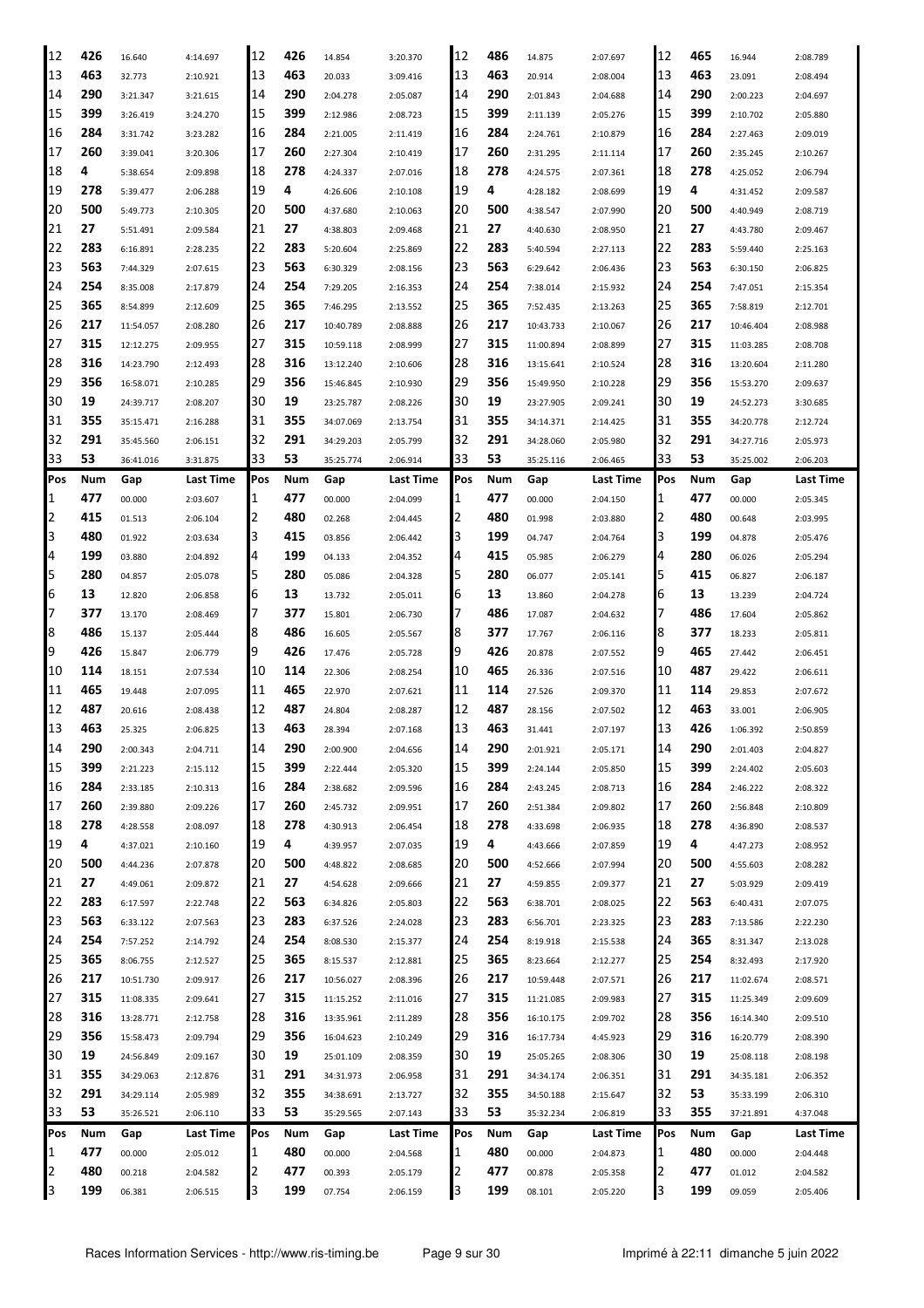| Pos | Num | Gap | Last Time | Pos | Num | Gap | Last Time | Pos | Num | Gap | Last Time | Pos | Num | Gap | Last Time |
|---|---|---|---|---|---|---|---|---|---|---|---|---|---|---|---|
| 12 | **426** | 16.640 | 4:14.697 | 12 | **426** | 14.854 | 3:20.370 | 12 | **486** | 14.875 | 2:07.697 | 12 | **465** | 16.944 | 2:08.789 |
| 13 | **463** | 32.773 | 2:10.921 | 13 | **463** | 20.033 | 3:09.416 | 13 | **463** | 20.914 | 2:08.004 | 13 | **463** | 23.091 | 2:08.494 |
| 14 | **290** | 3:21.347 | 3:21.615 | 14 | **290** | 2:04.278 | 2:05.087 | 14 | **290** | 2:01.843 | 2:04.688 | 14 | **290** | 2:00.223 | 2:04.697 |
| 15 | **399** | 3:26.419 | 3:24.270 | 15 | **399** | 2:12.986 | 2:08.723 | 15 | **399** | 2:11.139 | 2:05.276 | 15 | **399** | 2:10.702 | 2:05.880 |
| 16 | **284** | 3:31.742 | 3:23.282 | 16 | **284** | 2:21.005 | 2:11.419 | 16 | **284** | 2:24.761 | 2:10.879 | 16 | **284** | 2:27.463 | 2:09.019 |
| 17 | **260** | 3:39.041 | 3:20.306 | 17 | **260** | 2:27.304 | 2:10.419 | 17 | **260** | 2:31.295 | 2:11.114 | 17 | **260** | 2:35.245 | 2:10.267 |
| 18 | **4** | 5:38.654 | 2:09.898 | 18 | **278** | 4:24.337 | 2:07.016 | 18 | **278** | 4:24.575 | 2:07.361 | 18 | **278** | 4:25.052 | 2:06.794 |
| 19 | **278** | 5:39.477 | 2:06.288 | 19 | **4** | 4:26.606 | 2:10.108 | 19 | **4** | 4:28.182 | 2:08.699 | 19 | **4** | 4:31.452 | 2:09.587 |
| 20 | **500** | 5:49.773 | 2:10.305 | 20 | **500** | 4:37.680 | 2:10.063 | 20 | **500** | 4:38.547 | 2:07.990 | 20 | **500** | 4:40.949 | 2:08.719 |
| 21 | **27** | 5:51.491 | 2:09.584 | 21 | **27** | 4:38.803 | 2:09.468 | 21 | **27** | 4:40.630 | 2:08.950 | 21 | **27** | 4:43.780 | 2:09.467 |
| 22 | **283** | 6:16.891 | 2:28.235 | 22 | **283** | 5:20.604 | 2:25.869 | 22 | **283** | 5:40.594 | 2:27.113 | 22 | **283** | 5:59.440 | 2:25.163 |
| 23 | **563** | 7:44.329 | 2:07.615 | 23 | **563** | 6:30.329 | 2:08.156 | 23 | **563** | 6:29.642 | 2:06.436 | 23 | **563** | 6:30.150 | 2:06.825 |
| 24 | **254** | 8:35.008 | 2:17.879 | 24 | **254** | 7:29.205 | 2:16.353 | 24 | **254** | 7:38.014 | 2:15.932 | 24 | **254** | 7:47.051 | 2:15.354 |
| 25 | **365** | 8:54.899 | 2:12.609 | 25 | **365** | 7:46.295 | 2:13.552 | 25 | **365** | 7:52.435 | 2:13.263 | 25 | **365** | 7:58.819 | 2:12.701 |
| 26 | **217** | 11:54.057 | 2:08.280 | 26 | **217** | 10:40.789 | 2:08.888 | 26 | **217** | 10:43.733 | 2:10.067 | 26 | **217** | 10:46.404 | 2:08.988 |
| 27 | **315** | 12:12.275 | 2:09.955 | 27 | **315** | 10:59.118 | 2:08.999 | 27 | **315** | 11:00.894 | 2:08.899 | 27 | **315** | 11:03.285 | 2:08.708 |
| 28 | **316** | 14:23.790 | 2:12.493 | 28 | **316** | 13:12.240 | 2:10.606 | 28 | **316** | 13:15.641 | 2:10.524 | 28 | **316** | 13:20.604 | 2:11.280 |
| 29 | **356** | 16:58.071 | 2:10.285 | 29 | **356** | 15:46.845 | 2:10.930 | 29 | **356** | 15:49.950 | 2:10.228 | 29 | **356** | 15:53.270 | 2:09.637 |
| 30 | **19** | 24:39.717 | 2:08.207 | 30 | **19** | 23:25.787 | 2:08.226 | 30 | **19** | 23:27.905 | 2:09.241 | 30 | **19** | 24:52.273 | 3:30.685 |
| 31 | **355** | 35:15.471 | 2:16.288 | 31 | **355** | 34:07.069 | 2:13.754 | 31 | **355** | 34:14.371 | 2:14.425 | 31 | **355** | 34:20.778 | 2:12.724 |
| 32 | **291** | 35:45.560 | 2:06.151 | 32 | **291** | 34:29.203 | 2:05.799 | 32 | **291** | 34:28.060 | 2:05.980 | 32 | **291** | 34:27.716 | 2:05.973 |
| 33 | **53** | 36:41.016 | 3:31.875 | 33 | **53** | 35:25.774 | 2:06.914 | 33 | **53** | 35:25.116 | 2:06.465 | 33 | **53** | 35:25.002 | 2:06.203 |

| Pos | Num | Gap | Last Time | Pos | Num | Gap | Last Time | Pos | Num | Gap | Last Time | Pos | Num | Gap | Last Time |
|---|---|---|---|---|---|---|---|---|---|---|---|---|---|---|---|
| 1 | **477** | 00.000 | 2:03.607 | 1 | **477** | 00.000 | 2:04.099 | 1 | **477** | 00.000 | 2:04.150 | 1 | **477** | 00.000 | 2:05.345 |
| 2 | **415** | 01.513 | 2:06.104 | 2 | **480** | 02.268 | 2:04.445 | 2 | **480** | 01.998 | 2:03.880 | 2 | **480** | 00.648 | 2:03.995 |
| 3 | **480** | 01.922 | 2:03.634 | 3 | **415** | 03.856 | 2:06.442 | 3 | **199** | 04.747 | 2:04.764 | 3 | **199** | 04.878 | 2:05.476 |
| 4 | **199** | 03.880 | 2:04.892 | 4 | **199** | 04.133 | 2:04.352 | 4 | **415** | 05.985 | 2:06.279 | 4 | **280** | 06.026 | 2:05.294 |
| 5 | **280** | 04.857 | 2:05.078 | 5 | **280** | 05.086 | 2:04.328 | 5 | **280** | 06.077 | 2:05.141 | 5 | **415** | 06.827 | 2:06.187 |
| 6 | **13** | 12.820 | 2:06.858 | 6 | **13** | 13.732 | 2:05.011 | 6 | **13** | 13.860 | 2:04.278 | 6 | **13** | 13.239 | 2:04.724 |
| 7 | **377** | 13.170 | 2:08.469 | 7 | **377** | 15.801 | 2:06.730 | 7 | **486** | 17.087 | 2:04.632 | 7 | **486** | 17.604 | 2:05.862 |
| 8 | **486** | 15.137 | 2:05.444 | 8 | **486** | 16.605 | 2:05.567 | 8 | **377** | 17.767 | 2:06.116 | 8 | **377** | 18.233 | 2:05.811 |
| 9 | **426** | 15.847 | 2:06.779 | 9 | **426** | 17.476 | 2:05.728 | 9 | **426** | 20.878 | 2:07.552 | 9 | **465** | 27.442 | 2:06.451 |
| 10 | **114** | 18.151 | 2:07.534 | 10 | **114** | 22.306 | 2:08.254 | 10 | **465** | 26.336 | 2:07.516 | 10 | **487** | 29.422 | 2:06.611 |
| 11 | **465** | 19.448 | 2:07.095 | 11 | **465** | 22.970 | 2:07.621 | 11 | **114** | 27.526 | 2:09.370 | 11 | **114** | 29.853 | 2:07.672 |
| 12 | **487** | 20.616 | 2:08.438 | 12 | **487** | 24.804 | 2:08.287 | 12 | **487** | 28.156 | 2:07.502 | 12 | **463** | 33.001 | 2:06.905 |
| 13 | **463** | 25.325 | 2:06.825 | 13 | **463** | 28.394 | 2:07.168 | 13 | **463** | 31.441 | 2:07.197 | 13 | **426** | 1:06.392 | 2:50.859 |
| 14 | **290** | 2:00.343 | 2:04.711 | 14 | **290** | 2:00.900 | 2:04.656 | 14 | **290** | 2:01.921 | 2:05.171 | 14 | **290** | 2:01.403 | 2:04.827 |
| 15 | **399** | 2:21.223 | 2:15.112 | 15 | **399** | 2:22.444 | 2:05.320 | 15 | **399** | 2:24.144 | 2:05.850 | 15 | **399** | 2:24.402 | 2:05.603 |
| 16 | **284** | 2:33.185 | 2:10.313 | 16 | **284** | 2:38.682 | 2:09.596 | 16 | **284** | 2:43.245 | 2:08.713 | 16 | **284** | 2:46.222 | 2:08.322 |
| 17 | **260** | 2:39.880 | 2:09.226 | 17 | **260** | 2:45.732 | 2:09.951 | 17 | **260** | 2:51.384 | 2:09.802 | 17 | **260** | 2:56.848 | 2:10.809 |
| 18 | **278** | 4:28.558 | 2:08.097 | 18 | **278** | 4:30.913 | 2:06.454 | 18 | **278** | 4:33.698 | 2:06.935 | 18 | **278** | 4:36.890 | 2:08.537 |
| 19 | **4** | 4:37.021 | 2:10.160 | 19 | **4** | 4:39.957 | 2:07.035 | 19 | **4** | 4:43.666 | 2:07.859 | 19 | **4** | 4:47.273 | 2:08.952 |
| 20 | **500** | 4:44.236 | 2:07.878 | 20 | **500** | 4:48.822 | 2:08.685 | 20 | **500** | 4:52.666 | 2:07.994 | 20 | **500** | 4:55.603 | 2:08.282 |
| 21 | **27** | 4:49.061 | 2:09.872 | 21 | **27** | 4:54.628 | 2:09.666 | 21 | **27** | 4:59.855 | 2:09.377 | 21 | **27** | 5:03.929 | 2:09.419 |
| 22 | **283** | 6:17.597 | 2:22.748 | 22 | **563** | 6:34.826 | 2:05.803 | 22 | **563** | 6:38.701 | 2:08.025 | 22 | **563** | 6:40.431 | 2:07.075 |
| 23 | **563** | 6:33.122 | 2:07.563 | 23 | **283** | 6:37.526 | 2:24.028 | 23 | **283** | 6:56.701 | 2:23.325 | 23 | **283** | 7:13.586 | 2:22.230 |
| 24 | **254** | 7:57.252 | 2:14.792 | 24 | **254** | 8:08.530 | 2:15.377 | 24 | **254** | 8:19.918 | 2:15.538 | 24 | **365** | 8:31.347 | 2:13.028 |
| 25 | **365** | 8:06.755 | 2:12.527 | 25 | **365** | 8:15.537 | 2:12.881 | 25 | **365** | 8:23.664 | 2:12.277 | 25 | **254** | 8:32.493 | 2:17.920 |
| 26 | **217** | 10:51.730 | 2:09.917 | 26 | **217** | 10:56.027 | 2:08.396 | 26 | **217** | 10:59.448 | 2:07.571 | 26 | **217** | 11:02.674 | 2:08.571 |
| 27 | **315** | 11:08.335 | 2:09.641 | 27 | **315** | 11:15.252 | 2:11.016 | 27 | **315** | 11:21.085 | 2:09.983 | 27 | **315** | 11:25.349 | 2:09.609 |
| 28 | **316** | 13:28.771 | 2:12.758 | 28 | **316** | 13:35.961 | 2:11.289 | 28 | **356** | 16:10.175 | 2:09.702 | 28 | **356** | 16:14.340 | 2:09.510 |
| 29 | **356** | 15:58.473 | 2:09.794 | 29 | **356** | 16:04.623 | 2:10.249 | 29 | **316** | 16:17.734 | 4:45.923 | 29 | **316** | 16:20.779 | 2:08.390 |
| 30 | **19** | 24:56.849 | 2:09.167 | 30 | **19** | 25:01.109 | 2:08.359 | 30 | **19** | 25:05.265 | 2:08.306 | 30 | **19** | 25:08.118 | 2:08.198 |
| 31 | **355** | 34:29.063 | 2:12.876 | 31 | **291** | 34:31.973 | 2:06.958 | 31 | **291** | 34:34.174 | 2:06.351 | 31 | **291** | 34:35.181 | 2:06.352 |
| 32 | **291** | 34:29.114 | 2:05.989 | 32 | **355** | 34:38.691 | 2:13.727 | 32 | **355** | 34:50.188 | 2:15.647 | 32 | **53** | 35:33.199 | 2:06.310 |
| 33 | **53** | 35:26.521 | 2:06.110 | 33 | **53** | 35:29.565 | 2:07.143 | 33 | **53** | 35:32.234 | 2:06.819 | 33 | **355** | 37:21.891 | 4:37.048 |

| Pos | Num | Gap | Last Time | Pos | Num | Gap | Last Time | Pos | Num | Gap | Last Time | Pos | Num | Gap | Last Time |
|---|---|---|---|---|---|---|---|---|---|---|---|---|---|---|---|
| 1 | **477** | 00.000 | 2:05.012 | 1 | **480** | 00.000 | 2:04.568 | 1 | **480** | 00.000 | 2:04.873 | 1 | **480** | 00.000 | 2:04.448 |
| 2 | **480** | 00.218 | 2:04.582 | 2 | **477** | 00.393 | 2:05.179 | 2 | **477** | 00.878 | 2:05.358 | 2 | **477** | 01.012 | 2:04.582 |
| 3 | **199** | 06.381 | 2:06.515 | 3 | **199** | 07.754 | 2:06.159 | 3 | **199** | 08.101 | 2:05.220 | 3 | **199** | 09.059 | 2:05.406 |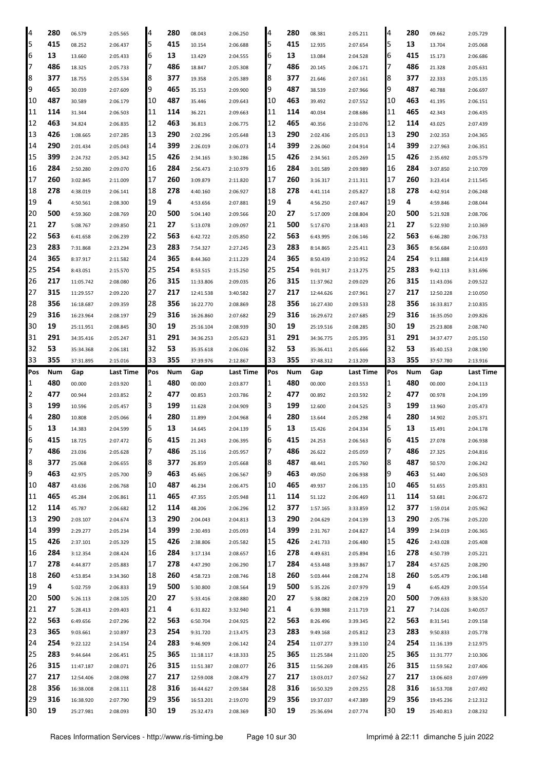| Pos | Num | Gap | Last Time | Pos | Num | Gap | Last Time | Pos | Num | Gap | Last Time | Pos | Num | Gap | Last Time |
|---|---|---|---|---|---|---|---|---|---|---|---|---|---|---|---|
| 4 | **280** | 06.579 | 2:05.565 | 4 | **280** | 08.043 | 2:06.250 | 4 | **280** | 08.381 | 2:05.211 | 4 | **280** | 09.662 | 2:05.729 |
| 5 | **415** | 08.252 | 2:06.437 | 5 | **415** | 10.154 | 2:06.688 | 5 | **415** | 12.935 | 2:07.654 | 5 | **13** | 13.704 | 2:05.068 |
| 6 | **13** | 13.660 | 2:05.433 | 6 | **13** | 13.429 | 2:04.555 | 6 | **13** | 13.084 | 2:04.528 | 6 | **415** | 15.173 | 2:06.686 |
| 7 | **486** | 18.325 | 2:05.733 | 7 | **486** | 18.847 | 2:05.308 | 7 | **486** | 20.145 | 2:06.171 | 7 | **486** | 21.328 | 2:05.631 |
| 8 | **377** | 18.755 | 2:05.534 | 8 | **377** | 19.358 | 2:05.389 | 8 | **377** | 21.646 | 2:07.161 | 8 | **377** | 22.333 | 2:05.135 |
| 9 | **465** | 30.039 | 2:07.609 | 9 | **465** | 35.153 | 2:09.900 | 9 | **487** | 38.539 | 2:07.966 | 9 | **487** | 40.788 | 2:06.697 |
| 10 | **487** | 30.589 | 2:06.179 | 10 | **487** | 35.446 | 2:09.643 | 10 | **463** | 39.492 | 2:07.552 | 10 | **463** | 41.195 | 2:06.151 |
| 11 | **114** | 31.344 | 2:06.503 | 11 | **114** | 36.221 | 2:09.663 | 11 | **114** | 40.034 | 2:08.686 | 11 | **465** | 42.343 | 2:06.435 |
| 12 | **463** | 34.824 | 2:06.835 | 12 | **463** | 36.813 | 2:06.775 | 12 | **465** | 40.356 | 2:10.076 | 12 | **114** | 43.025 | 2:07.439 |
| 13 | **426** | 1:08.665 | 2:07.285 | 13 | **290** | 2:02.296 | 2:05.648 | 13 | **290** | 2:02.436 | 2:05.013 | 13 | **290** | 2:02.353 | 2:04.365 |
| 14 | **290** | 2:01.434 | 2:05.043 | 14 | **399** | 2:26.019 | 2:06.073 | 14 | **399** | 2:26.060 | 2:04.914 | 14 | **399** | 2:27.963 | 2:06.351 |
| 15 | **399** | 2:24.732 | 2:05.342 | 15 | **426** | 2:34.165 | 3:30.286 | 15 | **426** | 2:34.561 | 2:05.269 | 15 | **426** | 2:35.692 | 2:05.579 |
| 16 | **284** | 2:50.280 | 2:09.070 | 16 | **284** | 2:56.473 | 2:10.979 | 16 | **284** | 3:01.589 | 2:09.989 | 16 | **284** | 3:07.850 | 2:10.709 |
| 17 | **260** | 3:02.845 | 2:11.009 | 17 | **260** | 3:09.879 | 2:11.820 | 17 | **260** | 3:16.317 | 2:11.311 | 17 | **260** | 3:23.414 | 2:11.545 |
| 18 | **278** | 4:38.019 | 2:06.141 | 18 | **278** | 4:40.160 | 2:06.927 | 18 | **278** | 4:41.114 | 2:05.827 | 18 | **278** | 4:42.914 | 2:06.248 |
| 19 | **4** | 4:50.561 | 2:08.300 | 19 | **4** | 4:53.656 | 2:07.881 | 19 | **4** | 4:56.250 | 2:07.467 | 19 | **4** | 4:59.846 | 2:08.044 |
| 20 | **500** | 4:59.360 | 2:08.769 | 20 | **500** | 5:04.140 | 2:09.566 | 20 | **27** | 5:17.009 | 2:08.804 | 20 | **500** | 5:21.928 | 2:08.706 |
| 21 | **27** | 5:08.767 | 2:09.850 | 21 | **27** | 5:13.078 | 2:09.097 | 21 | **500** | 5:17.670 | 2:18.403 | 21 | **27** | 5:22.930 | 2:10.369 |
| 22 | **563** | 6:41.658 | 2:06.239 | 22 | **563** | 6:42.722 | 2:05.850 | 22 | **563** | 6:43.995 | 2:06.146 | 22 | **563** | 6:46.280 | 2:06.733 |
| 23 | **283** | 7:31.868 | 2:23.294 | 23 | **283** | 7:54.327 | 2:27.245 | 23 | **283** | 8:14.865 | 2:25.411 | 23 | **365** | 8:56.684 | 2:10.693 |
| 24 | **365** | 8:37.917 | 2:11.582 | 24 | **365** | 8:44.360 | 2:11.229 | 24 | **365** | 8:50.439 | 2:10.952 | 24 | **254** | 9:11.888 | 2:14.419 |
| 25 | **254** | 8:43.051 | 2:15.570 | 25 | **254** | 8:53.515 | 2:15.250 | 25 | **254** | 9:01.917 | 2:13.275 | 25 | **283** | 9:42.113 | 3:31.696 |
| 26 | **217** | 11:05.742 | 2:08.080 | 26 | **315** | 11:33.806 | 2:09.035 | 26 | **315** | 11:37.962 | 2:09.029 | 26 | **315** | 11:43.036 | 2:09.522 |
| 27 | **315** | 11:29.557 | 2:09.220 | 27 | **217** | 12:41.538 | 3:40.582 | 27 | **217** | 12:44.626 | 2:07.961 | 27 | **217** | 12:50.228 | 2:10.050 |
| 28 | **356** | 16:18.687 | 2:09.359 | 28 | **356** | 16:22.770 | 2:08.869 | 28 | **356** | 16:27.430 | 2:09.533 | 28 | **356** | 16:33.817 | 2:10.835 |
| 29 | **316** | 16:23.964 | 2:08.197 | 29 | **316** | 16:26.860 | 2:07.682 | 29 | **316** | 16:29.672 | 2:07.685 | 29 | **316** | 16:35.050 | 2:09.826 |
| 30 | **19** | 25:11.951 | 2:08.845 | 30 | **19** | 25:16.104 | 2:08.939 | 30 | **19** | 25:19.516 | 2:08.285 | 30 | **19** | 25:23.808 | 2:08.740 |
| 31 | **291** | 34:35.416 | 2:05.247 | 31 | **291** | 34:36.253 | 2:05.623 | 31 | **291** | 34:36.775 | 2:05.395 | 31 | **291** | 34:37.477 | 2:05.150 |
| 32 | **53** | 35:34.368 | 2:06.181 | 32 | **53** | 35:35.618 | 2:06.036 | 32 | **53** | 35:36.411 | 2:05.666 | 32 | **53** | 35:40.153 | 2:08.190 |
| 33 | **355** | 37:31.895 | 2:15.016 | 33 | **355** | 37:39.976 | 2:12.867 | 33 | **355** | 37:48.312 | 2:13.209 | 33 | **355** | 37:57.780 | 2:13.916 |

| Pos | Num | Gap | Last Time | Pos | Num | Gap | Last Time | Pos | Num | Gap | Last Time | Pos | Num | Gap | Last Time |
|---|---|---|---|---|---|---|---|---|---|---|---|---|---|---|---|
| 1 | **480** | 00.000 | 2:03.920 | 1 | **480** | 00.000 | 2:03.877 | 1 | **480** | 00.000 | 2:03.553 | 1 | **480** | 00.000 | 2:04.113 |
| 2 | **477** | 00.944 | 2:03.852 | 2 | **477** | 00.853 | 2:03.786 | 2 | **477** | 00.892 | 2:03.592 | 2 | **477** | 00.978 | 2:04.199 |
| 3 | **199** | 10.596 | 2:05.457 | 3 | **199** | 11.628 | 2:04.909 | 3 | **199** | 12.600 | 2:04.525 | 3 | **199** | 13.960 | 2:05.473 |
| 4 | **280** | 10.808 | 2:05.066 | 4 | **280** | 11.899 | 2:04.968 | 4 | **280** | 13.644 | 2:05.298 | 4 | **280** | 14.902 | 2:05.371 |
| 5 | **13** | 14.383 | 2:04.599 | 5 | **13** | 14.645 | 2:04.139 | 5 | **13** | 15.426 | 2:04.334 | 5 | **13** | 15.491 | 2:04.178 |
| 6 | **415** | 18.725 | 2:07.472 | 6 | **415** | 21.243 | 2:06.395 | 6 | **415** | 24.253 | 2:06.563 | 6 | **415** | 27.078 | 2:06.938 |
| 7 | **486** | 23.036 | 2:05.628 | 7 | **486** | 25.116 | 2:05.957 | 7 | **486** | 26.622 | 2:05.059 | 7 | **486** | 27.325 | 2:04.816 |
| 8 | **377** | 25.068 | 2:06.655 | 8 | **377** | 26.859 | 2:05.668 | 8 | **487** | 48.441 | 2:05.760 | 8 | **487** | 50.570 | 2:06.242 |
| 9 | **463** | 42.975 | 2:05.700 | 9 | **463** | 45.665 | 2:06.567 | 9 | **463** | 49.050 | 2:06.938 | 9 | **463** | 51.440 | 2:06.503 |
| 10 | **487** | 43.636 | 2:06.768 | 10 | **487** | 46.234 | 2:06.475 | 10 | **465** | 49.937 | 2:06.135 | 10 | **465** | 51.655 | 2:05.831 |
| 11 | **465** | 45.284 | 2:06.861 | 11 | **465** | 47.355 | 2:05.948 | 11 | **114** | 51.122 | 2:06.469 | 11 | **114** | 53.681 | 2:06.672 |
| 12 | **114** | 45.787 | 2:06.682 | 12 | **114** | 48.206 | 2:06.296 | 12 | **377** | 1:57.165 | 3:33.859 | 12 | **377** | 1:59.014 | 2:05.962 |
| 13 | **290** | 2:03.107 | 2:04.674 | 13 | **290** | 2:04.043 | 2:04.813 | 13 | **290** | 2:04.629 | 2:04.139 | 13 | **290** | 2:05.736 | 2:05.220 |
| 14 | **399** | 2:29.277 | 2:05.234 | 14 | **399** | 2:30.493 | 2:05.093 | 14 | **399** | 2:31.767 | 2:04.827 | 14 | **399** | 2:34.019 | 2:06.365 |
| 15 | **426** | 2:37.101 | 2:05.329 | 15 | **426** | 2:38.806 | 2:05.582 | 15 | **426** | 2:41.733 | 2:06.480 | 15 | **426** | 2:43.028 | 2:05.408 |
| 16 | **284** | 3:12.354 | 2:08.424 | 16 | **284** | 3:17.134 | 2:08.657 | 16 | **278** | 4:49.631 | 2:05.894 | 16 | **278** | 4:50.739 | 2:05.221 |
| 17 | **278** | 4:44.877 | 2:05.883 | 17 | **278** | 4:47.290 | 2:06.290 | 17 | **284** | 4:53.448 | 3:39.867 | 17 | **284** | 4:57.625 | 2:08.290 |
| 18 | **260** | 4:53.854 | 3:34.360 | 18 | **260** | 4:58.723 | 2:08.746 | 18 | **260** | 5:03.444 | 2:08.274 | 18 | **260** | 5:05.479 | 2:06.148 |
| 19 | **4** | 5:02.759 | 2:06.833 | 19 | **500** | 5:30.800 | 2:08.564 | 19 | **500** | 5:35.226 | 2:07.979 | 19 | **4** | 6:45.429 | 2:09.554 |
| 20 | **500** | 5:26.113 | 2:08.105 | 20 | **27** | 5:33.416 | 2:08.880 | 20 | **27** | 5:38.082 | 2:08.219 | 20 | **500** | 7:09.633 | 3:38.520 |
| 21 | **27** | 5:28.413 | 2:09.403 | 21 | **4** | 6:31.822 | 3:32.940 | 21 | **4** | 6:39.988 | 2:11.719 | 21 | **27** | 7:14.026 | 3:40.057 |
| 22 | **563** | 6:49.656 | 2:07.296 | 22 | **563** | 6:50.704 | 2:04.925 | 22 | **563** | 8:26.496 | 3:39.345 | 22 | **563** | 8:31.541 | 2:09.158 |
| 23 | **365** | 9:03.661 | 2:10.897 | 23 | **254** | 9:31.720 | 2:13.475 | 23 | **283** | 9:49.168 | 2:05.812 | 23 | **283** | 9:50.833 | 2:05.778 |
| 24 | **254** | 9:22.122 | 2:14.154 | 24 | **283** | 9:46.909 | 2:06.142 | 24 | **254** | 11:07.277 | 3:39.110 | 24 | **254** | 11:16.139 | 2:12.975 |
| 25 | **283** | 9:44.644 | 2:06.451 | 25 | **365** | 11:18.117 | 4:18.333 | 25 | **365** | 11:25.584 | 2:11.020 | 25 | **365** | 11:31.777 | 2:10.306 |
| 26 | **315** | 11:47.187 | 2:08.071 | 26 | **315** | 11:51.387 | 2:08.077 | 26 | **315** | 11:56.269 | 2:08.435 | 26 | **315** | 11:59.562 | 2:07.406 |
| 27 | **217** | 12:54.406 | 2:08.098 | 27 | **217** | 12:59.008 | 2:08.479 | 27 | **217** | 13:03.017 | 2:07.562 | 27 | **217** | 13:06.603 | 2:07.699 |
| 28 | **356** | 16:38.008 | 2:08.111 | 28 | **316** | 16:44.627 | 2:09.584 | 28 | **316** | 16:50.329 | 2:09.255 | 28 | **316** | 16:53.708 | 2:07.492 |
| 29 | **316** | 16:38.920 | 2:07.790 | 29 | **356** | 16:53.201 | 2:19.070 | 29 | **356** | 19:37.037 | 4:47.389 | 29 | **356** | 19:45.236 | 2:12.312 |
| 30 | **19** | 25:27.981 | 2:08.093 | 30 | **19** | 25:32.473 | 2:08.369 | 30 | **19** | 25:36.694 | 2:07.774 | 30 | **19** | 25:40.813 | 2:08.232 |

Races Information Services - http://www.ris-timing.be Imprimé à 22:11 dimanche 5 juin 2022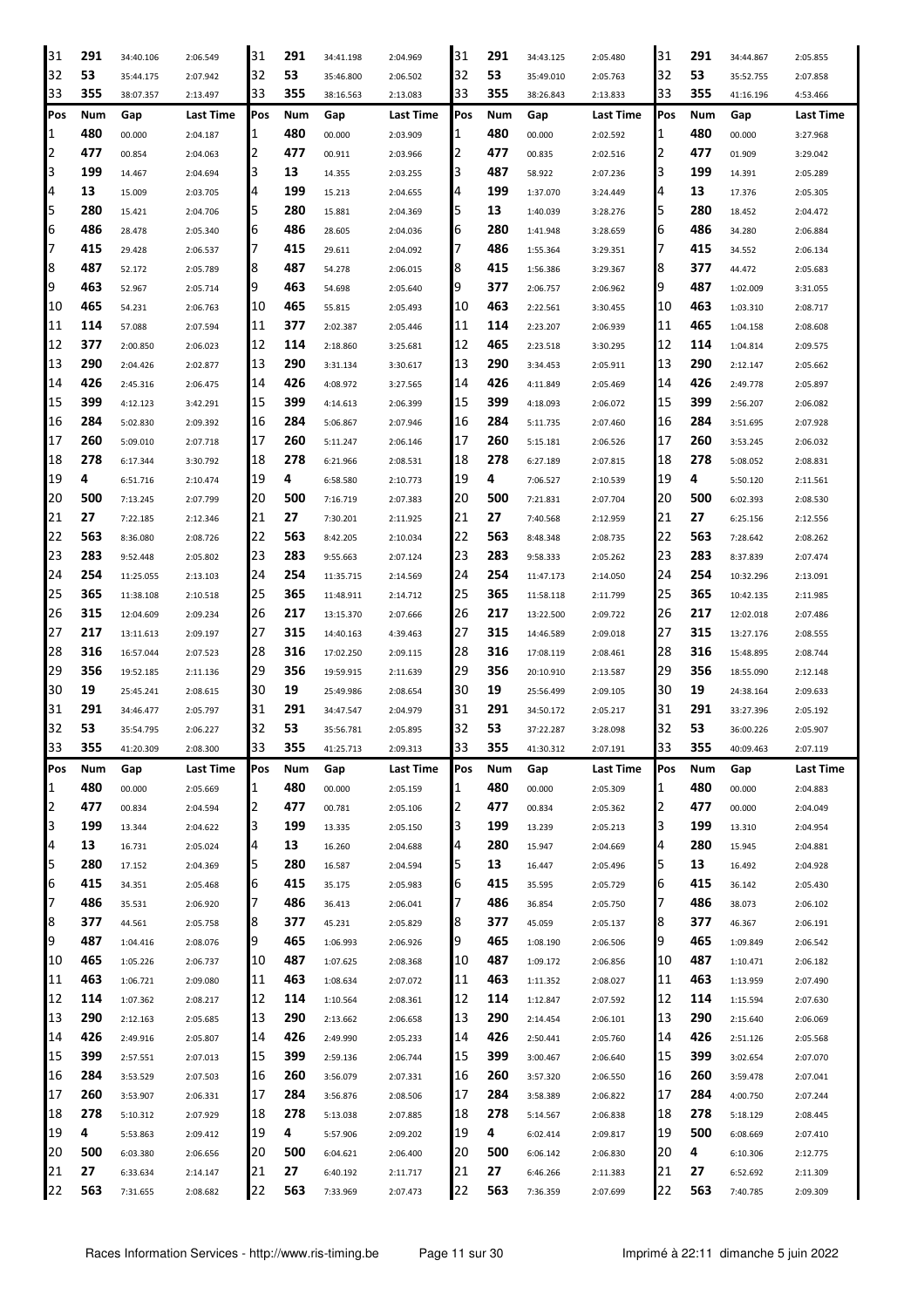| Pos | Num | Gap | Last Time | Pos | Num | Gap | Last Time | Pos | Num | Gap | Last Time | Pos | Num | Gap | Last Time |
|---|---|---|---|---|---|---|---|---|---|---|---|---|---|---|---|
| 31 | 291 | 34:40.106 | 2:06.549 | 31 | 291 | 34:41.198 | 2:04.969 | 31 | 291 | 34:43.125 | 2:05.480 | 31 | 291 | 34:44.867 | 2:05.855 |
| 32 | 53 | 35:44.175 | 2:07.942 | 32 | 53 | 35:46.800 | 2:06.502 | 32 | 53 | 35:49.010 | 2:05.763 | 32 | 53 | 35:52.755 | 2:07.858 |
| 33 | 355 | 38:07.357 | 2:13.497 | 33 | 355 | 38:16.563 | 2:13.083 | 33 | 355 | 38:26.843 | 2:13.833 | 33 | 355 | 41:16.196 | 4:53.466 |

| Pos | Num | Gap | Last Time | Pos | Num | Gap | Last Time | Pos | Num | Gap | Last Time | Pos | Num | Gap | Last Time |
|---|---|---|---|---|---|---|---|---|---|---|---|---|---|---|---|
| 1 | 480 | 00.000 | 2:04.187 | 1 | 480 | 00.000 | 2:03.909 | 1 | 480 | 00.000 | 2:02.592 | 1 | 480 | 00.000 | 3:27.968 |
| 2 | 477 | 00.854 | 2:04.063 | 2 | 477 | 00.911 | 2:03.966 | 2 | 477 | 00.835 | 2:02.516 | 2 | 477 | 01.909 | 3:29.042 |
| 3 | 199 | 14.467 | 2:04.694 | 3 | 13 | 14.355 | 2:03.255 | 3 | 487 | 58.922 | 2:07.236 | 3 | 199 | 14.391 | 2:05.289 |
| 4 | 13 | 15.009 | 2:03.705 | 4 | 199 | 15.213 | 2:04.655 | 4 | 199 | 1:37.070 | 3:24.449 | 4 | 13 | 17.376 | 2:05.305 |
| 5 | 280 | 15.421 | 2:04.706 | 5 | 280 | 15.881 | 2:04.369 | 5 | 13 | 1:40.039 | 3:28.276 | 5 | 280 | 18.452 | 2:04.472 |
| 6 | 486 | 28.478 | 2:05.340 | 6 | 486 | 28.605 | 2:04.036 | 6 | 280 | 1:41.948 | 3:28.659 | 6 | 486 | 34.280 | 2:06.884 |
| 7 | 415 | 29.428 | 2:06.537 | 7 | 415 | 29.611 | 2:04.092 | 7 | 486 | 1:55.364 | 3:29.351 | 7 | 415 | 34.552 | 2:06.134 |
| 8 | 487 | 52.172 | 2:05.789 | 8 | 487 | 54.278 | 2:06.015 | 8 | 415 | 1:56.386 | 3:29.367 | 8 | 377 | 44.472 | 2:05.683 |
| 9 | 463 | 52.967 | 2:05.714 | 9 | 463 | 54.698 | 2:05.640 | 9 | 377 | 2:06.757 | 2:06.962 | 9 | 487 | 1:02.009 | 3:31.055 |
| 10 | 465 | 54.231 | 2:06.763 | 10 | 465 | 55.815 | 2:05.493 | 10 | 463 | 2:22.561 | 3:30.455 | 10 | 463 | 1:03.310 | 2:08.717 |
| 11 | 114 | 57.088 | 2:07.594 | 11 | 377 | 2:02.387 | 2:05.446 | 11 | 114 | 2:23.207 | 2:06.939 | 11 | 465 | 1:04.158 | 2:08.608 |
| 12 | 377 | 2:00.850 | 2:06.023 | 12 | 114 | 2:18.860 | 3:25.681 | 12 | 465 | 2:23.518 | 3:30.295 | 12 | 114 | 1:04.814 | 2:09.575 |
| 13 | 290 | 2:04.426 | 2:02.877 | 13 | 290 | 3:31.134 | 3:30.617 | 13 | 290 | 3:34.453 | 2:05.911 | 13 | 290 | 2:12.147 | 2:05.662 |
| 14 | 426 | 2:45.316 | 2:06.475 | 14 | 426 | 4:08.972 | 3:27.565 | 14 | 426 | 4:11.849 | 2:05.469 | 14 | 426 | 2:49.778 | 2:05.897 |
| 15 | 399 | 4:12.123 | 3:42.291 | 15 | 399 | 4:14.613 | 2:06.399 | 15 | 399 | 4:18.093 | 2:06.072 | 15 | 399 | 2:56.207 | 2:06.082 |
| 16 | 284 | 5:02.830 | 2:09.392 | 16 | 284 | 5:06.867 | 2:07.946 | 16 | 284 | 5:11.735 | 2:07.460 | 16 | 284 | 3:51.695 | 2:07.928 |
| 17 | 260 | 5:09.010 | 2:07.718 | 17 | 260 | 5:11.247 | 2:06.146 | 17 | 260 | 5:15.181 | 2:06.526 | 17 | 260 | 3:53.245 | 2:06.032 |
| 18 | 278 | 6:17.344 | 3:30.792 | 18 | 278 | 6:21.966 | 2:08.531 | 18 | 278 | 6:27.189 | 2:07.815 | 18 | 278 | 5:08.052 | 2:08.831 |
| 19 | 4 | 6:51.716 | 2:10.474 | 19 | 4 | 6:58.580 | 2:10.773 | 19 | 4 | 7:06.527 | 2:10.539 | 19 | 4 | 5:50.120 | 2:11.561 |
| 20 | 500 | 7:13.245 | 2:07.799 | 20 | 500 | 7:16.719 | 2:07.383 | 20 | 500 | 7:21.831 | 2:07.704 | 20 | 500 | 6:02.393 | 2:08.530 |
| 21 | 27 | 7:22.185 | 2:12.346 | 21 | 27 | 7:30.201 | 2:11.925 | 21 | 27 | 7:40.568 | 2:12.959 | 21 | 27 | 6:25.156 | 2:12.556 |
| 22 | 563 | 8:36.080 | 2:08.726 | 22 | 563 | 8:42.205 | 2:10.034 | 22 | 563 | 8:48.348 | 2:08.735 | 22 | 563 | 7:28.642 | 2:08.262 |
| 23 | 283 | 9:52.448 | 2:05.802 | 23 | 283 | 9:55.663 | 2:07.124 | 23 | 283 | 9:58.333 | 2:05.262 | 23 | 283 | 8:37.839 | 2:07.474 |
| 24 | 254 | 11:25.055 | 2:13.103 | 24 | 254 | 11:35.715 | 2:14.569 | 24 | 254 | 11:47.173 | 2:14.050 | 24 | 254 | 10:32.296 | 2:13.091 |
| 25 | 365 | 11:38.108 | 2:10.518 | 25 | 365 | 11:48.911 | 2:14.712 | 25 | 365 | 11:58.118 | 2:11.799 | 25 | 365 | 10:42.135 | 2:11.985 |
| 26 | 315 | 12:04.609 | 2:09.234 | 26 | 217 | 13:15.370 | 2:07.666 | 26 | 217 | 13:22.500 | 2:09.722 | 26 | 217 | 12:02.018 | 2:07.486 |
| 27 | 217 | 13:11.613 | 2:09.197 | 27 | 315 | 14:40.163 | 4:39.463 | 27 | 315 | 14:46.589 | 2:09.018 | 27 | 315 | 13:27.176 | 2:08.555 |
| 28 | 316 | 16:57.044 | 2:07.523 | 28 | 316 | 17:02.250 | 2:09.115 | 28 | 316 | 17:08.119 | 2:08.461 | 28 | 316 | 15:48.895 | 2:08.744 |
| 29 | 356 | 19:52.185 | 2:11.136 | 29 | 356 | 19:59.915 | 2:11.639 | 29 | 356 | 20:10.910 | 2:13.587 | 29 | 356 | 18:55.090 | 2:12.148 |
| 30 | 19 | 25:45.241 | 2:08.615 | 30 | 19 | 25:49.986 | 2:08.654 | 30 | 19 | 25:56.499 | 2:09.105 | 30 | 19 | 24:38.164 | 2:09.633 |
| 31 | 291 | 34:46.477 | 2:05.797 | 31 | 291 | 34:47.547 | 2:04.979 | 31 | 291 | 34:50.172 | 2:05.217 | 31 | 291 | 33:27.396 | 2:05.192 |
| 32 | 53 | 35:54.795 | 2:06.227 | 32 | 53 | 35:56.781 | 2:05.895 | 32 | 53 | 37:22.287 | 3:28.098 | 32 | 53 | 36:00.226 | 2:05.907 |
| 33 | 355 | 41:20.309 | 2:08.300 | 33 | 355 | 41:25.713 | 2:09.313 | 33 | 355 | 41:30.312 | 2:07.191 | 33 | 355 | 40:09.463 | 2:07.119 |

| Pos | Num | Gap | Last Time | Pos | Num | Gap | Last Time | Pos | Num | Gap | Last Time | Pos | Num | Gap | Last Time |
|---|---|---|---|---|---|---|---|---|---|---|---|---|---|---|---|
| 1 | 480 | 00.000 | 2:05.669 | 1 | 480 | 00.000 | 2:05.159 | 1 | 480 | 00.000 | 2:05.309 | 1 | 480 | 00.000 | 2:04.883 |
| 2 | 477 | 00.834 | 2:04.594 | 2 | 477 | 00.781 | 2:05.106 | 2 | 477 | 00.834 | 2:05.362 | 2 | 477 | 00.000 | 2:04.049 |
| 3 | 199 | 13.344 | 2:04.622 | 3 | 199 | 13.335 | 2:05.150 | 3 | 199 | 13.239 | 2:05.213 | 3 | 199 | 13.310 | 2:04.954 |
| 4 | 13 | 16.731 | 2:05.024 | 4 | 13 | 16.260 | 2:04.688 | 4 | 280 | 15.947 | 2:04.669 | 4 | 280 | 15.945 | 2:04.881 |
| 5 | 280 | 17.152 | 2:04.369 | 5 | 280 | 16.587 | 2:04.594 | 5 | 13 | 16.447 | 2:05.496 | 5 | 13 | 16.492 | 2:04.928 |
| 6 | 415 | 34.351 | 2:05.468 | 6 | 415 | 35.175 | 2:05.983 | 6 | 415 | 35.595 | 2:05.729 | 6 | 415 | 36.142 | 2:05.430 |
| 7 | 486 | 35.531 | 2:06.920 | 7 | 486 | 36.413 | 2:06.041 | 7 | 486 | 36.854 | 2:05.750 | 7 | 486 | 38.073 | 2:06.102 |
| 8 | 377 | 44.561 | 2:05.758 | 8 | 377 | 45.231 | 2:05.829 | 8 | 377 | 45.059 | 2:05.137 | 8 | 377 | 46.367 | 2:06.191 |
| 9 | 487 | 1:04.416 | 2:08.076 | 9 | 465 | 1:06.993 | 2:06.926 | 9 | 465 | 1:08.190 | 2:06.506 | 9 | 465 | 1:09.849 | 2:06.542 |
| 10 | 465 | 1:05.226 | 2:06.737 | 10 | 487 | 1:07.625 | 2:08.368 | 10 | 487 | 1:09.172 | 2:06.856 | 10 | 487 | 1:10.471 | 2:06.182 |
| 11 | 463 | 1:06.721 | 2:09.080 | 11 | 463 | 1:08.634 | 2:07.072 | 11 | 463 | 1:11.352 | 2:08.027 | 11 | 463 | 1:13.959 | 2:07.490 |
| 12 | 114 | 1:07.362 | 2:08.217 | 12 | 114 | 1:10.564 | 2:08.361 | 12 | 114 | 1:12.847 | 2:07.592 | 12 | 114 | 1:15.594 | 2:07.630 |
| 13 | 290 | 2:12.163 | 2:05.685 | 13 | 290 | 2:13.662 | 2:06.658 | 13 | 290 | 2:14.454 | 2:06.101 | 13 | 290 | 2:15.640 | 2:06.069 |
| 14 | 426 | 2:49.916 | 2:05.807 | 14 | 426 | 2:49.990 | 2:05.233 | 14 | 426 | 2:50.441 | 2:05.760 | 14 | 426 | 2:51.126 | 2:05.568 |
| 15 | 399 | 2:57.551 | 2:07.013 | 15 | 399 | 2:59.136 | 2:06.744 | 15 | 399 | 3:00.467 | 2:06.640 | 15 | 399 | 3:02.654 | 2:07.070 |
| 16 | 284 | 3:53.529 | 2:07.503 | 16 | 260 | 3:56.079 | 2:07.331 | 16 | 260 | 3:57.320 | 2:06.550 | 16 | 260 | 3:59.478 | 2:07.041 |
| 17 | 260 | 3:53.907 | 2:06.331 | 17 | 284 | 3:56.876 | 2:08.506 | 17 | 284 | 3:58.389 | 2:06.822 | 17 | 284 | 4:00.750 | 2:07.244 |
| 18 | 278 | 5:10.312 | 2:07.929 | 18 | 278 | 5:13.038 | 2:07.885 | 18 | 278 | 5:14.567 | 2:06.838 | 18 | 278 | 5:18.129 | 2:08.445 |
| 19 | 4 | 5:53.863 | 2:09.412 | 19 | 4 | 5:57.906 | 2:09.202 | 19 | 4 | 6:02.414 | 2:09.817 | 19 | 500 | 6:08.669 | 2:07.410 |
| 20 | 500 | 6:03.380 | 2:06.656 | 20 | 500 | 6:04.621 | 2:06.400 | 20 | 500 | 6:06.142 | 2:06.830 | 20 | 4 | 6:10.306 | 2:12.775 |
| 21 | 27 | 6:33.634 | 2:14.147 | 21 | 27 | 6:40.192 | 2:11.717 | 21 | 27 | 6:46.266 | 2:11.383 | 21 | 27 | 6:52.692 | 2:11.309 |
| 22 | 563 | 7:31.655 | 2:08.682 | 22 | 563 | 7:33.969 | 2:07.473 | 22 | 563 | 7:36.359 | 2:07.699 | 22 | 563 | 7:40.785 | 2:09.309 |

Races Information Services - http://www.ris-timing.be

Imprimé à 22:11 dimanche 5 juin 2022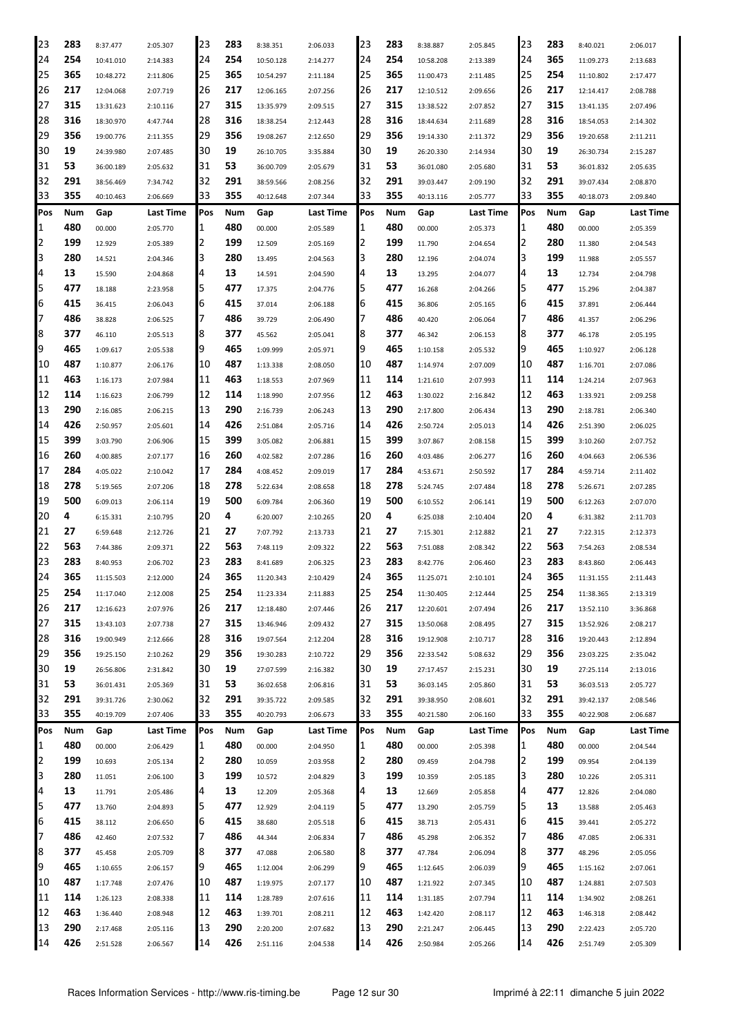| Pos | Num | Gap | Last Time | Pos | Num | Gap | Last Time | Pos | Num | Gap | Last Time | Pos | Num | Gap | Last Time |
|---|---|---|---|---|---|---|---|---|---|---|---|---|---|---|---|
| 23 | 283 | 8:37.477 | 2:05.307 | 23 | 283 | 8:38.351 | 2:06.033 | 23 | 283 | 8:38.887 | 2:05.845 | 23 | 283 | 8:40.021 | 2:06.017 |
| 24 | 254 | 10:41.010 | 2:14.383 | 24 | 254 | 10:50.128 | 2:14.277 | 24 | 254 | 10:58.208 | 2:13.389 | 24 | 365 | 11:09.273 | 2:13.683 |
| 25 | 365 | 10:48.272 | 2:11.806 | 25 | 365 | 10:54.297 | 2:11.184 | 25 | 365 | 11:00.473 | 2:11.485 | 25 | 254 | 11:10.802 | 2:17.477 |
| 26 | 217 | 12:04.068 | 2:07.719 | 26 | 217 | 12:06.165 | 2:07.256 | 26 | 217 | 12:10.512 | 2:09.656 | 26 | 217 | 12:14.417 | 2:08.788 |
| 27 | 315 | 13:31.623 | 2:10.116 | 27 | 315 | 13:35.979 | 2:09.515 | 27 | 315 | 13:38.522 | 2:07.852 | 27 | 315 | 13:41.135 | 2:07.496 |
| 28 | 316 | 18:30.970 | 4:47.744 | 28 | 316 | 18:38.254 | 2:12.443 | 28 | 316 | 18:44.634 | 2:11.689 | 28 | 316 | 18:54.053 | 2:14.302 |
| 29 | 356 | 19:00.776 | 2:11.355 | 29 | 356 | 19:08.267 | 2:12.650 | 29 | 356 | 19:14.330 | 2:11.372 | 29 | 356 | 19:20.658 | 2:11.211 |
| 30 | 19 | 24:39.980 | 2:07.485 | 30 | 19 | 26:10.705 | 3:35.884 | 30 | 19 | 26:20.330 | 2:14.934 | 30 | 19 | 26:30.734 | 2:15.287 |
| 31 | 53 | 36:00.189 | 2:05.632 | 31 | 53 | 36:00.709 | 2:05.679 | 31 | 53 | 36:01.080 | 2:05.680 | 31 | 53 | 36:01.832 | 2:05.635 |
| 32 | 291 | 38:56.469 | 7:34.742 | 32 | 291 | 38:59.566 | 2:08.256 | 32 | 291 | 39:03.447 | 2:09.190 | 32 | 291 | 39:07.434 | 2:08.870 |
| 33 | 355 | 40:10.463 | 2:06.669 | 33 | 355 | 40:12.648 | 2:07.344 | 33 | 355 | 40:13.116 | 2:05.777 | 33 | 355 | 40:18.073 | 2:09.840 |

| Pos | Num | Gap | Last Time | Pos | Num | Gap | Last Time | Pos | Num | Gap | Last Time | Pos | Num | Gap | Last Time |
|---|---|---|---|---|---|---|---|---|---|---|---|---|---|---|---|
| 1 | 480 | 00.000 | 2:05.770 | 1 | 480 | 00.000 | 2:05.589 | 1 | 480 | 00.000 | 2:05.373 | 1 | 480 | 00.000 | 2:05.359 |
| 2 | 199 | 12.929 | 2:05.389 | 2 | 199 | 12.509 | 2:05.169 | 2 | 199 | 11.790 | 2:04.654 | 2 | 280 | 11.380 | 2:04.543 |
| 3 | 280 | 14.521 | 2:04.346 | 3 | 280 | 13.495 | 2:04.563 | 3 | 280 | 12.196 | 2:04.074 | 3 | 199 | 11.988 | 2:05.557 |
| 4 | 13 | 15.590 | 2:04.868 | 4 | 13 | 14.591 | 2:04.590 | 4 | 13 | 13.295 | 2:04.077 | 4 | 13 | 12.734 | 2:04.798 |
| 5 | 477 | 18.188 | 2:23.958 | 5 | 477 | 17.375 | 2:04.776 | 5 | 477 | 16.268 | 2:04.266 | 5 | 477 | 15.296 | 2:04.387 |
| 6 | 415 | 36.415 | 2:06.043 | 6 | 415 | 37.014 | 2:06.188 | 6 | 415 | 36.806 | 2:05.165 | 6 | 415 | 37.891 | 2:06.444 |
| 7 | 486 | 38.828 | 2:06.525 | 7 | 486 | 39.729 | 2:06.490 | 7 | 486 | 40.420 | 2:06.064 | 7 | 486 | 41.357 | 2:06.296 |
| 8 | 377 | 46.110 | 2:05.513 | 8 | 377 | 45.562 | 2:05.041 | 8 | 377 | 46.342 | 2:06.153 | 8 | 377 | 46.178 | 2:05.195 |
| 9 | 465 | 1:09.617 | 2:05.538 | 9 | 465 | 1:09.999 | 2:05.971 | 9 | 465 | 1:10.158 | 2:05.532 | 9 | 465 | 1:10.927 | 2:06.128 |
| 10 | 487 | 1:10.877 | 2:06.176 | 10 | 487 | 1:13.338 | 2:08.050 | 10 | 487 | 1:14.974 | 2:07.009 | 10 | 487 | 1:16.701 | 2:07.086 |
| 11 | 463 | 1:16.173 | 2:07.984 | 11 | 463 | 1:18.553 | 2:07.969 | 11 | 114 | 1:21.610 | 2:07.993 | 11 | 114 | 1:24.214 | 2:07.963 |
| 12 | 114 | 1:16.623 | 2:06.799 | 12 | 114 | 1:18.990 | 2:07.956 | 12 | 463 | 1:30.022 | 2:16.842 | 12 | 463 | 1:33.921 | 2:09.258 |
| 13 | 290 | 2:16.085 | 2:06.215 | 13 | 290 | 2:16.739 | 2:06.243 | 13 | 290 | 2:17.800 | 2:06.434 | 13 | 290 | 2:18.781 | 2:06.340 |
| 14 | 426 | 2:50.957 | 2:05.601 | 14 | 426 | 2:51.084 | 2:05.716 | 14 | 426 | 2:50.724 | 2:05.013 | 14 | 426 | 2:51.390 | 2:06.025 |
| 15 | 399 | 3:03.790 | 2:06.906 | 15 | 399 | 3:05.082 | 2:06.881 | 15 | 399 | 3:07.867 | 2:08.158 | 15 | 399 | 3:10.260 | 2:07.752 |
| 16 | 260 | 4:00.885 | 2:07.177 | 16 | 260 | 4:02.582 | 2:07.286 | 16 | 260 | 4:03.486 | 2:06.277 | 16 | 260 | 4:04.663 | 2:06.536 |
| 17 | 284 | 4:05.022 | 2:10.042 | 17 | 284 | 4:08.452 | 2:09.019 | 17 | 284 | 4:53.671 | 2:50.592 | 17 | 284 | 4:59.714 | 2:11.402 |
| 18 | 278 | 5:19.565 | 2:07.206 | 18 | 278 | 5:22.634 | 2:08.658 | 18 | 278 | 5:24.745 | 2:07.484 | 18 | 278 | 5:26.671 | 2:07.285 |
| 19 | 500 | 6:09.013 | 2:06.114 | 19 | 500 | 6:09.784 | 2:06.360 | 19 | 500 | 6:10.552 | 2:06.141 | 19 | 500 | 6:12.263 | 2:07.070 |
| 20 | 4 | 6:15.331 | 2:10.795 | 20 | 4 | 6:20.007 | 2:10.265 | 20 | 4 | 6:25.038 | 2:10.404 | 20 | 4 | 6:31.382 | 2:11.703 |
| 21 | 27 | 6:59.648 | 2:12.726 | 21 | 27 | 7:07.792 | 2:13.733 | 21 | 27 | 7:15.301 | 2:12.882 | 21 | 27 | 7:22.315 | 2:12.373 |
| 22 | 563 | 7:44.386 | 2:09.371 | 22 | 563 | 7:48.119 | 2:09.322 | 22 | 563 | 7:51.088 | 2:08.342 | 22 | 563 | 7:54.263 | 2:08.534 |
| 23 | 283 | 8:40.953 | 2:06.702 | 23 | 283 | 8:41.689 | 2:06.325 | 23 | 283 | 8:42.776 | 2:06.460 | 23 | 283 | 8:43.860 | 2:06.443 |
| 24 | 365 | 11:15.503 | 2:12.000 | 24 | 365 | 11:20.343 | 2:10.429 | 24 | 365 | 11:25.071 | 2:10.101 | 24 | 365 | 11:31.155 | 2:11.443 |
| 25 | 254 | 11:17.040 | 2:12.008 | 25 | 254 | 11:23.334 | 2:11.883 | 25 | 254 | 11:30.405 | 2:12.444 | 25 | 254 | 11:38.365 | 2:13.319 |
| 26 | 217 | 12:16.623 | 2:07.976 | 26 | 217 | 12:18.480 | 2:07.446 | 26 | 217 | 12:20.601 | 2:07.494 | 26 | 217 | 13:52.110 | 3:36.868 |
| 27 | 315 | 13:43.103 | 2:07.738 | 27 | 315 | 13:46.946 | 2:09.432 | 27 | 315 | 13:50.068 | 2:08.495 | 27 | 315 | 13:52.926 | 2:08.217 |
| 28 | 316 | 19:00.949 | 2:12.666 | 28 | 316 | 19:07.564 | 2:12.204 | 28 | 316 | 19:12.908 | 2:10.717 | 28 | 316 | 19:20.443 | 2:12.894 |
| 29 | 356 | 19:25.150 | 2:10.262 | 29 | 356 | 19:30.283 | 2:10.722 | 29 | 356 | 22:33.542 | 5:08.632 | 29 | 356 | 23:03.225 | 2:35.042 |
| 30 | 19 | 26:56.806 | 2:31.842 | 30 | 19 | 27:07.599 | 2:16.382 | 30 | 19 | 27:17.457 | 2:15.231 | 30 | 19 | 27:25.114 | 2:13.016 |
| 31 | 53 | 36:01.431 | 2:05.369 | 31 | 53 | 36:02.658 | 2:06.816 | 31 | 53 | 36:03.145 | 2:05.860 | 31 | 53 | 36:03.513 | 2:05.727 |
| 32 | 291 | 39:31.726 | 2:30.062 | 32 | 291 | 39:35.722 | 2:09.585 | 32 | 291 | 39:38.950 | 2:08.601 | 32 | 291 | 39:42.137 | 2:08.546 |
| 33 | 355 | 40:19.709 | 2:07.406 | 33 | 355 | 40:20.793 | 2:06.673 | 33 | 355 | 40:21.580 | 2:06.160 | 33 | 355 | 40:22.908 | 2:06.687 |

| Pos | Num | Gap | Last Time | Pos | Num | Gap | Last Time | Pos | Num | Gap | Last Time | Pos | Num | Gap | Last Time |
|---|---|---|---|---|---|---|---|---|---|---|---|---|---|---|---|
| 1 | 480 | 00.000 | 2:06.429 | 1 | 480 | 00.000 | 2:04.950 | 1 | 480 | 00.000 | 2:05.398 | 1 | 480 | 00.000 | 2:04.544 |
| 2 | 199 | 10.693 | 2:05.134 | 2 | 280 | 10.059 | 2:03.958 | 2 | 280 | 09.459 | 2:04.798 | 2 | 199 | 09.954 | 2:04.139 |
| 3 | 280 | 11.051 | 2:06.100 | 3 | 199 | 10.572 | 2:04.829 | 3 | 199 | 10.359 | 2:05.185 | 3 | 280 | 10.226 | 2:05.311 |
| 4 | 13 | 11.791 | 2:05.486 | 4 | 13 | 12.209 | 2:05.368 | 4 | 13 | 12.669 | 2:05.858 | 4 | 477 | 12.826 | 2:04.080 |
| 5 | 477 | 13.760 | 2:04.893 | 5 | 477 | 12.929 | 2:04.119 | 5 | 477 | 13.290 | 2:05.759 | 5 | 13 | 13.588 | 2:05.463 |
| 6 | 415 | 38.112 | 2:06.650 | 6 | 415 | 38.680 | 2:05.518 | 6 | 415 | 38.713 | 2:05.431 | 6 | 415 | 39.441 | 2:05.272 |
| 7 | 486 | 42.460 | 2:07.532 | 7 | 486 | 44.344 | 2:06.834 | 7 | 486 | 45.298 | 2:06.352 | 7 | 486 | 47.085 | 2:06.331 |
| 8 | 377 | 45.458 | 2:05.709 | 8 | 377 | 47.088 | 2:06.580 | 8 | 377 | 47.784 | 2:06.094 | 8 | 377 | 48.296 | 2:05.056 |
| 9 | 465 | 1:10.655 | 2:06.157 | 9 | 465 | 1:12.004 | 2:06.299 | 9 | 465 | 1:12.645 | 2:06.039 | 9 | 465 | 1:15.162 | 2:07.061 |
| 10 | 487 | 1:17.748 | 2:07.476 | 10 | 487 | 1:19.975 | 2:07.177 | 10 | 487 | 1:21.922 | 2:07.345 | 10 | 487 | 1:24.881 | 2:07.503 |
| 11 | 114 | 1:26.123 | 2:08.338 | 11 | 114 | 1:28.789 | 2:07.616 | 11 | 114 | 1:31.185 | 2:07.794 | 11 | 114 | 1:34.902 | 2:08.261 |
| 12 | 463 | 1:36.440 | 2:08.948 | 12 | 463 | 1:39.701 | 2:08.211 | 12 | 463 | 1:42.420 | 2:08.117 | 12 | 463 | 1:46.318 | 2:08.442 |
| 13 | 290 | 2:17.468 | 2:05.116 | 13 | 290 | 2:20.200 | 2:07.682 | 13 | 290 | 2:21.247 | 2:06.445 | 13 | 290 | 2:22.423 | 2:05.720 |
| 14 | 426 | 2:51.528 | 2:06.567 | 14 | 426 | 2:51.116 | 2:04.538 | 14 | 426 | 2:50.984 | 2:05.266 | 14 | 426 | 2:51.749 | 2:05.309 |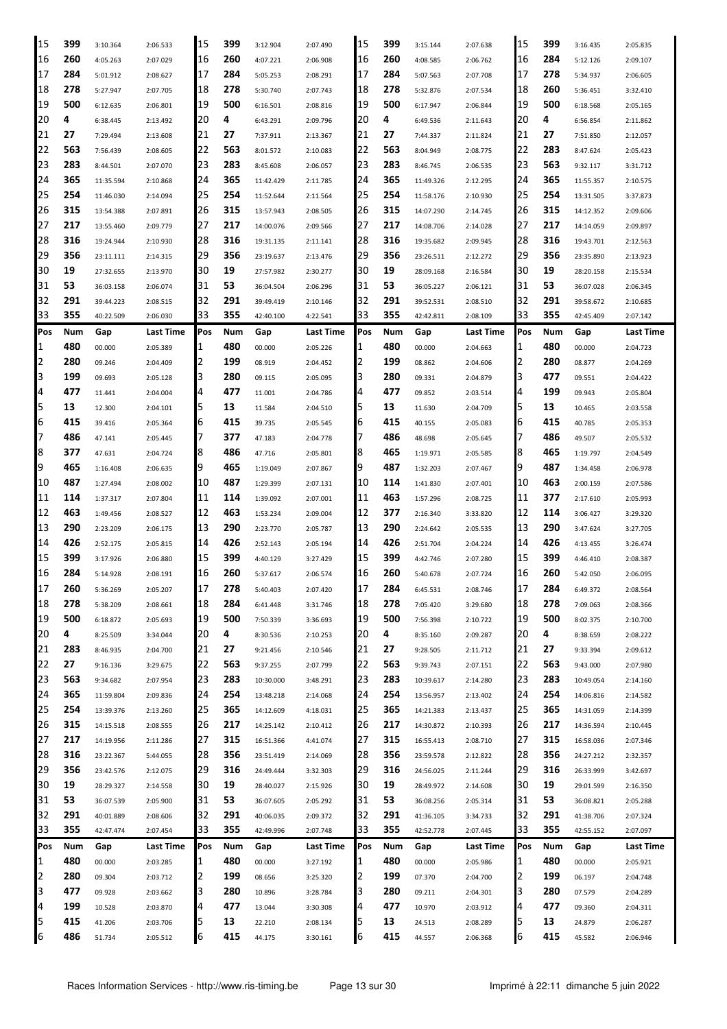| 15 | 399 | 3:10.364 | 2:06.533 | 15 | 399 | 3:12.904 | 2:07.490 | 15 | 399 | 3:15.144 | 2:07.638 | 15 | 399 | 3:16.435 | 2:05.835 |
|---|---|---|---|---|---|---|---|---|---|---|---|---|---|---|---|
| 16 | 260 | 4:05.263 | 2:07.029 | 16 | 260 | 4:07.221 | 2:06.908 | 16 | 260 | 4:08.585 | 2:06.762 | 16 | 284 | 5:12.126 | 2:09.107 |
| 17 | 284 | 5:01.912 | 2:08.627 | 17 | 284 | 5:05.253 | 2:08.291 | 17 | 284 | 5:07.563 | 2:07.708 | 17 | 278 | 5:34.937 | 2:06.605 |
| 18 | 278 | 5:27.947 | 2:07.705 | 18 | 278 | 5:30.740 | 2:07.743 | 18 | 278 | 5:32.876 | 2:07.534 | 18 | 260 | 5:36.451 | 3:32.410 |
| 19 | 500 | 6:12.635 | 2:06.801 | 19 | 500 | 6:16.501 | 2:08.816 | 19 | 500 | 6:17.947 | 2:06.844 | 19 | 500 | 6:18.568 | 2:05.165 |
| 20 | 4 | 6:38.445 | 2:13.492 | 20 | 4 | 6:43.291 | 2:09.796 | 20 | 4 | 6:49.536 | 2:11.643 | 20 | 4 | 6:56.854 | 2:11.862 |
| 21 | 27 | 7:29.494 | 2:13.608 | 21 | 27 | 7:37.911 | 2:13.367 | 21 | 27 | 7:44.337 | 2:11.824 | 21 | 27 | 7:51.850 | 2:12.057 |
| 22 | 563 | 7:56.439 | 2:08.605 | 22 | 563 | 8:01.572 | 2:10.083 | 22 | 563 | 8:04.949 | 2:08.775 | 22 | 283 | 8:47.624 | 2:05.423 |
| 23 | 283 | 8:44.501 | 2:07.070 | 23 | 283 | 8:45.608 | 2:06.057 | 23 | 283 | 8:46.745 | 2:06.535 | 23 | 563 | 9:32.117 | 3:31.712 |
| 24 | 365 | 11:35.594 | 2:10.868 | 24 | 365 | 11:42.429 | 2:11.785 | 24 | 365 | 11:49.326 | 2:12.295 | 24 | 365 | 11:55.357 | 2:10.575 |
| 25 | 254 | 11:46.030 | 2:14.094 | 25 | 254 | 11:52.644 | 2:11.564 | 25 | 254 | 11:58.176 | 2:10.930 | 25 | 254 | 13:31.505 | 3:37.873 |
| 26 | 315 | 13:54.388 | 2:07.891 | 26 | 315 | 13:57.943 | 2:08.505 | 26 | 315 | 14:07.290 | 2:14.745 | 26 | 315 | 14:12.352 | 2:09.606 |
| 27 | 217 | 13:55.460 | 2:09.779 | 27 | 217 | 14:00.076 | 2:09.566 | 27 | 217 | 14:08.706 | 2:14.028 | 27 | 217 | 14:14.059 | 2:09.897 |
| 28 | 316 | 19:24.944 | 2:10.930 | 28 | 316 | 19:31.135 | 2:11.141 | 28 | 316 | 19:35.682 | 2:09.945 | 28 | 316 | 19:43.701 | 2:12.563 |
| 29 | 356 | 23:11.111 | 2:14.315 | 29 | 356 | 23:19.637 | 2:13.476 | 29 | 356 | 23:26.511 | 2:12.272 | 29 | 356 | 23:35.890 | 2:13.923 |
| 30 | 19 | 27:32.655 | 2:13.970 | 30 | 19 | 27:57.982 | 2:30.277 | 30 | 19 | 28:09.168 | 2:16.584 | 30 | 19 | 28:20.158 | 2:15.534 |
| 31 | 53 | 36:03.158 | 2:06.074 | 31 | 53 | 36:04.504 | 2:06.296 | 31 | 53 | 36:05.227 | 2:06.121 | 31 | 53 | 36:07.028 | 2:06.345 |
| 32 | 291 | 39:44.223 | 2:08.515 | 32 | 291 | 39:49.419 | 2:10.146 | 32 | 291 | 39:52.531 | 2:08.510 | 32 | 291 | 39:58.672 | 2:10.685 |
| 33 | 355 | 40:22.509 | 2:06.030 | 33 | 355 | 42:40.100 | 4:22.541 | 33 | 355 | 42:42.811 | 2:08.109 | 33 | 355 | 42:45.409 | 2:07.142 |
| Pos | Num | Gap | Last Time | Pos | Num | Gap | Last Time | Pos | Num | Gap | Last Time | Pos | Num | Gap | Last Time |
| 1 | 480 | 00.000 | 2:05.389 | 1 | 480 | 00.000 | 2:05.226 | 1 | 480 | 00.000 | 2:04.663 | 1 | 480 | 00.000 | 2:04.723 |
| 2 | 280 | 09.246 | 2:04.409 | 2 | 199 | 08.919 | 2:04.452 | 2 | 199 | 08.862 | 2:04.606 | 2 | 280 | 08.877 | 2:04.269 |
| 3 | 199 | 09.693 | 2:05.128 | 3 | 280 | 09.115 | 2:05.095 | 3 | 280 | 09.331 | 2:04.879 | 3 | 477 | 09.551 | 2:04.422 |
| 4 | 477 | 11.441 | 2:04.004 | 4 | 477 | 11.001 | 2:04.786 | 4 | 477 | 09.852 | 2:03.514 | 4 | 199 | 09.943 | 2:05.804 |
| 5 | 13 | 12.300 | 2:04.101 | 5 | 13 | 11.584 | 2:04.510 | 5 | 13 | 11.630 | 2:04.709 | 5 | 13 | 10.465 | 2:03.558 |
| 6 | 415 | 39.416 | 2:05.364 | 6 | 415 | 39.735 | 2:05.545 | 6 | 415 | 40.155 | 2:05.083 | 6 | 415 | 40.785 | 2:05.353 |
| 7 | 486 | 47.141 | 2:05.445 | 7 | 377 | 47.183 | 2:04.778 | 7 | 486 | 48.698 | 2:05.645 | 7 | 486 | 49.507 | 2:05.532 |
| 8 | 377 | 47.631 | 2:04.724 | 8 | 486 | 47.716 | 2:05.801 | 8 | 465 | 1:19.971 | 2:05.585 | 8 | 465 | 1:19.797 | 2:04.549 |
| 9 | 465 | 1:16.408 | 2:06.635 | 9 | 465 | 1:19.049 | 2:07.867 | 9 | 487 | 1:32.203 | 2:07.467 | 9 | 487 | 1:34.458 | 2:06.978 |
| 10 | 487 | 1:27.494 | 2:08.002 | 10 | 487 | 1:29.399 | 2:07.131 | 10 | 114 | 1:41.830 | 2:07.401 | 10 | 463 | 2:00.159 | 2:07.586 |
| 11 | 114 | 1:37.317 | 2:07.804 | 11 | 114 | 1:39.092 | 2:07.001 | 11 | 463 | 1:57.296 | 2:08.725 | 11 | 377 | 2:17.610 | 2:05.993 |
| 12 | 463 | 1:49.456 | 2:08.527 | 12 | 463 | 1:53.234 | 2:09.004 | 12 | 377 | 2:16.340 | 3:33.820 | 12 | 114 | 3:06.427 | 3:29.320 |
| 13 | 290 | 2:23.209 | 2:06.175 | 13 | 290 | 2:23.770 | 2:05.787 | 13 | 290 | 2:24.642 | 2:05.535 | 13 | 290 | 3:47.624 | 3:27.705 |
| 14 | 426 | 2:52.175 | 2:05.815 | 14 | 426 | 2:52.143 | 2:05.194 | 14 | 426 | 2:51.704 | 2:04.224 | 14 | 426 | 4:13.455 | 3:26.474 |
| 15 | 399 | 3:17.926 | 2:06.880 | 15 | 399 | 4:40.129 | 3:27.429 | 15 | 399 | 4:42.746 | 2:07.280 | 15 | 399 | 4:46.410 | 2:08.387 |
| 16 | 284 | 5:14.928 | 2:08.191 | 16 | 260 | 5:37.617 | 2:06.574 | 16 | 260 | 5:40.678 | 2:07.724 | 16 | 260 | 5:42.050 | 2:06.095 |
| 17 | 260 | 5:36.269 | 2:05.207 | 17 | 278 | 5:40.403 | 2:07.420 | 17 | 284 | 6:45.531 | 2:08.746 | 17 | 284 | 6:49.372 | 2:08.564 |
| 18 | 278 | 5:38.209 | 2:08.661 | 18 | 284 | 6:41.448 | 3:31.746 | 18 | 278 | 7:05.420 | 3:29.680 | 18 | 278 | 7:09.063 | 2:08.366 |
| 19 | 500 | 6:18.872 | 2:05.693 | 19 | 500 | 7:50.339 | 3:36.693 | 19 | 500 | 7:56.398 | 2:10.722 | 19 | 500 | 8:02.375 | 2:10.700 |
| 20 | 4 | 8:25.509 | 3:34.044 | 20 | 4 | 8:30.536 | 2:10.253 | 20 | 4 | 8:35.160 | 2:09.287 | 20 | 4 | 8:38.659 | 2:08.222 |
| 21 | 283 | 8:46.935 | 2:04.700 | 21 | 27 | 9:21.456 | 2:10.546 | 21 | 27 | 9:28.505 | 2:11.712 | 21 | 27 | 9:33.394 | 2:09.612 |
| 22 | 27 | 9:16.136 | 3:29.675 | 22 | 563 | 9:37.255 | 2:07.799 | 22 | 563 | 9:39.743 | 2:07.151 | 22 | 563 | 9:43.000 | 2:07.980 |
| 23 | 563 | 9:34.682 | 2:07.954 | 23 | 283 | 10:30.000 | 3:48.291 | 23 | 283 | 10:39.617 | 2:14.280 | 23 | 283 | 10:49.054 | 2:14.160 |
| 24 | 365 | 11:59.804 | 2:09.836 | 24 | 254 | 13:48.218 | 2:14.068 | 24 | 254 | 13:56.957 | 2:13.402 | 24 | 254 | 14:06.816 | 2:14.582 |
| 25 | 254 | 13:39.376 | 2:13.260 | 25 | 365 | 14:12.609 | 4:18.031 | 25 | 365 | 14:21.383 | 2:13.437 | 25 | 365 | 14:31.059 | 2:14.399 |
| 26 | 315 | 14:15.518 | 2:08.555 | 26 | 217 | 14:25.142 | 2:10.412 | 26 | 217 | 14:30.872 | 2:10.393 | 26 | 217 | 14:36.594 | 2:10.445 |
| 27 | 217 | 14:19.956 | 2:11.286 | 27 | 315 | 16:51.366 | 4:41.074 | 27 | 315 | 16:55.413 | 2:08.710 | 27 | 315 | 16:58.036 | 2:07.346 |
| 28 | 316 | 23:22.367 | 5:44.055 | 28 | 356 | 23:51.419 | 2:14.069 | 28 | 356 | 23:59.578 | 2:12.822 | 28 | 356 | 24:27.212 | 2:32.357 |
| 29 | 356 | 23:42.576 | 2:12.075 | 29 | 316 | 24:49.444 | 3:32.303 | 29 | 316 | 24:56.025 | 2:11.244 | 29 | 316 | 26:33.999 | 3:42.697 |
| 30 | 19 | 28:29.327 | 2:14.558 | 30 | 19 | 28:40.027 | 2:15.926 | 30 | 19 | 28:49.972 | 2:14.608 | 30 | 19 | 29:01.599 | 2:16.350 |
| 31 | 53 | 36:07.539 | 2:05.900 | 31 | 53 | 36:07.605 | 2:05.292 | 31 | 53 | 36:08.256 | 2:05.314 | 31 | 53 | 36:08.821 | 2:05.288 |
| 32 | 291 | 40:01.889 | 2:08.606 | 32 | 291 | 40:06.035 | 2:09.372 | 32 | 291 | 41:36.105 | 3:34.733 | 32 | 291 | 41:38.706 | 2:07.324 |
| 33 | 355 | 42:47.474 | 2:07.454 | 33 | 355 | 42:49.996 | 2:07.748 | 33 | 355 | 42:52.778 | 2:07.445 | 33 | 355 | 42:55.152 | 2:07.097 |
| Pos | Num | Gap | Last Time | Pos | Num | Gap | Last Time | Pos | Num | Gap | Last Time | Pos | Num | Gap | Last Time |
| 1 | 480 | 00.000 | 2:03.285 | 1 | 480 | 00.000 | 3:27.192 | 1 | 480 | 00.000 | 2:05.986 | 1 | 480 | 00.000 | 2:05.921 |
| 2 | 280 | 09.304 | 2:03.712 | 2 | 199 | 08.656 | 3:25.320 | 2 | 199 | 07.370 | 2:04.700 | 2 | 199 | 06.197 | 2:04.748 |
| 3 | 477 | 09.928 | 2:03.662 | 3 | 280 | 10.896 | 3:28.784 | 3 | 280 | 09.211 | 2:04.301 | 3 | 280 | 07.579 | 2:04.289 |
| 4 | 199 | 10.528 | 2:03.870 | 4 | 477 | 13.044 | 3:30.308 | 4 | 477 | 10.970 | 2:03.912 | 4 | 477 | 09.360 | 2:04.311 |
| 5 | 415 | 41.206 | 2:03.706 | 5 | 13 | 22.210 | 2:08.134 | 5 | 13 | 24.513 | 2:08.289 | 5 | 13 | 24.879 | 2:06.287 |
| 6 | 486 | 51.734 | 2:05.512 | 6 | 415 | 44.175 | 3:30.161 | 6 | 415 | 44.557 | 2:06.368 | 6 | 415 | 45.582 | 2:06.946 |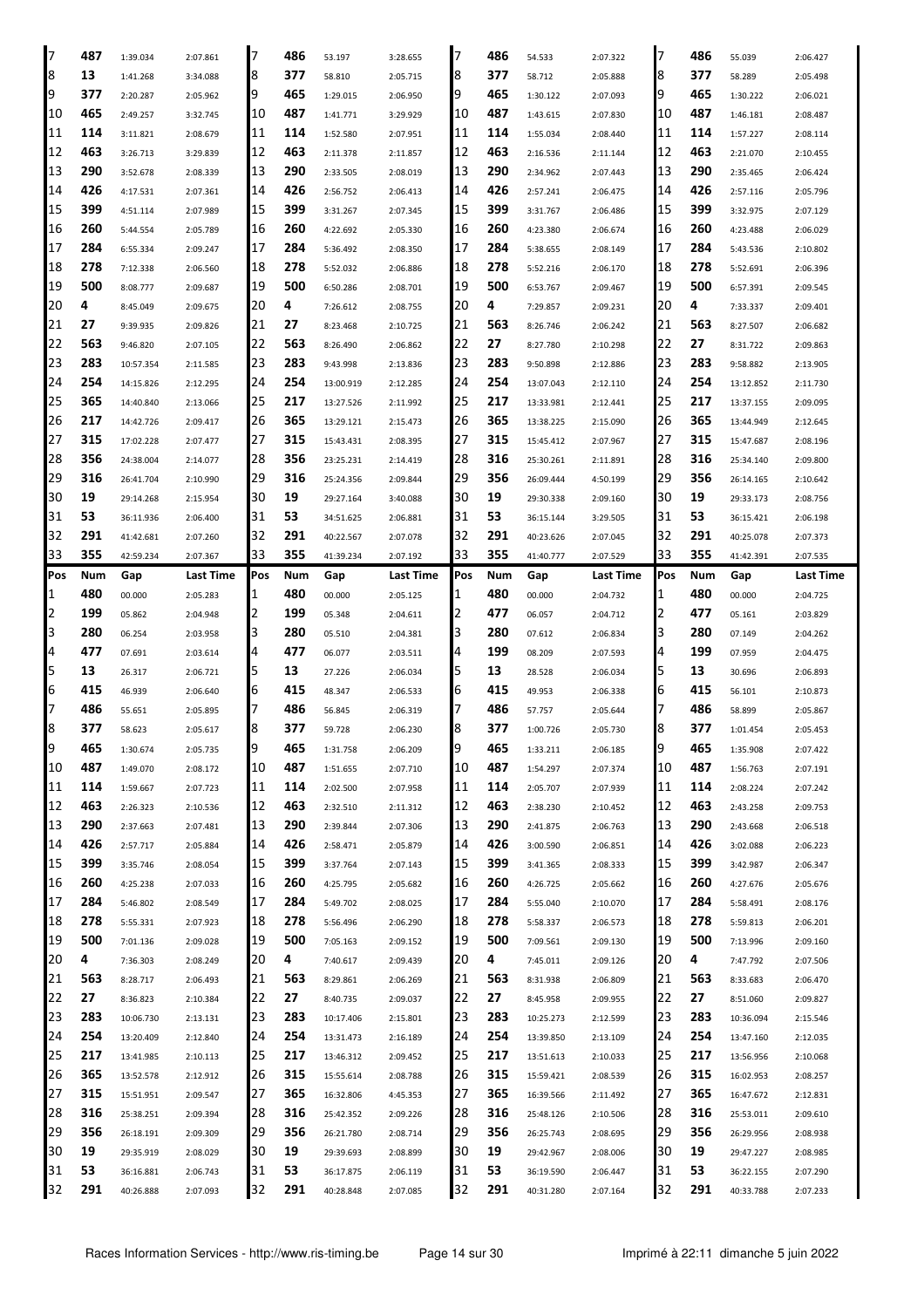| 7 | 487 | 1:39.034 | 2:07.861 | 7 | 486 | 53.197 | 3:28.655 | 7 | 486 | 54.533 | 2:07.322 | 7 | 486 | 55.039 | 2:06.427 |
|---|---|---|---|---|---|---|---|---|---|---|---|---|---|---|---|
| 8 | 13 | 1:41.268 | 3:34.088 | 8 | 377 | 58.810 | 2:05.715 | 8 | 377 | 58.712 | 2:05.888 | 8 | 377 | 58.289 | 2:05.498 |
| 9 | 377 | 2:20.287 | 2:05.962 | 9 | 465 | 1:29.015 | 2:06.950 | 9 | 465 | 1:30.122 | 2:07.093 | 9 | 465 | 1:30.222 | 2:06.021 |
| 10 | 465 | 2:49.257 | 3:32.745 | 10 | 487 | 1:41.771 | 3:29.929 | 10 | 487 | 1:43.615 | 2:07.830 | 10 | 487 | 1:46.181 | 2:08.487 |
| 11 | 114 | 3:11.821 | 2:08.679 | 11 | 114 | 1:52.580 | 2:07.951 | 11 | 114 | 1:55.034 | 2:08.440 | 11 | 114 | 1:57.227 | 2:08.114 |
| 12 | 463 | 3:26.713 | 3:29.839 | 12 | 463 | 2:11.378 | 2:11.857 | 12 | 463 | 2:16.536 | 2:11.144 | 12 | 463 | 2:21.070 | 2:10.455 |
| 13 | 290 | 3:52.678 | 2:08.339 | 13 | 290 | 2:33.505 | 2:08.019 | 13 | 290 | 2:34.962 | 2:07.443 | 13 | 290 | 2:35.465 | 2:06.424 |
| 14 | 426 | 4:17.531 | 2:07.361 | 14 | 426 | 2:56.752 | 2:06.413 | 14 | 426 | 2:57.241 | 2:06.475 | 14 | 426 | 2:57.116 | 2:05.796 |
| 15 | 399 | 4:51.114 | 2:07.989 | 15 | 399 | 3:31.267 | 2:07.345 | 15 | 399 | 3:31.767 | 2:06.486 | 15 | 399 | 3:32.975 | 2:07.129 |
| 16 | 260 | 5:44.554 | 2:05.789 | 16 | 260 | 4:22.692 | 2:05.330 | 16 | 260 | 4:23.380 | 2:06.674 | 16 | 260 | 4:23.488 | 2:06.029 |
| 17 | 284 | 6:55.334 | 2:09.247 | 17 | 284 | 5:36.492 | 2:08.350 | 17 | 284 | 5:38.655 | 2:08.149 | 17 | 284 | 5:43.536 | 2:10.802 |
| 18 | 278 | 7:12.338 | 2:06.560 | 18 | 278 | 5:52.032 | 2:06.886 | 18 | 278 | 5:52.216 | 2:06.170 | 18 | 278 | 5:52.691 | 2:06.396 |
| 19 | 500 | 8:08.777 | 2:09.687 | 19 | 500 | 6:50.286 | 2:08.701 | 19 | 500 | 6:53.767 | 2:09.467 | 19 | 500 | 6:57.391 | 2:09.545 |
| 20 | 4 | 8:45.049 | 2:09.675 | 20 | 4 | 7:26.612 | 2:08.755 | 20 | 4 | 7:29.857 | 2:09.231 | 20 | 4 | 7:33.337 | 2:09.401 |
| 21 | 27 | 9:39.935 | 2:09.826 | 21 | 27 | 8:23.468 | 2:10.725 | 21 | 563 | 8:26.746 | 2:06.242 | 21 | 563 | 8:27.507 | 2:06.682 |
| 22 | 563 | 9:46.820 | 2:07.105 | 22 | 563 | 8:26.490 | 2:06.862 | 22 | 27 | 8:27.780 | 2:10.298 | 22 | 27 | 8:31.722 | 2:09.863 |
| 23 | 283 | 10:57.354 | 2:11.585 | 23 | 283 | 9:43.998 | 2:13.836 | 23 | 283 | 9:50.898 | 2:12.886 | 23 | 283 | 9:58.882 | 2:13.905 |
| 24 | 254 | 14:15.826 | 2:12.295 | 24 | 254 | 13:00.919 | 2:12.285 | 24 | 254 | 13:07.043 | 2:12.110 | 24 | 254 | 13:12.852 | 2:11.730 |
| 25 | 365 | 14:40.840 | 2:13.066 | 25 | 217 | 13:27.526 | 2:11.992 | 25 | 217 | 13:33.981 | 2:12.441 | 25 | 217 | 13:37.155 | 2:09.095 |
| 26 | 217 | 14:42.726 | 2:09.417 | 26 | 365 | 13:29.121 | 2:15.473 | 26 | 365 | 13:38.225 | 2:15.090 | 26 | 365 | 13:44.949 | 2:12.645 |
| 27 | 315 | 17:02.228 | 2:07.477 | 27 | 315 | 15:43.431 | 2:08.395 | 27 | 315 | 15:45.412 | 2:07.967 | 27 | 315 | 15:47.687 | 2:08.196 |
| 28 | 356 | 24:38.004 | 2:14.077 | 28 | 356 | 23:25.231 | 2:14.419 | 28 | 316 | 25:30.261 | 2:11.891 | 28 | 316 | 25:34.140 | 2:09.800 |
| 29 | 316 | 26:41.704 | 2:10.990 | 29 | 316 | 25:24.356 | 2:09.844 | 29 | 356 | 26:09.444 | 4:50.199 | 29 | 356 | 26:14.165 | 2:10.642 |
| 30 | 19 | 29:14.268 | 2:15.954 | 30 | 19 | 29:27.164 | 3:40.088 | 30 | 19 | 29:30.338 | 2:09.160 | 30 | 19 | 29:33.173 | 2:08.756 |
| 31 | 53 | 36:11.936 | 2:06.400 | 31 | 53 | 34:51.625 | 2:06.881 | 31 | 53 | 36:15.144 | 3:29.505 | 31 | 53 | 36:15.421 | 2:06.198 |
| 32 | 291 | 41:42.681 | 2:07.260 | 32 | 291 | 40:22.567 | 2:07.078 | 32 | 291 | 40:23.626 | 2:07.045 | 32 | 291 | 40:25.078 | 2:07.373 |
| 33 | 355 | 42:59.234 | 2:07.367 | 33 | 355 | 41:39.234 | 2:07.192 | 33 | 355 | 41:40.777 | 2:07.529 | 33 | 355 | 41:42.391 | 2:07.535 |

| Pos | Num | Gap | Last Time | Pos | Num | Gap | Last Time | Pos | Num | Gap | Last Time | Pos | Num | Gap | Last Time |
|---|---|---|---|---|---|---|---|---|---|---|---|---|---|---|---|
| 1 | 480 | 00.000 | 2:05.283 | 1 | 480 | 00.000 | 2:05.125 | 1 | 480 | 00.000 | 2:04.732 | 1 | 480 | 00.000 | 2:04.725 |
| 2 | 199 | 05.862 | 2:04.948 | 2 | 199 | 05.348 | 2:04.611 | 2 | 477 | 06.057 | 2:04.712 | 2 | 477 | 05.161 | 2:03.829 |
| 3 | 280 | 06.254 | 2:03.958 | 3 | 280 | 05.510 | 2:04.381 | 3 | 280 | 07.612 | 2:06.834 | 3 | 280 | 07.149 | 2:04.262 |
| 4 | 477 | 07.691 | 2:03.614 | 4 | 477 | 06.077 | 2:03.511 | 4 | 199 | 08.209 | 2:07.593 | 4 | 199 | 07.959 | 2:04.475 |
| 5 | 13 | 26.317 | 2:06.721 | 5 | 13 | 27.226 | 2:06.034 | 5 | 13 | 28.528 | 2:06.034 | 5 | 13 | 30.696 | 2:06.893 |
| 6 | 415 | 46.939 | 2:06.640 | 6 | 415 | 48.347 | 2:06.533 | 6 | 415 | 49.953 | 2:06.338 | 6 | 415 | 56.101 | 2:10.873 |
| 7 | 486 | 55.651 | 2:05.895 | 7 | 486 | 56.845 | 2:06.319 | 7 | 486 | 57.757 | 2:05.644 | 7 | 486 | 58.899 | 2:05.867 |
| 8 | 377 | 58.623 | 2:05.617 | 8 | 377 | 59.728 | 2:06.230 | 8 | 377 | 1:00.726 | 2:05.730 | 8 | 377 | 1:01.454 | 2:05.453 |
| 9 | 465 | 1:30.674 | 2:05.735 | 9 | 465 | 1:31.758 | 2:06.209 | 9 | 465 | 1:33.211 | 2:06.185 | 9 | 465 | 1:35.908 | 2:07.422 |
| 10 | 487 | 1:49.070 | 2:08.172 | 10 | 487 | 1:51.655 | 2:07.710 | 10 | 487 | 1:54.297 | 2:07.374 | 10 | 487 | 1:56.763 | 2:07.191 |
| 11 | 114 | 1:59.667 | 2:07.723 | 11 | 114 | 2:02.500 | 2:07.958 | 11 | 114 | 2:05.707 | 2:07.939 | 11 | 114 | 2:08.224 | 2:07.242 |
| 12 | 463 | 2:26.323 | 2:10.536 | 12 | 463 | 2:32.510 | 2:11.312 | 12 | 463 | 2:38.230 | 2:10.452 | 12 | 463 | 2:43.258 | 2:09.753 |
| 13 | 290 | 2:37.663 | 2:07.481 | 13 | 290 | 2:39.844 | 2:07.306 | 13 | 290 | 2:41.875 | 2:06.763 | 13 | 290 | 2:43.668 | 2:06.518 |
| 14 | 426 | 2:57.717 | 2:05.884 | 14 | 426 | 2:58.471 | 2:05.879 | 14 | 426 | 3:00.590 | 2:06.851 | 14 | 426 | 3:02.088 | 2:06.223 |
| 15 | 399 | 3:35.746 | 2:08.054 | 15 | 399 | 3:37.764 | 2:07.143 | 15 | 399 | 3:41.365 | 2:08.333 | 15 | 399 | 3:42.987 | 2:06.347 |
| 16 | 260 | 4:25.238 | 2:07.033 | 16 | 260 | 4:25.795 | 2:05.682 | 16 | 260 | 4:26.725 | 2:05.662 | 16 | 260 | 4:27.676 | 2:05.676 |
| 17 | 284 | 5:46.802 | 2:08.549 | 17 | 284 | 5:49.702 | 2:08.025 | 17 | 284 | 5:55.040 | 2:10.070 | 17 | 284 | 5:58.491 | 2:08.176 |
| 18 | 278 | 5:55.331 | 2:07.923 | 18 | 278 | 5:56.496 | 2:06.290 | 18 | 278 | 5:58.337 | 2:06.573 | 18 | 278 | 5:59.813 | 2:06.201 |
| 19 | 500 | 7:01.136 | 2:09.028 | 19 | 500 | 7:05.163 | 2:09.152 | 19 | 500 | 7:09.561 | 2:09.130 | 19 | 500 | 7:13.996 | 2:09.160 |
| 20 | 4 | 7:36.303 | 2:08.249 | 20 | 4 | 7:40.617 | 2:09.439 | 20 | 4 | 7:45.011 | 2:09.126 | 20 | 4 | 7:47.792 | 2:07.506 |
| 21 | 563 | 8:28.717 | 2:06.493 | 21 | 563 | 8:29.861 | 2:06.269 | 21 | 563 | 8:31.938 | 2:06.809 | 21 | 563 | 8:33.683 | 2:06.470 |
| 22 | 27 | 8:36.823 | 2:10.384 | 22 | 27 | 8:40.735 | 2:09.037 | 22 | 27 | 8:45.958 | 2:09.955 | 22 | 27 | 8:51.060 | 2:09.827 |
| 23 | 283 | 10:06.730 | 2:13.131 | 23 | 283 | 10:17.406 | 2:15.801 | 23 | 283 | 10:25.273 | 2:12.599 | 23 | 283 | 10:36.094 | 2:15.546 |
| 24 | 254 | 13:20.409 | 2:12.840 | 24 | 254 | 13:31.473 | 2:16.189 | 24 | 254 | 13:39.850 | 2:13.109 | 24 | 254 | 13:47.160 | 2:12.035 |
| 25 | 217 | 13:41.985 | 2:10.113 | 25 | 217 | 13:46.312 | 2:09.452 | 25 | 217 | 13:51.613 | 2:10.033 | 25 | 217 | 13:56.956 | 2:10.068 |
| 26 | 365 | 13:52.578 | 2:12.912 | 26 | 315 | 15:55.614 | 2:08.788 | 26 | 315 | 15:59.421 | 2:08.539 | 26 | 315 | 16:02.953 | 2:08.257 |
| 27 | 315 | 15:51.951 | 2:09.547 | 27 | 365 | 16:32.806 | 4:45.353 | 27 | 365 | 16:39.566 | 2:11.492 | 27 | 365 | 16:47.672 | 2:12.831 |
| 28 | 316 | 25:38.251 | 2:09.394 | 28 | 316 | 25:42.352 | 2:09.226 | 28 | 316 | 25:48.126 | 2:10.506 | 28 | 316 | 25:53.011 | 2:09.610 |
| 29 | 356 | 26:18.191 | 2:09.309 | 29 | 356 | 26:21.780 | 2:08.714 | 29 | 356 | 26:25.743 | 2:08.695 | 29 | 356 | 26:29.956 | 2:08.938 |
| 30 | 19 | 29:35.919 | 2:08.029 | 30 | 19 | 29:39.693 | 2:08.899 | 30 | 19 | 29:42.967 | 2:08.006 | 30 | 19 | 29:47.227 | 2:08.985 |
| 31 | 53 | 36:16.881 | 2:06.743 | 31 | 53 | 36:17.875 | 2:06.119 | 31 | 53 | 36:19.590 | 2:06.447 | 31 | 53 | 36:22.155 | 2:07.290 |
| 32 | 291 | 40:26.888 | 2:07.093 | 32 | 291 | 40:28.848 | 2:07.085 | 32 | 291 | 40:31.280 | 2:07.164 | 32 | 291 | 40:33.788 | 2:07.233 |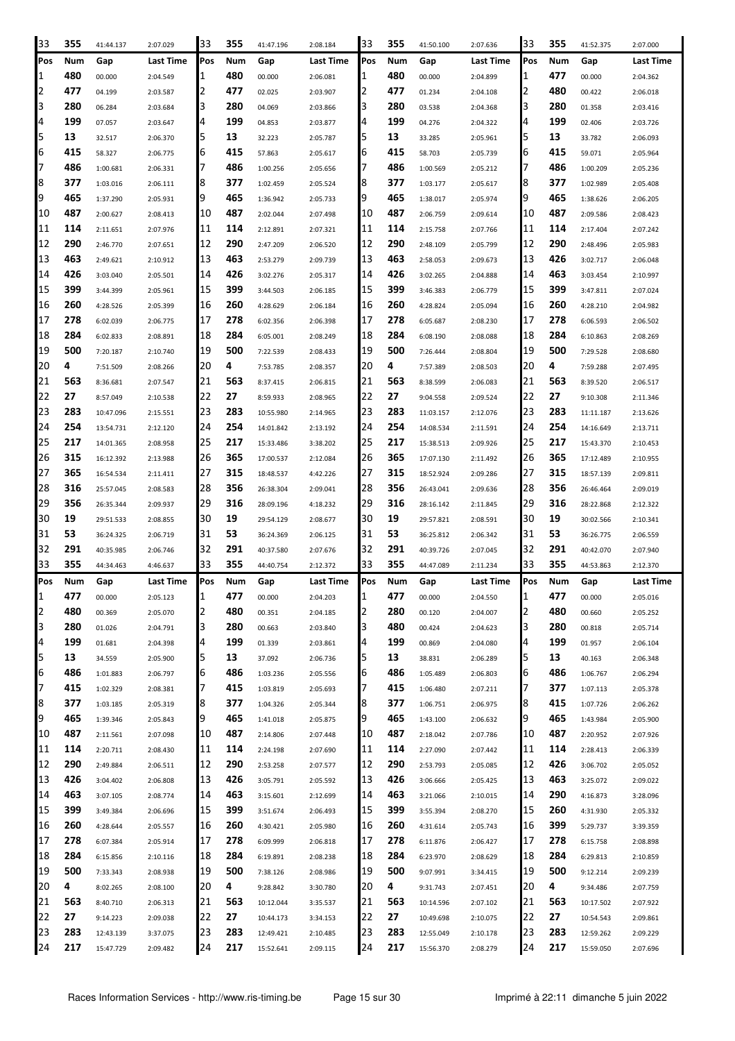| Pos | Num | Gap | Last Time | Pos | Num | Gap | Last Time | Pos | Num | Gap | Last Time | Pos | Num | Gap | Last Time |
|---|---|---|---|---|---|---|---|---|---|---|---|---|---|---|---|
| 33 | 355 | 41:44.137 | 2:07.029 | 33 | 355 | 41:47.196 | 2:08.184 | 33 | 355 | 41:50.100 | 2:07.636 | 33 | 355 | 41:52.375 | 2:07.000 |

| Pos | Num | Gap | Last Time | Pos | Num | Gap | Last Time | Pos | Num | Gap | Last Time | Pos | Num | Gap | Last Time |
|---|---|---|---|---|---|---|---|---|---|---|---|---|---|---|---|
| 1 | 480 | 00.000 | 2:04.549 | 1 | 480 | 00.000 | 2:06.081 | 1 | 480 | 00.000 | 2:04.899 | 1 | 477 | 00.000 | 2:04.362 |
| 2 | 477 | 04.199 | 2:03.587 | 2 | 477 | 02.025 | 2:03.907 | 2 | 477 | 01.234 | 2:04.108 | 2 | 480 | 00.422 | 2:06.018 |
| 3 | 280 | 06.284 | 2:03.684 | 3 | 280 | 04.069 | 2:03.866 | 3 | 280 | 03.538 | 2:04.368 | 3 | 280 | 01.358 | 2:03.416 |
| 4 | 199 | 07.057 | 2:03.647 | 4 | 199 | 04.853 | 2:03.877 | 4 | 199 | 04.276 | 2:04.322 | 4 | 199 | 02.406 | 2:03.726 |
| 5 | 13 | 32.517 | 2:06.370 | 5 | 13 | 32.223 | 2:05.787 | 5 | 13 | 33.285 | 2:05.961 | 5 | 13 | 33.782 | 2:06.093 |
| 6 | 415 | 58.327 | 2:06.775 | 6 | 415 | 57.863 | 2:05.617 | 6 | 415 | 58.703 | 2:05.739 | 6 | 415 | 59.071 | 2:05.964 |
| 7 | 486 | 1:00.681 | 2:06.331 | 7 | 486 | 1:00.256 | 2:05.656 | 7 | 486 | 1:00.569 | 2:05.212 | 7 | 486 | 1:00.209 | 2:05.236 |
| 8 | 377 | 1:03.016 | 2:06.111 | 8 | 377 | 1:02.459 | 2:05.524 | 8 | 377 | 1:03.177 | 2:05.617 | 8 | 377 | 1:02.989 | 2:05.408 |
| 9 | 465 | 1:37.290 | 2:05.931 | 9 | 465 | 1:36.942 | 2:05.733 | 9 | 465 | 1:38.017 | 2:05.974 | 9 | 465 | 1:38.626 | 2:06.205 |
| 10 | 487 | 2:00.627 | 2:08.413 | 10 | 487 | 2:02.044 | 2:07.498 | 10 | 487 | 2:06.759 | 2:09.614 | 10 | 487 | 2:09.586 | 2:08.423 |
| 11 | 114 | 2:11.651 | 2:07.976 | 11 | 114 | 2:12.891 | 2:07.321 | 11 | 114 | 2:15.758 | 2:07.766 | 11 | 114 | 2:17.404 | 2:07.242 |
| 12 | 290 | 2:46.770 | 2:07.651 | 12 | 290 | 2:47.209 | 2:06.520 | 12 | 290 | 2:48.109 | 2:05.799 | 12 | 290 | 2:48.496 | 2:05.983 |
| 13 | 463 | 2:49.621 | 2:10.912 | 13 | 463 | 2:53.279 | 2:09.739 | 13 | 463 | 2:58.053 | 2:09.673 | 13 | 426 | 3:02.717 | 2:06.048 |
| 14 | 426 | 3:03.040 | 2:05.501 | 14 | 426 | 3:02.276 | 2:05.317 | 14 | 426 | 3:02.265 | 2:04.888 | 14 | 463 | 3:03.454 | 2:10.997 |
| 15 | 399 | 3:44.399 | 2:05.961 | 15 | 399 | 3:44.503 | 2:06.185 | 15 | 399 | 3:46.383 | 2:06.779 | 15 | 399 | 3:47.811 | 2:07.024 |
| 16 | 260 | 4:28.526 | 2:05.399 | 16 | 260 | 4:28.629 | 2:06.184 | 16 | 260 | 4:28.824 | 2:05.094 | 16 | 260 | 4:28.210 | 2:04.982 |
| 17 | 278 | 6:02.039 | 2:06.775 | 17 | 278 | 6:02.356 | 2:06.398 | 17 | 278 | 6:05.687 | 2:08.230 | 17 | 278 | 6:06.593 | 2:06.502 |
| 18 | 284 | 6:02.833 | 2:08.891 | 18 | 284 | 6:05.001 | 2:08.249 | 18 | 284 | 6:08.190 | 2:08.088 | 18 | 284 | 6:10.863 | 2:08.269 |
| 19 | 500 | 7:20.187 | 2:10.740 | 19 | 500 | 7:22.539 | 2:08.433 | 19 | 500 | 7:26.444 | 2:08.804 | 19 | 500 | 7:29.528 | 2:08.680 |
| 20 | 4 | 7:51.509 | 2:08.266 | 20 | 4 | 7:53.785 | 2:08.357 | 20 | 4 | 7:57.389 | 2:08.503 | 20 | 4 | 7:59.288 | 2:07.495 |
| 21 | 563 | 8:36.681 | 2:07.547 | 21 | 563 | 8:37.415 | 2:06.815 | 21 | 563 | 8:38.599 | 2:06.083 | 21 | 563 | 8:39.520 | 2:06.517 |
| 22 | 27 | 8:57.049 | 2:10.538 | 22 | 27 | 8:59.933 | 2:08.965 | 22 | 27 | 9:04.558 | 2:09.524 | 22 | 27 | 9:10.308 | 2:11.346 |
| 23 | 283 | 10:47.096 | 2:15.551 | 23 | 283 | 10:55.980 | 2:14.965 | 23 | 283 | 11:03.157 | 2:12.076 | 23 | 283 | 11:11.187 | 2:13.626 |
| 24 | 254 | 13:54.731 | 2:12.120 | 24 | 254 | 14:01.842 | 2:13.192 | 24 | 254 | 14:08.534 | 2:11.591 | 24 | 254 | 14:16.649 | 2:13.711 |
| 25 | 217 | 14:01.365 | 2:08.958 | 25 | 217 | 15:33.486 | 3:38.202 | 25 | 217 | 15:38.513 | 2:09.926 | 25 | 217 | 15:43.370 | 2:10.453 |
| 26 | 315 | 16:12.392 | 2:13.988 | 26 | 365 | 17:00.537 | 2:12.084 | 26 | 365 | 17:07.130 | 2:11.492 | 26 | 365 | 17:12.489 | 2:10.955 |
| 27 | 365 | 16:54.534 | 2:11.411 | 27 | 315 | 18:48.537 | 4:42.226 | 27 | 315 | 18:52.924 | 2:09.286 | 27 | 315 | 18:57.139 | 2:09.811 |
| 28 | 316 | 25:57.045 | 2:08.583 | 28 | 356 | 26:38.304 | 2:09.041 | 28 | 356 | 26:43.041 | 2:09.636 | 28 | 356 | 26:46.464 | 2:09.019 |
| 29 | 356 | 26:35.344 | 2:09.937 | 29 | 316 | 28:09.196 | 4:18.232 | 29 | 316 | 28:16.142 | 2:11.845 | 29 | 316 | 28:22.868 | 2:12.322 |
| 30 | 19 | 29:51.533 | 2:08.855 | 30 | 19 | 29:54.129 | 2:08.677 | 30 | 19 | 29:57.821 | 2:08.591 | 30 | 19 | 30:02.566 | 2:10.341 |
| 31 | 53 | 36:24.325 | 2:06.719 | 31 | 53 | 36:24.369 | 2:06.125 | 31 | 53 | 36:25.812 | 2:06.342 | 31 | 53 | 36:26.775 | 2:06.559 |
| 32 | 291 | 40:35.985 | 2:06.746 | 32 | 291 | 40:37.580 | 2:07.676 | 32 | 291 | 40:39.726 | 2:07.045 | 32 | 291 | 40:42.070 | 2:07.940 |
| 33 | 355 | 44:34.463 | 4:46.637 | 33 | 355 | 44:40.754 | 2:12.372 | 33 | 355 | 44:47.089 | 2:11.234 | 33 | 355 | 44:53.863 | 2:12.370 |

| Pos | Num | Gap | Last Time | Pos | Num | Gap | Last Time | Pos | Num | Gap | Last Time | Pos | Num | Gap | Last Time |
|---|---|---|---|---|---|---|---|---|---|---|---|---|---|---|---|
| 1 | 477 | 00.000 | 2:05.123 | 1 | 477 | 00.000 | 2:04.203 | 1 | 477 | 00.000 | 2:04.550 | 1 | 477 | 00.000 | 2:05.016 |
| 2 | 480 | 00.369 | 2:05.070 | 2 | 480 | 00.351 | 2:04.185 | 2 | 280 | 00.120 | 2:04.007 | 2 | 480 | 00.660 | 2:05.252 |
| 3 | 280 | 01.026 | 2:04.791 | 3 | 280 | 00.663 | 2:03.840 | 3 | 480 | 00.424 | 2:04.623 | 3 | 280 | 00.818 | 2:05.714 |
| 4 | 199 | 01.681 | 2:04.398 | 4 | 199 | 01.339 | 2:03.861 | 4 | 199 | 00.869 | 2:04.080 | 4 | 199 | 01.957 | 2:06.104 |
| 5 | 13 | 34.559 | 2:05.900 | 5 | 13 | 37.092 | 2:06.736 | 5 | 13 | 38.831 | 2:06.289 | 5 | 13 | 40.163 | 2:06.348 |
| 6 | 486 | 1:01.883 | 2:06.797 | 6 | 486 | 1:03.236 | 2:05.556 | 6 | 486 | 1:05.489 | 2:06.803 | 6 | 486 | 1:06.767 | 2:06.294 |
| 7 | 415 | 1:02.329 | 2:08.381 | 7 | 415 | 1:03.819 | 2:05.693 | 7 | 415 | 1:06.480 | 2:07.211 | 7 | 377 | 1:07.113 | 2:05.378 |
| 8 | 377 | 1:03.185 | 2:05.319 | 8 | 377 | 1:04.326 | 2:05.344 | 8 | 377 | 1:06.751 | 2:06.975 | 8 | 415 | 1:07.726 | 2:06.262 |
| 9 | 465 | 1:39.346 | 2:05.843 | 9 | 465 | 1:41.018 | 2:05.875 | 9 | 465 | 1:43.100 | 2:06.632 | 9 | 465 | 1:43.984 | 2:05.900 |
| 10 | 487 | 2:11.561 | 2:07.098 | 10 | 487 | 2:14.806 | 2:07.448 | 10 | 487 | 2:18.042 | 2:07.786 | 10 | 487 | 2:20.952 | 2:07.926 |
| 11 | 114 | 2:20.711 | 2:08.430 | 11 | 114 | 2:24.198 | 2:07.690 | 11 | 114 | 2:27.090 | 2:07.442 | 11 | 114 | 2:28.413 | 2:06.339 |
| 12 | 290 | 2:49.884 | 2:06.511 | 12 | 290 | 2:53.258 | 2:07.577 | 12 | 290 | 2:53.793 | 2:05.085 | 12 | 426 | 3:06.702 | 2:05.052 |
| 13 | 426 | 3:04.402 | 2:06.808 | 13 | 426 | 3:05.791 | 2:05.592 | 13 | 426 | 3:06.666 | 2:05.425 | 13 | 463 | 3:25.072 | 2:09.022 |
| 14 | 463 | 3:07.105 | 2:08.774 | 14 | 463 | 3:15.601 | 2:12.699 | 14 | 463 | 3:21.066 | 2:10.015 | 14 | 290 | 4:16.873 | 3:28.096 |
| 15 | 399 | 3:49.384 | 2:06.696 | 15 | 399 | 3:51.674 | 2:06.493 | 15 | 399 | 3:55.394 | 2:08.270 | 15 | 260 | 4:31.930 | 2:05.332 |
| 16 | 260 | 4:28.644 | 2:05.557 | 16 | 260 | 4:30.421 | 2:05.980 | 16 | 260 | 4:31.614 | 2:05.743 | 16 | 399 | 5:29.737 | 3:39.359 |
| 17 | 278 | 6:07.384 | 2:05.914 | 17 | 278 | 6:09.999 | 2:06.818 | 17 | 278 | 6:11.876 | 2:06.427 | 17 | 278 | 6:15.758 | 2:08.898 |
| 18 | 284 | 6:15.856 | 2:10.116 | 18 | 284 | 6:19.891 | 2:08.238 | 18 | 284 | 6:23.970 | 2:08.629 | 18 | 284 | 6:29.813 | 2:10.859 |
| 19 | 500 | 7:33.343 | 2:08.938 | 19 | 500 | 7:38.126 | 2:08.986 | 19 | 500 | 9:07.991 | 3:34.415 | 19 | 500 | 9:12.214 | 2:09.239 |
| 20 | 4 | 8:02.265 | 2:08.100 | 20 | 4 | 9:28.842 | 3:30.780 | 20 | 4 | 9:31.743 | 2:07.451 | 20 | 4 | 9:34.486 | 2:07.759 |
| 21 | 563 | 8:40.710 | 2:06.313 | 21 | 563 | 10:12.044 | 3:35.537 | 21 | 563 | 10:14.596 | 2:07.102 | 21 | 563 | 10:17.502 | 2:07.922 |
| 22 | 27 | 9:14.223 | 2:09.038 | 22 | 27 | 10:44.173 | 3:34.153 | 22 | 27 | 10:49.698 | 2:10.075 | 22 | 27 | 10:54.543 | 2:09.861 |
| 23 | 283 | 12:43.139 | 3:37.075 | 23 | 283 | 12:49.421 | 2:10.485 | 23 | 283 | 12:55.049 | 2:10.178 | 23 | 283 | 12:59.262 | 2:09.229 |
| 24 | 217 | 15:47.729 | 2:09.482 | 24 | 217 | 15:52.641 | 2:09.115 | 24 | 217 | 15:56.370 | 2:08.279 | 24 | 217 | 15:59.050 | 2:07.696 |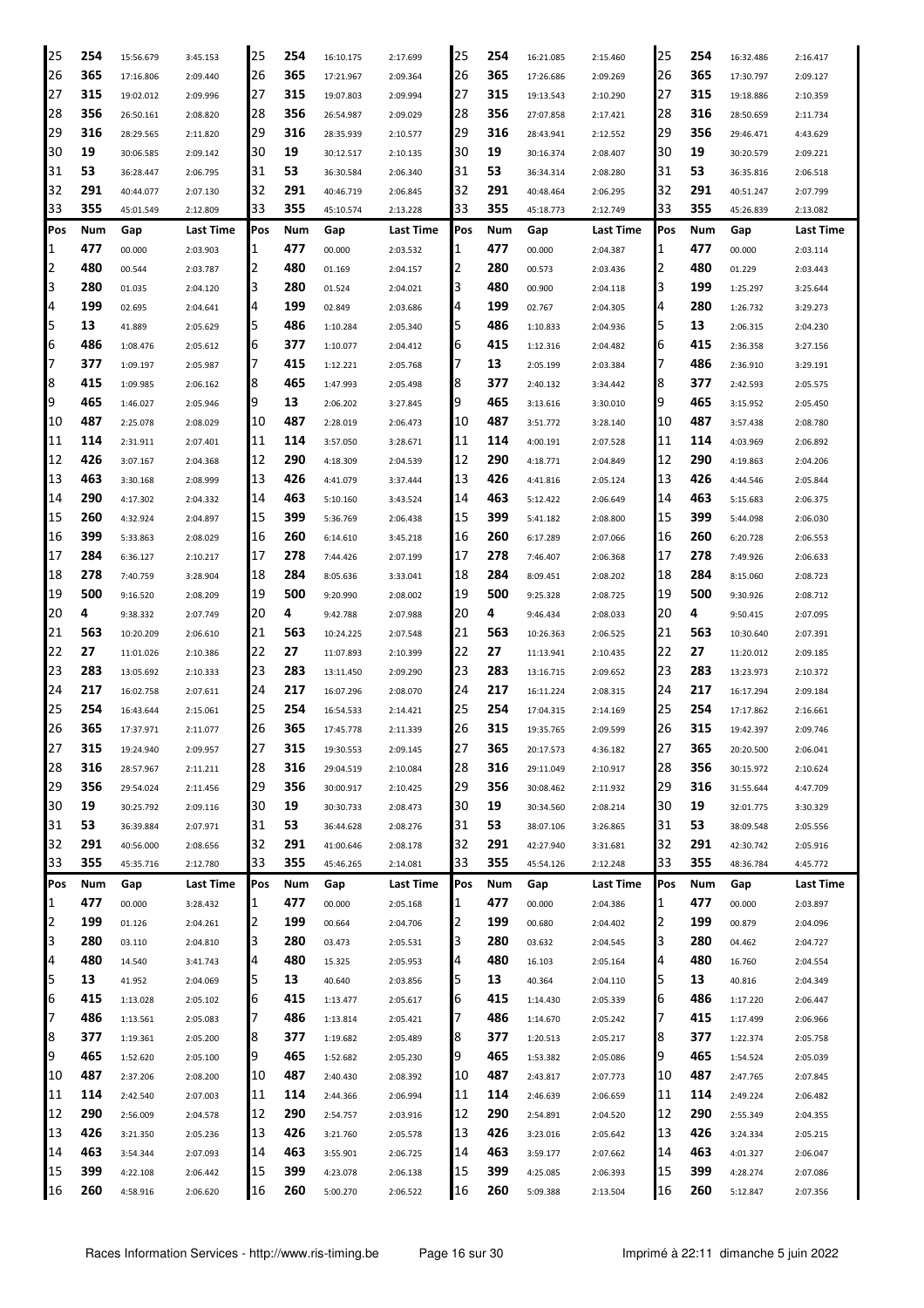| Pos | Num | Gap | Last Time | Pos | Num | Gap | Last Time | Pos | Num | Gap | Last Time | Pos | Num | Gap | Last Time |
|---|---|---|---|---|---|---|---|---|---|---|---|---|---|---|---|
| 25 | 254 | 15:56.679 | 3:45.153 | 25 | 254 | 16:10.175 | 2:17.699 | 25 | 254 | 16:21.085 | 2:15.460 | 25 | 254 | 16:32.486 | 2:16.417 |
| 26 | 365 | 17:16.806 | 2:09.440 | 26 | 365 | 17:21.967 | 2:09.364 | 26 | 365 | 17:26.686 | 2:09.269 | 26 | 365 | 17:30.797 | 2:09.127 |
| 27 | 315 | 19:02.012 | 2:09.996 | 27 | 315 | 19:07.803 | 2:09.994 | 27 | 315 | 19:13.543 | 2:10.290 | 27 | 315 | 19:18.886 | 2:10.359 |
| 28 | 356 | 26:50.161 | 2:08.820 | 28 | 356 | 26:54.987 | 2:09.029 | 28 | 356 | 27:07.858 | 2:17.421 | 28 | 316 | 28:50.659 | 2:11.734 |
| 29 | 316 | 28:29.565 | 2:11.820 | 29 | 316 | 28:35.939 | 2:10.577 | 29 | 316 | 28:43.941 | 2:12.552 | 29 | 356 | 29:46.471 | 4:43.629 |
| 30 | 19 | 30:06.585 | 2:09.142 | 30 | 19 | 30:12.517 | 2:10.135 | 30 | 19 | 30:16.374 | 2:08.407 | 30 | 19 | 30:20.579 | 2:09.221 |
| 31 | 53 | 36:28.447 | 2:06.795 | 31 | 53 | 36:30.584 | 2:06.340 | 31 | 53 | 36:34.314 | 2:08.280 | 31 | 53 | 36:35.816 | 2:06.518 |
| 32 | 291 | 40:44.077 | 2:07.130 | 32 | 291 | 40:46.719 | 2:06.845 | 32 | 291 | 40:48.464 | 2:06.295 | 32 | 291 | 40:51.247 | 2:07.799 |
| 33 | 355 | 45:01.549 | 2:12.809 | 33 | 355 | 45:10.574 | 2:13.228 | 33 | 355 | 45:18.773 | 2:12.749 | 33 | 355 | 45:26.839 | 2:13.082 |

| Pos | Num | Gap | Last Time | Pos | Num | Gap | Last Time | Pos | Num | Gap | Last Time | Pos | Num | Gap | Last Time |
|---|---|---|---|---|---|---|---|---|---|---|---|---|---|---|---|
| 1 | 477 | 00.000 | 2:03.903 | 1 | 477 | 00.000 | 2:03.532 | 1 | 477 | 00.000 | 2:04.387 | 1 | 477 | 00.000 | 2:03.114 |
| 2 | 480 | 00.544 | 2:03.787 | 2 | 480 | 01.169 | 2:04.157 | 2 | 280 | 00.573 | 2:03.436 | 2 | 480 | 01.229 | 2:03.443 |
| 3 | 280 | 01.035 | 2:04.120 | 3 | 280 | 01.524 | 2:04.021 | 3 | 480 | 00.900 | 2:04.118 | 3 | 199 | 1:25.297 | 3:25.644 |
| 4 | 199 | 02.695 | 2:04.641 | 4 | 199 | 02.849 | 2:03.686 | 4 | 199 | 02.767 | 2:04.305 | 4 | 280 | 1:26.732 | 3:29.273 |
| 5 | 13 | 41.889 | 2:05.629 | 5 | 486 | 1:10.284 | 2:05.340 | 5 | 486 | 1:10.833 | 2:04.936 | 5 | 13 | 2:06.315 | 2:04.230 |
| 6 | 486 | 1:08.476 | 2:05.612 | 6 | 377 | 1:10.077 | 2:04.412 | 6 | 415 | 1:12.316 | 2:04.482 | 6 | 415 | 2:36.358 | 3:27.156 |
| 7 | 377 | 1:09.197 | 2:05.987 | 7 | 415 | 1:12.221 | 2:05.768 | 7 | 13 | 2:05.199 | 2:03.384 | 7 | 486 | 2:36.910 | 3:29.191 |
| 8 | 415 | 1:09.985 | 2:06.162 | 8 | 465 | 1:47.993 | 2:05.498 | 8 | 377 | 2:40.132 | 3:34.442 | 8 | 377 | 2:42.593 | 2:05.575 |
| 9 | 465 | 1:46.027 | 2:05.946 | 9 | 13 | 2:06.202 | 3:27.845 | 9 | 465 | 3:13.616 | 3:30.010 | 9 | 465 | 3:15.952 | 2:05.450 |
| 10 | 487 | 2:25.078 | 2:08.029 | 10 | 487 | 2:28.019 | 2:06.473 | 10 | 487 | 3:51.772 | 3:28.140 | 10 | 487 | 3:57.438 | 2:08.780 |
| 11 | 114 | 2:31.911 | 2:07.401 | 11 | 114 | 3:57.050 | 3:28.671 | 11 | 114 | 4:00.191 | 2:07.528 | 11 | 114 | 4:03.969 | 2:06.892 |
| 12 | 426 | 3:07.167 | 2:04.368 | 12 | 290 | 4:18.309 | 2:04.539 | 12 | 290 | 4:18.771 | 2:04.849 | 12 | 290 | 4:19.863 | 2:04.206 |
| 13 | 463 | 3:30.168 | 2:08.999 | 13 | 426 | 4:41.079 | 3:37.444 | 13 | 426 | 4:41.816 | 2:05.124 | 13 | 426 | 4:44.546 | 2:05.844 |
| 14 | 290 | 4:17.302 | 2:04.332 | 14 | 463 | 5:10.160 | 3:43.524 | 14 | 463 | 5:12.422 | 2:06.649 | 14 | 463 | 5:15.683 | 2:06.375 |
| 15 | 260 | 4:32.924 | 2:04.897 | 15 | 399 | 5:36.769 | 2:06.438 | 15 | 399 | 5:41.182 | 2:08.800 | 15 | 399 | 5:44.098 | 2:06.030 |
| 16 | 399 | 5:33.863 | 2:08.029 | 16 | 260 | 6:14.610 | 3:45.218 | 16 | 260 | 6:17.289 | 2:07.066 | 16 | 260 | 6:20.728 | 2:06.553 |
| 17 | 284 | 6:36.127 | 2:10.217 | 17 | 278 | 7:44.426 | 2:07.199 | 17 | 278 | 7:46.407 | 2:06.368 | 17 | 278 | 7:49.926 | 2:06.633 |
| 18 | 278 | 7:40.759 | 3:28.904 | 18 | 284 | 8:05.636 | 3:33.041 | 18 | 284 | 8:09.451 | 2:08.202 | 18 | 284 | 8:15.060 | 2:08.723 |
| 19 | 500 | 9:16.520 | 2:08.209 | 19 | 500 | 9:20.990 | 2:08.002 | 19 | 500 | 9:25.328 | 2:08.725 | 19 | 500 | 9:30.926 | 2:08.712 |
| 20 | 4 | 9:38.332 | 2:07.749 | 20 | 4 | 9:42.788 | 2:07.988 | 20 | 4 | 9:46.434 | 2:08.033 | 20 | 4 | 9:50.415 | 2:07.095 |
| 21 | 563 | 10:20.209 | 2:06.610 | 21 | 563 | 10:24.225 | 2:07.548 | 21 | 563 | 10:26.363 | 2:06.525 | 21 | 563 | 10:30.640 | 2:07.391 |
| 22 | 27 | 11:01.026 | 2:10.386 | 22 | 27 | 11:07.893 | 2:10.399 | 22 | 27 | 11:13.941 | 2:10.435 | 22 | 27 | 11:20.012 | 2:09.185 |
| 23 | 283 | 13:05.692 | 2:10.333 | 23 | 283 | 13:11.450 | 2:09.290 | 23 | 283 | 13:16.715 | 2:09.652 | 23 | 283 | 13:23.973 | 2:10.372 |
| 24 | 217 | 16:02.758 | 2:07.611 | 24 | 217 | 16:07.296 | 2:08.070 | 24 | 217 | 16:11.224 | 2:08.315 | 24 | 217 | 16:17.294 | 2:09.184 |
| 25 | 254 | 16:43.644 | 2:15.061 | 25 | 254 | 16:54.533 | 2:14.421 | 25 | 254 | 17:04.315 | 2:14.169 | 25 | 254 | 17:17.862 | 2:16.661 |
| 26 | 365 | 17:37.971 | 2:11.077 | 26 | 365 | 17:45.778 | 2:11.339 | 26 | 315 | 19:35.765 | 2:09.599 | 26 | 315 | 19:42.397 | 2:09.746 |
| 27 | 315 | 19:24.940 | 2:09.957 | 27 | 315 | 19:30.553 | 2:09.145 | 27 | 365 | 20:17.573 | 4:36.182 | 27 | 365 | 20:20.500 | 2:06.041 |
| 28 | 316 | 28:57.967 | 2:11.211 | 28 | 316 | 29:04.519 | 2:10.084 | 28 | 316 | 29:11.049 | 2:10.917 | 28 | 356 | 30:15.972 | 2:10.624 |
| 29 | 356 | 29:54.024 | 2:11.456 | 29 | 356 | 30:00.917 | 2:10.425 | 29 | 356 | 30:08.462 | 2:11.932 | 29 | 316 | 31:55.644 | 4:47.709 |
| 30 | 19 | 30:25.792 | 2:09.116 | 30 | 19 | 30:30.733 | 2:08.473 | 30 | 19 | 30:34.560 | 2:08.214 | 30 | 19 | 32:01.775 | 3:30.329 |
| 31 | 53 | 36:39.884 | 2:07.971 | 31 | 53 | 36:44.628 | 2:08.276 | 31 | 53 | 38:07.106 | 3:26.865 | 31 | 53 | 38:09.548 | 2:05.556 |
| 32 | 291 | 40:56.000 | 2:08.656 | 32 | 291 | 41:00.646 | 2:08.178 | 32 | 291 | 42:27.940 | 3:31.681 | 32 | 291 | 42:30.742 | 2:05.916 |
| 33 | 355 | 45:35.716 | 2:12.780 | 33 | 355 | 45:46.265 | 2:14.081 | 33 | 355 | 45:54.126 | 2:12.248 | 33 | 355 | 48:36.784 | 4:45.772 |

| Pos | Num | Gap | Last Time | Pos | Num | Gap | Last Time | Pos | Num | Gap | Last Time | Pos | Num | Gap | Last Time |
|---|---|---|---|---|---|---|---|---|---|---|---|---|---|---|---|
| 1 | 477 | 00.000 | 3:28.432 | 1 | 477 | 00.000 | 2:05.168 | 1 | 477 | 00.000 | 2:04.386 | 1 | 477 | 00.000 | 2:03.897 |
| 2 | 199 | 01.126 | 2:04.261 | 2 | 199 | 00.664 | 2:04.706 | 2 | 199 | 00.680 | 2:04.402 | 2 | 199 | 00.879 | 2:04.096 |
| 3 | 280 | 03.110 | 2:04.810 | 3 | 280 | 03.473 | 2:05.531 | 3 | 280 | 03.632 | 2:04.545 | 3 | 280 | 04.462 | 2:04.727 |
| 4 | 480 | 14.540 | 3:41.743 | 4 | 480 | 15.325 | 2:05.953 | 4 | 480 | 16.103 | 2:05.164 | 4 | 480 | 16.760 | 2:04.554 |
| 5 | 13 | 41.952 | 2:04.069 | 5 | 13 | 40.640 | 2:03.856 | 5 | 13 | 40.364 | 2:04.110 | 5 | 13 | 40.816 | 2:04.349 |
| 6 | 415 | 1:13.028 | 2:05.102 | 6 | 415 | 1:13.477 | 2:05.617 | 6 | 415 | 1:14.430 | 2:05.339 | 6 | 486 | 1:17.220 | 2:06.447 |
| 7 | 486 | 1:13.561 | 2:05.083 | 7 | 486 | 1:13.814 | 2:05.421 | 7 | 486 | 1:14.670 | 2:05.242 | 7 | 415 | 1:17.499 | 2:06.966 |
| 8 | 377 | 1:19.361 | 2:05.200 | 8 | 377 | 1:19.682 | 2:05.489 | 8 | 377 | 1:20.513 | 2:05.217 | 8 | 377 | 1:22.374 | 2:05.758 |
| 9 | 465 | 1:52.620 | 2:05.100 | 9 | 465 | 1:52.682 | 2:05.230 | 9 | 465 | 1:53.382 | 2:05.086 | 9 | 465 | 1:54.524 | 2:05.039 |
| 10 | 487 | 2:37.206 | 2:08.200 | 10 | 487 | 2:40.430 | 2:08.392 | 10 | 487 | 2:43.817 | 2:07.773 | 10 | 487 | 2:47.765 | 2:07.845 |
| 11 | 114 | 2:42.540 | 2:07.003 | 11 | 114 | 2:44.366 | 2:06.994 | 11 | 114 | 2:46.639 | 2:06.659 | 11 | 114 | 2:49.224 | 2:06.482 |
| 12 | 290 | 2:56.009 | 2:04.578 | 12 | 290 | 2:54.757 | 2:03.916 | 12 | 290 | 2:54.891 | 2:04.520 | 12 | 290 | 2:55.349 | 2:04.355 |
| 13 | 426 | 3:21.350 | 2:05.236 | 13 | 426 | 3:21.760 | 2:05.578 | 13 | 426 | 3:23.016 | 2:05.642 | 13 | 426 | 3:24.334 | 2:05.215 |
| 14 | 463 | 3:54.344 | 2:07.093 | 14 | 463 | 3:55.901 | 2:06.725 | 14 | 463 | 3:59.177 | 2:07.662 | 14 | 463 | 4:01.327 | 2:06.047 |
| 15 | 399 | 4:22.108 | 2:06.442 | 15 | 399 | 4:23.078 | 2:06.138 | 15 | 399 | 4:25.085 | 2:06.393 | 15 | 399 | 4:28.274 | 2:07.086 |
| 16 | 260 | 4:58.916 | 2:06.620 | 16 | 260 | 5:00.270 | 2:06.522 | 16 | 260 | 5:09.388 | 2:13.504 | 16 | 260 | 5:12.847 | 2:07.356 |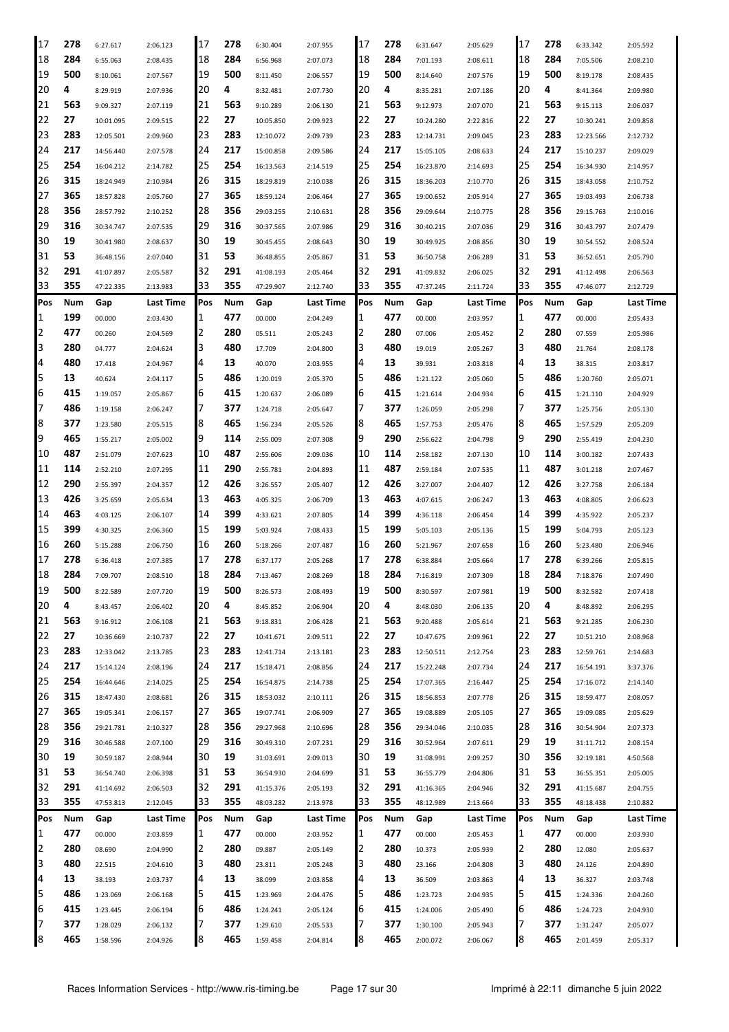| Pos | Num | Gap | Last Time | Pos | Num | Gap | Last Time | Pos | Num | Gap | Last Time | Pos | Num | Gap | Last Time |
|---|---|---|---|---|---|---|---|---|---|---|---|---|---|---|---|
| 17 | 278 | 6:27.617 | 2:06.123 | 17 | 278 | 6:30.404 | 2:07.955 | 17 | 278 | 6:31.647 | 2:05.629 | 17 | 278 | 6:33.342 | 2:05.592 |
| 18 | 284 | 6:55.063 | 2:08.435 | 18 | 284 | 6:56.968 | 2:07.073 | 18 | 284 | 7:01.193 | 2:08.611 | 18 | 284 | 7:05.506 | 2:08.210 |
| 19 | 500 | 8:10.061 | 2:07.567 | 19 | 500 | 8:11.450 | 2:06.557 | 19 | 500 | 8:14.640 | 2:07.576 | 19 | 500 | 8:19.178 | 2:08.435 |
| 20 | 4 | 8:29.919 | 2:07.936 | 20 | 4 | 8:32.481 | 2:07.730 | 20 | 4 | 8:35.281 | 2:07.186 | 20 | 4 | 8:41.364 | 2:09.980 |
| 21 | 563 | 9:09.327 | 2:07.119 | 21 | 563 | 9:10.289 | 2:06.130 | 21 | 563 | 9:12.973 | 2:07.070 | 21 | 563 | 9:15.113 | 2:06.037 |
| 22 | 27 | 10:01.095 | 2:09.515 | 22 | 27 | 10:05.850 | 2:09.923 | 22 | 27 | 10:24.280 | 2:22.816 | 22 | 27 | 10:30.241 | 2:09.858 |
| 23 | 283 | 12:05.501 | 2:09.960 | 23 | 283 | 12:10.072 | 2:09.739 | 23 | 283 | 12:14.731 | 2:09.045 | 23 | 283 | 12:23.566 | 2:12.732 |
| 24 | 217 | 14:56.440 | 2:07.578 | 24 | 217 | 15:00.858 | 2:09.586 | 24 | 217 | 15:05.105 | 2:08.633 | 24 | 217 | 15:10.237 | 2:09.029 |
| 25 | 254 | 16:04.212 | 2:14.782 | 25 | 254 | 16:13.563 | 2:14.519 | 25 | 254 | 16:23.870 | 2:14.693 | 25 | 254 | 16:34.930 | 2:14.957 |
| 26 | 315 | 18:24.949 | 2:10.984 | 26 | 315 | 18:29.819 | 2:10.038 | 26 | 315 | 18:36.203 | 2:10.770 | 26 | 315 | 18:43.058 | 2:10.752 |
| 27 | 365 | 18:57.828 | 2:05.760 | 27 | 365 | 18:59.124 | 2:06.464 | 27 | 365 | 19:00.652 | 2:05.914 | 27 | 365 | 19:03.493 | 2:06.738 |
| 28 | 356 | 28:57.792 | 2:10.252 | 28 | 356 | 29:03.255 | 2:10.631 | 28 | 356 | 29:09.644 | 2:10.775 | 28 | 356 | 29:15.763 | 2:10.016 |
| 29 | 316 | 30:34.747 | 2:07.535 | 29 | 316 | 30:37.565 | 2:07.986 | 29 | 316 | 30:40.215 | 2:07.036 | 29 | 316 | 30:43.797 | 2:07.479 |
| 30 | 19 | 30:41.980 | 2:08.637 | 30 | 19 | 30:45.455 | 2:08.643 | 30 | 19 | 30:49.925 | 2:08.856 | 30 | 19 | 30:54.552 | 2:08.524 |
| 31 | 53 | 36:48.156 | 2:07.040 | 31 | 53 | 36:48.855 | 2:05.867 | 31 | 53 | 36:50.758 | 2:06.289 | 31 | 53 | 36:52.651 | 2:05.790 |
| 32 | 291 | 41:07.897 | 2:05.587 | 32 | 291 | 41:08.193 | 2:05.464 | 32 | 291 | 41:09.832 | 2:06.025 | 32 | 291 | 41:12.498 | 2:06.563 |
| 33 | 355 | 47:22.335 | 2:13.983 | 33 | 355 | 47:29.907 | 2:12.740 | 33 | 355 | 47:37.245 | 2:11.724 | 33 | 355 | 47:46.077 | 2:12.729 |

| Pos | Num | Gap | Last Time | Pos | Num | Gap | Last Time | Pos | Num | Gap | Last Time | Pos | Num | Gap | Last Time |
|---|---|---|---|---|---|---|---|---|---|---|---|---|---|---|---|
| 1 | 199 | 00.000 | 2:03.430 | 1 | 477 | 00.000 | 2:04.249 | 1 | 477 | 00.000 | 2:03.957 | 1 | 477 | 00.000 | 2:05.433 |
| 2 | 477 | 00.260 | 2:04.569 | 2 | 280 | 05.511 | 2:05.243 | 2 | 280 | 07.006 | 2:05.452 | 2 | 280 | 07.559 | 2:05.986 |
| 3 | 280 | 04.777 | 2:04.624 | 3 | 480 | 17.709 | 2:04.800 | 3 | 480 | 19.019 | 2:05.267 | 3 | 480 | 21.764 | 2:08.178 |
| 4 | 480 | 17.418 | 2:04.967 | 4 | 13 | 40.070 | 2:03.955 | 4 | 13 | 39.931 | 2:03.818 | 4 | 13 | 38.315 | 2:03.817 |
| 5 | 13 | 40.624 | 2:04.117 | 5 | 486 | 1:20.019 | 2:05.370 | 5 | 486 | 1:21.122 | 2:05.060 | 5 | 486 | 1:20.760 | 2:05.071 |
| 6 | 415 | 1:19.057 | 2:05.867 | 6 | 415 | 1:20.637 | 2:06.089 | 6 | 415 | 1:21.614 | 2:04.934 | 6 | 415 | 1:21.110 | 2:04.929 |
| 7 | 486 | 1:19.158 | 2:06.247 | 7 | 377 | 1:24.718 | 2:05.647 | 7 | 377 | 1:26.059 | 2:05.298 | 7 | 377 | 1:25.756 | 2:05.130 |
| 8 | 377 | 1:23.580 | 2:05.515 | 8 | 465 | 1:56.234 | 2:05.526 | 8 | 465 | 1:57.753 | 2:05.476 | 8 | 465 | 1:57.529 | 2:05.209 |
| 9 | 465 | 1:55.217 | 2:05.002 | 9 | 114 | 2:55.009 | 2:07.308 | 9 | 290 | 2:56.622 | 2:04.798 | 9 | 290 | 2:55.419 | 2:04.230 |
| 10 | 487 | 2:51.079 | 2:07.623 | 10 | 487 | 2:55.606 | 2:09.036 | 10 | 114 | 2:58.182 | 2:07.130 | 10 | 114 | 3:00.182 | 2:07.433 |
| 11 | 114 | 2:52.210 | 2:07.295 | 11 | 290 | 2:55.781 | 2:04.893 | 11 | 487 | 2:59.184 | 2:07.535 | 11 | 487 | 3:01.218 | 2:07.467 |
| 12 | 290 | 2:55.397 | 2:04.357 | 12 | 426 | 3:26.557 | 2:05.407 | 12 | 426 | 3:27.007 | 2:04.407 | 12 | 426 | 3:27.758 | 2:06.184 |
| 13 | 426 | 3:25.659 | 2:05.634 | 13 | 463 | 4:05.325 | 2:06.709 | 13 | 463 | 4:07.615 | 2:06.247 | 13 | 463 | 4:08.805 | 2:06.623 |
| 14 | 463 | 4:03.125 | 2:06.107 | 14 | 399 | 4:33.621 | 2:07.805 | 14 | 399 | 4:36.118 | 2:06.454 | 14 | 399 | 4:35.922 | 2:05.237 |
| 15 | 399 | 4:30.325 | 2:06.360 | 15 | 199 | 5:03.924 | 7:08.433 | 15 | 199 | 5:05.103 | 2:05.136 | 15 | 199 | 5:04.793 | 2:05.123 |
| 16 | 260 | 5:15.288 | 2:06.750 | 16 | 260 | 5:18.266 | 2:07.487 | 16 | 260 | 5:21.967 | 2:07.658 | 16 | 260 | 5:23.480 | 2:06.946 |
| 17 | 278 | 6:36.418 | 2:07.385 | 17 | 278 | 6:37.177 | 2:05.268 | 17 | 278 | 6:38.884 | 2:05.664 | 17 | 278 | 6:39.266 | 2:05.815 |
| 18 | 284 | 7:09.707 | 2:08.510 | 18 | 284 | 7:13.467 | 2:08.269 | 18 | 284 | 7:16.819 | 2:07.309 | 18 | 284 | 7:18.876 | 2:07.490 |
| 19 | 500 | 8:22.589 | 2:07.720 | 19 | 500 | 8:26.573 | 2:08.493 | 19 | 500 | 8:30.597 | 2:07.981 | 19 | 500 | 8:32.582 | 2:07.418 |
| 20 | 4 | 8:43.457 | 2:06.402 | 20 | 4 | 8:45.852 | 2:06.904 | 20 | 4 | 8:48.030 | 2:06.135 | 20 | 4 | 8:48.892 | 2:06.295 |
| 21 | 563 | 9:16.912 | 2:06.108 | 21 | 563 | 9:18.831 | 2:06.428 | 21 | 563 | 9:20.488 | 2:05.614 | 21 | 563 | 9:21.285 | 2:06.230 |
| 22 | 27 | 10:36.669 | 2:10.737 | 22 | 27 | 10:41.671 | 2:09.511 | 22 | 27 | 10:47.675 | 2:09.961 | 22 | 27 | 10:51.210 | 2:08.968 |
| 23 | 283 | 12:33.042 | 2:13.785 | 23 | 283 | 12:41.714 | 2:13.181 | 23 | 283 | 12:50.511 | 2:12.754 | 23 | 283 | 12:59.761 | 2:14.683 |
| 24 | 217 | 15:14.124 | 2:08.196 | 24 | 217 | 15:18.471 | 2:08.856 | 24 | 217 | 15:22.248 | 2:07.734 | 24 | 217 | 16:54.191 | 3:37.376 |
| 25 | 254 | 16:44.646 | 2:14.025 | 25 | 254 | 16:54.875 | 2:14.738 | 25 | 254 | 17:07.365 | 2:16.447 | 25 | 254 | 17:16.072 | 2:14.140 |
| 26 | 315 | 18:47.430 | 2:08.681 | 26 | 315 | 18:53.032 | 2:10.111 | 26 | 315 | 18:56.853 | 2:07.778 | 26 | 315 | 18:59.477 | 2:08.057 |
| 27 | 365 | 19:05.341 | 2:06.157 | 27 | 365 | 19:07.741 | 2:06.909 | 27 | 365 | 19:08.889 | 2:05.105 | 27 | 365 | 19:09.085 | 2:05.629 |
| 28 | 356 | 29:21.781 | 2:10.327 | 28 | 356 | 29:27.968 | 2:10.696 | 28 | 356 | 29:34.046 | 2:10.035 | 28 | 316 | 30:54.904 | 2:07.373 |
| 29 | 316 | 30:46.588 | 2:07.100 | 29 | 316 | 30:49.310 | 2:07.231 | 29 | 316 | 30:52.964 | 2:07.611 | 29 | 19 | 31:11.712 | 2:08.154 |
| 30 | 19 | 30:59.187 | 2:08.944 | 30 | 19 | 31:03.691 | 2:09.013 | 30 | 19 | 31:08.991 | 2:09.257 | 30 | 356 | 32:19.181 | 4:50.568 |
| 31 | 53 | 36:54.740 | 2:06.398 | 31 | 53 | 36:54.930 | 2:04.699 | 31 | 53 | 36:55.779 | 2:04.806 | 31 | 53 | 36:55.351 | 2:05.005 |
| 32 | 291 | 41:14.692 | 2:06.503 | 32 | 291 | 41:15.376 | 2:05.193 | 32 | 291 | 41:16.365 | 2:04.946 | 32 | 291 | 41:15.687 | 2:04.755 |
| 33 | 355 | 47:53.813 | 2:12.045 | 33 | 355 | 48:03.282 | 2:13.978 | 33 | 355 | 48:12.989 | 2:13.664 | 33 | 355 | 48:18.438 | 2:10.882 |

| Pos | Num | Gap | Last Time | Pos | Num | Gap | Last Time | Pos | Num | Gap | Last Time | Pos | Num | Gap | Last Time |
|---|---|---|---|---|---|---|---|---|---|---|---|---|---|---|---|
| 1 | 477 | 00.000 | 2:03.859 | 1 | 477 | 00.000 | 2:03.952 | 1 | 477 | 00.000 | 2:05.453 | 1 | 477 | 00.000 | 2:03.930 |
| 2 | 280 | 08.690 | 2:04.990 | 2 | 280 | 09.887 | 2:05.149 | 2 | 280 | 10.373 | 2:05.939 | 2 | 280 | 12.080 | 2:05.637 |
| 3 | 480 | 22.515 | 2:04.610 | 3 | 480 | 23.811 | 2:05.248 | 3 | 480 | 23.166 | 2:04.808 | 3 | 480 | 24.126 | 2:04.890 |
| 4 | 13 | 38.193 | 2:03.737 | 4 | 13 | 38.099 | 2:03.858 | 4 | 13 | 36.509 | 2:03.863 | 4 | 13 | 36.327 | 2:03.748 |
| 5 | 486 | 1:23.069 | 2:06.168 | 5 | 415 | 1:23.969 | 2:04.476 | 5 | 486 | 1:23.723 | 2:04.935 | 5 | 415 | 1:24.336 | 2:04.260 |
| 6 | 415 | 1:23.445 | 2:06.194 | 6 | 486 | 1:24.241 | 2:05.124 | 6 | 415 | 1:24.006 | 2:05.490 | 6 | 486 | 1:24.723 | 2:04.930 |
| 7 | 377 | 1:28.029 | 2:06.132 | 7 | 377 | 1:29.610 | 2:05.533 | 7 | 377 | 1:30.100 | 2:05.943 | 7 | 377 | 1:31.247 | 2:05.077 |
| 8 | 465 | 1:58.596 | 2:04.926 | 8 | 465 | 1:59.458 | 2:04.814 | 8 | 465 | 2:00.072 | 2:06.067 | 8 | 465 | 2:01.459 | 2:05.317 |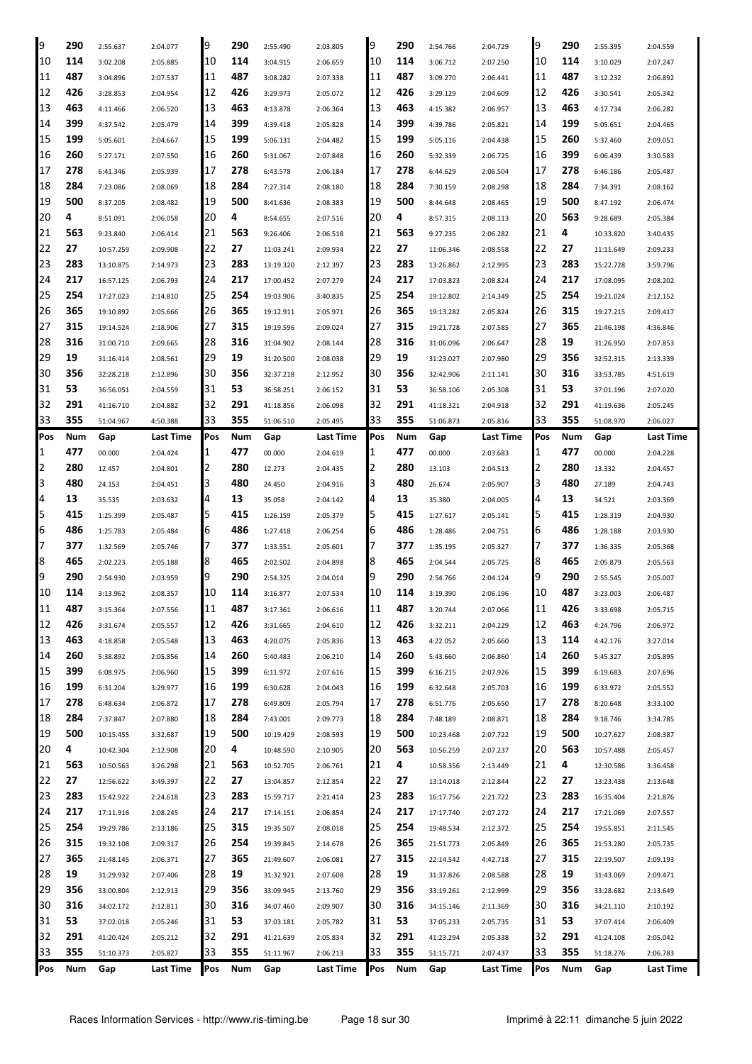| 9 | 290 | 2:55.637 | 2:04.077 | 9 | 290 | 2:55.490 | 2:03.805 | 9 | 290 | 2:54.766 | 2:04.729 | 9 | 290 | 2:55.395 | 2:04.559 |
|---|---|---|---|---|---|---|---|---|---|---|---|---|---|---|---|
| 10 | 114 | 3:02.208 | 2:05.885 | 10 | 114 | 3:04.915 | 2:06.659 | 10 | 114 | 3:06.712 | 2:07.250 | 10 | 114 | 3:10.029 | 2:07.247 |
| 11 | 487 | 3:04.896 | 2:07.537 | 11 | 487 | 3:08.282 | 2:07.338 | 11 | 487 | 3:09.270 | 2:06.441 | 11 | 487 | 3:12.232 | 2:06.892 |
| 12 | 426 | 3:28.853 | 2:04.954 | 12 | 426 | 3:29.973 | 2:05.072 | 12 | 426 | 3:29.129 | 2:04.609 | 12 | 426 | 3:30.541 | 2:05.342 |
| 13 | 463 | 4:11.466 | 2:06.520 | 13 | 463 | 4:13.878 | 2:06.364 | 13 | 463 | 4:15.382 | 2:06.957 | 13 | 463 | 4:17.734 | 2:06.282 |
| 14 | 399 | 4:37.542 | 2:05.479 | 14 | 399 | 4:39.418 | 2:05.828 | 14 | 399 | 4:39.786 | 2:05.821 | 14 | 199 | 5:05.651 | 2:04.465 |
| 15 | 199 | 5:05.601 | 2:04.667 | 15 | 199 | 5:06.131 | 2:04.482 | 15 | 199 | 5:05.116 | 2:04.438 | 15 | 260 | 5:37.460 | 2:09.051 |
| 16 | 260 | 5:27.171 | 2:07.550 | 16 | 260 | 5:31.067 | 2:07.848 | 16 | 260 | 5:32.339 | 2:06.725 | 16 | 399 | 6:06.439 | 3:30.583 |
| 17 | 278 | 6:41.346 | 2:05.939 | 17 | 278 | 6:43.578 | 2:06.184 | 17 | 278 | 6:44.629 | 2:06.504 | 17 | 278 | 6:46.186 | 2:05.487 |
| 18 | 284 | 7:23.086 | 2:08.069 | 18 | 284 | 7:27.314 | 2:08.180 | 18 | 284 | 7:30.159 | 2:08.298 | 18 | 284 | 7:34.391 | 2:08.162 |
| 19 | 500 | 8:37.205 | 2:08.482 | 19 | 500 | 8:41.636 | 2:08.383 | 19 | 500 | 8:44.648 | 2:08.465 | 19 | 500 | 8:47.192 | 2:06.474 |
| 20 | 4 | 8:51.091 | 2:06.058 | 20 | 4 | 8:54.655 | 2:07.516 | 20 | 4 | 8:57.315 | 2:08.113 | 20 | 563 | 9:28.689 | 2:05.384 |
| 21 | 563 | 9:23.840 | 2:06.414 | 21 | 563 | 9:26.406 | 2:06.518 | 21 | 563 | 9:27.235 | 2:06.282 | 21 | 4 | 10:33.820 | 3:40.435 |
| 22 | 27 | 10:57.259 | 2:09.908 | 22 | 27 | 11:03.241 | 2:09.934 | 22 | 27 | 11:06.346 | 2:08.558 | 22 | 27 | 11:11.649 | 2:09.233 |
| 23 | 283 | 13:10.875 | 2:14.973 | 23 | 283 | 13:19.320 | 2:12.397 | 23 | 283 | 13:26.862 | 2:12.995 | 23 | 283 | 15:22.728 | 3:59.796 |
| 24 | 217 | 16:57.125 | 2:06.793 | 24 | 217 | 17:00.452 | 2:07.279 | 24 | 217 | 17:03.823 | 2:08.824 | 24 | 217 | 17:08.095 | 2:08.202 |
| 25 | 254 | 17:27.023 | 2:14.810 | 25 | 254 | 19:03.906 | 3:40.835 | 25 | 254 | 19:12.802 | 2:14.349 | 25 | 254 | 19:21.024 | 2:12.152 |
| 26 | 365 | 19:10.892 | 2:05.666 | 26 | 365 | 19:12.911 | 2:05.971 | 26 | 365 | 19:13.282 | 2:05.824 | 26 | 315 | 19:27.215 | 2:09.417 |
| 27 | 315 | 19:14.524 | 2:18.906 | 27 | 315 | 19:19.596 | 2:09.024 | 27 | 315 | 19:21.728 | 2:07.585 | 27 | 365 | 21:46.198 | 4:36.846 |
| 28 | 316 | 31:00.710 | 2:09.665 | 28 | 316 | 31:04.902 | 2:08.144 | 28 | 316 | 31:06.096 | 2:06.647 | 28 | 19 | 31:26.950 | 2:07.853 |
| 29 | 19 | 31:16.414 | 2:08.561 | 29 | 19 | 31:20.500 | 2:08.038 | 29 | 19 | 31:23.027 | 2:07.980 | 29 | 356 | 32:52.315 | 2:13.339 |
| 30 | 356 | 32:28.218 | 2:12.896 | 30 | 356 | 32:37.218 | 2:12.952 | 30 | 356 | 32:42.906 | 2:11.141 | 30 | 316 | 33:53.785 | 4:51.619 |
| 31 | 53 | 36:56.051 | 2:04.559 | 31 | 53 | 36:58.251 | 2:06.152 | 31 | 53 | 36:58.106 | 2:05.308 | 31 | 53 | 37:01.196 | 2:07.020 |
| 32 | 291 | 41:16.710 | 2:04.882 | 32 | 291 | 41:18.856 | 2:06.098 | 32 | 291 | 41:18.321 | 2:04.918 | 32 | 291 | 41:19.636 | 2:05.245 |
| 33 | 355 | 51:04.967 | 4:50.388 | 33 | 355 | 51:06.510 | 2:05.495 | 33 | 355 | 51:06.873 | 2:05.816 | 33 | 355 | 51:08.970 | 2:06.027 |
| **Pos** | **Num** | **Gap** | **Last Time** | **Pos** | **Num** | **Gap** | **Last Time** | **Pos** | **Num** | **Gap** | **Last Time** | **Pos** | **Num** | **Gap** | **Last Time** |
| 1 | 477 | 00.000 | 2:04.424 | 1 | 477 | 00.000 | 2:04.619 | 1 | 477 | 00.000 | 2:03.683 | 1 | 477 | 00.000 | 2:04.228 |
| 2 | 280 | 12.457 | 2:04.801 | 2 | 280 | 12.273 | 2:04.435 | 2 | 280 | 13.103 | 2:04.513 | 2 | 280 | 13.332 | 2:04.457 |
| 3 | 480 | 24.153 | 2:04.451 | 3 | 480 | 24.450 | 2:04.916 | 3 | 480 | 26.674 | 2:05.907 | 3 | 480 | 27.189 | 2:04.743 |
| 4 | 13 | 35.535 | 2:03.632 | 4 | 13 | 35.058 | 2:04.142 | 4 | 13 | 35.380 | 2:04.005 | 4 | 13 | 34.521 | 2:03.369 |
| 5 | 415 | 1:25.399 | 2:05.487 | 5 | 415 | 1:26.159 | 2:05.379 | 5 | 415 | 1:27.617 | 2:05.141 | 5 | 415 | 1:28.319 | 2:04.930 |
| 6 | 486 | 1:25.783 | 2:05.484 | 6 | 486 | 1:27.418 | 2:06.254 | 6 | 486 | 1:28.486 | 2:04.751 | 6 | 486 | 1:28.188 | 2:03.930 |
| 7 | 377 | 1:32.569 | 2:05.746 | 7 | 377 | 1:33.551 | 2:05.601 | 7 | 377 | 1:35.195 | 2:05.327 | 7 | 377 | 1:36.335 | 2:05.368 |
| 8 | 465 | 2:02.223 | 2:05.188 | 8 | 465 | 2:02.502 | 2:04.898 | 8 | 465 | 2:04.544 | 2:05.725 | 8 | 465 | 2:05.879 | 2:05.563 |
| 9 | 290 | 2:54.930 | 2:03.959 | 9 | 290 | 2:54.325 | 2:04.014 | 9 | 290 | 2:54.766 | 2:04.124 | 9 | 290 | 2:55.545 | 2:05.007 |
| 10 | 114 | 3:13.962 | 2:08.357 | 10 | 114 | 3:16.877 | 2:07.534 | 10 | 114 | 3:19.390 | 2:06.196 | 10 | 487 | 3:23.003 | 2:06.487 |
| 11 | 487 | 3:15.364 | 2:07.556 | 11 | 487 | 3:17.361 | 2:06.616 | 11 | 487 | 3:20.744 | 2:07.066 | 11 | 426 | 3:33.698 | 2:05.715 |
| 12 | 426 | 3:31.674 | 2:05.557 | 12 | 426 | 3:31.665 | 2:04.610 | 12 | 426 | 3:32.211 | 2:04.229 | 12 | 463 | 4:24.796 | 2:06.972 |
| 13 | 463 | 4:18.858 | 2:05.548 | 13 | 463 | 4:20.075 | 2:05.836 | 13 | 463 | 4:22.052 | 2:05.660 | 13 | 114 | 4:42.176 | 3:27.014 |
| 14 | 260 | 5:38.892 | 2:05.856 | 14 | 260 | 5:40.483 | 2:06.210 | 14 | 260 | 5:43.660 | 2:06.860 | 14 | 260 | 5:45.327 | 2:05.895 |
| 15 | 399 | 6:08.975 | 2:06.960 | 15 | 399 | 6:11.972 | 2:07.616 | 15 | 399 | 6:16.215 | 2:07.926 | 15 | 399 | 6:19.683 | 2:07.696 |
| 16 | 199 | 6:31.204 | 3:29.977 | 16 | 199 | 6:30.628 | 2:04.043 | 16 | 199 | 6:32.648 | 2:05.703 | 16 | 199 | 6:33.972 | 2:05.552 |
| 17 | 278 | 6:48.634 | 2:06.872 | 17 | 278 | 6:49.809 | 2:05.794 | 17 | 278 | 6:51.776 | 2:05.650 | 17 | 278 | 8:20.648 | 3:33.100 |
| 18 | 284 | 7:37.847 | 2:07.880 | 18 | 284 | 7:43.001 | 2:09.773 | 18 | 284 | 7:48.189 | 2:08.871 | 18 | 284 | 9:18.746 | 3:34.785 |
| 19 | 500 | 10:15.455 | 3:32.687 | 19 | 500 | 10:19.429 | 2:08.593 | 19 | 500 | 10:23.468 | 2:07.722 | 19 | 500 | 10:27.627 | 2:08.387 |
| 20 | 4 | 10:42.304 | 2:12.908 | 20 | 4 | 10:48.590 | 2:10.905 | 20 | 563 | 10:56.259 | 2:07.237 | 20 | 563 | 10:57.488 | 2:05.457 |
| 21 | 563 | 10:50.563 | 3:26.298 | 21 | 563 | 10:52.705 | 2:06.761 | 21 | 4 | 10:58.356 | 2:13.449 | 21 | 4 | 12:30.586 | 3:36.458 |
| 22 | 27 | 12:56.622 | 3:49.397 | 22 | 27 | 13:04.857 | 2:12.854 | 22 | 27 | 13:14.018 | 2:12.844 | 22 | 27 | 13:23.438 | 2:13.648 |
| 23 | 283 | 15:42.922 | 2:24.618 | 23 | 283 | 15:59.717 | 2:21.414 | 23 | 283 | 16:17.756 | 2:21.722 | 23 | 283 | 16:35.404 | 2:21.876 |
| 24 | 217 | 17:11.916 | 2:08.245 | 24 | 217 | 17:14.151 | 2:06.854 | 24 | 217 | 17:17.740 | 2:07.272 | 24 | 217 | 17:21.069 | 2:07.557 |
| 25 | 254 | 19:29.786 | 2:13.186 | 25 | 315 | 19:35.507 | 2:08.018 | 25 | 254 | 19:48.534 | 2:12.372 | 25 | 254 | 19:55.851 | 2:11.545 |
| 26 | 315 | 19:32.108 | 2:09.317 | 26 | 254 | 19:39.845 | 2:14.678 | 26 | 365 | 21:51.773 | 2:05.849 | 26 | 365 | 21:53.280 | 2:05.735 |
| 27 | 365 | 21:48.145 | 2:06.371 | 27 | 365 | 21:49.607 | 2:06.081 | 27 | 315 | 22:14.542 | 4:42.718 | 27 | 315 | 22:19.507 | 2:09.193 |
| 28 | 19 | 31:29.932 | 2:07.406 | 28 | 19 | 31:32.921 | 2:07.608 | 28 | 19 | 31:37.826 | 2:08.588 | 28 | 19 | 31:43.069 | 2:09.471 |
| 29 | 356 | 33:00.804 | 2:12.913 | 29 | 356 | 33:09.945 | 2:13.760 | 29 | 356 | 33:19.261 | 2:12.999 | 29 | 356 | 33:28.682 | 2:13.649 |
| 30 | 316 | 34:02.172 | 2:12.811 | 30 | 316 | 34:07.460 | 2:09.907 | 30 | 316 | 34:15.146 | 2:11.369 | 30 | 316 | 34:21.110 | 2:10.192 |
| 31 | 53 | 37:02.018 | 2:05.246 | 31 | 53 | 37:03.181 | 2:05.782 | 31 | 53 | 37:05.233 | 2:05.735 | 31 | 53 | 37:07.414 | 2:06.409 |
| 32 | 291 | 41:20.424 | 2:05.212 | 32 | 291 | 41:21.639 | 2:05.834 | 32 | 291 | 41:23.294 | 2:05.338 | 32 | 291 | 41:24.108 | 2:05.042 |
| 33 | 355 | 51:10.373 | 2:05.827 | 33 | 355 | 51:11.967 | 2:06.213 | 33 | 355 | 51:15.721 | 2:07.437 | 33 | 355 | 51:18.276 | 2:06.783 |
| **Pos** | **Num** | **Gap** | **Last Time** | **Pos** | **Num** | **Gap** | **Last Time** | **Pos** | **Num** | **Gap** | **Last Time** | **Pos** | **Num** | **Gap** | **Last Time** |

Races Information Services - http://www.ris-timing.be Imprimé à 22:11 dimanche 5 juin 2022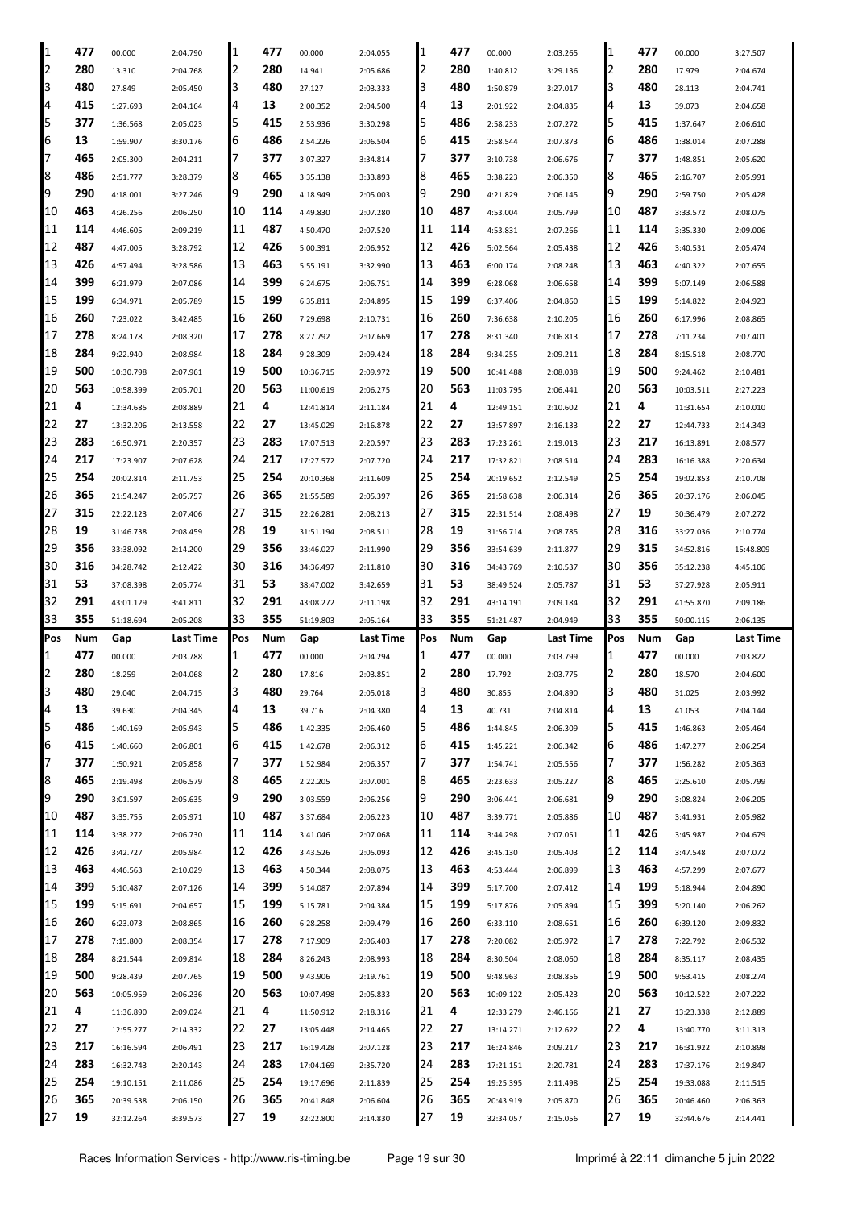| Pos | Num | Gap | Last Time | Pos | Num | Gap | Last Time | Pos | Num | Gap | Last Time | Pos | Num | Gap | Last Time |
|---|---|---|---|---|---|---|---|---|---|---|---|---|---|---|---|
| 1 | 477 | 00.000 | 2:04.790 | 1 | 477 | 00.000 | 2:04.055 | 1 | 477 | 00.000 | 2:03.265 | 1 | 477 | 00.000 | 3:27.507 |
| 2 | 280 | 13.310 | 2:04.768 | 2 | 280 | 14.941 | 2:05.686 | 2 | 280 | 1:40.812 | 3:29.136 | 2 | 280 | 17.979 | 2:04.674 |
| 3 | 480 | 27.849 | 2:05.450 | 3 | 480 | 27.127 | 2:03.333 | 3 | 480 | 1:50.879 | 3:27.017 | 3 | 480 | 28.113 | 2:04.741 |
| 4 | 415 | 1:27.693 | 2:04.164 | 4 | 13 | 2:00.352 | 2:04.500 | 4 | 13 | 2:01.922 | 2:04.835 | 4 | 13 | 39.073 | 2:04.658 |
| 5 | 377 | 1:36.568 | 2:05.023 | 5 | 415 | 2:53.936 | 3:30.298 | 5 | 486 | 2:58.233 | 2:07.272 | 5 | 415 | 1:37.647 | 2:06.610 |
| 6 | 13 | 1:59.907 | 3:30.176 | 6 | 486 | 2:54.226 | 2:06.504 | 6 | 415 | 2:58.544 | 2:07.873 | 6 | 486 | 1:38.014 | 2:07.288 |
| 7 | 465 | 2:05.300 | 2:04.211 | 7 | 377 | 3:07.327 | 3:34.814 | 7 | 377 | 3:10.738 | 2:06.676 | 7 | 377 | 1:48.851 | 2:05.620 |
| 8 | 486 | 2:51.777 | 3:28.379 | 8 | 465 | 3:35.138 | 3:33.893 | 8 | 465 | 3:38.223 | 2:06.350 | 8 | 465 | 2:16.707 | 2:05.991 |
| 9 | 290 | 4:18.001 | 3:27.246 | 9 | 290 | 4:18.949 | 2:05.003 | 9 | 290 | 4:21.829 | 2:06.145 | 9 | 290 | 2:59.750 | 2:05.428 |
| 10 | 463 | 4:26.256 | 2:06.250 | 10 | 114 | 4:49.830 | 2:07.280 | 10 | 487 | 4:53.004 | 2:05.799 | 10 | 487 | 3:33.572 | 2:08.075 |
| 11 | 114 | 4:46.605 | 2:09.219 | 11 | 487 | 4:50.470 | 2:07.520 | 11 | 114 | 4:53.831 | 2:07.266 | 11 | 114 | 3:35.330 | 2:09.006 |
| 12 | 487 | 4:47.005 | 3:28.792 | 12 | 426 | 5:00.391 | 2:06.952 | 12 | 426 | 5:02.564 | 2:05.438 | 12 | 426 | 3:40.531 | 2:05.474 |
| 13 | 426 | 4:57.494 | 3:28.586 | 13 | 463 | 5:55.191 | 3:32.990 | 13 | 463 | 6:00.174 | 2:08.248 | 13 | 463 | 4:40.322 | 2:07.655 |
| 14 | 399 | 6:21.979 | 2:07.086 | 14 | 399 | 6:24.675 | 2:06.751 | 14 | 399 | 6:28.068 | 2:06.658 | 14 | 399 | 5:07.149 | 2:06.588 |
| 15 | 199 | 6:34.971 | 2:05.789 | 15 | 199 | 6:35.811 | 2:04.895 | 15 | 199 | 6:37.406 | 2:04.860 | 15 | 199 | 5:14.822 | 2:04.923 |
| 16 | 260 | 7:23.022 | 3:42.485 | 16 | 260 | 7:29.698 | 2:10.731 | 16 | 260 | 7:36.638 | 2:10.205 | 16 | 260 | 6:17.996 | 2:08.865 |
| 17 | 278 | 8:24.178 | 2:08.320 | 17 | 278 | 8:27.792 | 2:07.669 | 17 | 278 | 8:31.340 | 2:06.813 | 17 | 278 | 7:11.234 | 2:07.401 |
| 18 | 284 | 9:22.940 | 2:08.984 | 18 | 284 | 9:28.309 | 2:09.424 | 18 | 284 | 9:34.255 | 2:09.211 | 18 | 284 | 8:15.518 | 2:08.770 |
| 19 | 500 | 10:30.798 | 2:07.961 | 19 | 500 | 10:36.715 | 2:09.972 | 19 | 500 | 10:41.488 | 2:08.038 | 19 | 500 | 9:24.462 | 2:10.481 |
| 20 | 563 | 10:58.399 | 2:05.701 | 20 | 563 | 11:00.619 | 2:06.275 | 20 | 563 | 11:03.795 | 2:06.441 | 20 | 563 | 10:03.511 | 2:27.223 |
| 21 | 4 | 12:34.685 | 2:08.889 | 21 | 4 | 12:41.814 | 2:11.184 | 21 | 4 | 12:49.151 | 2:10.602 | 21 | 4 | 11:31.654 | 2:10.010 |
| 22 | 27 | 13:32.206 | 2:13.558 | 22 | 27 | 13:45.029 | 2:16.878 | 22 | 27 | 13:57.897 | 2:16.133 | 22 | 27 | 12:44.733 | 2:14.343 |
| 23 | 283 | 16:50.971 | 2:20.357 | 23 | 283 | 17:07.513 | 2:20.597 | 23 | 283 | 17:23.261 | 2:19.013 | 23 | 217 | 16:13.891 | 2:08.577 |
| 24 | 217 | 17:23.907 | 2:07.628 | 24 | 217 | 17:27.572 | 2:07.720 | 24 | 217 | 17:32.821 | 2:08.514 | 24 | 283 | 16:16.388 | 2:20.634 |
| 25 | 254 | 20:02.814 | 2:11.753 | 25 | 254 | 20:10.368 | 2:11.609 | 25 | 254 | 20:19.652 | 2:12.549 | 25 | 254 | 19:02.853 | 2:10.708 |
| 26 | 365 | 21:54.247 | 2:05.757 | 26 | 365 | 21:55.589 | 2:05.397 | 26 | 365 | 21:58.638 | 2:06.314 | 26 | 365 | 20:37.176 | 2:06.045 |
| 27 | 315 | 22:22.123 | 2:07.406 | 27 | 315 | 22:26.281 | 2:08.213 | 27 | 315 | 22:31.514 | 2:08.498 | 27 | 19 | 30:36.479 | 2:07.272 |
| 28 | 19 | 31:46.738 | 2:08.459 | 28 | 19 | 31:51.194 | 2:08.511 | 28 | 19 | 31:56.714 | 2:08.785 | 28 | 316 | 33:27.036 | 2:10.774 |
| 29 | 356 | 33:38.092 | 2:14.200 | 29 | 356 | 33:46.027 | 2:11.990 | 29 | 356 | 33:54.639 | 2:11.877 | 29 | 315 | 34:52.816 | 15:48.809 |
| 30 | 316 | 34:28.742 | 2:12.422 | 30 | 316 | 34:36.497 | 2:11.810 | 30 | 316 | 34:43.769 | 2:10.537 | 30 | 356 | 35:12.238 | 4:45.106 |
| 31 | 53 | 37:08.398 | 2:05.774 | 31 | 53 | 38:47.002 | 3:42.659 | 31 | 53 | 38:49.524 | 2:05.787 | 31 | 53 | 37:27.928 | 2:05.911 |
| 32 | 291 | 43:01.129 | 3:41.811 | 32 | 291 | 43:08.272 | 2:11.198 | 32 | 291 | 43:14.191 | 2:09.184 | 32 | 291 | 41:55.870 | 2:09.186 |
| 33 | 355 | 51:18.694 | 2:05.208 | 33 | 355 | 51:19.803 | 2:05.164 | 33 | 355 | 51:21.487 | 2:04.949 | 33 | 355 | 50:00.115 | 2:06.135 |

| Pos | Num | Gap | Last Time | Pos | Num | Gap | Last Time | Pos | Num | Gap | Last Time | Pos | Num | Gap | Last Time |
|---|---|---|---|---|---|---|---|---|---|---|---|---|---|---|---|
| 1 | 477 | 00.000 | 2:03.788 | 1 | 477 | 00.000 | 2:04.294 | 1 | 477 | 00.000 | 2:03.799 | 1 | 477 | 00.000 | 2:03.822 |
| 2 | 280 | 18.259 | 2:04.068 | 2 | 280 | 17.816 | 2:03.851 | 2 | 280 | 17.792 | 2:03.775 | 2 | 280 | 18.570 | 2:04.600 |
| 3 | 480 | 29.040 | 2:04.715 | 3 | 480 | 29.764 | 2:05.018 | 3 | 480 | 30.855 | 2:04.890 | 3 | 480 | 31.025 | 2:03.992 |
| 4 | 13 | 39.630 | 2:04.345 | 4 | 13 | 39.716 | 2:04.380 | 4 | 13 | 40.731 | 2:04.814 | 4 | 13 | 41.053 | 2:04.144 |
| 5 | 486 | 1:40.169 | 2:05.943 | 5 | 486 | 1:42.335 | 2:06.460 | 5 | 486 | 1:44.845 | 2:06.309 | 5 | 415 | 1:46.863 | 2:05.464 |
| 6 | 415 | 1:40.660 | 2:06.801 | 6 | 415 | 1:42.678 | 2:06.312 | 6 | 415 | 1:45.221 | 2:06.342 | 6 | 486 | 1:47.277 | 2:06.254 |
| 7 | 377 | 1:50.921 | 2:05.858 | 7 | 377 | 1:52.984 | 2:06.357 | 7 | 377 | 1:54.741 | 2:05.556 | 7 | 377 | 1:56.282 | 2:05.363 |
| 8 | 465 | 2:19.498 | 2:06.579 | 8 | 465 | 2:22.205 | 2:07.001 | 8 | 465 | 2:23.633 | 2:05.227 | 8 | 465 | 2:25.610 | 2:05.799 |
| 9 | 290 | 3:01.597 | 2:05.635 | 9 | 290 | 3:03.559 | 2:06.256 | 9 | 290 | 3:06.441 | 2:06.681 | 9 | 290 | 3:08.824 | 2:06.205 |
| 10 | 487 | 3:35.755 | 2:05.971 | 10 | 487 | 3:37.684 | 2:06.223 | 10 | 487 | 3:39.771 | 2:05.886 | 10 | 487 | 3:41.931 | 2:05.982 |
| 11 | 114 | 3:38.272 | 2:06.730 | 11 | 114 | 3:41.046 | 2:07.068 | 11 | 114 | 3:44.298 | 2:07.051 | 11 | 426 | 3:45.987 | 2:04.679 |
| 12 | 426 | 3:42.727 | 2:05.984 | 12 | 426 | 3:43.526 | 2:05.093 | 12 | 426 | 3:45.130 | 2:05.403 | 12 | 114 | 3:47.548 | 2:07.072 |
| 13 | 463 | 4:46.563 | 2:10.029 | 13 | 463 | 4:50.344 | 2:08.075 | 13 | 463 | 4:53.444 | 2:06.899 | 13 | 463 | 4:57.299 | 2:07.677 |
| 14 | 399 | 5:10.487 | 2:07.126 | 14 | 399 | 5:14.087 | 2:07.894 | 14 | 399 | 5:17.700 | 2:07.412 | 14 | 199 | 5:18.944 | 2:04.890 |
| 15 | 199 | 5:15.691 | 2:04.657 | 15 | 199 | 5:15.781 | 2:04.384 | 15 | 199 | 5:17.876 | 2:05.894 | 15 | 399 | 5:20.140 | 2:06.262 |
| 16 | 260 | 6:23.073 | 2:08.865 | 16 | 260 | 6:28.258 | 2:09.479 | 16 | 260 | 6:33.110 | 2:08.651 | 16 | 260 | 6:39.120 | 2:09.832 |
| 17 | 278 | 7:15.800 | 2:08.354 | 17 | 278 | 7:17.909 | 2:06.403 | 17 | 278 | 7:20.082 | 2:05.972 | 17 | 278 | 7:22.792 | 2:06.532 |
| 18 | 284 | 8:21.544 | 2:09.814 | 18 | 284 | 8:26.243 | 2:08.993 | 18 | 284 | 8:30.504 | 2:08.060 | 18 | 284 | 8:35.117 | 2:08.435 |
| 19 | 500 | 9:28.439 | 2:07.765 | 19 | 500 | 9:43.906 | 2:19.761 | 19 | 500 | 9:48.963 | 2:08.856 | 19 | 500 | 9:53.415 | 2:08.274 |
| 20 | 563 | 10:05.959 | 2:06.236 | 20 | 563 | 10:07.498 | 2:05.833 | 20 | 563 | 10:09.122 | 2:05.423 | 20 | 563 | 10:12.522 | 2:07.222 |
| 21 | 4 | 11:36.890 | 2:09.024 | 21 | 4 | 11:50.912 | 2:18.316 | 21 | 4 | 12:33.279 | 2:46.166 | 21 | 27 | 13:23.338 | 2:12.889 |
| 22 | 27 | 12:55.277 | 2:14.332 | 22 | 27 | 13:05.448 | 2:14.465 | 22 | 27 | 13:14.271 | 2:12.622 | 22 | 4 | 13:40.770 | 3:11.313 |
| 23 | 217 | 16:16.594 | 2:06.491 | 23 | 217 | 16:19.428 | 2:07.128 | 23 | 217 | 16:24.846 | 2:09.217 | 23 | 217 | 16:31.922 | 2:10.898 |
| 24 | 283 | 16:32.743 | 2:20.143 | 24 | 283 | 17:04.169 | 2:35.720 | 24 | 283 | 17:21.151 | 2:20.781 | 24 | 283 | 17:37.176 | 2:19.847 |
| 25 | 254 | 19:10.151 | 2:11.086 | 25 | 254 | 19:17.696 | 2:11.839 | 25 | 254 | 19:25.395 | 2:11.498 | 25 | 254 | 19:33.088 | 2:11.515 |
| 26 | 365 | 20:39.538 | 2:06.150 | 26 | 365 | 20:41.848 | 2:06.604 | 26 | 365 | 20:43.919 | 2:05.870 | 26 | 365 | 20:46.460 | 2:06.363 |
| 27 | 19 | 32:12.264 | 3:39.573 | 27 | 19 | 32:22.800 | 2:14.830 | 27 | 19 | 32:34.057 | 2:15.056 | 27 | 19 | 32:44.676 | 2:14.441 |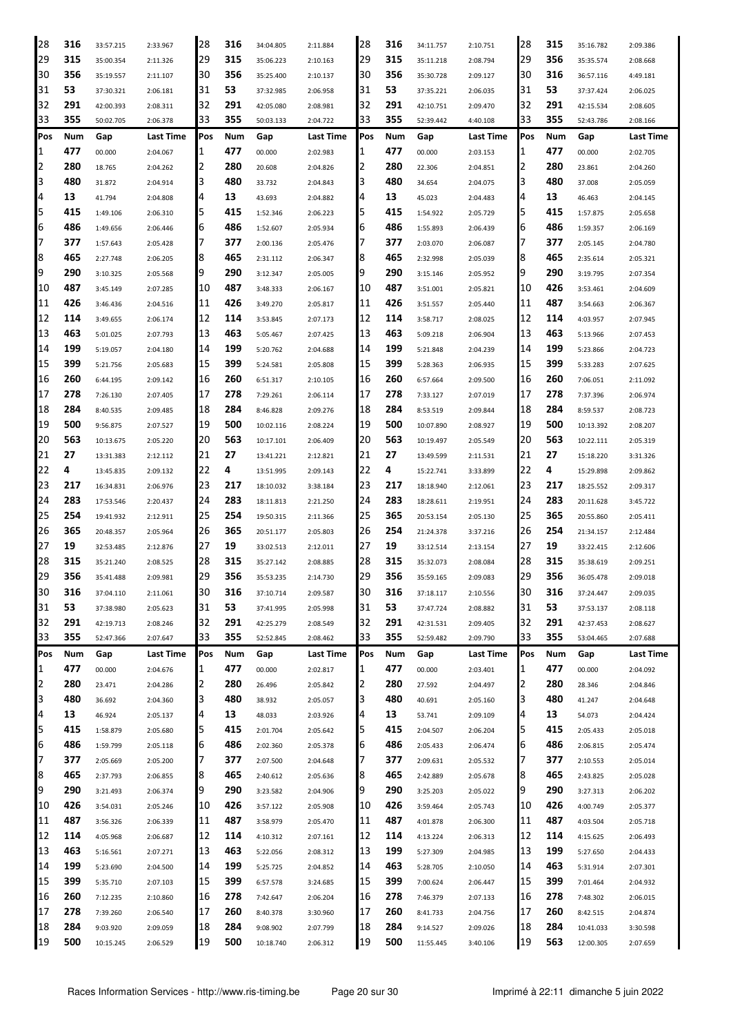| Pos | Num | Gap | Last Time | Pos | Num | Gap | Last Time | Pos | Num | Gap | Last Time | Pos | Num | Gap | Last Time |
|---|---|---|---|---|---|---|---|---|---|---|---|---|---|---|---|
| 28 | 316 | 33:57.215 | 2:33.967 | 28 | 316 | 34:04.805 | 2:11.884 | 28 | 316 | 34:11.757 | 2:10.751 | 28 | 315 | 35:16.782 | 2:09.386 |
| 29 | 315 | 35:00.354 | 2:11.326 | 29 | 315 | 35:06.223 | 2:10.163 | 29 | 315 | 35:11.218 | 2:08.794 | 29 | 356 | 35:35.574 | 2:08.668 |
| 30 | 356 | 35:19.557 | 2:11.107 | 30 | 356 | 35:25.400 | 2:10.137 | 30 | 356 | 35:30.728 | 2:09.127 | 30 | 316 | 36:57.116 | 4:49.181 |
| 31 | 53 | 37:30.321 | 2:06.181 | 31 | 53 | 37:32.985 | 2:06.958 | 31 | 53 | 37:35.221 | 2:06.035 | 31 | 53 | 37:37.424 | 2:06.025 |
| 32 | 291 | 42:00.393 | 2:08.311 | 32 | 291 | 42:05.080 | 2:08.981 | 32 | 291 | 42:10.751 | 2:09.470 | 32 | 291 | 42:15.534 | 2:08.605 |
| 33 | 355 | 50:02.705 | 2:06.378 | 33 | 355 | 50:03.133 | 2:04.722 | 33 | 355 | 52:39.442 | 4:40.108 | 33 | 355 | 52:43.786 | 2:08.166 |

| Pos | Num | Gap | Last Time | Pos | Num | Gap | Last Time | Pos | Num | Gap | Last Time | Pos | Num | Gap | Last Time |
|---|---|---|---|---|---|---|---|---|---|---|---|---|---|---|---|
| 1 | 477 | 00.000 | 2:04.067 | 1 | 477 | 00.000 | 2:02.983 | 1 | 477 | 00.000 | 2:03.153 | 1 | 477 | 00.000 | 2:02.705 |
| 2 | 280 | 18.765 | 2:04.262 | 2 | 280 | 20.608 | 2:04.826 | 2 | 280 | 22.306 | 2:04.851 | 2 | 280 | 23.861 | 2:04.260 |
| 3 | 480 | 31.872 | 2:04.914 | 3 | 480 | 33.732 | 2:04.843 | 3 | 480 | 34.654 | 2:04.075 | 3 | 480 | 37.008 | 2:05.059 |
| 4 | 13 | 41.794 | 2:04.808 | 4 | 13 | 43.693 | 2:04.882 | 4 | 13 | 45.023 | 2:04.483 | 4 | 13 | 46.463 | 2:04.145 |
| 5 | 415 | 1:49.106 | 2:06.310 | 5 | 415 | 1:52.346 | 2:06.223 | 5 | 415 | 1:54.922 | 2:05.729 | 5 | 415 | 1:57.875 | 2:05.658 |
| 6 | 486 | 1:49.656 | 2:06.446 | 6 | 486 | 1:52.607 | 2:05.934 | 6 | 486 | 1:55.893 | 2:06.439 | 6 | 486 | 1:59.357 | 2:06.169 |
| 7 | 377 | 1:57.643 | 2:05.428 | 7 | 377 | 2:00.136 | 2:05.476 | 7 | 377 | 2:03.070 | 2:06.087 | 7 | 377 | 2:05.145 | 2:04.780 |
| 8 | 465 | 2:27.748 | 2:06.205 | 8 | 465 | 2:31.112 | 2:06.347 | 8 | 465 | 2:32.998 | 2:05.039 | 8 | 465 | 2:35.614 | 2:05.321 |
| 9 | 290 | 3:10.325 | 2:05.568 | 9 | 290 | 3:12.347 | 2:05.005 | 9 | 290 | 3:15.146 | 2:05.952 | 9 | 290 | 3:19.795 | 2:07.354 |
| 10 | 487 | 3:45.149 | 2:07.285 | 10 | 487 | 3:48.333 | 2:06.167 | 10 | 487 | 3:51.001 | 2:05.821 | 10 | 426 | 3:53.461 | 2:04.609 |
| 11 | 426 | 3:46.436 | 2:04.516 | 11 | 426 | 3:49.270 | 2:05.817 | 11 | 426 | 3:51.557 | 2:05.440 | 11 | 487 | 3:54.663 | 2:06.367 |
| 12 | 114 | 3:49.655 | 2:06.174 | 12 | 114 | 3:53.845 | 2:07.173 | 12 | 114 | 3:58.717 | 2:08.025 | 12 | 114 | 4:03.957 | 2:07.945 |
| 13 | 463 | 5:01.025 | 2:07.793 | 13 | 463 | 5:05.467 | 2:07.425 | 13 | 463 | 5:09.218 | 2:06.904 | 13 | 463 | 5:13.966 | 2:07.453 |
| 14 | 199 | 5:19.057 | 2:04.180 | 14 | 199 | 5:20.762 | 2:04.688 | 14 | 199 | 5:21.848 | 2:04.239 | 14 | 199 | 5:23.866 | 2:04.723 |
| 15 | 399 | 5:21.756 | 2:05.683 | 15 | 399 | 5:24.581 | 2:05.808 | 15 | 399 | 5:28.363 | 2:06.935 | 15 | 399 | 5:33.283 | 2:07.625 |
| 16 | 260 | 6:44.195 | 2:09.142 | 16 | 260 | 6:51.317 | 2:10.105 | 16 | 260 | 6:57.664 | 2:09.500 | 16 | 260 | 7:06.051 | 2:11.092 |
| 17 | 278 | 7:26.130 | 2:07.405 | 17 | 278 | 7:29.261 | 2:06.114 | 17 | 278 | 7:33.127 | 2:07.019 | 17 | 278 | 7:37.396 | 2:06.974 |
| 18 | 284 | 8:40.535 | 2:09.485 | 18 | 284 | 8:46.828 | 2:09.276 | 18 | 284 | 8:53.519 | 2:09.844 | 18 | 284 | 8:59.537 | 2:08.723 |
| 19 | 500 | 9:56.875 | 2:07.527 | 19 | 500 | 10:02.116 | 2:08.224 | 19 | 500 | 10:07.890 | 2:08.927 | 19 | 500 | 10:13.392 | 2:08.207 |
| 20 | 563 | 10:13.675 | 2:05.220 | 20 | 563 | 10:17.101 | 2:06.409 | 20 | 563 | 10:19.497 | 2:05.549 | 20 | 563 | 10:22.111 | 2:05.319 |
| 21 | 27 | 13:31.383 | 2:12.112 | 21 | 27 | 13:41.221 | 2:12.821 | 21 | 27 | 13:49.599 | 2:11.531 | 21 | 27 | 15:18.220 | 3:31.326 |
| 22 | 4 | 13:45.835 | 2:09.132 | 22 | 4 | 13:51.995 | 2:09.143 | 22 | 4 | 15:22.741 | 3:33.899 | 22 | 4 | 15:29.898 | 2:09.862 |
| 23 | 217 | 16:34.831 | 2:06.976 | 23 | 217 | 18:10.032 | 3:38.184 | 23 | 217 | 18:18.940 | 2:12.061 | 23 | 217 | 18:25.552 | 2:09.317 |
| 24 | 283 | 17:53.546 | 2:20.437 | 24 | 283 | 18:11.813 | 2:21.250 | 24 | 283 | 18:28.611 | 2:19.951 | 24 | 283 | 20:11.628 | 3:45.722 |
| 25 | 254 | 19:41.932 | 2:12.911 | 25 | 254 | 19:50.315 | 2:11.366 | 25 | 365 | 20:53.154 | 2:05.130 | 25 | 365 | 20:55.860 | 2:05.411 |
| 26 | 365 | 20:48.357 | 2:05.964 | 26 | 365 | 20:51.177 | 2:05.803 | 26 | 254 | 21:24.378 | 3:37.216 | 26 | 254 | 21:34.157 | 2:12.484 |
| 27 | 19 | 32:53.485 | 2:12.876 | 27 | 19 | 33:02.513 | 2:12.011 | 27 | 19 | 33:12.514 | 2:13.154 | 27 | 19 | 33:22.415 | 2:12.606 |
| 28 | 315 | 35:21.240 | 2:08.525 | 28 | 315 | 35:27.142 | 2:08.885 | 28 | 315 | 35:32.073 | 2:08.084 | 28 | 315 | 35:38.619 | 2:09.251 |
| 29 | 356 | 35:41.488 | 2:09.981 | 29 | 356 | 35:53.235 | 2:14.730 | 29 | 356 | 35:59.165 | 2:09.083 | 29 | 356 | 36:05.478 | 2:09.018 |
| 30 | 316 | 37:04.110 | 2:11.061 | 30 | 316 | 37:10.714 | 2:09.587 | 30 | 316 | 37:18.117 | 2:10.556 | 30 | 316 | 37:24.447 | 2:09.035 |
| 31 | 53 | 37:38.980 | 2:05.623 | 31 | 53 | 37:41.995 | 2:05.998 | 31 | 53 | 37:47.724 | 2:08.882 | 31 | 53 | 37:53.137 | 2:08.118 |
| 32 | 291 | 42:19.713 | 2:08.246 | 32 | 291 | 42:25.279 | 2:08.549 | 32 | 291 | 42:31.531 | 2:09.405 | 32 | 291 | 42:37.453 | 2:08.627 |
| 33 | 355 | 52:47.366 | 2:07.647 | 33 | 355 | 52:52.845 | 2:08.462 | 33 | 355 | 52:59.482 | 2:09.790 | 33 | 355 | 53:04.465 | 2:07.688 |

| Pos | Num | Gap | Last Time | Pos | Num | Gap | Last Time | Pos | Num | Gap | Last Time | Pos | Num | Gap | Last Time |
|---|---|---|---|---|---|---|---|---|---|---|---|---|---|---|---|
| 1 | 477 | 00.000 | 2:04.676 | 1 | 477 | 00.000 | 2:02.817 | 1 | 477 | 00.000 | 2:03.401 | 1 | 477 | 00.000 | 2:04.092 |
| 2 | 280 | 23.471 | 2:04.286 | 2 | 280 | 26.496 | 2:05.842 | 2 | 280 | 27.592 | 2:04.497 | 2 | 280 | 28.346 | 2:04.846 |
| 3 | 480 | 36.692 | 2:04.360 | 3 | 480 | 38.932 | 2:05.057 | 3 | 480 | 40.691 | 2:05.160 | 3 | 480 | 41.247 | 2:04.648 |
| 4 | 13 | 46.924 | 2:05.137 | 4 | 13 | 48.033 | 2:03.926 | 4 | 13 | 53.741 | 2:09.109 | 4 | 13 | 54.073 | 2:04.424 |
| 5 | 415 | 1:58.879 | 2:05.680 | 5 | 415 | 2:01.704 | 2:05.642 | 5 | 415 | 2:04.507 | 2:06.204 | 5 | 415 | 2:05.433 | 2:05.018 |
| 6 | 486 | 1:59.799 | 2:05.118 | 6 | 486 | 2:02.360 | 2:05.378 | 6 | 486 | 2:05.433 | 2:06.474 | 6 | 486 | 2:06.815 | 2:05.474 |
| 7 | 377 | 2:05.669 | 2:05.200 | 7 | 377 | 2:07.500 | 2:04.648 | 7 | 377 | 2:09.631 | 2:05.532 | 7 | 377 | 2:10.553 | 2:05.014 |
| 8 | 465 | 2:37.793 | 2:06.855 | 8 | 465 | 2:40.612 | 2:05.636 | 8 | 465 | 2:42.889 | 2:05.678 | 8 | 465 | 2:43.825 | 2:05.028 |
| 9 | 290 | 3:21.493 | 2:06.374 | 9 | 290 | 3:23.582 | 2:04.906 | 9 | 290 | 3:25.203 | 2:05.022 | 9 | 290 | 3:27.313 | 2:06.202 |
| 10 | 426 | 3:54.031 | 2:05.246 | 10 | 426 | 3:57.122 | 2:05.908 | 10 | 426 | 3:59.464 | 2:05.743 | 10 | 426 | 4:00.749 | 2:05.377 |
| 11 | 487 | 3:56.326 | 2:06.339 | 11 | 487 | 3:58.979 | 2:05.470 | 11 | 487 | 4:01.878 | 2:06.300 | 11 | 487 | 4:03.504 | 2:05.718 |
| 12 | 114 | 4:05.968 | 2:06.687 | 12 | 114 | 4:10.312 | 2:07.161 | 12 | 114 | 4:13.224 | 2:06.313 | 12 | 114 | 4:15.625 | 2:06.493 |
| 13 | 463 | 5:16.561 | 2:07.271 | 13 | 463 | 5:22.056 | 2:08.312 | 13 | 199 | 5:27.309 | 2:04.985 | 13 | 199 | 5:27.650 | 2:04.433 |
| 14 | 199 | 5:23.690 | 2:04.500 | 14 | 199 | 5:25.725 | 2:04.852 | 14 | 463 | 5:28.705 | 2:10.050 | 14 | 463 | 5:31.914 | 2:07.301 |
| 15 | 399 | 5:35.710 | 2:07.103 | 15 | 399 | 6:57.578 | 3:24.685 | 15 | 399 | 7:00.624 | 2:06.447 | 15 | 399 | 7:01.464 | 2:04.932 |
| 16 | 260 | 7:12.235 | 2:10.860 | 16 | 278 | 7:42.647 | 2:06.204 | 16 | 278 | 7:46.379 | 2:07.133 | 16 | 278 | 7:48.302 | 2:06.015 |
| 17 | 278 | 7:39.260 | 2:06.540 | 17 | 260 | 8:40.378 | 3:30.960 | 17 | 260 | 8:41.733 | 2:04.756 | 17 | 260 | 8:42.515 | 2:04.874 |
| 18 | 284 | 9:03.920 | 2:09.059 | 18 | 284 | 9:08.902 | 2:07.799 | 18 | 284 | 9:14.527 | 2:09.026 | 18 | 284 | 10:41.033 | 3:30.598 |
| 19 | 500 | 10:15.245 | 2:06.529 | 19 | 500 | 10:18.740 | 2:06.312 | 19 | 500 | 11:55.445 | 3:40.106 | 19 | 563 | 12:00.305 | 2:07.659 |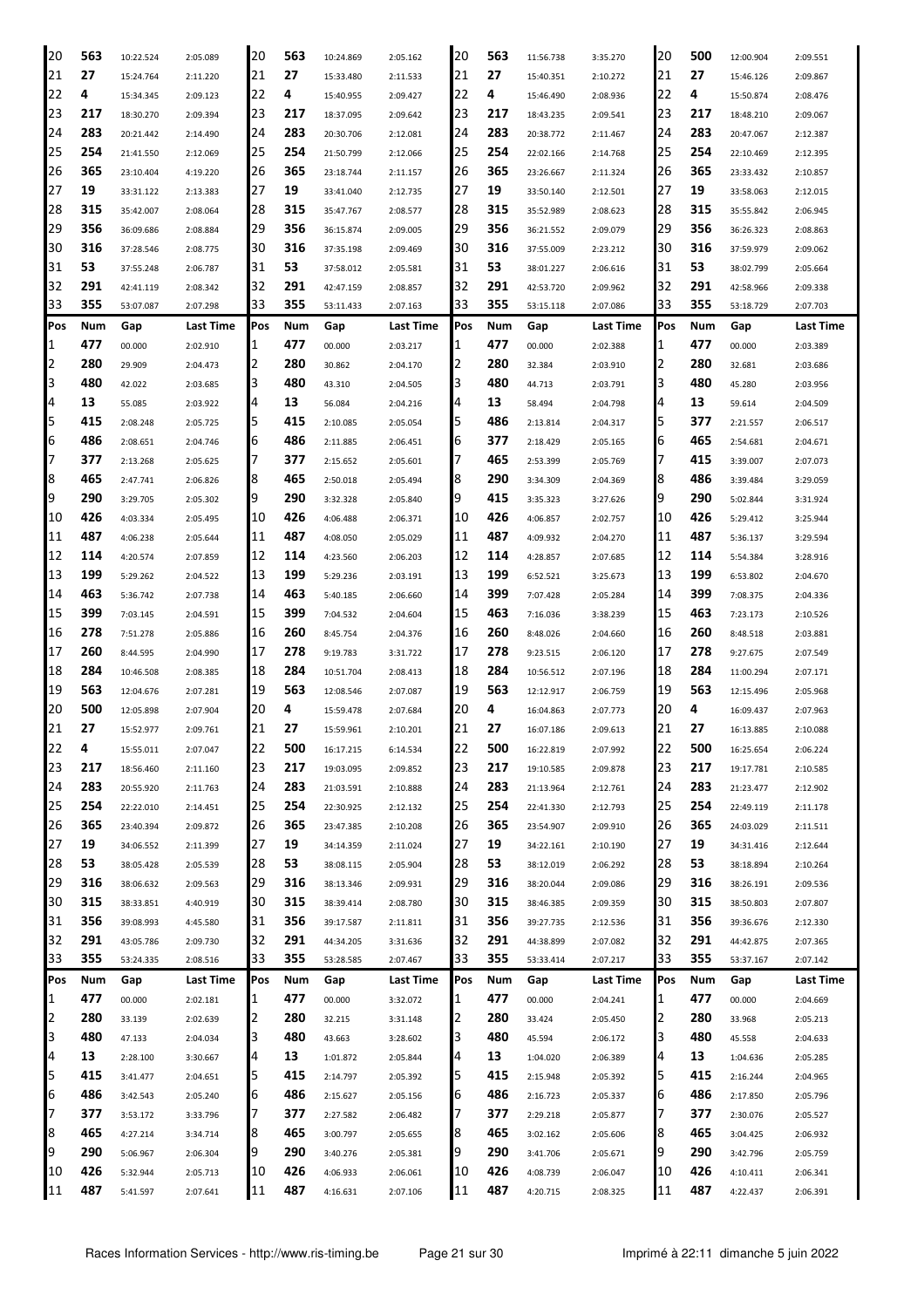| Pos | Num | Gap | Last Time | Pos | Num | Gap | Last Time | Pos | Num | Gap | Last Time | Pos | Num | Gap | Last Time |
|---|---|---|---|---|---|---|---|---|---|---|---|---|---|---|---|
| 20 | 563 | 10:22.524 | 2:05.089 | 20 | 563 | 10:24.869 | 2:05.162 | 20 | 563 | 11:56.738 | 3:35.270 | 20 | 500 | 12:00.904 | 2:09.551 |
| 21 | 27 | 15:24.764 | 2:11.220 | 21 | 27 | 15:33.480 | 2:11.533 | 21 | 27 | 15:40.351 | 2:10.272 | 21 | 27 | 15:46.126 | 2:09.867 |
| 22 | 4 | 15:34.345 | 2:09.123 | 22 | 4 | 15:40.955 | 2:09.427 | 22 | 4 | 15:46.490 | 2:08.936 | 22 | 4 | 15:50.874 | 2:08.476 |
| 23 | 217 | 18:30.270 | 2:09.394 | 23 | 217 | 18:37.095 | 2:09.642 | 23 | 217 | 18:43.235 | 2:09.541 | 23 | 217 | 18:48.210 | 2:09.067 |
| 24 | 283 | 20:21.442 | 2:14.490 | 24 | 283 | 20:30.706 | 2:12.081 | 24 | 283 | 20:38.772 | 2:11.467 | 24 | 283 | 20:47.067 | 2:12.387 |
| 25 | 254 | 21:41.550 | 2:12.069 | 25 | 254 | 21:50.799 | 2:12.066 | 25 | 254 | 22:02.166 | 2:14.768 | 25 | 254 | 22:10.469 | 2:12.395 |
| 26 | 365 | 23:10.404 | 4:19.220 | 26 | 365 | 23:18.744 | 2:11.157 | 26 | 365 | 23:26.667 | 2:11.324 | 26 | 365 | 23:33.432 | 2:10.857 |
| 27 | 19 | 33:31.122 | 2:13.383 | 27 | 19 | 33:41.040 | 2:12.735 | 27 | 19 | 33:50.140 | 2:12.501 | 27 | 19 | 33:58.063 | 2:12.015 |
| 28 | 315 | 35:42.007 | 2:08.064 | 28 | 315 | 35:47.767 | 2:08.577 | 28 | 315 | 35:52.989 | 2:08.623 | 28 | 315 | 35:55.842 | 2:06.945 |
| 29 | 356 | 36:09.686 | 2:08.884 | 29 | 356 | 36:15.874 | 2:09.005 | 29 | 356 | 36:21.552 | 2:09.079 | 29 | 356 | 36:26.323 | 2:08.863 |
| 30 | 316 | 37:28.546 | 2:08.775 | 30 | 316 | 37:35.198 | 2:09.469 | 30 | 316 | 37:55.009 | 2:23.212 | 30 | 316 | 37:59.979 | 2:09.062 |
| 31 | 53 | 37:55.248 | 2:06.787 | 31 | 53 | 37:58.012 | 2:05.581 | 31 | 53 | 38:01.227 | 2:06.616 | 31 | 53 | 38:02.799 | 2:05.664 |
| 32 | 291 | 42:41.119 | 2:08.342 | 32 | 291 | 42:47.159 | 2:08.857 | 32 | 291 | 42:53.720 | 2:09.962 | 32 | 291 | 42:58.966 | 2:09.338 |
| 33 | 355 | 53:07.087 | 2:07.298 | 33 | 355 | 53:11.433 | 2:07.163 | 33 | 355 | 53:15.118 | 2:07.086 | 33 | 355 | 53:18.729 | 2:07.703 |
| **Pos** | **Num** | **Gap** | **Last Time** | **Pos** | **Num** | **Gap** | **Last Time** | **Pos** | **Num** | **Gap** | **Last Time** | **Pos** | **Num** | **Gap** | **Last Time** |
| 1 | 477 | 00.000 | 2:02.910 | 1 | 477 | 00.000 | 2:03.217 | 1 | 477 | 00.000 | 2:02.388 | 1 | 477 | 00.000 | 2:03.389 |
| 2 | 280 | 29.909 | 2:04.473 | 2 | 280 | 30.862 | 2:04.170 | 2 | 280 | 32.384 | 2:03.910 | 2 | 280 | 32.681 | 2:03.686 |
| 3 | 480 | 42.022 | 2:03.685 | 3 | 480 | 43.310 | 2:04.505 | 3 | 480 | 44.713 | 2:03.791 | 3 | 480 | 45.280 | 2:03.956 |
| 4 | 13 | 55.085 | 2:03.922 | 4 | 13 | 56.084 | 2:04.216 | 4 | 13 | 58.494 | 2:04.798 | 4 | 13 | 59.614 | 2:04.509 |
| 5 | 415 | 2:08.248 | 2:05.725 | 5 | 415 | 2:10.085 | 2:05.054 | 5 | 486 | 2:13.814 | 2:04.317 | 5 | 377 | 2:21.557 | 2:06.517 |
| 6 | 486 | 2:08.651 | 2:04.746 | 6 | 486 | 2:11.885 | 2:06.451 | 6 | 377 | 2:18.429 | 2:05.165 | 6 | 465 | 2:54.681 | 2:04.671 |
| 7 | 377 | 2:13.268 | 2:05.625 | 7 | 377 | 2:15.652 | 2:05.601 | 7 | 465 | 2:53.399 | 2:05.769 | 7 | 415 | 3:39.007 | 2:07.073 |
| 8 | 465 | 2:47.741 | 2:06.826 | 8 | 465 | 2:50.018 | 2:05.494 | 8 | 290 | 3:34.309 | 2:04.369 | 8 | 486 | 3:39.484 | 3:29.059 |
| 9 | 290 | 3:29.705 | 2:05.302 | 9 | 290 | 3:32.328 | 2:05.840 | 9 | 415 | 3:35.323 | 3:27.626 | 9 | 290 | 5:02.844 | 3:31.924 |
| 10 | 426 | 4:03.334 | 2:05.495 | 10 | 426 | 4:06.488 | 2:06.371 | 10 | 426 | 4:06.857 | 2:02.757 | 10 | 426 | 5:29.412 | 3:25.944 |
| 11 | 487 | 4:06.238 | 2:05.644 | 11 | 487 | 4:08.050 | 2:05.029 | 11 | 487 | 4:09.932 | 2:04.270 | 11 | 487 | 5:36.137 | 3:29.594 |
| 12 | 114 | 4:20.574 | 2:07.859 | 12 | 114 | 4:23.560 | 2:06.203 | 12 | 114 | 4:28.857 | 2:07.685 | 12 | 114 | 5:54.384 | 3:28.916 |
| 13 | 199 | 5:29.262 | 2:04.522 | 13 | 199 | 5:29.236 | 2:03.191 | 13 | 199 | 6:52.521 | 3:25.673 | 13 | 199 | 6:53.802 | 2:04.670 |
| 14 | 463 | 5:36.742 | 2:07.738 | 14 | 463 | 5:40.185 | 2:06.660 | 14 | 399 | 7:07.428 | 2:05.284 | 14 | 399 | 7:08.375 | 2:04.336 |
| 15 | 399 | 7:03.145 | 2:04.591 | 15 | 399 | 7:04.532 | 2:04.604 | 15 | 463 | 7:16.036 | 3:38.239 | 15 | 463 | 7:23.173 | 2:10.526 |
| 16 | 278 | 7:51.278 | 2:05.886 | 16 | 260 | 8:45.754 | 2:04.376 | 16 | 260 | 8:48.026 | 2:04.660 | 16 | 260 | 8:48.518 | 2:03.881 |
| 17 | 260 | 8:44.595 | 2:04.990 | 17 | 278 | 9:19.783 | 3:31.722 | 17 | 278 | 9:23.515 | 2:06.120 | 17 | 278 | 9:27.675 | 2:07.549 |
| 18 | 284 | 10:46.508 | 2:08.385 | 18 | 284 | 10:51.704 | 2:08.413 | 18 | 284 | 10:56.512 | 2:07.196 | 18 | 284 | 11:00.294 | 2:07.171 |
| 19 | 563 | 12:04.676 | 2:07.281 | 19 | 563 | 12:08.546 | 2:07.087 | 19 | 563 | 12:12.917 | 2:06.759 | 19 | 563 | 12:15.496 | 2:05.968 |
| 20 | 500 | 12:05.898 | 2:07.904 | 20 | 4 | 15:59.478 | 2:07.684 | 20 | 4 | 16:04.863 | 2:07.773 | 20 | 4 | 16:09.437 | 2:07.963 |
| 21 | 27 | 15:52.977 | 2:09.761 | 21 | 27 | 15:59.961 | 2:10.201 | 21 | 27 | 16:07.186 | 2:09.613 | 21 | 27 | 16:13.885 | 2:10.088 |
| 22 | 4 | 15:55.011 | 2:07.047 | 22 | 500 | 16:17.215 | 6:14.534 | 22 | 500 | 16:22.819 | 2:07.992 | 22 | 500 | 16:25.654 | 2:06.224 |
| 23 | 217 | 18:56.460 | 2:11.160 | 23 | 217 | 19:03.095 | 2:09.852 | 23 | 217 | 19:10.585 | 2:09.878 | 23 | 217 | 19:17.781 | 2:10.585 |
| 24 | 283 | 20:55.920 | 2:11.763 | 24 | 283 | 21:03.591 | 2:10.888 | 24 | 283 | 21:13.964 | 2:12.761 | 24 | 283 | 21:23.477 | 2:12.902 |
| 25 | 254 | 22:22.010 | 2:14.451 | 25 | 254 | 22:30.925 | 2:12.132 | 25 | 254 | 22:41.330 | 2:12.793 | 25 | 254 | 22:49.119 | 2:11.178 |
| 26 | 365 | 23:40.394 | 2:09.872 | 26 | 365 | 23:47.385 | 2:10.208 | 26 | 365 | 23:54.907 | 2:09.910 | 26 | 365 | 24:03.029 | 2:11.511 |
| 27 | 19 | 34:06.552 | 2:11.399 | 27 | 19 | 34:14.359 | 2:11.024 | 27 | 19 | 34:22.161 | 2:10.190 | 27 | 19 | 34:31.416 | 2:12.644 |
| 28 | 53 | 38:05.428 | 2:05.539 | 28 | 53 | 38:08.115 | 2:05.904 | 28 | 53 | 38:12.019 | 2:06.292 | 28 | 53 | 38:18.894 | 2:10.264 |
| 29 | 316 | 38:06.632 | 2:09.563 | 29 | 316 | 38:13.346 | 2:09.931 | 29 | 316 | 38:20.044 | 2:09.086 | 29 | 316 | 38:26.191 | 2:09.536 |
| 30 | 315 | 38:33.851 | 4:40.919 | 30 | 315 | 38:39.414 | 2:08.780 | 30 | 315 | 38:46.385 | 2:09.359 | 30 | 315 | 38:50.803 | 2:07.807 |
| 31 | 356 | 39:08.993 | 4:45.580 | 31 | 356 | 39:17.587 | 2:11.811 | 31 | 356 | 39:27.735 | 2:12.536 | 31 | 356 | 39:36.676 | 2:12.330 |
| 32 | 291 | 43:05.786 | 2:09.730 | 32 | 291 | 44:34.205 | 3:31.636 | 32 | 291 | 44:38.899 | 2:07.082 | 32 | 291 | 44:42.875 | 2:07.365 |
| 33 | 355 | 53:24.335 | 2:08.516 | 33 | 355 | 53:28.585 | 2:07.467 | 33 | 355 | 53:33.414 | 2:07.217 | 33 | 355 | 53:37.167 | 2:07.142 |
| **Pos** | **Num** | **Gap** | **Last Time** | **Pos** | **Num** | **Gap** | **Last Time** | **Pos** | **Num** | **Gap** | **Last Time** | **Pos** | **Num** | **Gap** | **Last Time** |
| 1 | 477 | 00.000 | 2:02.181 | 1 | 477 | 00.000 | 3:32.072 | 1 | 477 | 00.000 | 2:04.241 | 1 | 477 | 00.000 | 2:04.669 |
| 2 | 280 | 33.139 | 2:02.639 | 2 | 280 | 32.215 | 3:31.148 | 2 | 280 | 33.424 | 2:05.450 | 2 | 280 | 33.968 | 2:05.213 |
| 3 | 480 | 47.133 | 2:04.034 | 3 | 480 | 43.663 | 3:28.602 | 3 | 480 | 45.594 | 2:06.172 | 3 | 480 | 45.558 | 2:04.633 |
| 4 | 13 | 2:28.100 | 3:30.667 | 4 | 13 | 1:01.872 | 2:05.844 | 4 | 13 | 1:04.020 | 2:06.389 | 4 | 13 | 1:04.636 | 2:05.285 |
| 5 | 415 | 3:41.477 | 2:04.651 | 5 | 415 | 2:14.797 | 2:05.392 | 5 | 415 | 2:15.948 | 2:05.392 | 5 | 415 | 2:16.244 | 2:04.965 |
| 6 | 486 | 3:42.543 | 2:05.240 | 6 | 486 | 2:15.627 | 2:05.156 | 6 | 486 | 2:16.723 | 2:05.337 | 6 | 486 | 2:17.850 | 2:05.796 |
| 7 | 377 | 3:53.172 | 3:33.796 | 7 | 377 | 2:27.582 | 2:06.482 | 7 | 377 | 2:29.218 | 2:05.877 | 7 | 377 | 2:30.076 | 2:05.527 |
| 8 | 465 | 4:27.214 | 3:34.714 | 8 | 465 | 3:00.797 | 2:05.655 | 8 | 465 | 3:02.162 | 2:05.606 | 8 | 465 | 3:04.425 | 2:06.932 |
| 9 | 290 | 5:06.967 | 2:06.304 | 9 | 290 | 3:40.276 | 2:05.381 | 9 | 290 | 3:41.706 | 2:05.671 | 9 | 290 | 3:42.796 | 2:05.759 |
| 10 | 426 | 5:32.944 | 2:05.713 | 10 | 426 | 4:06.933 | 2:06.061 | 10 | 426 | 4:08.739 | 2:06.047 | 10 | 426 | 4:10.411 | 2:06.341 |
| 11 | 487 | 5:41.597 | 2:07.641 | 11 | 487 | 4:16.631 | 2:07.106 | 11 | 487 | 4:20.715 | 2:08.325 | 11 | 487 | 4:22.437 | 2:06.391 |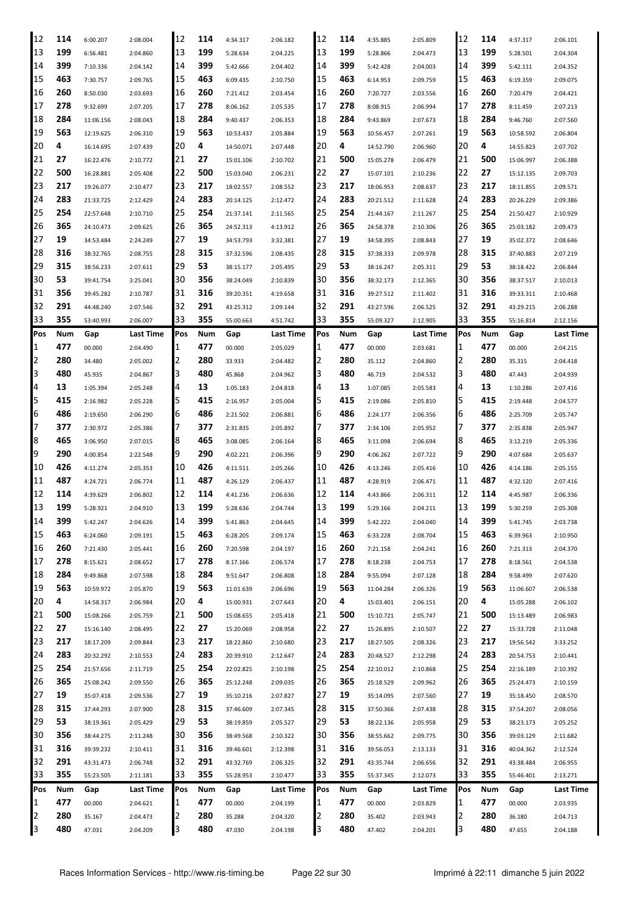| Pos | Num | Gap | Last Time | Pos | Num | Gap | Last Time | Pos | Num | Gap | Last Time | Pos | Num | Gap | Last Time |
|---|---|---|---|---|---|---|---|---|---|---|---|---|---|---|---|
| 12 | 114 | 6:00.207 | 2:08.004 | 12 | 114 | 4:34.317 | 2:06.182 | 12 | 114 | 4:35.885 | 2:05.809 | 12 | 114 | 4:37.317 | 2:06.101 |
| 13 | 199 | 6:56.481 | 2:04.860 | 13 | 199 | 5:28.634 | 2:04.225 | 13 | 199 | 5:28.866 | 2:04.473 | 13 | 199 | 5:28.501 | 2:04.304 |
| 14 | 399 | 7:10.336 | 2:04.142 | 14 | 399 | 5:42.666 | 2:04.402 | 14 | 399 | 5:42.428 | 2:04.003 | 14 | 399 | 5:42.111 | 2:04.352 |
| 15 | 463 | 7:30.757 | 2:09.765 | 15 | 463 | 6:09.435 | 2:10.750 | 15 | 463 | 6:14.953 | 2:09.759 | 15 | 463 | 6:19.359 | 2:09.075 |
| 16 | 260 | 8:50.030 | 2:03.693 | 16 | 260 | 7:21.412 | 2:03.454 | 16 | 260 | 7:20.727 | 2:03.556 | 16 | 260 | 7:20.479 | 2:04.421 |
| 17 | 278 | 9:32.699 | 2:07.205 | 17 | 278 | 8:06.162 | 2:05.535 | 17 | 278 | 8:08.915 | 2:06.994 | 17 | 278 | 8:11.459 | 2:07.213 |
| 18 | 284 | 11:06.156 | 2:08.043 | 18 | 284 | 9:40.437 | 2:06.353 | 18 | 284 | 9:43.869 | 2:07.673 | 18 | 284 | 9:46.760 | 2:07.560 |
| 19 | 563 | 12:19.625 | 2:06.310 | 19 | 563 | 10:53.437 | 2:05.884 | 19 | 563 | 10:56.457 | 2:07.261 | 19 | 563 | 10:58.592 | 2:06.804 |
| 20 | 4 | 16:14.695 | 2:07.439 | 20 | 4 | 14:50.071 | 2:07.448 | 20 | 4 | 14:52.790 | 2:06.960 | 20 | 4 | 14:55.823 | 2:07.702 |
| 21 | 27 | 16:22.476 | 2:10.772 | 21 | 27 | 15:01.106 | 2:10.702 | 21 | 500 | 15:05.278 | 2:06.479 | 21 | 500 | 15:06.997 | 2:06.388 |
| 22 | 500 | 16:28.881 | 2:05.408 | 22 | 500 | 15:03.040 | 2:06.231 | 22 | 27 | 15:07.101 | 2:10.236 | 22 | 27 | 15:12.135 | 2:09.703 |
| 23 | 217 | 19:26.077 | 2:10.477 | 23 | 217 | 18:02.557 | 2:08.552 | 23 | 217 | 18:06.953 | 2:08.637 | 23 | 217 | 18:11.855 | 2:09.571 |
| 24 | 283 | 21:33.725 | 2:12.429 | 24 | 283 | 20:14.125 | 2:12.472 | 24 | 283 | 20:21.512 | 2:11.628 | 24 | 283 | 20:26.229 | 2:09.386 |
| 25 | 254 | 22:57.648 | 2:10.710 | 25 | 254 | 21:37.141 | 2:11.565 | 25 | 254 | 21:44.167 | 2:11.267 | 25 | 254 | 21:50.427 | 2:10.929 |
| 26 | 365 | 24:10.473 | 2:09.625 | 26 | 365 | 24:52.313 | 4:13.912 | 26 | 365 | 24:58.378 | 2:10.306 | 26 | 365 | 25:03.182 | 2:09.473 |
| 27 | 19 | 34:53.484 | 2:24.249 | 27 | 19 | 34:53.793 | 3:32.381 | 27 | 19 | 34:58.395 | 2:08.843 | 27 | 19 | 35:02.372 | 2:08.646 |
| 28 | 316 | 38:32.765 | 2:08.755 | 28 | 315 | 37:32.596 | 2:08.435 | 28 | 315 | 37:38.333 | 2:09.978 | 28 | 315 | 37:40.883 | 2:07.219 |
| 29 | 315 | 38:56.233 | 2:07.611 | 29 | 53 | 38:15.177 | 2:05.495 | 29 | 53 | 38:16.247 | 2:05.311 | 29 | 53 | 38:18.422 | 2:06.844 |
| 30 | 53 | 39:41.754 | 3:25.041 | 30 | 356 | 38:24.049 | 2:10.839 | 30 | 356 | 38:32.173 | 2:12.365 | 30 | 356 | 38:37.517 | 2:10.013 |
| 31 | 356 | 39:45.282 | 2:10.787 | 31 | 316 | 39:20.351 | 4:19.658 | 31 | 316 | 39:27.512 | 2:11.402 | 31 | 316 | 39:33.311 | 2:10.468 |
| 32 | 291 | 44:48.240 | 2:07.546 | 32 | 291 | 43:25.312 | 2:09.144 | 32 | 291 | 43:27.596 | 2:06.525 | 32 | 291 | 43:29.215 | 2:06.288 |
| 33 | 355 | 53:40.993 | 2:06.007 | 33 | 355 | 55:00.663 | 4:51.742 | 33 | 355 | 55:09.327 | 2:12.905 | 33 | 355 | 55:16.814 | 2:12.156 |

| Pos | Num | Gap | Last Time | Pos | Num | Gap | Last Time | Pos | Num | Gap | Last Time | Pos | Num | Gap | Last Time |
|---|---|---|---|---|---|---|---|---|---|---|---|---|---|---|---|
| 1 | 477 | 00.000 | 2:04.490 | 1 | 477 | 00.000 | 2:05.029 | 1 | 477 | 00.000 | 2:03.681 | 1 | 477 | 00.000 | 2:04.215 |
| 2 | 280 | 34.480 | 2:05.002 | 2 | 280 | 33.933 | 2:04.482 | 2 | 280 | 35.112 | 2:04.860 | 2 | 280 | 35.315 | 2:04.418 |
| 3 | 480 | 45.935 | 2:04.867 | 3 | 480 | 45.868 | 2:04.962 | 3 | 480 | 46.719 | 2:04.532 | 3 | 480 | 47.443 | 2:04.939 |
| 4 | 13 | 1:05.394 | 2:05.248 | 4 | 13 | 1:05.183 | 2:04.818 | 4 | 13 | 1:07.085 | 2:05.583 | 4 | 13 | 1:10.286 | 2:07.416 |
| 5 | 415 | 2:16.982 | 2:05.228 | 5 | 415 | 2:16.957 | 2:05.004 | 5 | 415 | 2:19.086 | 2:05.810 | 5 | 415 | 2:19.448 | 2:04.577 |
| 6 | 486 | 2:19.650 | 2:06.290 | 6 | 486 | 2:21.502 | 2:06.881 | 6 | 486 | 2:24.177 | 2:06.356 | 6 | 486 | 2:25.709 | 2:05.747 |
| 7 | 377 | 2:30.972 | 2:05.386 | 7 | 377 | 2:31.835 | 2:05.892 | 7 | 377 | 2:34.106 | 2:05.952 | 7 | 377 | 2:35.838 | 2:05.947 |
| 8 | 465 | 3:06.950 | 2:07.015 | 8 | 465 | 3:08.085 | 2:06.164 | 8 | 465 | 3:11.098 | 2:06.694 | 8 | 465 | 3:12.219 | 2:05.336 |
| 9 | 290 | 4:00.854 | 2:22.548 | 9 | 290 | 4:02.221 | 2:06.396 | 9 | 290 | 4:06.262 | 2:07.722 | 9 | 290 | 4:07.684 | 2:05.637 |
| 10 | 426 | 4:11.274 | 2:05.353 | 10 | 426 | 4:11.511 | 2:05.266 | 10 | 426 | 4:13.246 | 2:05.416 | 10 | 426 | 4:14.186 | 2:05.155 |
| 11 | 487 | 4:24.721 | 2:06.774 | 11 | 487 | 4:26.129 | 2:06.437 | 11 | 487 | 4:28.919 | 2:06.471 | 11 | 487 | 4:32.120 | 2:07.416 |
| 12 | 114 | 4:39.629 | 2:06.802 | 12 | 114 | 4:41.236 | 2:06.636 | 12 | 114 | 4:43.866 | 2:06.311 | 12 | 114 | 4:45.987 | 2:06.336 |
| 13 | 199 | 5:28.921 | 2:04.910 | 13 | 199 | 5:28.636 | 2:04.744 | 13 | 199 | 5:29.166 | 2:04.211 | 13 | 199 | 5:30.259 | 2:05.308 |
| 14 | 399 | 5:42.247 | 2:04.626 | 14 | 399 | 5:41.863 | 2:04.645 | 14 | 399 | 5:42.222 | 2:04.040 | 14 | 399 | 5:41.745 | 2:03.738 |
| 15 | 463 | 6:24.060 | 2:09.191 | 15 | 463 | 6:28.205 | 2:09.174 | 15 | 463 | 6:33.228 | 2:08.704 | 15 | 463 | 6:39.963 | 2:10.950 |
| 16 | 260 | 7:21.430 | 2:05.441 | 16 | 260 | 7:20.598 | 2:04.197 | 16 | 260 | 7:21.158 | 2:04.241 | 16 | 260 | 7:21.313 | 2:04.370 |
| 17 | 278 | 8:15.621 | 2:08.652 | 17 | 278 | 8:17.166 | 2:06.574 | 17 | 278 | 8:18.238 | 2:04.753 | 17 | 278 | 8:18.561 | 2:04.538 |
| 18 | 284 | 9:49.868 | 2:07.598 | 18 | 284 | 9:51.647 | 2:06.808 | 18 | 284 | 9:55.094 | 2:07.128 | 18 | 284 | 9:58.499 | 2:07.620 |
| 19 | 563 | 10:59.972 | 2:05.870 | 19 | 563 | 11:01.639 | 2:06.696 | 19 | 563 | 11:04.284 | 2:06.326 | 19 | 563 | 11:06.607 | 2:06.538 |
| 20 | 4 | 14:58.317 | 2:06.984 | 20 | 4 | 15:00.931 | 2:07.643 | 20 | 4 | 15:03.401 | 2:06.151 | 20 | 4 | 15:05.288 | 2:06.102 |
| 21 | 500 | 15:08.266 | 2:05.759 | 21 | 500 | 15:08.655 | 2:05.418 | 21 | 500 | 15:10.721 | 2:05.747 | 21 | 500 | 15:13.489 | 2:06.983 |
| 22 | 27 | 15:16.140 | 2:08.495 | 22 | 27 | 15:20.069 | 2:08.958 | 22 | 27 | 15:26.895 | 2:10.507 | 22 | 27 | 15:33.728 | 2:11.048 |
| 23 | 217 | 18:17.209 | 2:09.844 | 23 | 217 | 18:22.860 | 2:10.680 | 23 | 217 | 18:27.505 | 2:08.326 | 23 | 217 | 19:56.542 | 3:33.252 |
| 24 | 283 | 20:32.292 | 2:10.553 | 24 | 283 | 20:39.910 | 2:12.647 | 24 | 283 | 20:48.527 | 2:12.298 | 24 | 283 | 20:54.753 | 2:10.441 |
| 25 | 254 | 21:57.656 | 2:11.719 | 25 | 254 | 22:02.825 | 2:10.198 | 25 | 254 | 22:10.012 | 2:10.868 | 25 | 254 | 22:16.189 | 2:10.392 |
| 26 | 365 | 25:08.242 | 2:09.550 | 26 | 365 | 25:12.248 | 2:09.035 | 26 | 365 | 25:18.529 | 2:09.962 | 26 | 365 | 25:24.473 | 2:10.159 |
| 27 | 19 | 35:07.418 | 2:09.536 | 27 | 19 | 35:10.216 | 2:07.827 | 27 | 19 | 35:14.095 | 2:07.560 | 27 | 19 | 35:18.450 | 2:08.570 |
| 28 | 315 | 37:44.293 | 2:07.900 | 28 | 315 | 37:46.609 | 2:07.345 | 28 | 315 | 37:50.366 | 2:07.438 | 28 | 315 | 37:54.207 | 2:08.056 |
| 29 | 53 | 38:19.361 | 2:05.429 | 29 | 53 | 38:19.859 | 2:05.527 | 29 | 53 | 38:22.136 | 2:05.958 | 29 | 53 | 38:23.173 | 2:05.252 |
| 30 | 356 | 38:44.275 | 2:11.248 | 30 | 356 | 38:49.568 | 2:10.322 | 30 | 356 | 38:55.662 | 2:09.775 | 30 | 356 | 39:03.129 | 2:11.682 |
| 31 | 316 | 39:39.232 | 2:10.411 | 31 | 316 | 39:46.601 | 2:12.398 | 31 | 316 | 39:56.053 | 2:13.133 | 31 | 316 | 40:04.362 | 2:12.524 |
| 32 | 291 | 43:31.473 | 2:06.748 | 32 | 291 | 43:32.769 | 2:06.325 | 32 | 291 | 43:35.744 | 2:06.656 | 32 | 291 | 43:38.484 | 2:06.955 |
| 33 | 355 | 55:23.505 | 2:11.181 | 33 | 355 | 55:28.953 | 2:10.477 | 33 | 355 | 55:37.345 | 2:12.073 | 33 | 355 | 55:46.401 | 2:13.271 |

| Pos | Num | Gap | Last Time | Pos | Num | Gap | Last Time | Pos | Num | Gap | Last Time | Pos | Num | Gap | Last Time |
|---|---|---|---|---|---|---|---|---|---|---|---|---|---|---|---|
| 1 | 477 | 00.000 | 2:04.621 | 1 | 477 | 00.000 | 2:04.199 | 1 | 477 | 00.000 | 2:03.829 | 1 | 477 | 00.000 | 2:03.935 |
| 2 | 280 | 35.167 | 2:04.473 | 2 | 280 | 35.288 | 2:04.320 | 2 | 280 | 35.402 | 2:03.943 | 2 | 280 | 36.180 | 2:04.713 |
| 3 | 480 | 47.031 | 2:04.209 | 3 | 480 | 47.030 | 2:04.198 | 3 | 480 | 47.402 | 2:04.201 | 3 | 480 | 47.655 | 2:04.188 |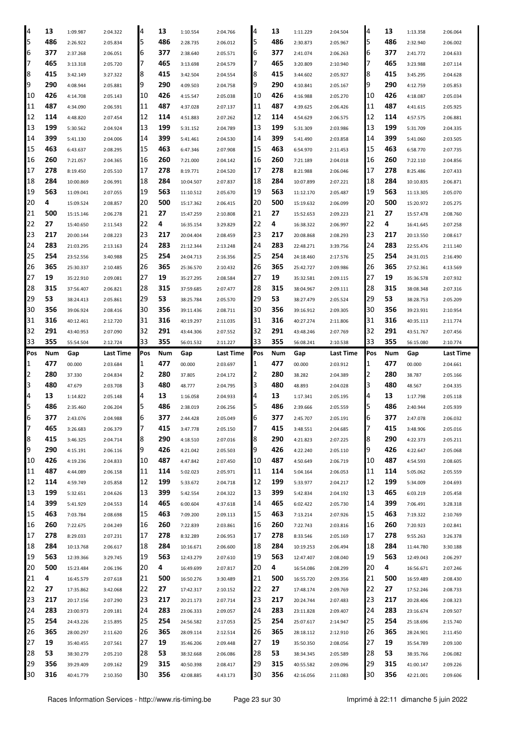| Pos | Num | Gap | Last Time | Pos | Num | Gap | Last Time | Pos | Num | Gap | Last Time | Pos | Num | Gap | Last Time |
|---|---|---|---|---|---|---|---|---|---|---|---|---|---|---|---|
| 4 | 13 | 1:09.987 | 2:04.322 | 4 | 13 | 1:10.554 | 2:04.766 | 4 | 13 | 1:11.229 | 2:04.504 | 4 | 13 | 1:13.358 | 2:06.064 |
| 5 | 486 | 2:26.922 | 2:05.834 | 5 | 486 | 2:28.735 | 2:06.012 | 5 | 486 | 2:30.873 | 2:05.967 | 5 | 486 | 2:32.940 | 2:06.002 |
| 6 | 377 | 2:37.268 | 2:06.051 | 6 | 377 | 2:38.640 | 2:05.571 | 6 | 377 | 2:41.074 | 2:06.263 | 6 | 377 | 2:41.772 | 2:04.633 |
| 7 | 465 | 3:13.318 | 2:05.720 | 7 | 465 | 3:13.698 | 2:04.579 | 7 | 465 | 3:20.809 | 2:10.940 | 7 | 465 | 3:23.988 | 2:07.114 |
| 8 | 415 | 3:42.149 | 3:27.322 | 8 | 415 | 3:42.504 | 2:04.554 | 8 | 415 | 3:44.602 | 2:05.927 | 8 | 415 | 3:45.295 | 2:04.628 |
| 9 | 290 | 4:08.944 | 2:05.881 | 9 | 290 | 4:09.503 | 2:04.758 | 9 | 290 | 4:10.841 | 2:05.167 | 9 | 290 | 4:12.759 | 2:05.853 |
| 10 | 426 | 4:14.708 | 2:05.143 | 10 | 426 | 4:15.547 | 2:05.038 | 10 | 426 | 4:16.988 | 2:05.270 | 10 | 426 | 4:18.087 | 2:05.034 |
| 11 | 487 | 4:34.090 | 2:06.591 | 11 | 487 | 4:37.028 | 2:07.137 | 11 | 487 | 4:39.625 | 2:06.426 | 11 | 487 | 4:41.615 | 2:05.925 |
| 12 | 114 | 4:48.820 | 2:07.454 | 12 | 114 | 4:51.883 | 2:07.262 | 12 | 114 | 4:54.629 | 2:06.575 | 12 | 114 | 4:57.575 | 2:06.881 |
| 13 | 199 | 5:30.562 | 2:04.924 | 13 | 199 | 5:31.152 | 2:04.789 | 13 | 199 | 5:31.309 | 2:03.986 | 13 | 199 | 5:31.709 | 2:04.335 |
| 14 | 399 | 5:41.130 | 2:04.006 | 14 | 399 | 5:41.461 | 2:04.530 | 14 | 399 | 5:41.490 | 2:03.858 | 14 | 399 | 5:41.060 | 2:03.505 |
| 15 | 463 | 6:43.637 | 2:08.295 | 15 | 463 | 6:47.346 | 2:07.908 | 15 | 463 | 6:54.970 | 2:11.453 | 15 | 463 | 6:58.770 | 2:07.735 |
| 16 | 260 | 7:21.057 | 2:04.365 | 16 | 260 | 7:21.000 | 2:04.142 | 16 | 260 | 7:21.189 | 2:04.018 | 16 | 260 | 7:22.110 | 2:04.856 |
| 17 | 278 | 8:19.450 | 2:05.510 | 17 | 278 | 8:19.771 | 2:04.520 | 17 | 278 | 8:21.988 | 2:06.046 | 17 | 278 | 8:25.486 | 2:07.433 |
| 18 | 284 | 10:00.869 | 2:06.991 | 18 | 284 | 10:04.507 | 2:07.837 | 18 | 284 | 10:07.899 | 2:07.221 | 18 | 284 | 10:10.835 | 2:06.871 |
| 19 | 563 | 11:09.041 | 2:07.055 | 19 | 563 | 11:10.512 | 2:05.670 | 19 | 563 | 11:12.170 | 2:05.487 | 19 | 563 | 11:13.305 | 2:05.070 |
| 20 | 4 | 15:09.524 | 2:08.857 | 20 | 500 | 15:17.362 | 2:06.415 | 20 | 500 | 15:19.632 | 2:06.099 | 20 | 500 | 15:20.972 | 2:05.275 |
| 21 | 500 | 15:15.146 | 2:06.278 | 21 | 27 | 15:47.259 | 2:10.808 | 21 | 27 | 15:52.653 | 2:09.223 | 21 | 27 | 15:57.478 | 2:08.760 |
| 22 | 27 | 15:40.650 | 2:11.543 | 22 | 4 | 16:35.154 | 3:29.829 | 22 | 4 | 16:38.322 | 2:06.997 | 22 | 4 | 16:41.645 | 2:07.258 |
| 23 | 217 | 20:00.144 | 2:08.223 | 23 | 217 | 20:04.404 | 2:08.459 | 23 | 217 | 20:08.868 | 2:08.293 | 23 | 217 | 20:13.550 | 2:08.617 |
| 24 | 283 | 21:03.295 | 2:13.163 | 24 | 283 | 21:12.344 | 2:13.248 | 24 | 283 | 22:48.271 | 3:39.756 | 24 | 283 | 22:55.476 | 2:11.140 |
| 25 | 254 | 23:52.556 | 3:40.988 | 25 | 254 | 24:04.713 | 2:16.356 | 25 | 254 | 24:18.460 | 2:17.576 | 25 | 254 | 24:31.015 | 2:16.490 |
| 26 | 365 | 25:30.337 | 2:10.485 | 26 | 365 | 25:36.570 | 2:10.432 | 26 | 365 | 25:42.727 | 2:09.986 | 26 | 365 | 27:52.361 | 4:13.569 |
| 27 | 19 | 35:22.910 | 2:09.081 | 27 | 19 | 35:27.295 | 2:08.584 | 27 | 19 | 35:32.581 | 2:09.115 | 27 | 19 | 35:36.578 | 2:07.932 |
| 28 | 315 | 37:56.407 | 2:06.821 | 28 | 315 | 37:59.685 | 2:07.477 | 28 | 315 | 38:04.967 | 2:09.111 | 28 | 315 | 38:08.348 | 2:07.316 |
| 29 | 53 | 38:24.413 | 2:05.861 | 29 | 53 | 38:25.784 | 2:05.570 | 29 | 53 | 38:27.479 | 2:05.524 | 29 | 53 | 38:28.753 | 2:05.209 |
| 30 | 356 | 39:06.924 | 2:08.416 | 30 | 356 | 39:11.436 | 2:08.711 | 30 | 356 | 39:16.912 | 2:09.305 | 30 | 356 | 39:23.931 | 2:10.954 |
| 31 | 316 | 40:12.461 | 2:12.720 | 31 | 316 | 40:19.297 | 2:11.035 | 31 | 316 | 40:27.274 | 2:11.806 | 31 | 316 | 40:35.113 | 2:11.774 |
| 32 | 291 | 43:40.953 | 2:07.090 | 32 | 291 | 43:44.306 | 2:07.552 | 32 | 291 | 43:48.246 | 2:07.769 | 32 | 291 | 43:51.767 | 2:07.456 |
| 33 | 355 | 55:54.504 | 2:12.724 | 33 | 355 | 56:01.532 | 2:11.227 | 33 | 355 | 56:08.241 | 2:10.538 | 33 | 355 | 56:15.080 | 2:10.774 |

| Pos | Num | Gap | Last Time | Pos | Num | Gap | Last Time | Pos | Num | Gap | Last Time | Pos | Num | Gap | Last Time |
|---|---|---|---|---|---|---|---|---|---|---|---|---|---|---|---|
| 1 | 477 | 00.000 | 2:03.684 | 1 | 477 | 00.000 | 2:03.697 | 1 | 477 | 00.000 | 2:03.912 | 1 | 477 | 00.000 | 2:04.661 |
| 2 | 280 | 37.330 | 2:04.834 | 2 | 280 | 37.805 | 2:04.172 | 2 | 280 | 38.282 | 2:04.389 | 2 | 280 | 38.787 | 2:05.166 |
| 3 | 480 | 47.679 | 2:03.708 | 3 | 480 | 48.777 | 2:04.795 | 3 | 480 | 48.893 | 2:04.028 | 3 | 480 | 48.567 | 2:04.335 |
| 4 | 13 | 1:14.822 | 2:05.148 | 4 | 13 | 1:16.058 | 2:04.933 | 4 | 13 | 1:17.341 | 2:05.195 | 4 | 13 | 1:17.798 | 2:05.118 |
| 5 | 486 | 2:35.460 | 2:06.204 | 5 | 486 | 2:38.019 | 2:06.256 | 5 | 486 | 2:39.666 | 2:05.559 | 5 | 486 | 2:40.944 | 2:05.939 |
| 6 | 377 | 2:43.076 | 2:04.988 | 6 | 377 | 2:44.428 | 2:05.049 | 6 | 377 | 2:45.707 | 2:05.191 | 6 | 377 | 2:47.078 | 2:06.032 |
| 7 | 465 | 3:26.683 | 2:06.379 | 7 | 415 | 3:47.778 | 2:05.150 | 7 | 415 | 3:48.551 | 2:04.685 | 7 | 415 | 3:48.906 | 2:05.016 |
| 8 | 415 | 3:46.325 | 2:04.714 | 8 | 290 | 4:18.510 | 2:07.016 | 8 | 290 | 4:21.823 | 2:07.225 | 8 | 290 | 4:22.373 | 2:05.211 |
| 9 | 290 | 4:15.191 | 2:06.116 | 9 | 426 | 4:21.042 | 2:05.503 | 9 | 426 | 4:22.240 | 2:05.110 | 9 | 426 | 4:22.647 | 2:05.068 |
| 10 | 426 | 4:19.236 | 2:04.833 | 10 | 487 | 4:47.842 | 2:07.450 | 10 | 487 | 4:50.649 | 2:06.719 | 10 | 487 | 4:54.593 | 2:08.605 |
| 11 | 487 | 4:44.089 | 2:06.158 | 11 | 114 | 5:02.023 | 2:05.971 | 11 | 114 | 5:04.164 | 2:06.053 | 11 | 114 | 5:05.062 | 2:05.559 |
| 12 | 114 | 4:59.749 | 2:05.858 | 12 | 199 | 5:33.672 | 2:04.718 | 12 | 199 | 5:33.977 | 2:04.217 | 12 | 199 | 5:34.009 | 2:04.693 |
| 13 | 199 | 5:32.651 | 2:04.626 | 13 | 399 | 5:42.554 | 2:04.322 | 13 | 399 | 5:42.834 | 2:04.192 | 13 | 465 | 6:03.219 | 2:05.458 |
| 14 | 399 | 5:41.929 | 2:04.553 | 14 | 465 | 6:00.604 | 4:37.618 | 14 | 465 | 6:02.422 | 2:05.730 | 14 | 399 | 7:06.491 | 3:28.318 |
| 15 | 463 | 7:03.784 | 2:08.698 | 15 | 463 | 7:09.200 | 2:09.113 | 15 | 463 | 7:13.214 | 2:07.926 | 15 | 463 | 7:19.322 | 2:10.769 |
| 16 | 260 | 7:22.675 | 2:04.249 | 16 | 260 | 7:22.839 | 2:03.861 | 16 | 260 | 7:22.743 | 2:03.816 | 16 | 260 | 7:20.923 | 2:02.841 |
| 17 | 278 | 8:29.033 | 2:07.231 | 17 | 278 | 8:32.289 | 2:06.953 | 17 | 278 | 8:33.546 | 2:05.169 | 17 | 278 | 9:55.263 | 3:26.378 |
| 18 | 284 | 10:13.768 | 2:06.617 | 18 | 284 | 10:16.671 | 2:06.600 | 18 | 284 | 10:19.253 | 2:06.494 | 18 | 284 | 11:44.780 | 3:30.188 |
| 19 | 563 | 12:39.366 | 3:29.745 | 19 | 563 | 12:43.279 | 2:07.610 | 19 | 563 | 12:47.407 | 2:08.040 | 19 | 563 | 12:49.043 | 2:06.297 |
| 20 | 500 | 15:23.484 | 2:06.196 | 20 | 4 | 16:49.699 | 2:07.817 | 20 | 4 | 16:54.086 | 2:08.299 | 20 | 4 | 16:56.671 | 2:07.246 |
| 21 | 4 | 16:45.579 | 2:07.618 | 21 | 500 | 16:50.276 | 3:30.489 | 21 | 500 | 16:55.720 | 2:09.356 | 21 | 500 | 16:59.489 | 2:08.430 |
| 22 | 27 | 17:35.862 | 3:42.068 | 22 | 27 | 17:42.317 | 2:10.152 | 22 | 27 | 17:48.174 | 2:09.769 | 22 | 27 | 17:52.246 | 2:08.733 |
| 23 | 217 | 20:17.156 | 2:07.290 | 23 | 217 | 20:21.173 | 2:07.714 | 23 | 217 | 20:24.744 | 2:07.483 | 23 | 217 | 20:28.406 | 2:08.323 |
| 24 | 283 | 23:00.973 | 2:09.181 | 24 | 283 | 23:06.333 | 2:09.057 | 24 | 283 | 23:11.828 | 2:09.407 | 24 | 283 | 23:16.674 | 2:09.507 |
| 25 | 254 | 24:43.226 | 2:15.895 | 25 | 254 | 24:56.582 | 2:17.053 | 25 | 254 | 25:07.617 | 2:14.947 | 25 | 254 | 25:18.696 | 2:15.740 |
| 26 | 365 | 28:00.297 | 2:11.620 | 26 | 365 | 28:09.114 | 2:12.514 | 26 | 365 | 28:18.112 | 2:12.910 | 26 | 365 | 28:24.901 | 2:11.450 |
| 27 | 19 | 35:40.455 | 2:07.561 | 27 | 19 | 35:46.206 | 2:09.448 | 27 | 19 | 35:50.350 | 2:08.056 | 27 | 19 | 35:54.789 | 2:09.100 |
| 28 | 53 | 38:30.279 | 2:05.210 | 28 | 53 | 38:32.668 | 2:06.086 | 28 | 53 | 38:34.345 | 2:05.589 | 28 | 53 | 38:35.766 | 2:06.082 |
| 29 | 356 | 39:29.409 | 2:09.162 | 29 | 315 | 40:50.398 | 2:08.417 | 29 | 315 | 40:55.582 | 2:09.096 | 29 | 315 | 41:00.147 | 2:09.226 |
| 30 | 316 | 40:41.779 | 2:10.350 | 30 | 356 | 42:08.885 | 4:43.173 | 30 | 356 | 42:16.056 | 2:11.083 | 30 | 356 | 42:21.001 | 2:09.606 |

Races Information Services - http://www.ris-timing.be Imprimé à 22:11 dimanche 5 juin 2022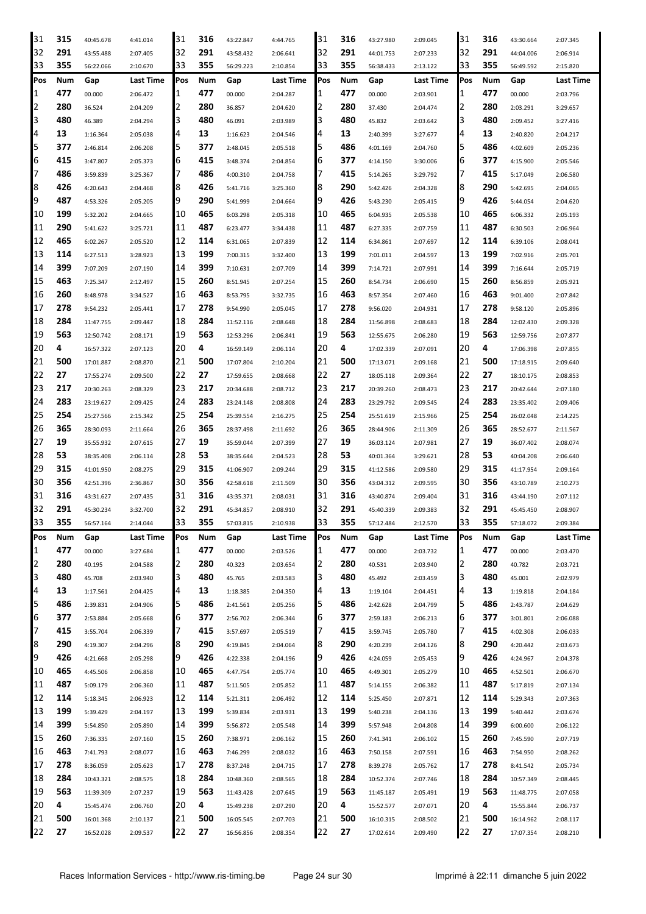| 31 | 315 | 40:45.678 | 4:41.014 | 31 | 316 | 43:22.847 | 4:44.765 | 31 | 316 | 43:27.980 | 2:09.045 | 31 | 316 | 43:30.664 | 2:07.345 |
|---|---|---|---|---|---|---|---|---|---|---|---|---|---|---|---|
| 32 | 291 | 43:55.488 | 2:07.405 | 32 | 291 | 43:58.432 | 2:06.641 | 32 | 291 | 44:01.753 | 2:07.233 | 32 | 291 | 44:04.006 | 2:06.914 |
| 33 | 355 | 56:22.066 | 2:10.670 | 33 | 355 | 56:29.223 | 2:10.854 | 33 | 355 | 56:38.433 | 2:13.122 | 33 | 355 | 56:49.592 | 2:15.820 |

| Pos | Num | Gap | Last Time | Pos | Num | Gap | Last Time | Pos | Num | Gap | Last Time | Pos | Num | Gap | Last Time |
|---|---|---|---|---|---|---|---|---|---|---|---|---|---|---|---|
| 1 | 477 | 00.000 | 2:06.472 | 1 | 477 | 00.000 | 2:04.287 | 1 | 477 | 00.000 | 2:03.901 | 1 | 477 | 00.000 | 2:03.796 |
| 2 | 280 | 36.524 | 2:04.209 | 2 | 280 | 36.857 | 2:04.620 | 2 | 280 | 37.430 | 2:04.474 | 2 | 280 | 2:03.291 | 3:29.657 |
| 3 | 480 | 46.389 | 2:04.294 | 3 | 480 | 46.091 | 2:03.989 | 3 | 480 | 45.832 | 2:03.642 | 3 | 480 | 2:09.452 | 3:27.416 |
| 4 | 13 | 1:16.364 | 2:05.038 | 4 | 13 | 1:16.623 | 2:04.546 | 4 | 13 | 2:40.399 | 3:27.677 | 4 | 13 | 2:40.820 | 2:04.217 |
| 5 | 377 | 2:46.814 | 2:06.208 | 5 | 377 | 2:48.045 | 2:05.518 | 5 | 486 | 4:01.169 | 2:04.760 | 5 | 486 | 4:02.609 | 2:05.236 |
| 6 | 415 | 3:47.807 | 2:05.373 | 6 | 415 | 3:48.374 | 2:04.854 | 6 | 377 | 4:14.150 | 3:30.006 | 6 | 377 | 4:15.900 | 2:05.546 |
| 7 | 486 | 3:59.839 | 3:25.367 | 7 | 486 | 4:00.310 | 2:04.758 | 7 | 415 | 5:14.265 | 3:29.792 | 7 | 415 | 5:17.049 | 2:06.580 |
| 8 | 426 | 4:20.643 | 2:04.468 | 8 | 426 | 5:41.716 | 3:25.360 | 8 | 290 | 5:42.426 | 2:04.328 | 8 | 290 | 5:42.695 | 2:04.065 |
| 9 | 487 | 4:53.326 | 2:05.205 | 9 | 290 | 5:41.999 | 2:04.664 | 9 | 426 | 5:43.230 | 2:05.415 | 9 | 426 | 5:44.054 | 2:04.620 |
| 10 | 199 | 5:32.202 | 2:04.665 | 10 | 465 | 6:03.298 | 2:05.318 | 10 | 465 | 6:04.935 | 2:05.538 | 10 | 465 | 6:06.332 | 2:05.193 |
| 11 | 290 | 5:41.622 | 3:25.721 | 11 | 487 | 6:23.477 | 3:34.438 | 11 | 487 | 6:27.335 | 2:07.759 | 11 | 487 | 6:30.503 | 2:06.964 |
| 12 | 465 | 6:02.267 | 2:05.520 | 12 | 114 | 6:31.065 | 2:07.839 | 12 | 114 | 6:34.861 | 2:07.697 | 12 | 114 | 6:39.106 | 2:08.041 |
| 13 | 114 | 6:27.513 | 3:28.923 | 13 | 199 | 7:00.315 | 3:32.400 | 13 | 199 | 7:01.011 | 2:04.597 | 13 | 199 | 7:02.916 | 2:05.701 |
| 14 | 399 | 7:07.209 | 2:07.190 | 14 | 399 | 7:10.631 | 2:07.709 | 14 | 399 | 7:14.721 | 2:07.991 | 14 | 399 | 7:16.644 | 2:05.719 |
| 15 | 463 | 7:25.347 | 2:12.497 | 15 | 260 | 8:51.945 | 2:07.254 | 15 | 260 | 8:54.734 | 2:06.690 | 15 | 260 | 8:56.859 | 2:05.921 |
| 16 | 260 | 8:48.978 | 3:34.527 | 16 | 463 | 8:53.795 | 3:32.735 | 16 | 463 | 8:57.354 | 2:07.460 | 16 | 463 | 9:01.400 | 2:07.842 |
| 17 | 278 | 9:54.232 | 2:05.441 | 17 | 278 | 9:54.990 | 2:05.045 | 17 | 278 | 9:56.020 | 2:04.931 | 17 | 278 | 9:58.120 | 2:05.896 |
| 18 | 284 | 11:47.755 | 2:09.447 | 18 | 284 | 11:52.116 | 2:08.648 | 18 | 284 | 11:56.898 | 2:08.683 | 18 | 284 | 12:02.430 | 2:09.328 |
| 19 | 563 | 12:50.742 | 2:08.171 | 19 | 563 | 12:53.296 | 2:06.841 | 19 | 563 | 12:55.675 | 2:06.280 | 19 | 563 | 12:59.756 | 2:07.877 |
| 20 | 4 | 16:57.322 | 2:07.123 | 20 | 4 | 16:59.149 | 2:06.114 | 20 | 4 | 17:02.339 | 2:07.091 | 20 | 4 | 17:06.398 | 2:07.855 |
| 21 | 500 | 17:01.887 | 2:08.870 | 21 | 500 | 17:07.804 | 2:10.204 | 21 | 500 | 17:13.071 | 2:09.168 | 21 | 500 | 17:18.915 | 2:09.640 |
| 22 | 27 | 17:55.274 | 2:09.500 | 22 | 27 | 17:59.655 | 2:08.668 | 22 | 27 | 18:05.118 | 2:09.364 | 22 | 27 | 18:10.175 | 2:08.853 |
| 23 | 217 | 20:30.263 | 2:08.329 | 23 | 217 | 20:34.688 | 2:08.712 | 23 | 217 | 20:39.260 | 2:08.473 | 23 | 217 | 20:42.644 | 2:07.180 |
| 24 | 283 | 23:19.627 | 2:09.425 | 24 | 283 | 23:24.148 | 2:08.808 | 24 | 283 | 23:29.792 | 2:09.545 | 24 | 283 | 23:35.402 | 2:09.406 |
| 25 | 254 | 25:27.566 | 2:15.342 | 25 | 254 | 25:39.554 | 2:16.275 | 25 | 254 | 25:51.619 | 2:15.966 | 25 | 254 | 26:02.048 | 2:14.225 |
| 26 | 365 | 28:30.093 | 2:11.664 | 26 | 365 | 28:37.498 | 2:11.692 | 26 | 365 | 28:44.906 | 2:11.309 | 26 | 365 | 28:52.677 | 2:11.567 |
| 27 | 19 | 35:55.932 | 2:07.615 | 27 | 19 | 35:59.044 | 2:07.399 | 27 | 19 | 36:03.124 | 2:07.981 | 27 | 19 | 36:07.402 | 2:08.074 |
| 28 | 53 | 38:35.408 | 2:06.114 | 28 | 53 | 38:35.644 | 2:04.523 | 28 | 53 | 40:01.364 | 3:29.621 | 28 | 53 | 40:04.208 | 2:06.640 |
| 29 | 315 | 41:01.950 | 2:08.275 | 29 | 315 | 41:06.907 | 2:09.244 | 29 | 315 | 41:12.586 | 2:09.580 | 29 | 315 | 41:17.954 | 2:09.164 |
| 30 | 356 | 42:51.396 | 2:36.867 | 30 | 356 | 42:58.618 | 2:11.509 | 30 | 356 | 43:04.312 | 2:09.595 | 30 | 356 | 43:10.789 | 2:10.273 |
| 31 | 316 | 43:31.627 | 2:07.435 | 31 | 316 | 43:35.371 | 2:08.031 | 31 | 316 | 43:40.874 | 2:09.404 | 31 | 316 | 43:44.190 | 2:07.112 |
| 32 | 291 | 45:30.234 | 3:32.700 | 32 | 291 | 45:34.857 | 2:08.910 | 32 | 291 | 45:40.339 | 2:09.383 | 32 | 291 | 45:45.450 | 2:08.907 |
| 33 | 355 | 56:57.164 | 2:14.044 | 33 | 355 | 57:03.815 | 2:10.938 | 33 | 355 | 57:12.484 | 2:12.570 | 33 | 355 | 57:18.072 | 2:09.384 |

| Pos | Num | Gap | Last Time | Pos | Num | Gap | Last Time | Pos | Num | Gap | Last Time | Pos | Num | Gap | Last Time |
|---|---|---|---|---|---|---|---|---|---|---|---|---|---|---|---|
| 1 | 477 | 00.000 | 3:27.684 | 1 | 477 | 00.000 | 2:03.526 | 1 | 477 | 00.000 | 2:03.732 | 1 | 477 | 00.000 | 2:03.470 |
| 2 | 280 | 40.195 | 2:04.588 | 2 | 280 | 40.323 | 2:03.654 | 2 | 280 | 40.531 | 2:03.940 | 2 | 280 | 40.782 | 2:03.721 |
| 3 | 480 | 45.708 | 2:03.940 | 3 | 480 | 45.765 | 2:03.583 | 3 | 480 | 45.492 | 2:03.459 | 3 | 480 | 45.001 | 2:02.979 |
| 4 | 13 | 1:17.561 | 2:04.425 | 4 | 13 | 1:18.385 | 2:04.350 | 4 | 13 | 1:19.104 | 2:04.451 | 4 | 13 | 1:19.818 | 2:04.184 |
| 5 | 486 | 2:39.831 | 2:04.906 | 5 | 486 | 2:41.561 | 2:05.256 | 5 | 486 | 2:42.628 | 2:04.799 | 5 | 486 | 2:43.787 | 2:04.629 |
| 6 | 377 | 2:53.884 | 2:05.668 | 6 | 377 | 2:56.702 | 2:06.344 | 6 | 377 | 2:59.183 | 2:06.213 | 6 | 377 | 3:01.801 | 2:06.088 |
| 7 | 415 | 3:55.704 | 2:06.339 | 7 | 415 | 3:57.697 | 2:05.519 | 7 | 415 | 3:59.745 | 2:05.780 | 7 | 415 | 4:02.308 | 2:06.033 |
| 8 | 290 | 4:19.307 | 2:04.296 | 8 | 290 | 4:19.845 | 2:04.064 | 8 | 290 | 4:20.239 | 2:04.126 | 8 | 290 | 4:20.442 | 2:03.673 |
| 9 | 426 | 4:21.668 | 2:05.298 | 9 | 426 | 4:22.338 | 2:04.196 | 9 | 426 | 4:24.059 | 2:05.453 | 9 | 426 | 4:24.967 | 2:04.378 |
| 10 | 465 | 4:45.506 | 2:06.858 | 10 | 465 | 4:47.754 | 2:05.774 | 10 | 465 | 4:49.301 | 2:05.279 | 10 | 465 | 4:52.501 | 2:06.670 |
| 11 | 487 | 5:09.179 | 2:06.360 | 11 | 487 | 5:11.505 | 2:05.852 | 11 | 487 | 5:14.155 | 2:06.382 | 11 | 487 | 5:17.819 | 2:07.134 |
| 12 | 114 | 5:18.345 | 2:06.923 | 12 | 114 | 5:21.311 | 2:06.492 | 12 | 114 | 5:25.450 | 2:07.871 | 12 | 114 | 5:29.343 | 2:07.363 |
| 13 | 199 | 5:39.429 | 2:04.197 | 13 | 199 | 5:39.834 | 2:03.931 | 13 | 199 | 5:40.238 | 2:04.136 | 13 | 199 | 5:40.442 | 2:03.674 |
| 14 | 399 | 5:54.850 | 2:05.890 | 14 | 399 | 5:56.872 | 2:05.548 | 14 | 399 | 5:57.948 | 2:04.808 | 14 | 399 | 6:00.600 | 2:06.122 |
| 15 | 260 | 7:36.335 | 2:07.160 | 15 | 260 | 7:38.971 | 2:06.162 | 15 | 260 | 7:41.341 | 2:06.102 | 15 | 260 | 7:45.590 | 2:07.719 |
| 16 | 463 | 7:41.793 | 2:08.077 | 16 | 463 | 7:46.299 | 2:08.032 | 16 | 463 | 7:50.158 | 2:07.591 | 16 | 463 | 7:54.950 | 2:08.262 |
| 17 | 278 | 8:36.059 | 2:05.623 | 17 | 278 | 8:37.248 | 2:04.715 | 17 | 278 | 8:39.278 | 2:05.762 | 17 | 278 | 8:41.542 | 2:05.734 |
| 18 | 284 | 10:43.321 | 2:08.575 | 18 | 284 | 10:48.360 | 2:08.565 | 18 | 284 | 10:52.374 | 2:07.746 | 18 | 284 | 10:57.349 | 2:08.445 |
| 19 | 563 | 11:39.309 | 2:07.237 | 19 | 563 | 11:43.428 | 2:07.645 | 19 | 563 | 11:45.187 | 2:05.491 | 19 | 563 | 11:48.775 | 2:07.058 |
| 20 | 4 | 15:45.474 | 2:06.760 | 20 | 4 | 15:49.238 | 2:07.290 | 20 | 4 | 15:52.577 | 2:07.071 | 20 | 4 | 15:55.844 | 2:06.737 |
| 21 | 500 | 16:01.368 | 2:10.137 | 21 | 500 | 16:05.545 | 2:07.703 | 21 | 500 | 16:10.315 | 2:08.502 | 21 | 500 | 16:14.962 | 2:08.117 |
| 22 | 27 | 16:52.028 | 2:09.537 | 22 | 27 | 16:56.856 | 2:08.354 | 22 | 27 | 17:02.614 | 2:09.490 | 22 | 27 | 17:07.354 | 2:08.210 |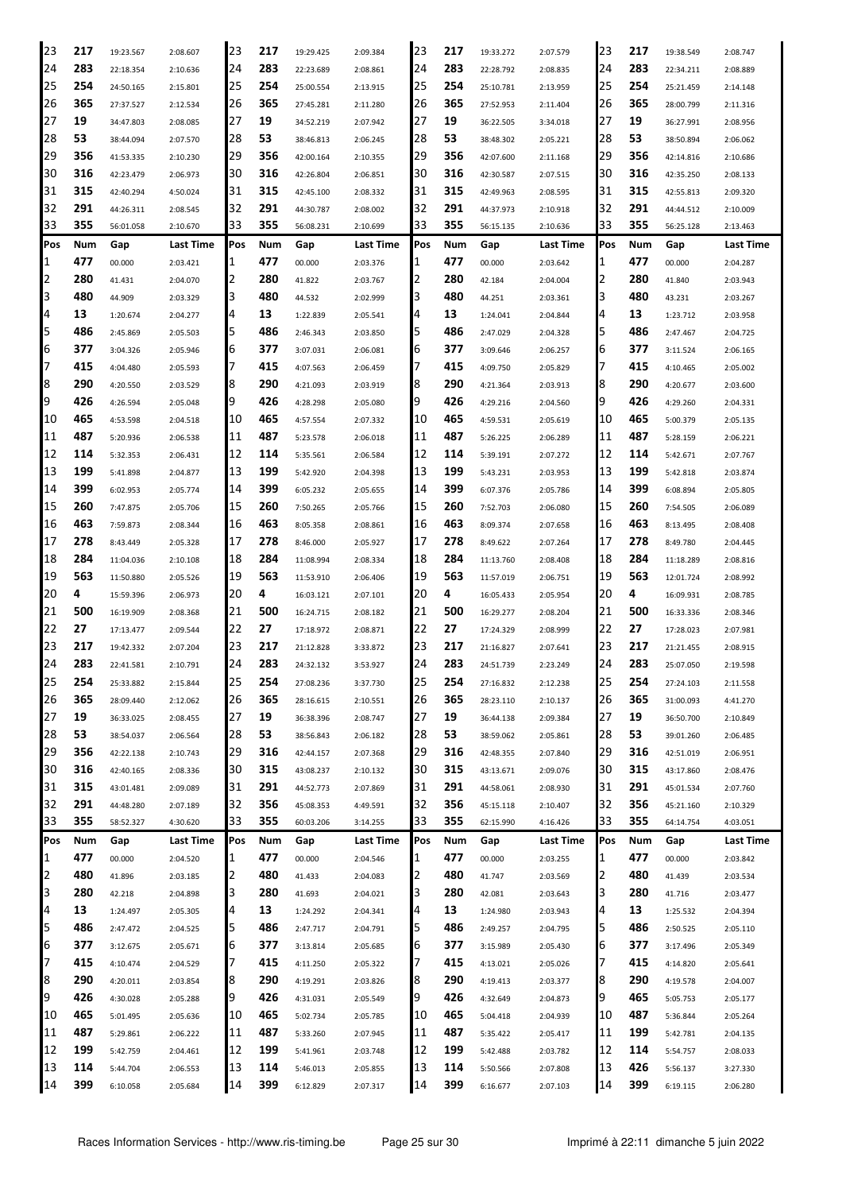| Pos | Num | Gap | Last Time | Pos | Num | Gap | Last Time | Pos | Num | Gap | Last Time | Pos | Num | Gap | Last Time |
|---|---|---|---|---|---|---|---|---|---|---|---|---|---|---|---|
| 23 | 217 | 19:23.567 | 2:08.607 | 23 | 217 | 19:29.425 | 2:09.384 | 23 | 217 | 19:33.272 | 2:07.579 | 23 | 217 | 19:38.549 | 2:08.747 |
| 24 | 283 | 22:18.354 | 2:10.636 | 24 | 283 | 22:23.689 | 2:08.861 | 24 | 283 | 22:28.792 | 2:08.835 | 24 | 283 | 22:34.211 | 2:08.889 |
| 25 | 254 | 24:50.165 | 2:15.801 | 25 | 254 | 25:00.554 | 2:13.915 | 25 | 254 | 25:10.781 | 2:13.959 | 25 | 254 | 25:21.459 | 2:14.148 |
| 26 | 365 | 27:37.527 | 2:12.534 | 26 | 365 | 27:45.281 | 2:11.280 | 26 | 365 | 27:52.953 | 2:11.404 | 26 | 365 | 28:00.799 | 2:11.316 |
| 27 | 19 | 34:47.803 | 2:08.085 | 27 | 19 | 34:52.219 | 2:07.942 | 27 | 19 | 36:22.505 | 3:34.018 | 27 | 19 | 36:27.991 | 2:08.956 |
| 28 | 53 | 38:44.094 | 2:07.570 | 28 | 53 | 38:46.813 | 2:06.245 | 28 | 53 | 38:48.302 | 2:05.221 | 28 | 53 | 38:50.894 | 2:06.062 |
| 29 | 356 | 41:53.335 | 2:10.230 | 29 | 356 | 42:00.164 | 2:10.355 | 29 | 356 | 42:07.600 | 2:11.168 | 29 | 356 | 42:14.816 | 2:10.686 |
| 30 | 316 | 42:23.479 | 2:06.973 | 30 | 316 | 42:26.804 | 2:06.851 | 30 | 316 | 42:30.587 | 2:07.515 | 30 | 316 | 42:35.250 | 2:08.133 |
| 31 | 315 | 42:40.294 | 4:50.024 | 31 | 315 | 42:45.100 | 2:08.332 | 31 | 315 | 42:49.963 | 2:08.595 | 31 | 315 | 42:55.813 | 2:09.320 |
| 32 | 291 | 44:26.311 | 2:08.545 | 32 | 291 | 44:30.787 | 2:08.002 | 32 | 291 | 44:37.973 | 2:10.918 | 32 | 291 | 44:44.512 | 2:10.009 |
| 33 | 355 | 56:01.058 | 2:10.670 | 33 | 355 | 56:08.231 | 2:10.699 | 33 | 355 | 56:15.135 | 2:10.636 | 33 | 355 | 56:25.128 | 2:13.463 |

| Pos | Num | Gap | Last Time | Pos | Num | Gap | Last Time | Pos | Num | Gap | Last Time | Pos | Num | Gap | Last Time |
|---|---|---|---|---|---|---|---|---|---|---|---|---|---|---|---|
| 1 | 477 | 00.000 | 2:03.421 | 1 | 477 | 00.000 | 2:03.376 | 1 | 477 | 00.000 | 2:03.642 | 1 | 477 | 00.000 | 2:04.287 |
| 2 | 280 | 41.431 | 2:04.070 | 2 | 280 | 41.822 | 2:03.767 | 2 | 280 | 42.184 | 2:04.004 | 2 | 280 | 41.840 | 2:03.943 |
| 3 | 480 | 44.909 | 2:03.329 | 3 | 480 | 44.532 | 2:02.999 | 3 | 480 | 44.251 | 2:03.361 | 3 | 480 | 43.231 | 2:03.267 |
| 4 | 13 | 1:20.674 | 2:04.277 | 4 | 13 | 1:22.839 | 2:05.541 | 4 | 13 | 1:24.041 | 2:04.844 | 4 | 13 | 1:23.712 | 2:03.958 |
| 5 | 486 | 2:45.869 | 2:05.503 | 5 | 486 | 2:46.343 | 2:03.850 | 5 | 486 | 2:47.029 | 2:04.328 | 5 | 486 | 2:47.467 | 2:04.725 |
| 6 | 377 | 3:04.326 | 2:05.946 | 6 | 377 | 3:07.031 | 2:06.081 | 6 | 377 | 3:09.646 | 2:06.257 | 6 | 377 | 3:11.524 | 2:06.165 |
| 7 | 415 | 4:04.480 | 2:05.593 | 7 | 415 | 4:07.563 | 2:06.459 | 7 | 415 | 4:09.750 | 2:05.829 | 7 | 415 | 4:10.465 | 2:05.002 |
| 8 | 290 | 4:20.550 | 2:03.529 | 8 | 290 | 4:21.093 | 2:03.919 | 8 | 290 | 4:21.364 | 2:03.913 | 8 | 290 | 4:20.677 | 2:03.600 |
| 9 | 426 | 4:26.594 | 2:05.048 | 9 | 426 | 4:28.298 | 2:05.080 | 9 | 426 | 4:29.216 | 2:04.560 | 9 | 426 | 4:29.260 | 2:04.331 |
| 10 | 465 | 4:53.598 | 2:04.518 | 10 | 465 | 4:57.554 | 2:07.332 | 10 | 465 | 4:59.531 | 2:05.619 | 10 | 465 | 5:00.379 | 2:05.135 |
| 11 | 487 | 5:20.936 | 2:06.538 | 11 | 487 | 5:23.578 | 2:06.018 | 11 | 487 | 5:26.225 | 2:06.289 | 11 | 487 | 5:28.159 | 2:06.221 |
| 12 | 114 | 5:32.353 | 2:06.431 | 12 | 114 | 5:35.561 | 2:06.584 | 12 | 114 | 5:39.191 | 2:07.272 | 12 | 114 | 5:42.671 | 2:07.767 |
| 13 | 199 | 5:41.898 | 2:04.877 | 13 | 199 | 5:42.920 | 2:04.398 | 13 | 199 | 5:43.231 | 2:03.953 | 13 | 199 | 5:42.818 | 2:03.874 |
| 14 | 399 | 6:02.953 | 2:05.774 | 14 | 399 | 6:05.232 | 2:05.655 | 14 | 399 | 6:07.376 | 2:05.786 | 14 | 399 | 6:08.894 | 2:05.805 |
| 15 | 260 | 7:47.875 | 2:05.706 | 15 | 260 | 7:50.265 | 2:05.766 | 15 | 260 | 7:52.703 | 2:06.080 | 15 | 260 | 7:54.505 | 2:06.089 |
| 16 | 463 | 7:59.873 | 2:08.344 | 16 | 463 | 8:05.358 | 2:08.861 | 16 | 463 | 8:09.374 | 2:07.658 | 16 | 463 | 8:13.495 | 2:08.408 |
| 17 | 278 | 8:43.449 | 2:05.328 | 17 | 278 | 8:46.000 | 2:05.927 | 17 | 278 | 8:49.622 | 2:07.264 | 17 | 278 | 8:49.780 | 2:04.445 |
| 18 | 284 | 11:04.036 | 2:10.108 | 18 | 284 | 11:08.994 | 2:08.334 | 18 | 284 | 11:13.760 | 2:08.408 | 18 | 284 | 11:18.289 | 2:08.816 |
| 19 | 563 | 11:50.880 | 2:05.526 | 19 | 563 | 11:53.910 | 2:06.406 | 19 | 563 | 11:57.019 | 2:06.751 | 19 | 563 | 12:01.724 | 2:08.992 |
| 20 | 4 | 15:59.396 | 2:06.973 | 20 | 4 | 16:03.121 | 2:07.101 | 20 | 4 | 16:05.433 | 2:05.954 | 20 | 4 | 16:09.931 | 2:08.785 |
| 21 | 500 | 16:19.909 | 2:08.368 | 21 | 500 | 16:24.715 | 2:08.182 | 21 | 500 | 16:29.277 | 2:08.204 | 21 | 500 | 16:33.336 | 2:08.346 |
| 22 | 27 | 17:13.477 | 2:09.544 | 22 | 27 | 17:18.972 | 2:08.871 | 22 | 27 | 17:24.329 | 2:08.999 | 22 | 27 | 17:28.023 | 2:07.981 |
| 23 | 217 | 19:42.332 | 2:07.204 | 23 | 217 | 21:12.828 | 3:33.872 | 23 | 217 | 21:16.827 | 2:07.641 | 23 | 217 | 21:21.455 | 2:08.915 |
| 24 | 283 | 22:41.581 | 2:10.791 | 24 | 283 | 24:32.132 | 3:53.927 | 24 | 283 | 24:51.739 | 2:23.249 | 24 | 283 | 25:07.050 | 2:19.598 |
| 25 | 254 | 25:33.882 | 2:15.844 | 25 | 254 | 27:08.236 | 3:37.730 | 25 | 254 | 27:16.832 | 2:12.238 | 25 | 254 | 27:24.103 | 2:11.558 |
| 26 | 365 | 28:09.440 | 2:12.062 | 26 | 365 | 28:16.615 | 2:10.551 | 26 | 365 | 28:23.110 | 2:10.137 | 26 | 365 | 31:00.093 | 4:41.270 |
| 27 | 19 | 36:33.025 | 2:08.455 | 27 | 19 | 36:38.396 | 2:08.747 | 27 | 19 | 36:44.138 | 2:09.384 | 27 | 19 | 36:50.700 | 2:10.849 |
| 28 | 53 | 38:54.037 | 2:06.564 | 28 | 53 | 38:56.843 | 2:06.182 | 28 | 53 | 38:59.062 | 2:05.861 | 28 | 53 | 39:01.260 | 2:06.485 |
| 29 | 356 | 42:22.138 | 2:10.743 | 29 | 316 | 42:44.157 | 2:07.368 | 29 | 316 | 42:48.355 | 2:07.840 | 29 | 316 | 42:51.019 | 2:06.951 |
| 30 | 316 | 42:40.165 | 2:08.336 | 30 | 315 | 43:08.237 | 2:10.132 | 30 | 315 | 43:13.671 | 2:09.076 | 30 | 315 | 43:17.860 | 2:08.476 |
| 31 | 315 | 43:01.481 | 2:09.089 | 31 | 291 | 44:52.773 | 2:07.869 | 31 | 291 | 44:58.061 | 2:08.930 | 31 | 291 | 45:01.534 | 2:07.760 |
| 32 | 291 | 44:48.280 | 2:07.189 | 32 | 356 | 45:08.353 | 4:49.591 | 32 | 356 | 45:15.118 | 2:10.407 | 32 | 356 | 45:21.160 | 2:10.329 |
| 33 | 355 | 58:52.327 | 4:30.620 | 33 | 355 | 60:03.206 | 3:14.255 | 33 | 355 | 62:15.990 | 4:16.426 | 33 | 355 | 64:14.754 | 4:03.051 |

| Pos | Num | Gap | Last Time | Pos | Num | Gap | Last Time | Pos | Num | Gap | Last Time | Pos | Num | Gap | Last Time |
|---|---|---|---|---|---|---|---|---|---|---|---|---|---|---|---|
| 1 | 477 | 00.000 | 2:04.520 | 1 | 477 | 00.000 | 2:04.546 | 1 | 477 | 00.000 | 2:03.255 | 1 | 477 | 00.000 | 2:03.842 |
| 2 | 480 | 41.896 | 2:03.185 | 2 | 480 | 41.433 | 2:04.083 | 2 | 480 | 41.747 | 2:03.569 | 2 | 480 | 41.439 | 2:03.534 |
| 3 | 280 | 42.218 | 2:04.898 | 3 | 280 | 41.693 | 2:04.021 | 3 | 280 | 42.081 | 2:03.643 | 3 | 280 | 41.716 | 2:03.477 |
| 4 | 13 | 1:24.497 | 2:05.305 | 4 | 13 | 1:24.292 | 2:04.341 | 4 | 13 | 1:24.980 | 2:03.943 | 4 | 13 | 1:25.532 | 2:04.394 |
| 5 | 486 | 2:47.472 | 2:04.525 | 5 | 486 | 2:47.717 | 2:04.791 | 5 | 486 | 2:49.257 | 2:04.795 | 5 | 486 | 2:50.525 | 2:05.110 |
| 6 | 377 | 3:12.675 | 2:05.671 | 6 | 377 | 3:13.814 | 2:05.685 | 6 | 377 | 3:15.989 | 2:05.430 | 6 | 377 | 3:17.496 | 2:05.349 |
| 7 | 415 | 4:10.474 | 2:04.529 | 7 | 415 | 4:11.250 | 2:05.322 | 7 | 415 | 4:13.021 | 2:05.026 | 7 | 415 | 4:14.820 | 2:05.641 |
| 8 | 290 | 4:20.011 | 2:03.854 | 8 | 290 | 4:19.291 | 2:03.826 | 8 | 290 | 4:19.413 | 2:03.377 | 8 | 290 | 4:19.578 | 2:04.007 |
| 9 | 426 | 4:30.028 | 2:05.288 | 9 | 426 | 4:31.031 | 2:05.549 | 9 | 426 | 4:32.649 | 2:04.873 | 9 | 465 | 5:05.753 | 2:05.177 |
| 10 | 465 | 5:01.495 | 2:05.636 | 10 | 465 | 5:02.734 | 2:05.785 | 10 | 465 | 5:04.418 | 2:04.939 | 10 | 487 | 5:36.844 | 2:05.264 |
| 11 | 487 | 5:29.861 | 2:06.222 | 11 | 487 | 5:33.260 | 2:07.945 | 11 | 487 | 5:35.422 | 2:05.417 | 11 | 199 | 5:42.781 | 2:04.135 |
| 12 | 199 | 5:42.759 | 2:04.461 | 12 | 199 | 5:41.961 | 2:03.748 | 12 | 199 | 5:42.488 | 2:03.782 | 12 | 114 | 5:54.757 | 2:08.033 |
| 13 | 114 | 5:44.704 | 2:06.553 | 13 | 114 | 5:46.013 | 2:05.855 | 13 | 114 | 5:50.566 | 2:07.808 | 13 | 426 | 5:56.137 | 3:27.330 |
| 14 | 399 | 6:10.058 | 2:05.684 | 14 | 399 | 6:12.829 | 2:07.317 | 14 | 399 | 6:16.677 | 2:07.103 | 14 | 399 | 6:19.115 | 2:06.280 |

Races Information Services - http://www.ris-timing.be Imprimé à 22:11 dimanche 5 juin 2022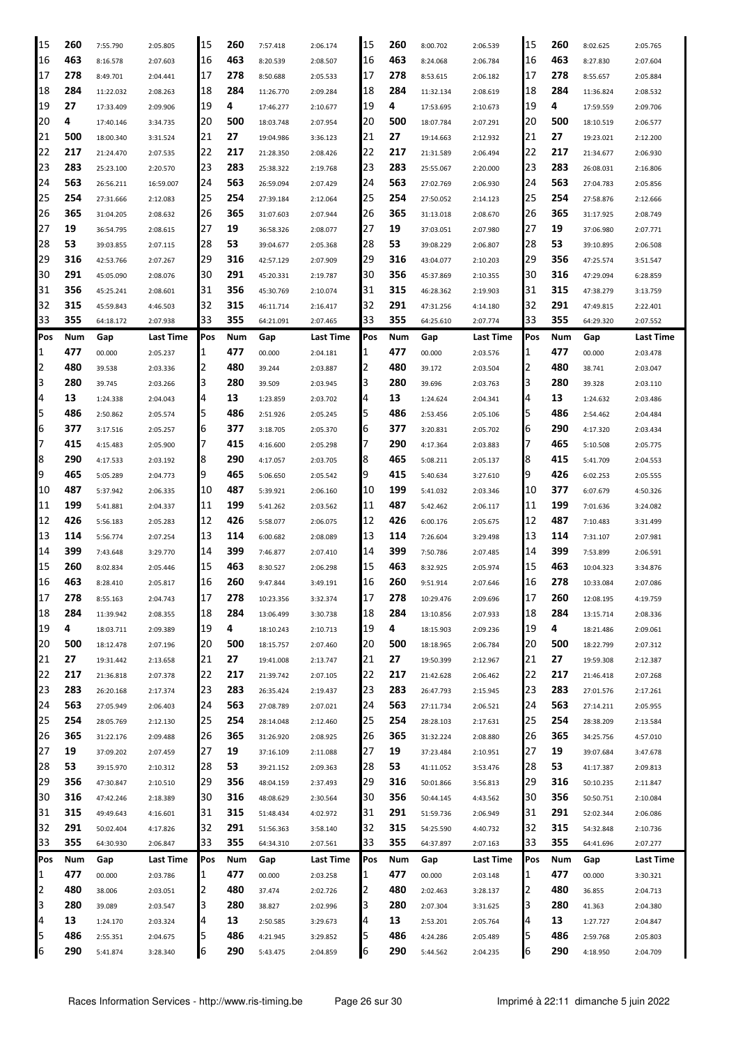| Pos | Num | Gap | Last Time | Pos | Num | Gap | Last Time | Pos | Num | Gap | Last Time | Pos | Num | Gap | Last Time |
|---|---|---|---|---|---|---|---|---|---|---|---|---|---|---|---|
| 15 | 260 | 7:55.790 | 2:05.805 | 15 | 260 | 7:57.418 | 2:06.174 | 15 | 260 | 8:00.702 | 2:06.539 | 15 | 260 | 8:02.625 | 2:05.765 |
| 16 | 463 | 8:16.578 | 2:07.603 | 16 | 463 | 8:20.539 | 2:08.507 | 16 | 463 | 8:24.068 | 2:06.784 | 16 | 463 | 8:27.830 | 2:07.604 |
| 17 | 278 | 8:49.701 | 2:04.441 | 17 | 278 | 8:50.688 | 2:05.533 | 17 | 278 | 8:53.615 | 2:06.182 | 17 | 278 | 8:55.657 | 2:05.884 |
| 18 | 284 | 11:22.032 | 2:08.263 | 18 | 284 | 11:26.770 | 2:09.284 | 18 | 284 | 11:32.134 | 2:08.619 | 18 | 284 | 11:36.824 | 2:08.532 |
| 19 | 27 | 17:33.409 | 2:09.906 | 19 | 4 | 17:46.277 | 2:10.677 | 19 | 4 | 17:53.695 | 2:10.673 | 19 | 4 | 17:59.559 | 2:09.706 |
| 20 | 4 | 17:40.146 | 3:34.735 | 20 | 500 | 18:03.748 | 2:07.954 | 20 | 500 | 18:07.784 | 2:07.291 | 20 | 500 | 18:10.519 | 2:06.577 |
| 21 | 500 | 18:00.340 | 3:31.524 | 21 | 27 | 19:04.986 | 3:36.123 | 21 | 27 | 19:14.663 | 2:12.932 | 21 | 27 | 19:23.021 | 2:12.200 |
| 22 | 217 | 21:24.470 | 2:07.535 | 22 | 217 | 21:28.350 | 2:08.426 | 22 | 217 | 21:31.589 | 2:06.494 | 22 | 217 | 21:34.677 | 2:06.930 |
| 23 | 283 | 25:23.100 | 2:20.570 | 23 | 283 | 25:38.322 | 2:19.768 | 23 | 283 | 25:55.067 | 2:20.000 | 23 | 283 | 26:08.031 | 2:16.806 |
| 24 | 563 | 26:56.211 | 16:59.007 | 24 | 563 | 26:59.094 | 2:07.429 | 24 | 563 | 27:02.769 | 2:06.930 | 24 | 563 | 27:04.783 | 2:05.856 |
| 25 | 254 | 27:31.666 | 2:12.083 | 25 | 254 | 27:39.184 | 2:12.064 | 25 | 254 | 27:50.052 | 2:14.123 | 25 | 254 | 27:58.876 | 2:12.666 |
| 26 | 365 | 31:04.205 | 2:08.632 | 26 | 365 | 31:07.603 | 2:07.944 | 26 | 365 | 31:13.018 | 2:08.670 | 26 | 365 | 31:17.925 | 2:08.749 |
| 27 | 19 | 36:54.795 | 2:08.615 | 27 | 19 | 36:58.326 | 2:08.077 | 27 | 19 | 37:03.051 | 2:07.980 | 27 | 19 | 37:06.980 | 2:07.771 |
| 28 | 53 | 39:03.855 | 2:07.115 | 28 | 53 | 39:04.677 | 2:05.368 | 28 | 53 | 39:08.229 | 2:06.807 | 28 | 53 | 39:10.895 | 2:06.508 |
| 29 | 316 | 42:53.766 | 2:07.267 | 29 | 316 | 42:57.129 | 2:07.909 | 29 | 316 | 43:04.077 | 2:10.203 | 29 | 356 | 47:25.574 | 3:51.547 |
| 30 | 291 | 45:05.090 | 2:08.076 | 30 | 291 | 45:20.331 | 2:19.787 | 30 | 356 | 45:37.869 | 2:10.355 | 30 | 316 | 47:29.094 | 6:28.859 |
| 31 | 356 | 45:25.241 | 2:08.601 | 31 | 356 | 45:30.769 | 2:10.074 | 31 | 315 | 46:28.362 | 2:19.903 | 31 | 315 | 47:38.279 | 3:13.759 |
| 32 | 315 | 45:59.843 | 4:46.503 | 32 | 315 | 46:11.714 | 2:16.417 | 32 | 291 | 47:31.256 | 4:14.180 | 32 | 291 | 47:49.815 | 2:22.401 |
| 33 | 355 | 64:18.172 | 2:07.938 | 33 | 355 | 64:21.091 | 2:07.465 | 33 | 355 | 64:25.610 | 2:07.774 | 33 | 355 | 64:29.320 | 2:07.552 |

| Pos | Num | Gap | Last Time | Pos | Num | Gap | Last Time | Pos | Num | Gap | Last Time | Pos | Num | Gap | Last Time |
|---|---|---|---|---|---|---|---|---|---|---|---|---|---|---|---|
| 1 | 477 | 00.000 | 2:05.237 | 1 | 477 | 00.000 | 2:04.181 | 1 | 477 | 00.000 | 2:03.576 | 1 | 477 | 00.000 | 2:03.478 |
| 2 | 480 | 39.538 | 2:03.336 | 2 | 480 | 39.244 | 2:03.887 | 2 | 480 | 39.172 | 2:03.504 | 2 | 480 | 38.741 | 2:03.047 |
| 3 | 280 | 39.745 | 2:03.266 | 3 | 280 | 39.509 | 2:03.945 | 3 | 280 | 39.696 | 2:03.763 | 3 | 280 | 39.328 | 2:03.110 |
| 4 | 13 | 1:24.338 | 2:04.043 | 4 | 13 | 1:23.859 | 2:03.702 | 4 | 13 | 1:24.624 | 2:04.341 | 4 | 13 | 1:24.632 | 2:03.486 |
| 5 | 486 | 2:50.862 | 2:05.574 | 5 | 486 | 2:51.926 | 2:05.245 | 5 | 486 | 2:53.456 | 2:05.106 | 5 | 486 | 2:54.462 | 2:04.484 |
| 6 | 377 | 3:17.516 | 2:05.257 | 6 | 377 | 3:18.705 | 2:05.370 | 6 | 377 | 3:20.831 | 2:05.702 | 6 | 290 | 4:17.320 | 2:03.434 |
| 7 | 415 | 4:15.483 | 2:05.900 | 7 | 415 | 4:16.600 | 2:05.298 | 7 | 290 | 4:17.364 | 2:03.883 | 7 | 465 | 5:10.508 | 2:05.775 |
| 8 | 290 | 4:17.533 | 2:03.192 | 8 | 290 | 4:17.057 | 2:03.705 | 8 | 465 | 5:08.211 | 2:05.137 | 8 | 415 | 5:41.709 | 2:04.553 |
| 9 | 465 | 5:05.289 | 2:04.773 | 9 | 465 | 5:06.650 | 2:05.542 | 9 | 415 | 5:40.634 | 3:27.610 | 9 | 426 | 6:02.253 | 2:05.555 |
| 10 | 487 | 5:37.942 | 2:06.335 | 10 | 487 | 5:39.921 | 2:06.160 | 10 | 199 | 5:41.032 | 2:03.346 | 10 | 377 | 6:07.679 | 4:50.326 |
| 11 | 199 | 5:41.881 | 2:04.337 | 11 | 199 | 5:41.262 | 2:03.562 | 11 | 487 | 5:42.462 | 2:06.117 | 11 | 199 | 7:01.636 | 3:24.082 |
| 12 | 426 | 5:56.183 | 2:05.283 | 12 | 426 | 5:58.077 | 2:06.075 | 12 | 426 | 6:00.176 | 2:05.675 | 12 | 487 | 7:10.483 | 3:31.499 |
| 13 | 114 | 5:56.774 | 2:07.254 | 13 | 114 | 6:00.682 | 2:08.089 | 13 | 114 | 7:26.604 | 3:29.498 | 13 | 114 | 7:31.107 | 2:07.981 |
| 14 | 399 | 7:43.648 | 3:29.770 | 14 | 399 | 7:46.877 | 2:07.410 | 14 | 399 | 7:50.786 | 2:07.485 | 14 | 399 | 7:53.899 | 2:06.591 |
| 15 | 260 | 8:02.834 | 2:05.446 | 15 | 463 | 8:30.527 | 2:06.298 | 15 | 463 | 8:32.925 | 2:05.974 | 15 | 463 | 10:04.323 | 3:34.876 |
| 16 | 463 | 8:28.410 | 2:05.817 | 16 | 260 | 9:47.844 | 3:49.191 | 16 | 260 | 9:51.914 | 2:07.646 | 16 | 278 | 10:33.084 | 2:07.086 |
| 17 | 278 | 8:55.163 | 2:04.743 | 17 | 278 | 10:23.356 | 3:32.374 | 17 | 278 | 10:29.476 | 2:09.696 | 17 | 260 | 12:08.195 | 4:19.759 |
| 18 | 284 | 11:39.942 | 2:08.355 | 18 | 284 | 13:06.499 | 3:30.738 | 18 | 284 | 13:10.856 | 2:07.933 | 18 | 284 | 13:15.714 | 2:08.336 |
| 19 | 4 | 18:03.711 | 2:09.389 | 19 | 4 | 18:10.243 | 2:10.713 | 19 | 4 | 18:15.903 | 2:09.236 | 19 | 4 | 18:21.486 | 2:09.061 |
| 20 | 500 | 18:12.478 | 2:07.196 | 20 | 500 | 18:15.757 | 2:07.460 | 20 | 500 | 18:18.965 | 2:06.784 | 20 | 500 | 18:22.799 | 2:07.312 |
| 21 | 27 | 19:31.442 | 2:13.658 | 21 | 27 | 19:41.008 | 2:13.747 | 21 | 27 | 19:50.399 | 2:12.967 | 21 | 27 | 19:59.308 | 2:12.387 |
| 22 | 217 | 21:36.818 | 2:07.378 | 22 | 217 | 21:39.742 | 2:07.105 | 22 | 217 | 21:42.628 | 2:06.462 | 22 | 217 | 21:46.418 | 2:07.268 |
| 23 | 283 | 26:20.168 | 2:17.374 | 23 | 283 | 26:35.424 | 2:19.437 | 23 | 283 | 26:47.793 | 2:15.945 | 23 | 283 | 27:01.576 | 2:17.261 |
| 24 | 563 | 27:05.949 | 2:06.403 | 24 | 563 | 27:08.789 | 2:07.021 | 24 | 563 | 27:11.734 | 2:06.521 | 24 | 563 | 27:14.211 | 2:05.955 |
| 25 | 254 | 28:05.769 | 2:12.130 | 25 | 254 | 28:14.048 | 2:12.460 | 25 | 254 | 28:28.103 | 2:17.631 | 25 | 254 | 28:38.209 | 2:13.584 |
| 26 | 365 | 31:22.176 | 2:09.488 | 26 | 365 | 31:26.920 | 2:08.925 | 26 | 365 | 31:32.224 | 2:08.880 | 26 | 365 | 34:25.756 | 4:57.010 |
| 27 | 19 | 37:09.202 | 2:07.459 | 27 | 19 | 37:16.109 | 2:11.088 | 27 | 19 | 37:23.484 | 2:10.951 | 27 | 19 | 39:07.684 | 3:47.678 |
| 28 | 53 | 39:15.970 | 2:10.312 | 28 | 53 | 39:21.152 | 2:09.363 | 28 | 53 | 41:11.052 | 3:53.476 | 28 | 53 | 41:17.387 | 2:09.813 |
| 29 | 356 | 47:30.847 | 2:10.510 | 29 | 356 | 48:04.159 | 2:37.493 | 29 | 316 | 50:01.866 | 3:56.813 | 29 | 316 | 50:10.235 | 2:11.847 |
| 30 | 316 | 47:42.246 | 2:18.389 | 30 | 316 | 48:08.629 | 2:30.564 | 30 | 356 | 50:44.145 | 4:43.562 | 30 | 356 | 50:50.751 | 2:10.084 |
| 31 | 315 | 49:49.643 | 4:16.601 | 31 | 315 | 51:48.434 | 4:02.972 | 31 | 291 | 51:59.736 | 2:06.949 | 31 | 291 | 52:02.344 | 2:06.086 |
| 32 | 291 | 50:02.404 | 4:17.826 | 32 | 291 | 51:56.363 | 3:58.140 | 32 | 315 | 54:25.590 | 4:40.732 | 32 | 315 | 54:32.848 | 2:10.736 |
| 33 | 355 | 64:30.930 | 2:06.847 | 33 | 355 | 64:34.310 | 2:07.561 | 33 | 355 | 64:37.897 | 2:07.163 | 33 | 355 | 64:41.696 | 2:07.277 |

| Pos | Num | Gap | Last Time | Pos | Num | Gap | Last Time | Pos | Num | Gap | Last Time | Pos | Num | Gap | Last Time |
|---|---|---|---|---|---|---|---|---|---|---|---|---|---|---|---|
| 1 | 477 | 00.000 | 2:03.786 | 1 | 477 | 00.000 | 2:03.258 | 1 | 477 | 00.000 | 2:03.148 | 1 | 477 | 00.000 | 3:30.321 |
| 2 | 480 | 38.006 | 2:03.051 | 2 | 480 | 37.474 | 2:02.726 | 2 | 480 | 2:02.463 | 3:28.137 | 2 | 480 | 36.855 | 2:04.713 |
| 3 | 280 | 39.089 | 2:03.547 | 3 | 280 | 38.827 | 2:02.996 | 3 | 280 | 2:07.304 | 3:31.625 | 3 | 280 | 41.363 | 2:04.380 |
| 4 | 13 | 1:24.170 | 2:03.324 | 4 | 13 | 2:50.585 | 3:29.673 | 4 | 13 | 2:53.201 | 2:05.764 | 4 | 13 | 1:27.727 | 2:04.847 |
| 5 | 486 | 2:55.351 | 2:04.675 | 5 | 486 | 4:21.945 | 3:29.852 | 5 | 486 | 4:24.286 | 2:05.489 | 5 | 486 | 2:59.768 | 2:05.803 |
| 6 | 290 | 5:41.874 | 3:28.340 | 6 | 290 | 5:43.475 | 2:04.859 | 6 | 290 | 5:44.562 | 2:04.235 | 6 | 290 | 4:18.950 | 2:04.709 |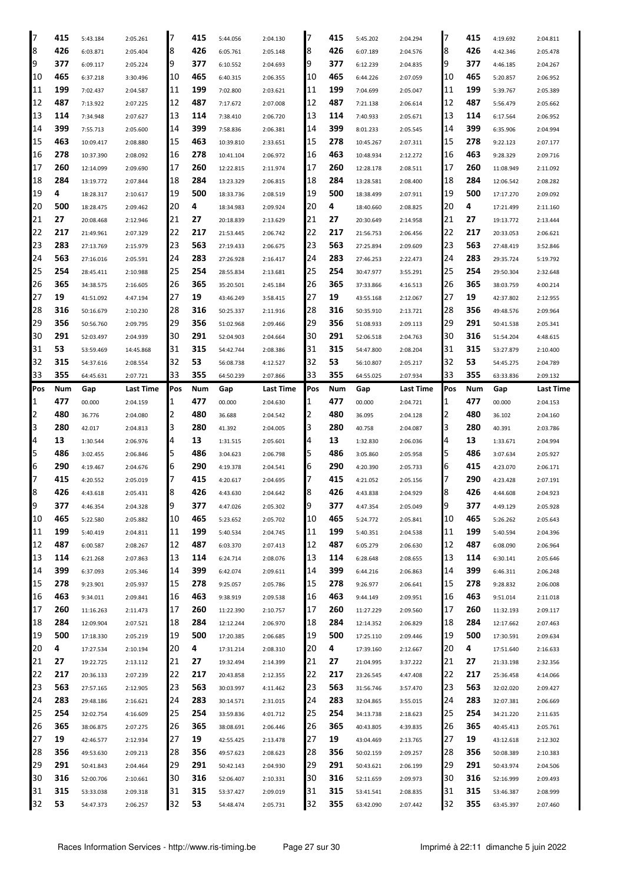| Pos | Num | Gap | Last Time | Pos | Num | Gap | Last Time | Pos | Num | Gap | Last Time | Pos | Num | Gap | Last Time |
|---|---|---|---|---|---|---|---|---|---|---|---|---|---|---|---|
| 7 | 415 | 5:43.184 | 2:05.261 | 7 | 415 | 5:44.056 | 2:04.130 | 7 | 415 | 5:45.202 | 2:04.294 | 7 | 415 | 4:19.692 | 2:04.811 |
| 8 | 426 | 6:03.871 | 2:05.404 | 8 | 426 | 6:05.761 | 2:05.148 | 8 | 426 | 6:07.189 | 2:04.576 | 8 | 426 | 4:42.346 | 2:05.478 |
| 9 | 377 | 6:09.117 | 2:05.224 | 9 | 377 | 6:10.552 | 2:04.693 | 9 | 377 | 6:12.239 | 2:04.835 | 9 | 377 | 4:46.185 | 2:04.267 |
| 10 | 465 | 6:37.218 | 3:30.496 | 10 | 465 | 6:40.315 | 2:06.355 | 10 | 465 | 6:44.226 | 2:07.059 | 10 | 465 | 5:20.857 | 2:06.952 |
| 11 | 199 | 7:02.437 | 2:04.587 | 11 | 199 | 7:02.800 | 2:03.621 | 11 | 199 | 7:04.699 | 2:05.047 | 11 | 199 | 5:39.767 | 2:05.389 |
| 12 | 487 | 7:13.922 | 2:07.225 | 12 | 487 | 7:17.672 | 2:07.008 | 12 | 487 | 7:21.138 | 2:06.614 | 12 | 487 | 5:56.479 | 2:05.662 |
| 13 | 114 | 7:34.948 | 2:07.627 | 13 | 114 | 7:38.410 | 2:06.720 | 13 | 114 | 7:40.933 | 2:05.671 | 13 | 114 | 6:17.564 | 2:06.952 |
| 14 | 399 | 7:55.713 | 2:05.600 | 14 | 399 | 7:58.836 | 2:06.381 | 14 | 399 | 8:01.233 | 2:05.545 | 14 | 399 | 6:35.906 | 2:04.994 |
| 15 | 463 | 10:09.417 | 2:08.880 | 15 | 463 | 10:39.810 | 2:33.651 | 15 | 278 | 10:45.267 | 2:07.311 | 15 | 278 | 9:22.123 | 2:07.177 |
| 16 | 278 | 10:37.390 | 2:08.092 | 16 | 278 | 10:41.104 | 2:06.972 | 16 | 463 | 10:48.934 | 2:12.272 | 16 | 463 | 9:28.329 | 2:09.716 |
| 17 | 260 | 12:14.099 | 2:09.690 | 17 | 260 | 12:22.815 | 2:11.974 | 17 | 260 | 12:28.178 | 2:08.511 | 17 | 260 | 11:08.949 | 2:11.092 |
| 18 | 284 | 13:19.772 | 2:07.844 | 18 | 284 | 13:23.329 | 2:06.815 | 18 | 284 | 13:28.581 | 2:08.400 | 18 | 284 | 12:06.542 | 2:08.282 |
| 19 | 4 | 18:28.317 | 2:10.617 | 19 | 500 | 18:33.736 | 2:08.519 | 19 | 500 | 18:38.499 | 2:07.911 | 19 | 500 | 17:17.270 | 2:09.092 |
| 20 | 500 | 18:28.475 | 2:09.462 | 20 | 4 | 18:34.983 | 2:09.924 | 20 | 4 | 18:40.660 | 2:08.825 | 20 | 4 | 17:21.499 | 2:11.160 |
| 21 | 27 | 20:08.468 | 2:12.946 | 21 | 27 | 20:18.839 | 2:13.629 | 21 | 27 | 20:30.649 | 2:14.958 | 21 | 27 | 19:13.772 | 2:13.444 |
| 22 | 217 | 21:49.961 | 2:07.329 | 22 | 217 | 21:53.445 | 2:06.742 | 22 | 217 | 21:56.753 | 2:06.456 | 22 | 217 | 20:33.053 | 2:06.621 |
| 23 | 283 | 27:13.769 | 2:15.979 | 23 | 563 | 27:19.433 | 2:06.675 | 23 | 563 | 27:25.894 | 2:09.609 | 23 | 563 | 27:48.419 | 3:52.846 |
| 24 | 563 | 27:16.016 | 2:05.591 | 24 | 283 | 27:26.928 | 2:16.417 | 24 | 283 | 27:46.253 | 2:22.473 | 24 | 283 | 29:35.724 | 5:19.792 |
| 25 | 254 | 28:45.411 | 2:10.988 | 25 | 254 | 28:55.834 | 2:13.681 | 25 | 254 | 30:47.977 | 3:55.291 | 25 | 254 | 29:50.304 | 2:32.648 |
| 26 | 365 | 34:38.575 | 2:16.605 | 26 | 365 | 35:20.501 | 2:45.184 | 26 | 365 | 37:33.866 | 4:16.513 | 26 | 365 | 38:03.759 | 4:00.214 |
| 27 | 19 | 41:51.092 | 4:47.194 | 27 | 19 | 43:46.249 | 3:58.415 | 27 | 19 | 43:55.168 | 2:12.067 | 27 | 19 | 42:37.802 | 2:12.955 |
| 28 | 316 | 50:16.679 | 2:10.230 | 28 | 316 | 50:25.337 | 2:11.916 | 28 | 316 | 50:35.910 | 2:13.721 | 28 | 356 | 49:48.576 | 2:09.964 |
| 29 | 356 | 50:56.760 | 2:09.795 | 29 | 356 | 51:02.968 | 2:09.466 | 29 | 356 | 51:08.933 | 2:09.113 | 29 | 291 | 50:41.538 | 2:05.341 |
| 30 | 291 | 52:03.497 | 2:04.939 | 30 | 291 | 52:04.903 | 2:04.664 | 30 | 291 | 52:06.518 | 2:04.763 | 30 | 316 | 51:54.204 | 4:48.615 |
| 31 | 53 | 53:59.469 | 14:45.868 | 31 | 315 | 54:42.744 | 2:08.386 | 31 | 315 | 54:47.800 | 2:08.204 | 31 | 315 | 53:27.879 | 2:10.400 |
| 32 | 315 | 54:37.616 | 2:08.554 | 32 | 53 | 56:08.738 | 4:12.527 | 32 | 53 | 56:10.807 | 2:05.217 | 32 | 53 | 54:45.275 | 2:04.789 |
| 33 | 355 | 64:45.631 | 2:07.721 | 33 | 355 | 64:50.239 | 2:07.866 | 33 | 355 | 64:55.025 | 2:07.934 | 33 | 355 | 63:33.836 | 2:09.132 |

| Pos | Num | Gap | Last Time | Pos | Num | Gap | Last Time | Pos | Num | Gap | Last Time | Pos | Num | Gap | Last Time |
|---|---|---|---|---|---|---|---|---|---|---|---|---|---|---|---|
| 1 | 477 | 00.000 | 2:04.159 | 1 | 477 | 00.000 | 2:04.630 | 1 | 477 | 00.000 | 2:04.721 | 1 | 477 | 00.000 | 2:04.153 |
| 2 | 480 | 36.776 | 2:04.080 | 2 | 480 | 36.688 | 2:04.542 | 2 | 480 | 36.095 | 2:04.128 | 2 | 480 | 36.102 | 2:04.160 |
| 3 | 280 | 42.017 | 2:04.813 | 3 | 280 | 41.392 | 2:04.005 | 3 | 280 | 40.758 | 2:04.087 | 3 | 280 | 40.391 | 2:03.786 |
| 4 | 13 | 1:30.544 | 2:06.976 | 4 | 13 | 1:31.515 | 2:05.601 | 4 | 13 | 1:32.830 | 2:06.036 | 4 | 13 | 1:33.671 | 2:04.994 |
| 5 | 486 | 3:02.455 | 2:06.846 | 5 | 486 | 3:04.623 | 2:06.798 | 5 | 486 | 3:05.860 | 2:05.958 | 5 | 486 | 3:07.634 | 2:05.927 |
| 6 | 290 | 4:19.467 | 2:04.676 | 6 | 290 | 4:19.378 | 2:04.541 | 6 | 290 | 4:20.390 | 2:05.733 | 6 | 415 | 4:23.070 | 2:06.171 |
| 7 | 415 | 4:20.552 | 2:05.019 | 7 | 415 | 4:20.617 | 2:04.695 | 7 | 415 | 4:21.052 | 2:05.156 | 7 | 290 | 4:23.428 | 2:07.191 |
| 8 | 426 | 4:43.618 | 2:05.431 | 8 | 426 | 4:43.630 | 2:04.642 | 8 | 426 | 4:43.838 | 2:04.929 | 8 | 426 | 4:44.608 | 2:04.923 |
| 9 | 377 | 4:46.354 | 2:04.328 | 9 | 377 | 4:47.026 | 2:05.302 | 9 | 377 | 4:47.354 | 2:05.049 | 9 | 377 | 4:49.129 | 2:05.928 |
| 10 | 465 | 5:22.580 | 2:05.882 | 10 | 465 | 5:23.652 | 2:05.702 | 10 | 465 | 5:24.772 | 2:05.841 | 10 | 465 | 5:26.262 | 2:05.643 |
| 11 | 199 | 5:40.419 | 2:04.811 | 11 | 199 | 5:40.534 | 2:04.745 | 11 | 199 | 5:40.351 | 2:04.538 | 11 | 199 | 5:40.594 | 2:04.396 |
| 12 | 487 | 6:00.587 | 2:08.267 | 12 | 487 | 6:03.370 | 2:07.413 | 12 | 487 | 6:05.279 | 2:06.630 | 12 | 487 | 6:08.090 | 2:06.964 |
| 13 | 114 | 6:21.268 | 2:07.863 | 13 | 114 | 6:24.714 | 2:08.076 | 13 | 114 | 6:28.648 | 2:08.655 | 13 | 114 | 6:30.141 | 2:05.646 |
| 14 | 399 | 6:37.093 | 2:05.346 | 14 | 399 | 6:42.074 | 2:09.611 | 14 | 399 | 6:44.216 | 2:06.863 | 14 | 399 | 6:46.311 | 2:06.248 |
| 15 | 278 | 9:23.901 | 2:05.937 | 15 | 278 | 9:25.057 | 2:05.786 | 15 | 278 | 9:26.977 | 2:06.641 | 15 | 278 | 9:28.832 | 2:06.008 |
| 16 | 463 | 9:34.011 | 2:09.841 | 16 | 463 | 9:38.919 | 2:09.538 | 16 | 463 | 9:44.149 | 2:09.951 | 16 | 463 | 9:51.014 | 2:11.018 |
| 17 | 260 | 11:16.263 | 2:11.473 | 17 | 260 | 11:22.390 | 2:10.757 | 17 | 260 | 11:27.229 | 2:09.560 | 17 | 260 | 11:32.193 | 2:09.117 |
| 18 | 284 | 12:09.904 | 2:07.521 | 18 | 284 | 12:12.244 | 2:06.970 | 18 | 284 | 12:14.352 | 2:06.829 | 18 | 284 | 12:17.662 | 2:07.463 |
| 19 | 500 | 17:18.330 | 2:05.219 | 19 | 500 | 17:20.385 | 2:06.685 | 19 | 500 | 17:25.110 | 2:09.446 | 19 | 500 | 17:30.591 | 2:09.634 |
| 20 | 4 | 17:27.534 | 2:10.194 | 20 | 4 | 17:31.214 | 2:08.310 | 20 | 4 | 17:39.160 | 2:12.667 | 20 | 4 | 17:51.640 | 2:16.633 |
| 21 | 27 | 19:22.725 | 2:13.112 | 21 | 27 | 19:32.494 | 2:14.399 | 21 | 27 | 21:04.995 | 3:37.222 | 21 | 27 | 21:33.198 | 2:32.356 |
| 22 | 217 | 20:36.133 | 2:07.239 | 22 | 217 | 20:43.858 | 2:12.355 | 22 | 217 | 23:26.545 | 4:47.408 | 22 | 217 | 25:36.458 | 4:14.066 |
| 23 | 563 | 27:57.165 | 2:12.905 | 23 | 563 | 30:03.997 | 4:11.462 | 23 | 563 | 31:56.746 | 3:57.470 | 23 | 563 | 32:02.020 | 2:09.427 |
| 24 | 283 | 29:48.186 | 2:16.621 | 24 | 283 | 30:14.571 | 2:31.015 | 24 | 283 | 32:04.865 | 3:55.015 | 24 | 283 | 32:07.381 | 2:06.669 |
| 25 | 254 | 32:02.754 | 4:16.609 | 25 | 254 | 33:59.836 | 4:01.712 | 25 | 254 | 34:13.738 | 2:18.623 | 25 | 254 | 34:21.220 | 2:11.635 |
| 26 | 365 | 38:06.875 | 2:07.275 | 26 | 365 | 38:08.691 | 2:06.446 | 26 | 365 | 40:43.805 | 4:39.835 | 26 | 365 | 40:45.413 | 2:05.761 |
| 27 | 19 | 42:46.577 | 2:12.934 | 27 | 19 | 42:55.425 | 2:13.478 | 27 | 19 | 43:04.469 | 2:13.765 | 27 | 19 | 43:12.618 | 2:12.302 |
| 28 | 356 | 49:53.630 | 2:09.213 | 28 | 356 | 49:57.623 | 2:08.623 | 28 | 356 | 50:02.159 | 2:09.257 | 28 | 356 | 50:08.389 | 2:10.383 |
| 29 | 291 | 50:41.843 | 2:04.464 | 29 | 291 | 50:42.143 | 2:04.930 | 29 | 291 | 50:43.621 | 2:06.199 | 29 | 291 | 50:43.974 | 2:04.506 |
| 30 | 316 | 52:00.706 | 2:10.661 | 30 | 316 | 52:06.407 | 2:10.331 | 30 | 316 | 52:11.659 | 2:09.973 | 30 | 316 | 52:16.999 | 2:09.493 |
| 31 | 315 | 53:33.038 | 2:09.318 | 31 | 315 | 53:37.427 | 2:09.019 | 31 | 315 | 53:41.541 | 2:08.835 | 31 | 315 | 53:46.387 | 2:08.999 |
| 32 | 53 | 54:47.373 | 2:06.257 | 32 | 53 | 54:48.474 | 2:05.731 | 32 | 355 | 63:42.090 | 2:07.442 | 32 | 355 | 63:45.397 | 2:07.460 |

Races Information Services - http://www.ris-timing.be Imprimé à 22:11 dimanche 5 juin 2022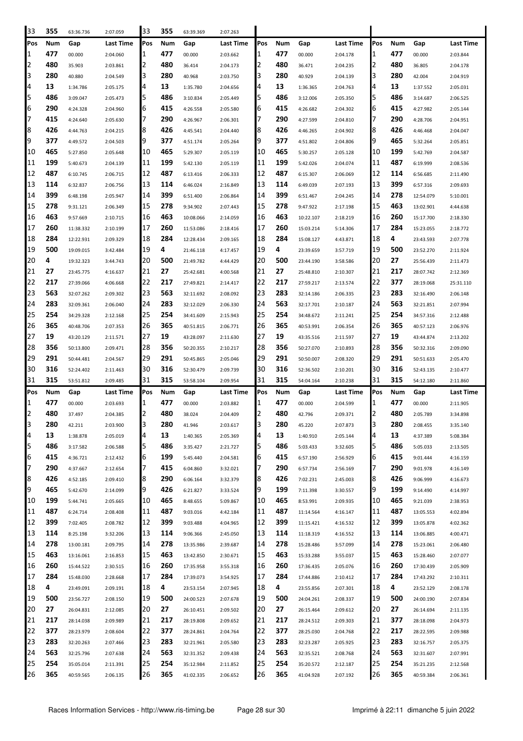| 33 | 355 | 63:36.736 | 2:07.059 | 33 | 355 | 63:39.369 | 2:07.263 | | | | | | | | |
|---|---|---|---|---|---|---|---|---|---|---|---|---|---|---|---|
| Pos | Num | Gap | Last Time | Pos | Num | Gap | Last Time | Pos | Num | Gap | Last Time | Pos | Num | Gap | Last Time |
| 1 | 477 | 00.000 | 2:04.060 | 1 | 477 | 00.000 | 2:03.662 | 1 | 477 | 00.000 | 2:04.178 | 1 | 477 | 00.000 | 2:03.844 |
| 2 | 480 | 35.903 | 2:03.861 | 2 | 480 | 36.414 | 2:04.173 | 2 | 480 | 36.471 | 2:04.235 | 2 | 480 | 36.805 | 2:04.178 |
| 3 | 280 | 40.880 | 2:04.549 | 3 | 280 | 40.968 | 2:03.750 | 3 | 280 | 40.929 | 2:04.139 | 3 | 280 | 42.004 | 2:04.919 |
| 4 | 13 | 1:34.786 | 2:05.175 | 4 | 13 | 1:35.780 | 2:04.656 | 4 | 13 | 1:36.365 | 2:04.763 | 4 | 13 | 1:37.552 | 2:05.031 |
| 5 | 486 | 3:09.047 | 2:05.473 | 5 | 486 | 3:10.834 | 2:05.449 | 5 | 486 | 3:12.006 | 2:05.350 | 5 | 486 | 3:14.687 | 2:06.525 |
| 6 | 290 | 4:24.328 | 2:04.960 | 6 | 415 | 4:26.558 | 2:05.580 | 6 | 415 | 4:26.682 | 2:04.302 | 6 | 415 | 4:27.982 | 2:05.144 |
| 7 | 415 | 4:24.640 | 2:05.630 | 7 | 290 | 4:26.967 | 2:06.301 | 7 | 290 | 4:27.599 | 2:04.810 | 7 | 290 | 4:28.706 | 2:04.951 |
| 8 | 426 | 4:44.763 | 2:04.215 | 8 | 426 | 4:45.541 | 2:04.440 | 8 | 426 | 4:46.265 | 2:04.902 | 8 | 426 | 4:46.468 | 2:04.047 |
| 9 | 377 | 4:49.572 | 2:04.503 | 9 | 377 | 4:51.174 | 2:05.264 | 9 | 377 | 4:51.802 | 2:04.806 | 9 | 465 | 5:32.264 | 2:05.851 |
| 10 | 465 | 5:27.850 | 2:05.648 | 10 | 465 | 5:29.307 | 2:05.119 | 10 | 465 | 5:30.257 | 2:05.128 | 10 | 199 | 5:42.769 | 2:04.587 |
| 11 | 199 | 5:40.673 | 2:04.139 | 11 | 199 | 5:42.130 | 2:05.119 | 11 | 199 | 5:42.026 | 2:04.074 | 11 | 487 | 6:19.999 | 2:08.536 |
| 12 | 487 | 6:10.745 | 2:06.715 | 12 | 487 | 6:13.416 | 2:06.333 | 12 | 487 | 6:15.307 | 2:06.069 | 12 | 114 | 6:56.685 | 2:11.490 |
| 13 | 114 | 6:32.837 | 2:06.756 | 13 | 114 | 6:46.024 | 2:16.849 | 13 | 114 | 6:49.039 | 2:07.193 | 13 | 399 | 6:57.316 | 2:09.693 |
| 14 | 399 | 6:48.198 | 2:05.947 | 14 | 399 | 6:51.400 | 2:06.864 | 14 | 399 | 6:51.467 | 2:04.245 | 14 | 278 | 12:54.079 | 5:10.001 |
| 15 | 278 | 9:31.121 | 2:06.349 | 15 | 278 | 9:34.902 | 2:07.443 | 15 | 278 | 9:47.922 | 2:17.198 | 15 | 463 | 13:02.901 | 4:44.638 |
| 16 | 463 | 9:57.669 | 2:10.715 | 16 | 463 | 10:08.066 | 2:14.059 | 16 | 463 | 10:22.107 | 2:18.219 | 16 | 260 | 15:17.700 | 2:18.330 |
| 17 | 260 | 11:38.332 | 2:10.199 | 17 | 260 | 11:53.086 | 2:18.416 | 17 | 260 | 15:03.214 | 5:14.306 | 17 | 284 | 15:23.055 | 2:18.772 |
| 18 | 284 | 12:22.931 | 2:09.329 | 18 | 284 | 12:28.434 | 2:09.165 | 18 | 284 | 15:08.127 | 4:43.871 | 18 | 4 | 23:43.593 | 2:07.778 |
| 19 | 500 | 19:09.015 | 3:42.484 | 19 | 4 | 21:46.118 | 4:17.457 | 19 | 4 | 23:39.659 | 3:57.719 | 19 | 500 | 23:52.270 | 2:11.924 |
| 20 | 4 | 19:32.323 | 3:44.743 | 20 | 500 | 21:49.782 | 4:44.429 | 20 | 500 | 23:44.190 | 3:58.586 | 20 | 27 | 25:56.439 | 2:11.473 |
| 21 | 27 | 23:45.775 | 4:16.637 | 21 | 27 | 25:42.681 | 4:00.568 | 21 | 27 | 25:48.810 | 2:10.307 | 21 | 217 | 28:07.742 | 2:12.369 |
| 22 | 217 | 27:39.066 | 4:06.668 | 22 | 217 | 27:49.821 | 2:14.417 | 22 | 217 | 27:59.217 | 2:13.574 | 22 | 377 | 28:19.068 | 25:31.110 |
| 23 | 563 | 32:07.262 | 2:09.302 | 23 | 563 | 32:11.692 | 2:08.092 | 23 | 283 | 32:14.186 | 2:06.335 | 23 | 283 | 32:16.490 | 2:06.148 |
| 24 | 283 | 32:09.361 | 2:06.040 | 24 | 283 | 32:12.029 | 2:06.330 | 24 | 563 | 32:17.701 | 2:10.187 | 24 | 563 | 32:21.851 | 2:07.994 |
| 25 | 254 | 34:29.328 | 2:12.168 | 25 | 254 | 34:41.609 | 2:15.943 | 25 | 254 | 34:48.672 | 2:11.241 | 25 | 254 | 34:57.316 | 2:12.488 |
| 26 | 365 | 40:48.706 | 2:07.353 | 26 | 365 | 40:51.815 | 2:06.771 | 26 | 365 | 40:53.991 | 2:06.354 | 26 | 365 | 40:57.123 | 2:06.976 |
| 27 | 19 | 43:20.129 | 2:11.571 | 27 | 19 | 43:28.097 | 2:11.630 | 27 | 19 | 43:35.516 | 2:11.597 | 27 | 19 | 43:44.874 | 2:13.202 |
| 28 | 356 | 50:13.800 | 2:09.471 | 28 | 356 | 50:20.355 | 2:10.217 | 28 | 356 | 50:27.070 | 2:10.893 | 28 | 356 | 50:32.316 | 2:09.090 |
| 29 | 291 | 50:44.481 | 2:04.567 | 29 | 291 | 50:45.865 | 2:05.046 | 29 | 291 | 50:50.007 | 2:08.320 | 29 | 291 | 50:51.633 | 2:05.470 |
| 30 | 316 | 52:24.402 | 2:11.463 | 30 | 316 | 52:30.479 | 2:09.739 | 30 | 316 | 52:36.502 | 2:10.201 | 30 | 316 | 52:43.135 | 2:10.477 |
| 31 | 315 | 53:51.812 | 2:09.485 | 31 | 315 | 53:58.104 | 2:09.954 | 31 | 315 | 54:04.164 | 2:10.238 | 31 | 315 | 54:12.180 | 2:11.860 |

| Pos | Num | Gap | Last Time | Pos | Num | Gap | Last Time | Pos | Num | Gap | Last Time | Pos | Num | Gap | Last Time |
|---|---|---|---|---|---|---|---|---|---|---|---|---|---|---|---|
| 1 | 477 | 00.000 | 2:03.693 | 1 | 477 | 00.000 | 2:03.882 | 1 | 477 | 00.000 | 2:04.599 | 1 | 477 | 00.000 | 2:11.905 |
| 2 | 480 | 37.497 | 2:04.385 | 2 | 480 | 38.024 | 2:04.409 | 2 | 480 | 42.796 | 2:09.371 | 2 | 480 | 2:05.789 | 3:34.898 |
| 3 | 280 | 42.211 | 2:03.900 | 3 | 280 | 41.946 | 2:03.617 | 3 | 280 | 45.220 | 2:07.873 | 3 | 280 | 2:08.455 | 3:35.140 |
| 4 | 13 | 1:38.878 | 2:05.019 | 4 | 13 | 1:40.365 | 2:05.369 | 4 | 13 | 1:40.910 | 2:05.144 | 4 | 13 | 4:37.389 | 5:08.384 |
| 5 | 486 | 3:17.582 | 2:06.588 | 5 | 486 | 3:35.427 | 2:21.727 | 5 | 486 | 5:03.433 | 3:32.605 | 5 | 486 | 5:05.033 | 2:13.505 |
| 6 | 415 | 4:36.721 | 2:12.432 | 6 | 199 | 5:45.440 | 2:04.581 | 6 | 415 | 6:57.190 | 2:56.929 | 6 | 415 | 9:01.444 | 4:16.159 |
| 7 | 290 | 4:37.667 | 2:12.654 | 7 | 415 | 6:04.860 | 3:32.021 | 7 | 290 | 6:57.734 | 2:56.169 | 7 | 290 | 9:01.978 | 4:16.149 |
| 8 | 426 | 4:52.185 | 2:09.410 | 8 | 290 | 6:06.164 | 3:32.379 | 8 | 426 | 7:02.231 | 2:45.003 | 8 | 426 | 9:06.999 | 4:16.673 |
| 9 | 465 | 5:42.670 | 2:14.099 | 9 | 426 | 6:21.827 | 3:33.524 | 9 | 199 | 7:11.398 | 3:30.557 | 9 | 199 | 9:14.490 | 4:14.997 |
| 10 | 199 | 5:44.741 | 2:05.665 | 10 | 465 | 8:48.655 | 5:09.867 | 10 | 465 | 8:53.991 | 2:09.935 | 10 | 465 | 9:21.039 | 2:38.953 |
| 11 | 487 | 6:24.714 | 2:08.408 | 11 | 487 | 9:03.016 | 4:42.184 | 11 | 487 | 11:14.564 | 4:16.147 | 11 | 487 | 13:05.553 | 4:02.894 |
| 12 | 399 | 7:02.405 | 2:08.782 | 12 | 399 | 9:03.488 | 4:04.965 | 12 | 399 | 11:15.421 | 4:16.532 | 12 | 399 | 13:05.878 | 4:02.362 |
| 13 | 114 | 8:25.198 | 3:32.206 | 13 | 114 | 9:06.366 | 2:45.050 | 13 | 114 | 11:18.319 | 4:16.552 | 13 | 114 | 13:06.885 | 4:00.471 |
| 14 | 278 | 13:00.181 | 2:09.795 | 14 | 278 | 13:35.986 | 2:39.687 | 14 | 278 | 15:28.486 | 3:57.099 | 14 | 278 | 15:23.061 | 2:06.480 |
| 15 | 463 | 13:16.061 | 2:16.853 | 15 | 463 | 13:42.850 | 2:30.671 | 15 | 463 | 15:33.288 | 3:55.037 | 15 | 463 | 15:28.460 | 2:07.077 |
| 16 | 260 | 15:44.522 | 2:30.515 | 16 | 260 | 17:35.958 | 3:55.318 | 16 | 260 | 17:36.435 | 2:05.076 | 16 | 260 | 17:30.439 | 2:05.909 |
| 17 | 284 | 15:48.030 | 2:28.668 | 17 | 284 | 17:39.073 | 3:54.925 | 17 | 284 | 17:44.886 | 2:10.412 | 17 | 284 | 17:43.292 | 2:10.311 |
| 18 | 4 | 23:49.091 | 2:09.191 | 18 | 4 | 23:53.154 | 2:07.945 | 18 | 4 | 23:55.856 | 2:07.301 | 18 | 4 | 23:52.129 | 2:08.178 |
| 19 | 500 | 23:56.727 | 2:08.150 | 19 | 500 | 24:00.523 | 2:07.678 | 19 | 500 | 24:04.261 | 2:08.337 | 19 | 500 | 24:00.190 | 2:07.834 |
| 20 | 27 | 26:04.831 | 2:12.085 | 20 | 27 | 26:10.451 | 2:09.502 | 20 | 27 | 26:15.464 | 2:09.612 | 20 | 27 | 26:14.694 | 2:11.135 |
| 21 | 217 | 28:14.038 | 2:09.989 | 21 | 217 | 28:19.808 | 2:09.652 | 21 | 217 | 28:24.512 | 2:09.303 | 21 | 377 | 28:18.098 | 2:04.973 |
| 22 | 377 | 28:23.979 | 2:08.604 | 22 | 377 | 28:24.861 | 2:04.764 | 22 | 377 | 28:25.030 | 2:04.768 | 22 | 217 | 28:22.595 | 2:09.988 |
| 23 | 283 | 32:20.263 | 2:07.466 | 23 | 283 | 32:21.961 | 2:05.580 | 23 | 283 | 32:23.287 | 2:05.925 | 23 | 283 | 32:16.757 | 2:05.375 |
| 24 | 563 | 32:25.796 | 2:07.638 | 24 | 563 | 32:31.352 | 2:09.438 | 24 | 563 | 32:35.521 | 2:08.768 | 24 | 563 | 32:31.607 | 2:07.991 |
| 25 | 254 | 35:05.014 | 2:11.391 | 25 | 254 | 35:12.984 | 2:11.852 | 25 | 254 | 35:20.572 | 2:12.187 | 25 | 254 | 35:21.235 | 2:12.568 |
| 26 | 365 | 40:59.565 | 2:06.135 | 26 | 365 | 41:02.335 | 2:06.652 | 26 | 365 | 41:04.928 | 2:07.192 | 26 | 365 | 40:59.384 | 2:06.361 |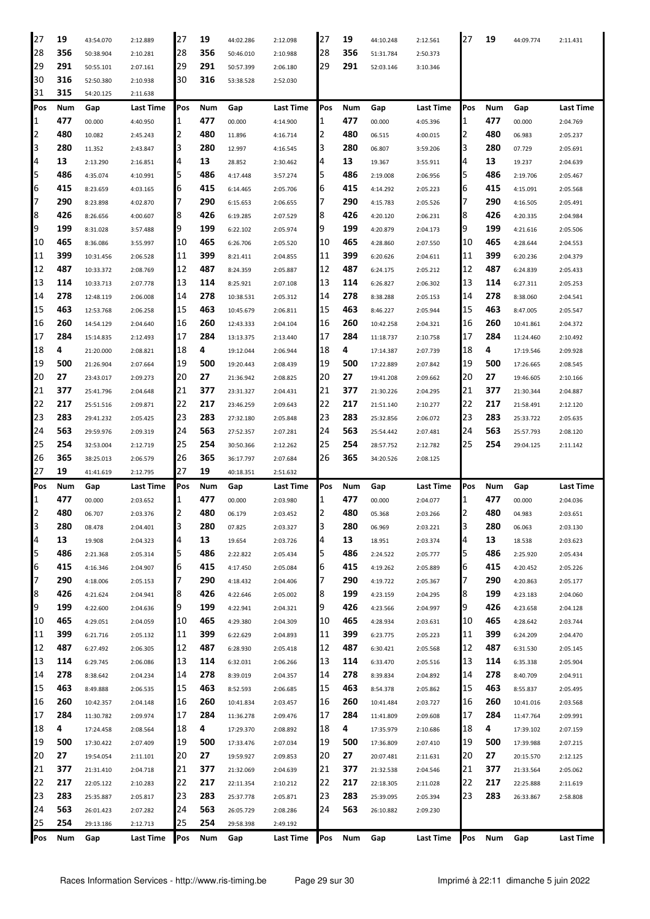| Pos | Num | Gap | Last Time | Pos | Num | Gap | Last Time | Pos | Num | Gap | Last Time | Pos | Num | Gap | Last Time |
|---|---|---|---|---|---|---|---|---|---|---|---|---|---|---|---|
| 27 | 19 | 43:54.070 | 2:12.889 | 27 | 19 | 44:02.286 | 2:12.098 | 27 | 19 | 44:10.248 | 2:12.561 | 27 | 19 | 44:09.774 | 2:11.431 |
| 28 | 356 | 50:38.904 | 2:10.281 | 28 | 356 | 50:46.010 | 2:10.988 | 28 | 356 | 51:31.784 | 2:50.373 | | | | |
| 29 | 291 | 50:55.101 | 2:07.161 | 29 | 291 | 50:57.399 | 2:06.180 | 29 | 291 | 52:03.146 | 3:10.346 | | | | |
| 30 | 316 | 52:50.380 | 2:10.938 | 30 | 316 | 53:38.528 | 2:52.030 | | | | | | | | |
| 31 | 315 | 54:20.125 | 2:11.638 | | | | | | | | | | | | |

| Pos | Num | Gap | Last Time | Pos | Num | Gap | Last Time | Pos | Num | Gap | Last Time | Pos | Num | Gap | Last Time |
|---|---|---|---|---|---|---|---|---|---|---|---|---|---|---|---|
| 1 | 477 | 00.000 | 4:40.950 | 1 | 477 | 00.000 | 4:14.900 | 1 | 477 | 00.000 | 4:05.396 | 1 | 477 | 00.000 | 2:04.769 |
| 2 | 480 | 10.082 | 2:45.243 | 2 | 480 | 11.896 | 4:16.714 | 2 | 480 | 06.515 | 4:00.015 | 2 | 480 | 06.983 | 2:05.237 |
| 3 | 280 | 11.352 | 2:43.847 | 3 | 280 | 12.997 | 4:16.545 | 3 | 280 | 06.807 | 3:59.206 | 3 | 280 | 07.729 | 2:05.691 |
| 4 | 13 | 2:13.290 | 2:16.851 | 4 | 13 | 28.852 | 2:30.462 | 4 | 13 | 19.367 | 3:55.911 | 4 | 13 | 19.237 | 2:04.639 |
| 5 | 486 | 4:35.074 | 4:10.991 | 5 | 486 | 4:17.448 | 3:57.274 | 5 | 486 | 2:19.008 | 2:06.956 | 5 | 486 | 2:19.706 | 2:05.467 |
| 6 | 415 | 8:23.659 | 4:03.165 | 6 | 415 | 6:14.465 | 2:05.706 | 6 | 415 | 4:14.292 | 2:05.223 | 6 | 415 | 4:15.091 | 2:05.568 |
| 7 | 290 | 8:23.898 | 4:02.870 | 7 | 290 | 6:15.653 | 2:06.655 | 7 | 290 | 4:15.783 | 2:05.526 | 7 | 290 | 4:16.505 | 2:05.491 |
| 8 | 426 | 8:26.656 | 4:00.607 | 8 | 426 | 6:19.285 | 2:07.529 | 8 | 426 | 4:20.120 | 2:06.231 | 8 | 426 | 4:20.335 | 2:04.984 |
| 9 | 199 | 8:31.028 | 3:57.488 | 9 | 199 | 6:22.102 | 2:05.974 | 9 | 199 | 4:20.879 | 2:04.173 | 9 | 199 | 4:21.616 | 2:05.506 |
| 10 | 465 | 8:36.086 | 3:55.997 | 10 | 465 | 6:26.706 | 2:05.520 | 10 | 465 | 4:28.860 | 2:07.550 | 10 | 465 | 4:28.644 | 2:04.553 |
| 11 | 399 | 10:31.456 | 2:06.528 | 11 | 399 | 8:21.411 | 2:04.855 | 11 | 399 | 6:20.626 | 2:04.611 | 11 | 399 | 6:20.236 | 2:04.379 |
| 12 | 487 | 10:33.372 | 2:08.769 | 12 | 487 | 8:24.359 | 2:05.887 | 12 | 487 | 6:24.175 | 2:05.212 | 12 | 487 | 6:24.839 | 2:05.433 |
| 13 | 114 | 10:33.713 | 2:07.778 | 13 | 114 | 8:25.921 | 2:07.108 | 13 | 114 | 6:26.827 | 2:06.302 | 13 | 114 | 6:27.311 | 2:05.253 |
| 14 | 278 | 12:48.119 | 2:06.008 | 14 | 278 | 10:38.531 | 2:05.312 | 14 | 278 | 8:38.288 | 2:05.153 | 14 | 278 | 8:38.060 | 2:04.541 |
| 15 | 463 | 12:53.768 | 2:06.258 | 15 | 463 | 10:45.679 | 2:06.811 | 15 | 463 | 8:46.227 | 2:05.944 | 15 | 463 | 8:47.005 | 2:05.547 |
| 16 | 260 | 14:54.129 | 2:04.640 | 16 | 260 | 12:43.333 | 2:04.104 | 16 | 260 | 10:42.258 | 2:04.321 | 16 | 260 | 10:41.861 | 2:04.372 |
| 17 | 284 | 15:14.835 | 2:12.493 | 17 | 284 | 13:13.375 | 2:13.440 | 17 | 284 | 11:18.737 | 2:10.758 | 17 | 284 | 11:24.460 | 2:10.492 |
| 18 | 4 | 21:20.000 | 2:08.821 | 18 | 4 | 19:12.044 | 2:06.944 | 18 | 4 | 17:14.387 | 2:07.739 | 18 | 4 | 17:19.546 | 2:09.928 |
| 19 | 500 | 21:26.904 | 2:07.664 | 19 | 500 | 19:20.443 | 2:08.439 | 19 | 500 | 17:22.889 | 2:07.842 | 19 | 500 | 17:26.665 | 2:08.545 |
| 20 | 27 | 23:43.017 | 2:09.273 | 20 | 27 | 21:36.942 | 2:08.825 | 20 | 27 | 19:41.208 | 2:09.662 | 20 | 27 | 19:46.605 | 2:10.166 |
| 21 | 377 | 25:41.796 | 2:04.648 | 21 | 377 | 23:31.327 | 2:04.431 | 21 | 377 | 21:30.226 | 2:04.295 | 21 | 377 | 21:30.344 | 2:04.887 |
| 22 | 217 | 25:51.516 | 2:09.871 | 22 | 217 | 23:46.259 | 2:09.643 | 22 | 217 | 21:51.140 | 2:10.277 | 22 | 217 | 21:58.491 | 2:12.120 |
| 23 | 283 | 29:41.232 | 2:05.425 | 23 | 283 | 27:32.180 | 2:05.848 | 23 | 283 | 25:32.856 | 2:06.072 | 23 | 283 | 25:33.722 | 2:05.635 |
| 24 | 563 | 29:59.976 | 2:09.319 | 24 | 563 | 27:52.357 | 2:07.281 | 24 | 563 | 25:54.442 | 2:07.481 | 24 | 563 | 25:57.793 | 2:08.120 |
| 25 | 254 | 32:53.004 | 2:12.719 | 25 | 254 | 30:50.366 | 2:12.262 | 25 | 254 | 28:57.752 | 2:12.782 | 25 | 254 | 29:04.125 | 2:11.142 |
| 26 | 365 | 38:25.013 | 2:06.579 | 26 | 365 | 36:17.797 | 2:07.684 | 26 | 365 | 34:20.526 | 2:08.125 | | | | |
| 27 | 19 | 41:41.619 | 2:12.795 | 27 | 19 | 40:18.351 | 2:51.632 | | | | | | | | |

| Pos | Num | Gap | Last Time | Pos | Num | Gap | Last Time | Pos | Num | Gap | Last Time | Pos | Num | Gap | Last Time |
|---|---|---|---|---|---|---|---|---|---|---|---|---|---|---|---|
| 1 | 477 | 00.000 | 2:03.652 | 1 | 477 | 00.000 | 2:03.980 | 1 | 477 | 00.000 | 2:04.077 | 1 | 477 | 00.000 | 2:04.036 |
| 2 | 480 | 06.707 | 2:03.376 | 2 | 480 | 06.179 | 2:03.452 | 2 | 480 | 05.368 | 2:03.266 | 2 | 480 | 04.983 | 2:03.651 |
| 3 | 280 | 08.478 | 2:04.401 | 3 | 280 | 07.825 | 2:03.327 | 3 | 280 | 06.969 | 2:03.221 | 3 | 280 | 06.063 | 2:03.130 |
| 4 | 13 | 19.908 | 2:04.323 | 4 | 13 | 19.654 | 2:03.726 | 4 | 13 | 18.951 | 2:03.374 | 4 | 13 | 18.538 | 2:03.623 |
| 5 | 486 | 2:21.368 | 2:05.314 | 5 | 486 | 2:22.822 | 2:05.434 | 5 | 486 | 2:24.522 | 2:05.777 | 5 | 486 | 2:25.920 | 2:05.434 |
| 6 | 415 | 4:16.346 | 2:04.907 | 6 | 415 | 4:17.450 | 2:05.084 | 6 | 415 | 4:19.262 | 2:05.889 | 6 | 415 | 4:20.452 | 2:05.226 |
| 7 | 290 | 4:18.006 | 2:05.153 | 7 | 290 | 4:18.432 | 2:04.406 | 7 | 290 | 4:19.722 | 2:05.367 | 7 | 290 | 4:20.863 | 2:05.177 |
| 8 | 426 | 4:21.624 | 2:04.941 | 8 | 426 | 4:22.646 | 2:05.002 | 8 | 199 | 4:23.159 | 2:04.295 | 8 | 199 | 4:23.183 | 2:04.060 |
| 9 | 199 | 4:22.600 | 2:04.636 | 9 | 199 | 4:22.941 | 2:04.321 | 9 | 426 | 4:23.566 | 2:04.997 | 9 | 426 | 4:23.658 | 2:04.128 |
| 10 | 465 | 4:29.051 | 2:04.059 | 10 | 465 | 4:29.380 | 2:04.309 | 10 | 465 | 4:28.934 | 2:03.631 | 10 | 465 | 4:28.642 | 2:03.744 |
| 11 | 399 | 6:21.716 | 2:05.132 | 11 | 399 | 6:22.629 | 2:04.893 | 11 | 399 | 6:23.775 | 2:05.223 | 11 | 399 | 6:24.209 | 2:04.470 |
| 12 | 487 | 6:27.492 | 2:06.305 | 12 | 487 | 6:28.930 | 2:05.418 | 12 | 487 | 6:30.421 | 2:05.568 | 12 | 487 | 6:31.530 | 2:05.145 |
| 13 | 114 | 6:29.745 | 2:06.086 | 13 | 114 | 6:32.031 | 2:06.266 | 13 | 114 | 6:33.470 | 2:05.516 | 13 | 114 | 6:35.338 | 2:05.904 |
| 14 | 278 | 8:38.642 | 2:04.234 | 14 | 278 | 8:39.019 | 2:04.357 | 14 | 278 | 8:39.834 | 2:04.892 | 14 | 278 | 8:40.709 | 2:04.911 |
| 15 | 463 | 8:49.888 | 2:06.535 | 15 | 463 | 8:52.593 | 2:06.685 | 15 | 463 | 8:54.378 | 2:05.862 | 15 | 463 | 8:55.837 | 2:05.495 |
| 16 | 260 | 10:42.357 | 2:04.148 | 16 | 260 | 10:41.834 | 2:03.457 | 16 | 260 | 10:41.484 | 2:03.727 | 16 | 260 | 10:41.016 | 2:03.568 |
| 17 | 284 | 11:30.782 | 2:09.974 | 17 | 284 | 11:36.278 | 2:09.476 | 17 | 284 | 11:41.809 | 2:09.608 | 17 | 284 | 11:47.764 | 2:09.991 |
| 18 | 4 | 17:24.458 | 2:08.564 | 18 | 4 | 17:29.370 | 2:08.892 | 18 | 4 | 17:35.979 | 2:10.686 | 18 | 4 | 17:39.102 | 2:07.159 |
| 19 | 500 | 17:30.422 | 2:07.409 | 19 | 500 | 17:33.476 | 2:07.034 | 19 | 500 | 17:36.809 | 2:07.410 | 19 | 500 | 17:39.988 | 2:07.215 |
| 20 | 27 | 19:54.054 | 2:11.101 | 20 | 27 | 19:59.927 | 2:09.853 | 20 | 27 | 20:07.481 | 2:11.631 | 20 | 27 | 20:15.570 | 2:12.125 |
| 21 | 377 | 21:31.410 | 2:04.718 | 21 | 377 | 21:32.069 | 2:04.639 | 21 | 377 | 21:32.538 | 2:04.546 | 21 | 377 | 21:33.564 | 2:05.062 |
| 22 | 217 | 22:05.122 | 2:10.283 | 22 | 217 | 22:11.354 | 2:10.212 | 22 | 217 | 22:18.305 | 2:11.028 | 22 | 217 | 22:25.888 | 2:11.619 |
| 23 | 283 | 25:35.887 | 2:05.817 | 23 | 283 | 25:37.778 | 2:05.871 | 23 | 283 | 25:39.095 | 2:05.394 | 23 | 283 | 26:33.867 | 2:58.808 |
| 24 | 563 | 26:01.423 | 2:07.282 | 24 | 563 | 26:05.729 | 2:08.286 | 24 | 563 | 26:10.882 | 2:09.230 | | | | |
| 25 | 254 | 29:13.186 | 2:12.713 | 25 | 254 | 29:58.398 | 2:49.192 | | | | | | | | |

| Pos | Num | Gap | Last Time | Pos | Num | Gap | Last Time | Pos | Num | Gap | Last Time | Pos | Num | Gap | Last Time |
|---|---|---|---|---|---|---|---|---|---|---|---|---|---|---|---|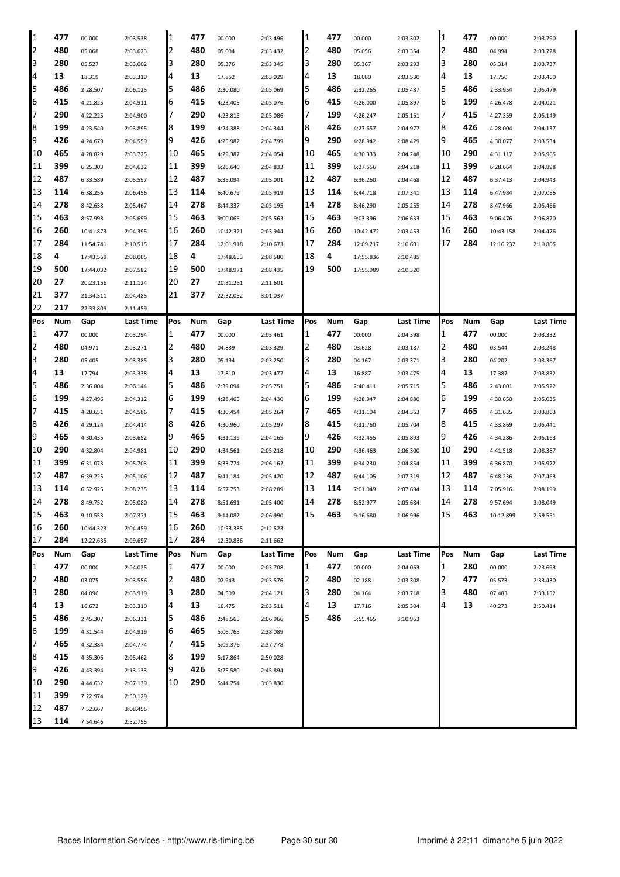| | | | | | | | | | | | | | | | |
|---|---|---|---|---|---|---|---|---|---|---|---|---|---|---|---|
| 1 | 477 | 00.000 | 2:03.538 | 1 | 477 | 00.000 | 2:03.496 | 1 | 477 | 00.000 | 2:03.302 | 1 | 477 | 00.000 | 2:03.790 |
| 2 | 480 | 05.068 | 2:03.623 | 2 | 480 | 05.004 | 2:03.432 | 2 | 480 | 05.056 | 2:03.354 | 2 | 480 | 04.994 | 2:03.728 |
| 3 | 280 | 05.527 | 2:03.002 | 3 | 280 | 05.376 | 2:03.345 | 3 | 280 | 05.367 | 2:03.293 | 3 | 280 | 05.314 | 2:03.737 |
| 4 | 13 | 18.319 | 2:03.319 | 4 | 13 | 17.852 | 2:03.029 | 4 | 13 | 18.080 | 2:03.530 | 4 | 13 | 17.750 | 2:03.460 |
| 5 | 486 | 2:28.507 | 2:06.125 | 5 | 486 | 2:30.080 | 2:05.069 | 5 | 486 | 2:32.265 | 2:05.487 | 5 | 486 | 2:33.954 | 2:05.479 |
| 6 | 415 | 4:21.825 | 2:04.911 | 6 | 415 | 4:23.405 | 2:05.076 | 6 | 415 | 4:26.000 | 2:05.897 | 6 | 199 | 4:26.478 | 2:04.021 |
| 7 | 290 | 4:22.225 | 2:04.900 | 7 | 290 | 4:23.815 | 2:05.086 | 7 | 199 | 4:26.247 | 2:05.161 | 7 | 415 | 4:27.359 | 2:05.149 |
| 8 | 199 | 4:23.540 | 2:03.895 | 8 | 199 | 4:24.388 | 2:04.344 | 8 | 426 | 4:27.657 | 2:04.977 | 8 | 426 | 4:28.004 | 2:04.137 |
| 9 | 426 | 4:24.679 | 2:04.559 | 9 | 426 | 4:25.982 | 2:04.799 | 9 | 290 | 4:28.942 | 2:08.429 | 9 | 465 | 4:30.077 | 2:03.534 |
| 10 | 465 | 4:28.829 | 2:03.725 | 10 | 465 | 4:29.387 | 2:04.054 | 10 | 465 | 4:30.333 | 2:04.248 | 10 | 290 | 4:31.117 | 2:05.965 |
| 11 | 399 | 6:25.303 | 2:04.632 | 11 | 399 | 6:26.640 | 2:04.833 | 11 | 399 | 6:27.556 | 2:04.218 | 11 | 399 | 6:28.664 | 2:04.898 |
| 12 | 487 | 6:33.589 | 2:05.597 | 12 | 487 | 6:35.094 | 2:05.001 | 12 | 487 | 6:36.260 | 2:04.468 | 12 | 487 | 6:37.413 | 2:04.943 |
| 13 | 114 | 6:38.256 | 2:06.456 | 13 | 114 | 6:40.679 | 2:05.919 | 13 | 114 | 6:44.718 | 2:07.341 | 13 | 114 | 6:47.984 | 2:07.056 |
| 14 | 278 | 8:42.638 | 2:05.467 | 14 | 278 | 8:44.337 | 2:05.195 | 14 | 278 | 8:46.290 | 2:05.255 | 14 | 278 | 8:47.966 | 2:05.466 |
| 15 | 463 | 8:57.998 | 2:05.699 | 15 | 463 | 9:00.065 | 2:05.563 | 15 | 463 | 9:03.396 | 2:06.633 | 15 | 463 | 9:06.476 | 2:06.870 |
| 16 | 260 | 10:41.873 | 2:04.395 | 16 | 260 | 10:42.321 | 2:03.944 | 16 | 260 | 10:42.472 | 2:03.453 | 16 | 260 | 10:43.158 | 2:04.476 |
| 17 | 284 | 11:54.741 | 2:10.515 | 17 | 284 | 12:01.918 | 2:10.673 | 17 | 284 | 12:09.217 | 2:10.601 | 17 | 284 | 12:16.232 | 2:10.805 |
| 18 | 4 | 17:43.569 | 2:08.005 | 18 | 4 | 17:48.653 | 2:08.580 | 18 | 4 | 17:55.836 | 2:10.485 | | | | |
| 19 | 500 | 17:44.032 | 2:07.582 | 19 | 500 | 17:48.971 | 2:08.435 | 19 | 500 | 17:55.989 | 2:10.320 | | | | |
| 20 | 27 | 20:23.156 | 2:11.124 | 20 | 27 | 20:31.261 | 2:11.601 | | | | | | | | |
| 21 | 377 | 21:34.511 | 2:04.485 | 21 | 377 | 22:32.052 | 3:01.037 | | | | | | | | |
| 22 | 217 | 22:33.809 | 2:11.459 | | | | | | | | | | | | |
| **Pos** | **Num** | **Gap** | **Last Time** | **Pos** | **Num** | **Gap** | **Last Time** | **Pos** | **Num** | **Gap** | **Last Time** | **Pos** | **Num** | **Gap** | **Last Time** |
| 1 | 477 | 00.000 | 2:03.294 | 1 | 477 | 00.000 | 2:03.461 | 1 | 477 | 00.000 | 2:04.398 | 1 | 477 | 00.000 | 2:03.332 |
| 2 | 480 | 04.971 | 2:03.271 | 2 | 480 | 04.839 | 2:03.329 | 2 | 480 | 03.628 | 2:03.187 | 2 | 480 | 03.544 | 2:03.248 |
| 3 | 280 | 05.405 | 2:03.385 | 3 | 280 | 05.194 | 2:03.250 | 3 | 280 | 04.167 | 2:03.371 | 3 | 280 | 04.202 | 2:03.367 |
| 4 | 13 | 17.794 | 2:03.338 | 4 | 13 | 17.810 | 2:03.477 | 4 | 13 | 16.887 | 2:03.475 | 4 | 13 | 17.387 | 2:03.832 |
| 5 | 486 | 2:36.804 | 2:06.144 | 5 | 486 | 2:39.094 | 2:05.751 | 5 | 486 | 2:40.411 | 2:05.715 | 5 | 486 | 2:43.001 | 2:05.922 |
| 6 | 199 | 4:27.496 | 2:04.312 | 6 | 199 | 4:28.465 | 2:04.430 | 6 | 199 | 4:28.947 | 2:04.880 | 6 | 199 | 4:30.650 | 2:05.035 |
| 7 | 415 | 4:28.651 | 2:04.586 | 7 | 415 | 4:30.454 | 2:05.264 | 7 | 465 | 4:31.104 | 2:04.363 | 7 | 465 | 4:31.635 | 2:03.863 |
| 8 | 426 | 4:29.124 | 2:04.414 | 8 | 426 | 4:30.960 | 2:05.297 | 8 | 415 | 4:31.760 | 2:05.704 | 8 | 415 | 4:33.869 | 2:05.441 |
| 9 | 465 | 4:30.435 | 2:03.652 | 9 | 465 | 4:31.139 | 2:04.165 | 9 | 426 | 4:32.455 | 2:05.893 | 9 | 426 | 4:34.286 | 2:05.163 |
| 10 | 290 | 4:32.804 | 2:04.981 | 10 | 290 | 4:34.561 | 2:05.218 | 10 | 290 | 4:36.463 | 2:06.300 | 10 | 290 | 4:41.518 | 2:08.387 |
| 11 | 399 | 6:31.073 | 2:05.703 | 11 | 399 | 6:33.774 | 2:06.162 | 11 | 399 | 6:34.230 | 2:04.854 | 11 | 399 | 6:36.870 | 2:05.972 |
| 12 | 487 | 6:39.225 | 2:05.106 | 12 | 487 | 6:41.184 | 2:05.420 | 12 | 487 | 6:44.105 | 2:07.319 | 12 | 487 | 6:48.236 | 2:07.463 |
| 13 | 114 | 6:52.925 | 2:08.235 | 13 | 114 | 6:57.753 | 2:08.289 | 13 | 114 | 7:01.049 | 2:07.694 | 13 | 114 | 7:05.916 | 2:08.199 |
| 14 | 278 | 8:49.752 | 2:05.080 | 14 | 278 | 8:51.691 | 2:05.400 | 14 | 278 | 8:52.977 | 2:05.684 | 14 | 278 | 9:57.694 | 3:08.049 |
| 15 | 463 | 9:10.553 | 2:07.371 | 15 | 463 | 9:14.082 | 2:06.990 | 15 | 463 | 9:16.680 | 2:06.996 | 15 | 463 | 10:12.899 | 2:59.551 |
| 16 | 260 | 10:44.323 | 2:04.459 | 16 | 260 | 10:53.385 | 2:12.523 | | | | | | | | |
| 17 | 284 | 12:22.635 | 2:09.697 | 17 | 284 | 12:30.836 | 2:11.662 | | | | | | | | |
| **Pos** | **Num** | **Gap** | **Last Time** | **Pos** | **Num** | **Gap** | **Last Time** | **Pos** | **Num** | **Gap** | **Last Time** | **Pos** | **Num** | **Gap** | **Last Time** |
| 1 | 477 | 00.000 | 2:04.025 | 1 | 477 | 00.000 | 2:03.708 | 1 | 477 | 00.000 | 2:04.063 | 1 | 280 | 00.000 | 2:23.693 |
| 2 | 480 | 03.075 | 2:03.556 | 2 | 480 | 02.943 | 2:03.576 | 2 | 480 | 02.188 | 2:03.308 | 2 | 477 | 05.573 | 2:33.430 |
| 3 | 280 | 04.096 | 2:03.919 | 3 | 280 | 04.509 | 2:04.121 | 3 | 280 | 04.164 | 2:03.718 | 3 | 480 | 07.483 | 2:33.152 |
| 4 | 13 | 16.672 | 2:03.310 | 4 | 13 | 16.475 | 2:03.511 | 4 | 13 | 17.716 | 2:05.304 | 4 | 13 | 40.273 | 2:50.414 |
| 5 | 486 | 2:45.307 | 2:06.331 | 5 | 486 | 2:48.565 | 2:06.966 | 5 | 486 | 3:55.465 | 3:10.963 | | | | |
| 6 | 199 | 4:31.544 | 2:04.919 | 6 | 465 | 5:06.765 | 2:38.089 | | | | | | | | |
| 7 | 465 | 4:32.384 | 2:04.774 | 7 | 415 | 5:09.376 | 2:37.778 | | | | | | | | |
| 8 | 415 | 4:35.306 | 2:05.462 | 8 | 199 | 5:17.864 | 2:50.028 | | | | | | | | |
| 9 | 426 | 4:43.394 | 2:13.133 | 9 | 426 | 5:25.580 | 2:45.894 | | | | | | | | |
| 10 | 290 | 4:44.632 | 2:07.139 | 10 | 290 | 5:44.754 | 3:03.830 | | | | | | | | |
| 11 | 399 | 7:22.974 | 2:50.129 | | | | | | | | | | | | |
| 12 | 487 | 7:52.667 | 3:08.456 | | | | | | | | | | | | |
| 13 | 114 | 7:54.646 | 2:52.755 | | | | | | | | | | | | |

Races Information Services - http://www.ris-timing.be

Imprimé à 22:11 dimanche 5 juin 2022